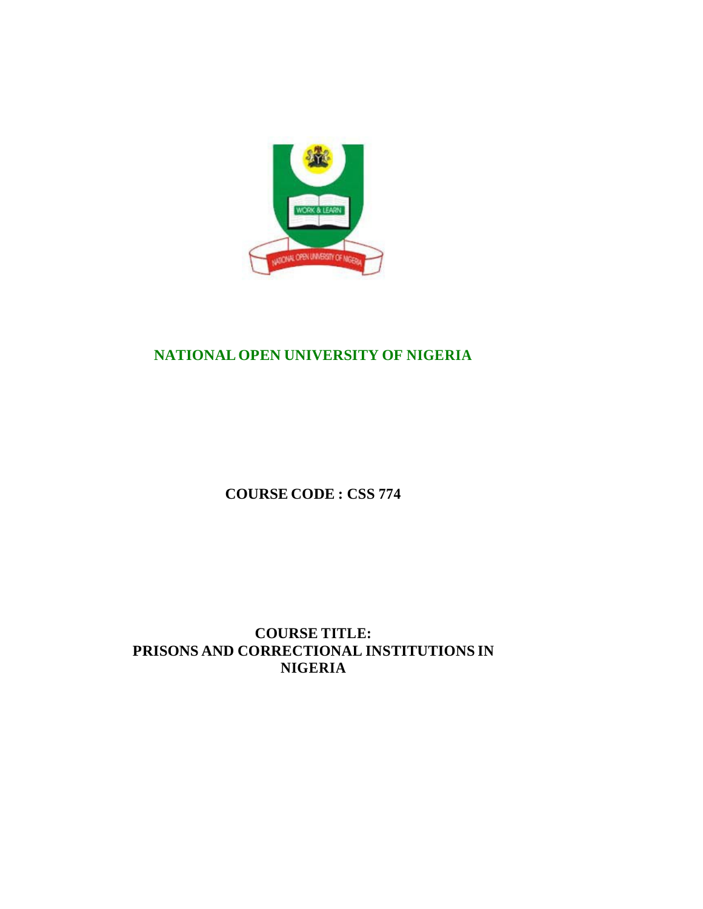# NATIONAL OPEN UNIVERSITY OF NIGERIA

**COURSE CODE : CSS 774**

**COURSE TITLE:**
**PRISONS AND CORRECTIONAL INSTITUTIONS IN NIGERIA**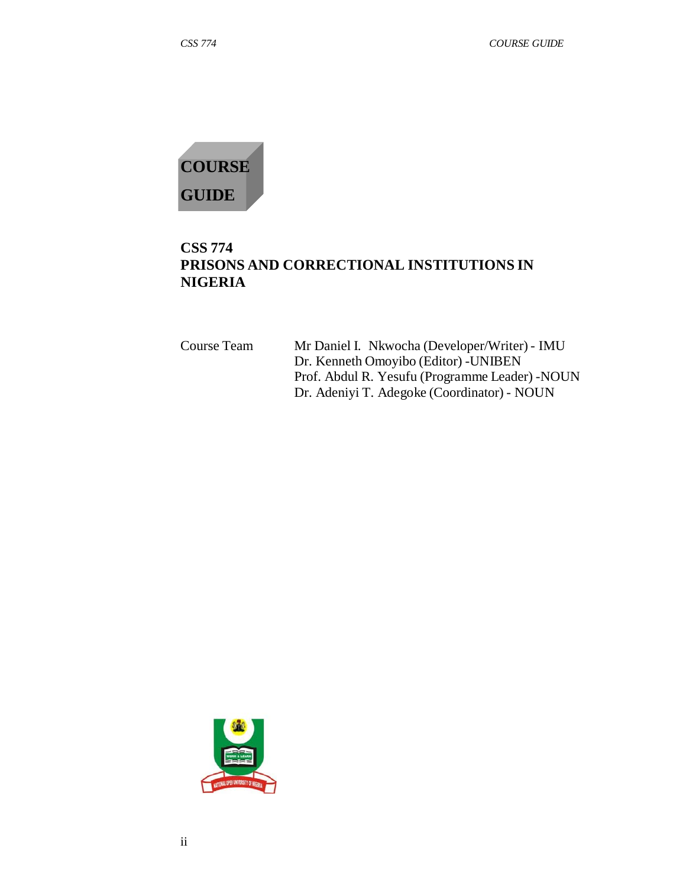# COURSE GUIDE

## CSS 774
## PRISONS AND CORRECTIONAL INSTITUTIONS IN NIGERIA

| Course Team | |
|---|---|
| | Mr Daniel I. Nkwocha (Developer/Writer) - IMU |
| | Dr. Kenneth Omoyibo (Editor) -UNIBEN |
| | Prof. Abdul R. Yesufu (Programme Leader) -NOUN |
| | Dr. Adeniyi T. Adegoke (Coordinator) - NOUN |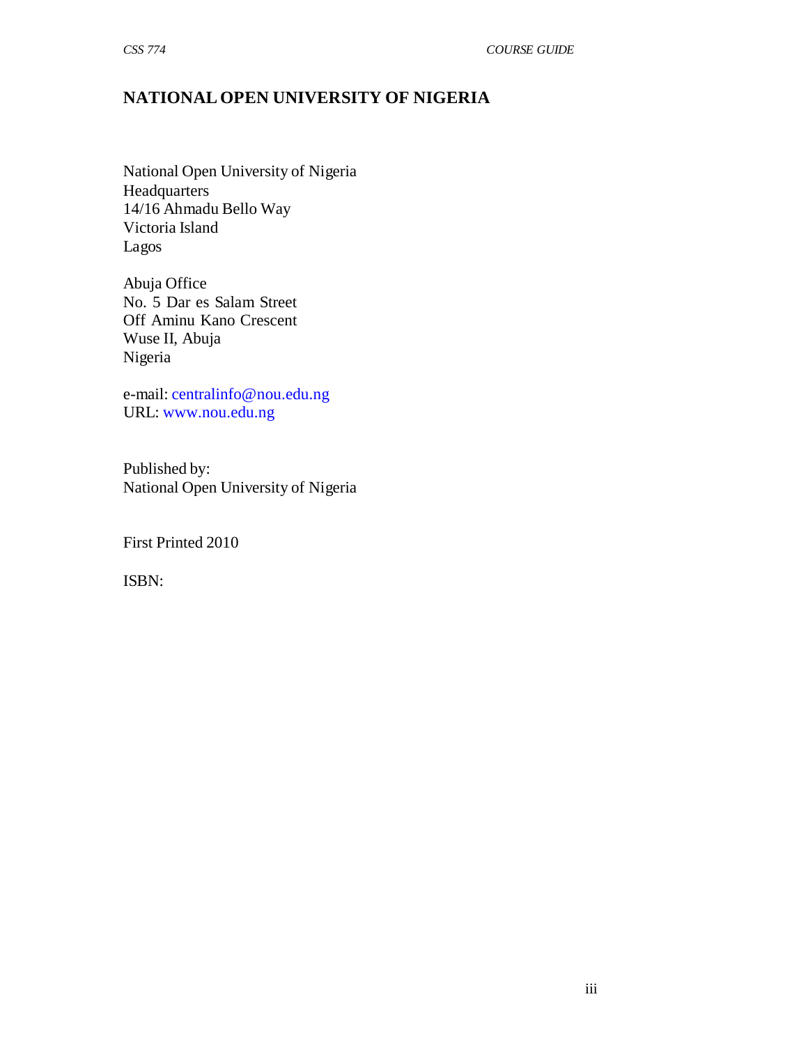# NATIONAL OPEN UNIVERSITY OF NIGERIA

National Open University of Nigeria
Headquarters
14/16 Ahmadu Bello Way
Victoria Island
Lagos

Abuja Office
No. 5 Dar es Salam Street
Off Aminu Kano Crescent
Wuse II, Abuja
Nigeria

e-mail: centralinfo@nou.edu.ng
URL: www.nou.edu.ng

Published by:
National Open University of Nigeria

First Printed 2010

ISBN: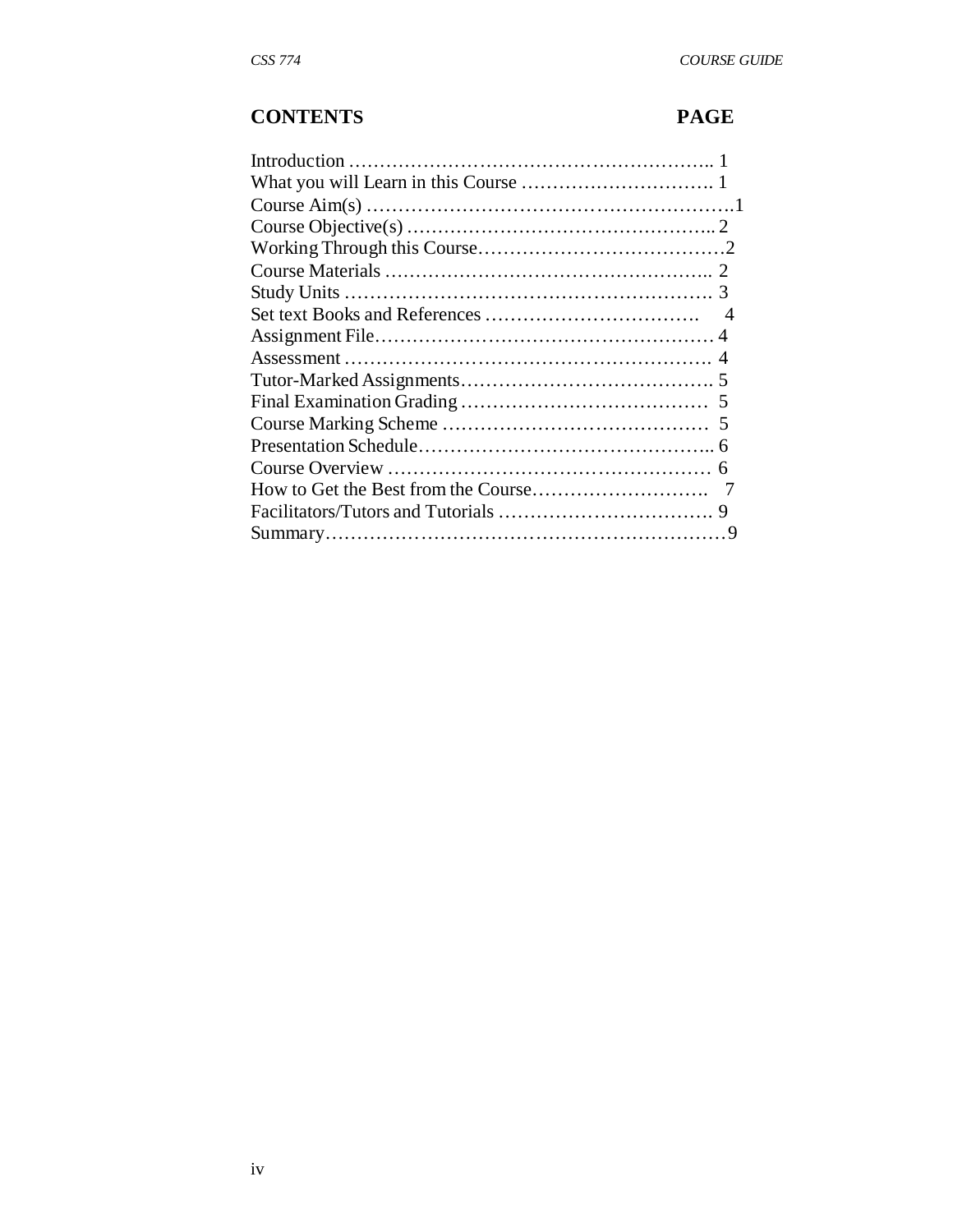## CONTENTS PAGE

| | |
|---|---|
| Introduction | 1 |
| What you will Learn in this Course | 1 |
| Course Aim(s) | 1 |
| Course Objective(s) | 2 |
| Working Through this Course | 2 |
| Course Materials | 2 |
| Study Units | 3 |
| Set text Books and References | 4 |
| Assignment File | 4 |
| Assessment | 4 |
| Tutor-Marked Assignments | 5 |
| Final Examination Grading | 5 |
| Course Marking Scheme | 5 |
| Presentation Schedule | 6 |
| Course Overview | 6 |
| How to Get the Best from the Course | 7 |
| Facilitators/Tutors and Tutorials | 9 |
| Summary | 9 |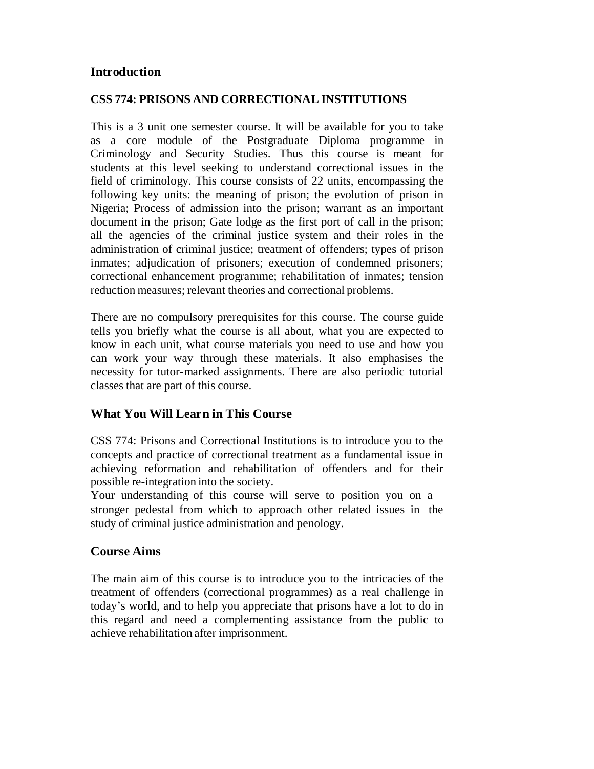## Introduction

### CSS 774: PRISONS AND CORRECTIONAL INSTITUTIONS

This is a 3 unit one semester course. It will be available for you to take as a core module of the Postgraduate Diploma programme in Criminology and Security Studies. Thus this course is meant for students at this level seeking to understand correctional issues in the field of criminology. This course consists of 22 units, encompassing the following key units: the meaning of prison; the evolution of prison in Nigeria; Process of admission into the prison; warrant as an important document in the prison; Gate lodge as the first port of call in the prison; all the agencies of the criminal justice system and their roles in the administration of criminal justice; treatment of offenders; types of prison inmates; adjudication of prisoners; execution of condemned prisoners; correctional enhancement programme; rehabilitation of inmates; tension reduction measures; relevant theories and correctional problems.

There are no compulsory prerequisites for this course. The course guide tells you briefly what the course is all about, what you are expected to know in each unit, what course materials you need to use and how you can work your way through these materials. It also emphasises the necessity for tutor-marked assignments. There are also periodic tutorial classes that are part of this course.

## What You Will Learn in This Course

CSS 774: Prisons and Correctional Institutions is to introduce you to the concepts and practice of correctional treatment as a fundamental issue in achieving reformation and rehabilitation of offenders and for their possible re-integration into the society.

Your understanding of this course will serve to position you on a stronger pedestal from which to approach other related issues in the study of criminal justice administration and penology.

## Course Aims

The main aim of this course is to introduce you to the intricacies of the treatment of offenders (correctional programmes) as a real challenge in today's world, and to help you appreciate that prisons have a lot to do in this regard and need a complementing assistance from the public to achieve rehabilitation after imprisonment.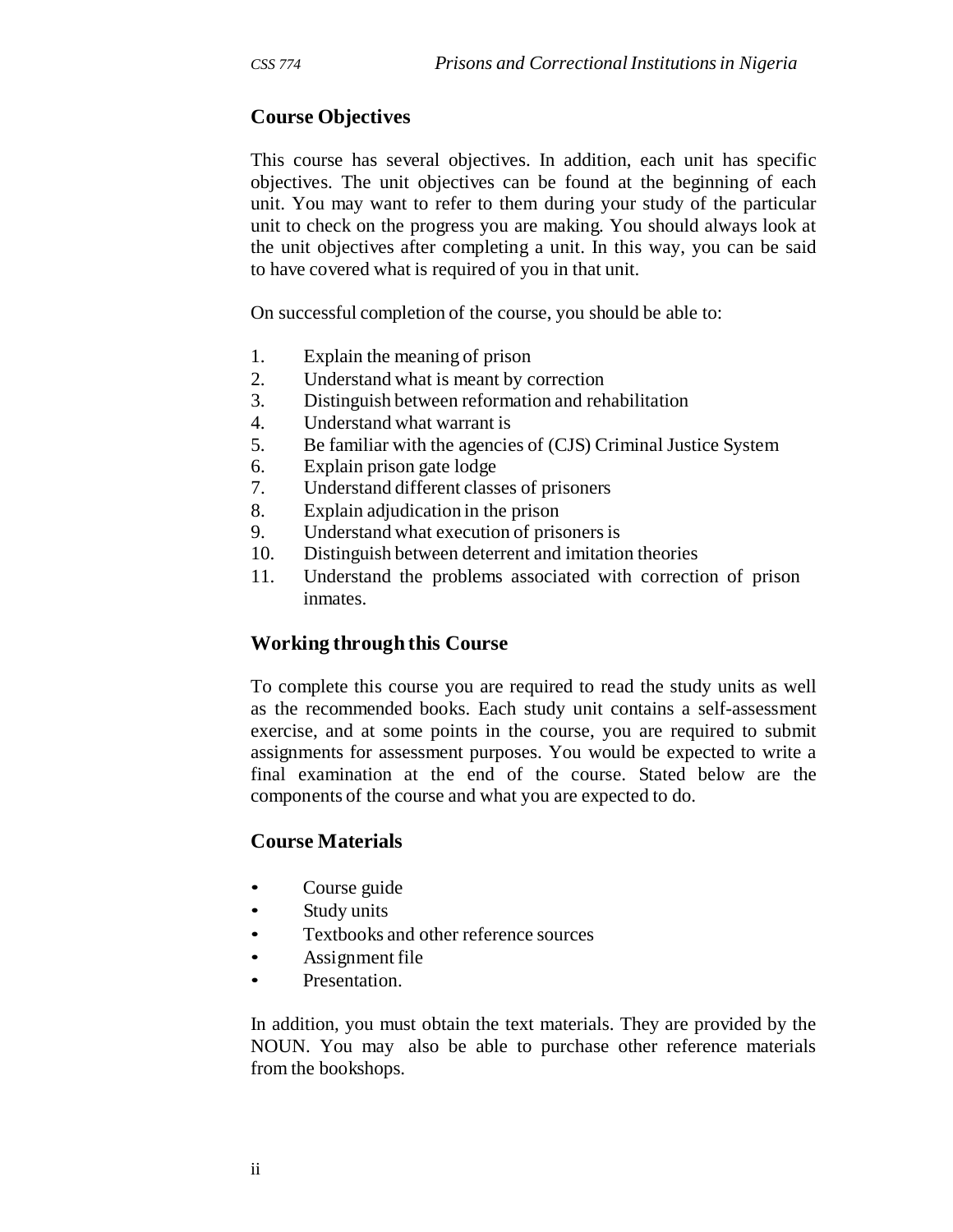## Course Objectives

This course has several objectives. In addition, each unit has specific objectives. The unit objectives can be found at the beginning of each unit. You may want to refer to them during your study of the particular unit to check on the progress you are making. You should always look at the unit objectives after completing a unit. In this way, you can be said to have covered what is required of you in that unit.

On successful completion of the course, you should be able to:

1. Explain the meaning of prison
2. Understand what is meant by correction
3. Distinguish between reformation and rehabilitation
4. Understand what warrant is
5. Be familiar with the agencies of (CJS) Criminal Justice System
6. Explain prison gate lodge
7. Understand different classes of prisoners
8. Explain adjudication in the prison
9. Understand what execution of prisoners is
10. Distinguish between deterrent and imitation theories
11. Understand the problems associated with correction of prison inmates.

## Working through this Course

To complete this course you are required to read the study units as well as the recommended books. Each study unit contains a self-assessment exercise, and at some points in the course, you are required to submit assignments for assessment purposes. You would be expected to write a final examination at the end of the course. Stated below are the components of the course and what you are expected to do.

## Course Materials

- Course guide
- Study units
- Textbooks and other reference sources
- Assignment file
- Presentation.

In addition, you must obtain the text materials. They are provided by the NOUN. You may also be able to purchase other reference materials from the bookshops.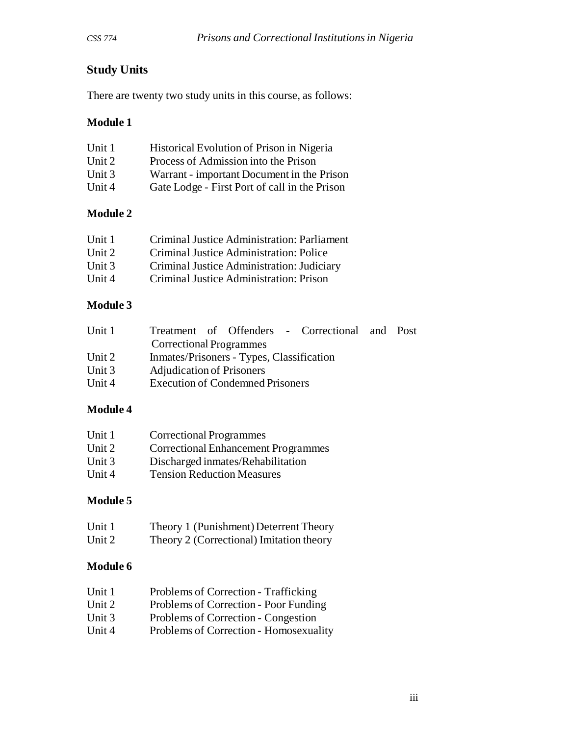## Study Units

There are twenty two study units in this course, as follows:

### Module 1

Unit 1 Historical Evolution of Prison in Nigeria
Unit 2 Process of Admission into the Prison
Unit 3 Warrant - important Document in the Prison
Unit 4 Gate Lodge - First Port of call in the Prison

### Module 2

Unit 1 Criminal Justice Administration: Parliament
Unit 2 Criminal Justice Administration: Police
Unit 3 Criminal Justice Administration: Judiciary
Unit 4 Criminal Justice Administration: Prison

### Module 3

Unit 1 Treatment of Offenders - Correctional and Post Correctional Programmes
Unit 2 Inmates/Prisoners - Types, Classification
Unit 3 Adjudication of Prisoners
Unit 4 Execution of Condemned Prisoners

### Module 4

Unit 1 Correctional Programmes
Unit 2 Correctional Enhancement Programmes
Unit 3 Discharged inmates/Rehabilitation
Unit 4 Tension Reduction Measures

### Module 5

Unit 1 Theory 1 (Punishment) Deterrent Theory
Unit 2 Theory 2 (Correctional) Imitation theory

### Module 6

Unit 1 Problems of Correction - Trafficking
Unit 2 Problems of Correction - Poor Funding
Unit 3 Problems of Correction - Congestion
Unit 4 Problems of Correction - Homosexuality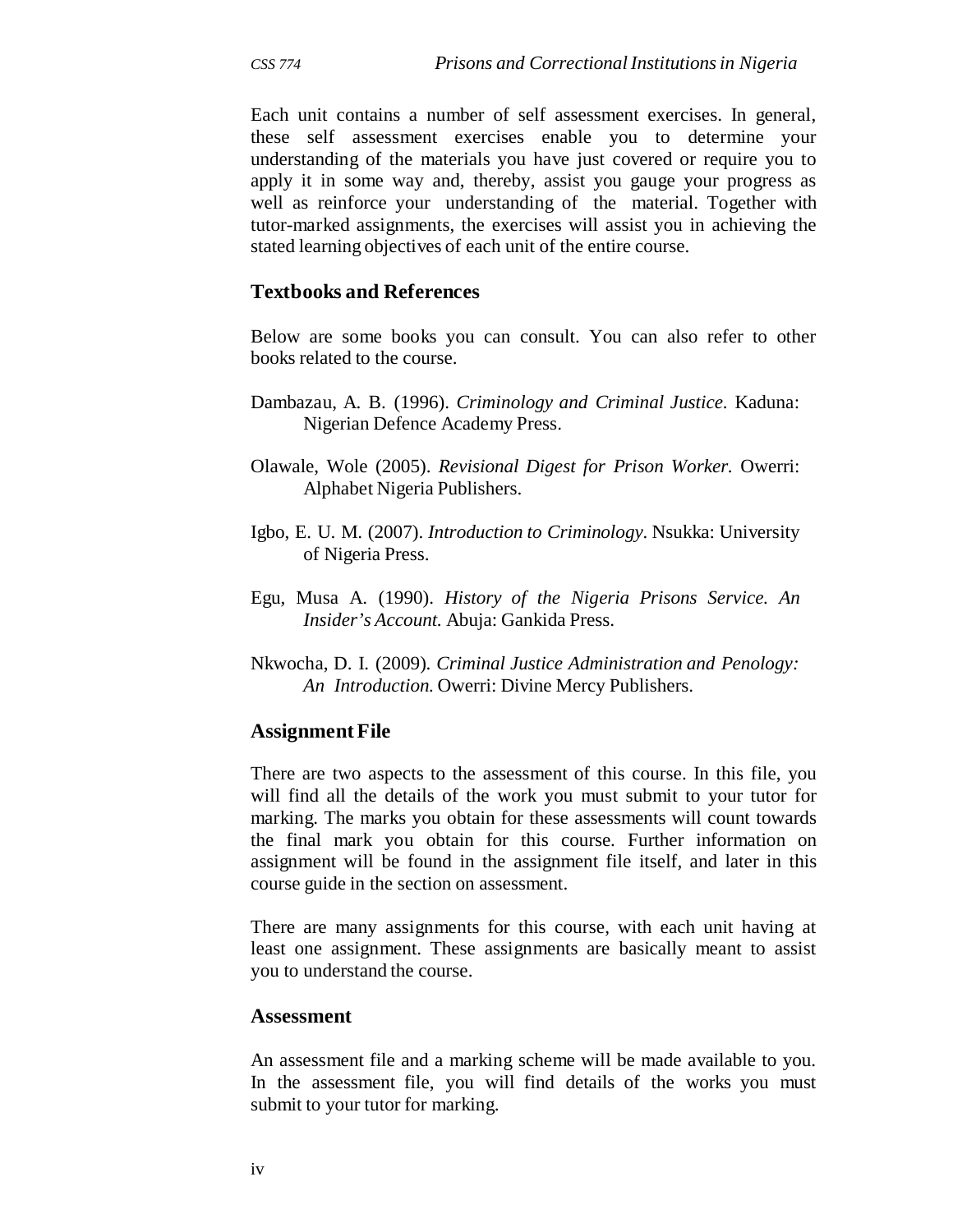Each unit contains a number of self assessment exercises. In general, these self assessment exercises enable you to determine your understanding of the materials you have just covered or require you to apply it in some way and, thereby, assist you gauge your progress as well as reinforce your understanding of the material. Together with tutor-marked assignments, the exercises will assist you in achieving the stated learning objectives of each unit of the entire course.

### Textbooks and References

Below are some books you can consult. You can also refer to other books related to the course.

Dambazau, A. B. (1996). *Criminology and Criminal Justice.* Kaduna: Nigerian Defence Academy Press.

Olawale, Wole (2005). *Revisional Digest for Prison Worker.* Owerri: Alphabet Nigeria Publishers.

Igbo, E. U. M. (2007). *Introduction to Criminology.* Nsukka: University of Nigeria Press.

Egu, Musa A. (1990). *History of the Nigeria Prisons Service. An Insider's Account.* Abuja: Gankida Press.

Nkwocha, D. I. (2009). *Criminal Justice Administration and Penology: An Introduction.* Owerri: Divine Mercy Publishers.

### Assignment File

There are two aspects to the assessment of this course. In this file, you will find all the details of the work you must submit to your tutor for marking. The marks you obtain for these assessments will count towards the final mark you obtain for this course. Further information on assignment will be found in the assignment file itself, and later in this course guide in the section on assessment.

There are many assignments for this course, with each unit having at least one assignment. These assignments are basically meant to assist you to understand the course.

### Assessment

An assessment file and a marking scheme will be made available to you. In the assessment file, you will find details of the works you must submit to your tutor for marking.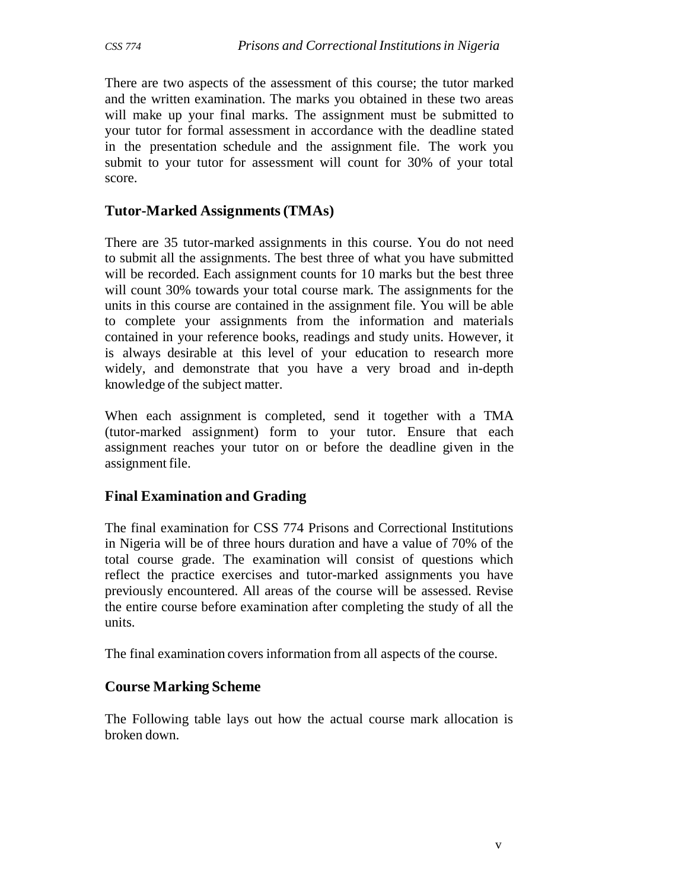There are two aspects of the assessment of this course; the tutor marked and the written examination. The marks you obtained in these two areas will make up your final marks. The assignment must be submitted to your tutor for formal assessment in accordance with the deadline stated in the presentation schedule and the assignment file. The work you submit to your tutor for assessment will count for 30% of your total score.

## Tutor-Marked Assignments (TMAs)

There are 35 tutor-marked assignments in this course. You do not need to submit all the assignments. The best three of what you have submitted will be recorded. Each assignment counts for 10 marks but the best three will count 30% towards your total course mark. The assignments for the units in this course are contained in the assignment file. You will be able to complete your assignments from the information and materials contained in your reference books, readings and study units. However, it is always desirable at this level of your education to research more widely, and demonstrate that you have a very broad and in-depth knowledge of the subject matter.

When each assignment is completed, send it together with a TMA (tutor-marked assignment) form to your tutor. Ensure that each assignment reaches your tutor on or before the deadline given in the assignment file.

## Final Examination and Grading

The final examination for CSS 774 Prisons and Correctional Institutions in Nigeria will be of three hours duration and have a value of 70% of the total course grade. The examination will consist of questions which reflect the practice exercises and tutor-marked assignments you have previously encountered. All areas of the course will be assessed. Revise the entire course before examination after completing the study of all the units.

The final examination covers information from all aspects of the course.

## Course Marking Scheme

The Following table lays out how the actual course mark allocation is broken down.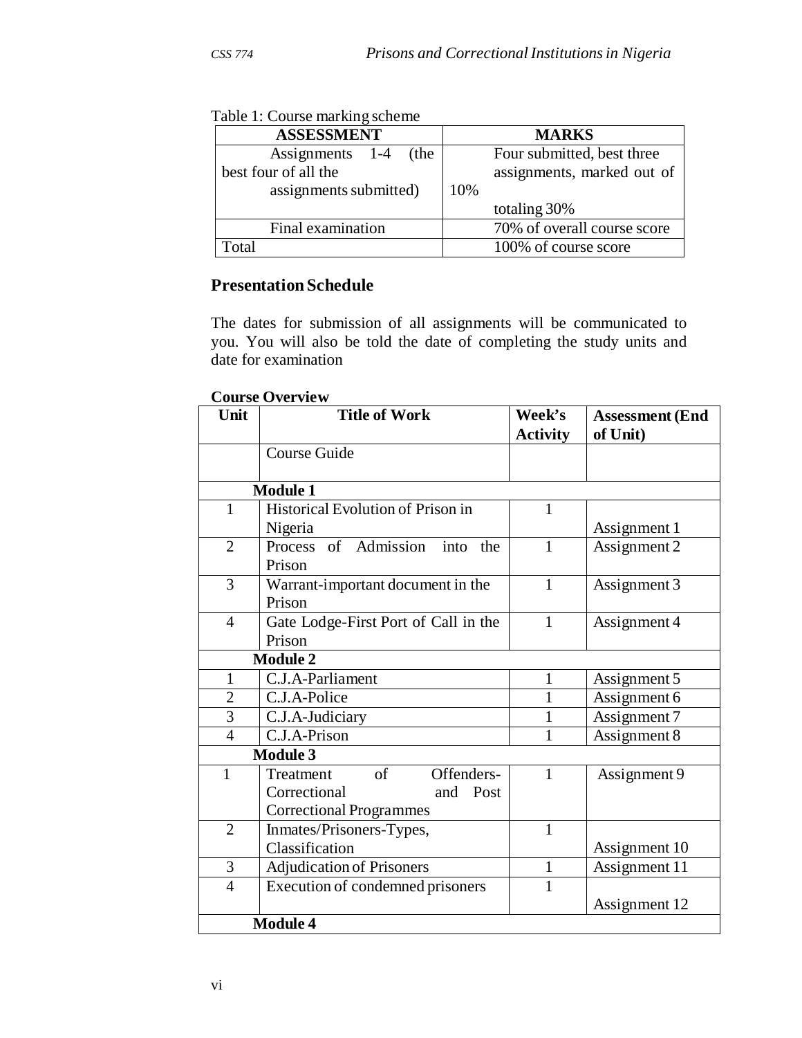Table 1: Course marking scheme

| ASSESSMENT | MARKS |
|---|---|
| Assignments 1-4 (the best four of all the assignments submitted) | Four submitted, best three assignments, marked out of 10% totaling 30% |
| Final examination | 70% of overall course score |
| Total | 100% of course score |

## Presentation Schedule

The dates for submission of all assignments will be communicated to you. You will also be told the date of completing the study units and date for examination

**Course Overview**

| Unit | Title of Work | Week's Activity | Assessment (End of Unit) |
|---|---|---|---|
| | Course Guide | | |
| **Module 1** | | | |
| 1 | Historical Evolution of Prison in Nigeria | 1 | Assignment 1 |
| 2 | Process of Admission into the Prison | 1 | Assignment 2 |
| 3 | Warrant-important document in the Prison | 1 | Assignment 3 |
| 4 | Gate Lodge-First Port of Call in the Prison | 1 | Assignment 4 |
| **Module 2** | | | |
| 1 | C.J.A-Parliament | 1 | Assignment 5 |
| 2 | C.J.A-Police | 1 | Assignment 6 |
| 3 | C.J.A-Judiciary | 1 | Assignment 7 |
| 4 | C.J.A-Prison | 1 | Assignment 8 |
| **Module 3** | | | |
| 1 | Treatment of Offenders-Correctional and Post Correctional Programmes | 1 | Assignment 9 |
| 2 | Inmates/Prisoners-Types, Classification | 1 | Assignment 10 |
| 3 | Adjudication of Prisoners | 1 | Assignment 11 |
| 4 | Execution of condemned prisoners | 1 | Assignment 12 |
| **Module 4** | | | |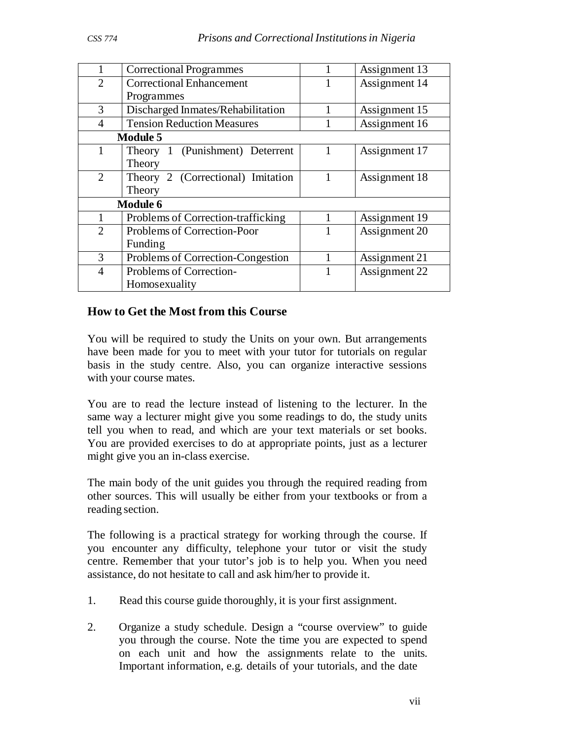| | | | |
|---|---|---|---|
| 1 | Correctional Programmes | 1 | Assignment 13 |
| 2 | Correctional Enhancement Programmes | 1 | Assignment 14 |
| 3 | Discharged Inmates/Rehabilitation | 1 | Assignment 15 |
| 4 | Tension Reduction Measures | 1 | Assignment 16 |
| **Module 5** | | | |
| 1 | Theory 1 (Punishment) Deterrent Theory | 1 | Assignment 17 |
| 2 | Theory 2 (Correctional) Imitation Theory | 1 | Assignment 18 |
| **Module 6** | | | |
| 1 | Problems of Correction-trafficking | 1 | Assignment 19 |
| 2 | Problems of Correction-Poor Funding | 1 | Assignment 20 |
| 3 | Problems of Correction-Congestion | 1 | Assignment 21 |
| 4 | Problems of Correction-Homosexuality | 1 | Assignment 22 |

## How to Get the Most from this Course

You will be required to study the Units on your own. But arrangements have been made for you to meet with your tutor for tutorials on regular basis in the study centre. Also, you can organize interactive sessions with your course mates.

You are to read the lecture instead of listening to the lecturer. In the same way a lecturer might give you some readings to do, the study units tell you when to read, and which are your text materials or set books. You are provided exercises to do at appropriate points, just as a lecturer might give you an in-class exercise.

The main body of the unit guides you through the required reading from other sources. This will usually be either from your textbooks or from a reading section.

The following is a practical strategy for working through the course. If you encounter any difficulty, telephone your tutor or visit the study centre. Remember that your tutor's job is to help you. When you need assistance, do not hesitate to call and ask him/her to provide it.

1. Read this course guide thoroughly, it is your first assignment.

2. Organize a study schedule. Design a "course overview" to guide you through the course. Note the time you are expected to spend on each unit and how the assignments relate to the units. Important information, e.g. details of your tutorials, and the date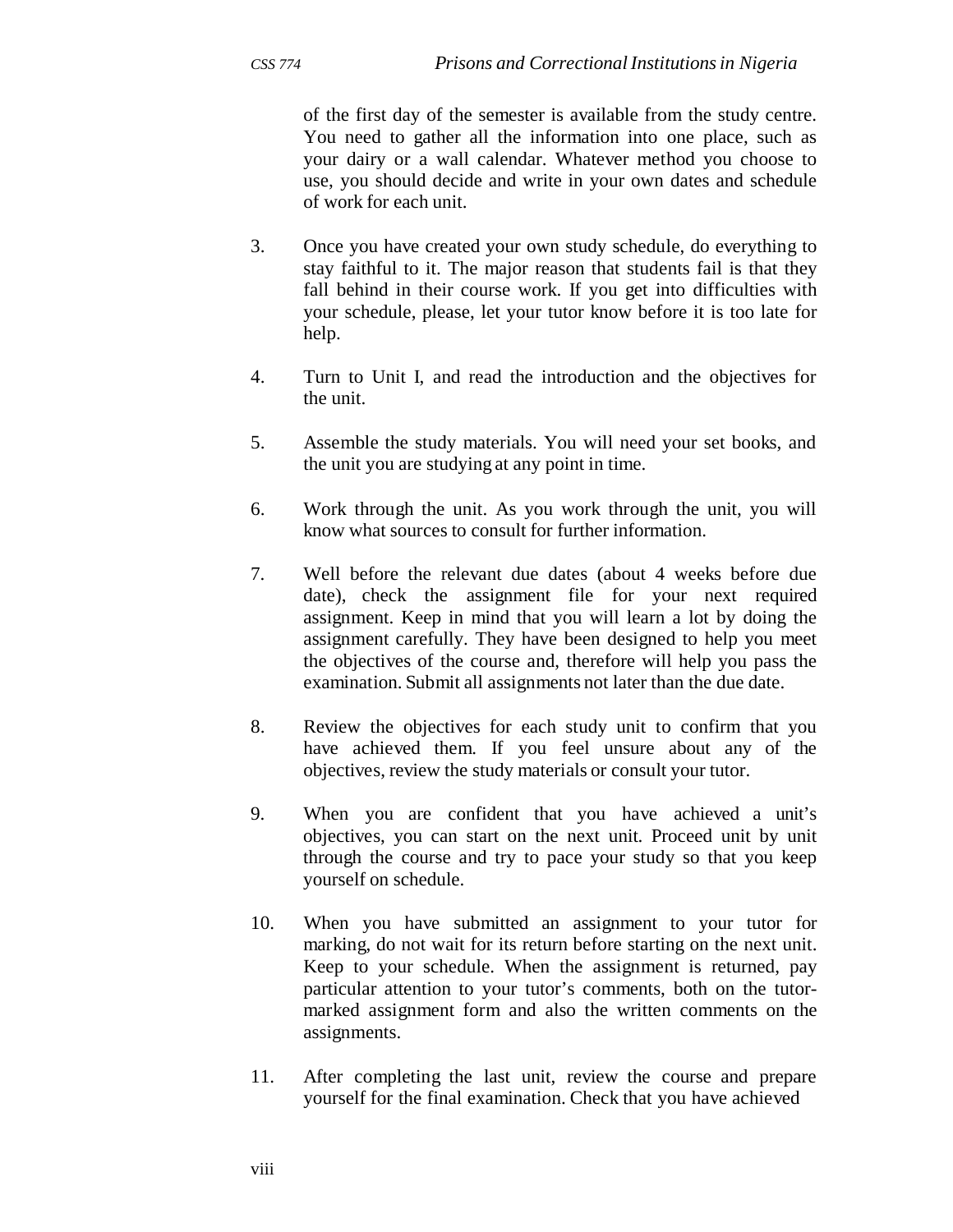of the first day of the semester is available from the study centre. You need to gather all the information into one place, such as your dairy or a wall calendar. Whatever method you choose to use, you should decide and write in your own dates and schedule of work for each unit.

3. Once you have created your own study schedule, do everything to stay faithful to it. The major reason that students fail is that they fall behind in their course work. If you get into difficulties with your schedule, please, let your tutor know before it is too late for help.

4. Turn to Unit I, and read the introduction and the objectives for the unit.

5. Assemble the study materials. You will need your set books, and the unit you are studying at any point in time.

6. Work through the unit. As you work through the unit, you will know what sources to consult for further information.

7. Well before the relevant due dates (about 4 weeks before due date), check the assignment file for your next required assignment. Keep in mind that you will learn a lot by doing the assignment carefully. They have been designed to help you meet the objectives of the course and, therefore will help you pass the examination. Submit all assignments not later than the due date.

8. Review the objectives for each study unit to confirm that you have achieved them. If you feel unsure about any of the objectives, review the study materials or consult your tutor.

9. When you are confident that you have achieved a unit's objectives, you can start on the next unit. Proceed unit by unit through the course and try to pace your study so that you keep yourself on schedule.

10. When you have submitted an assignment to your tutor for marking, do not wait for its return before starting on the next unit. Keep to your schedule. When the assignment is returned, pay particular attention to your tutor's comments, both on the tutor-marked assignment form and also the written comments on the assignments.

11. After completing the last unit, review the course and prepare yourself for the final examination. Check that you have achieved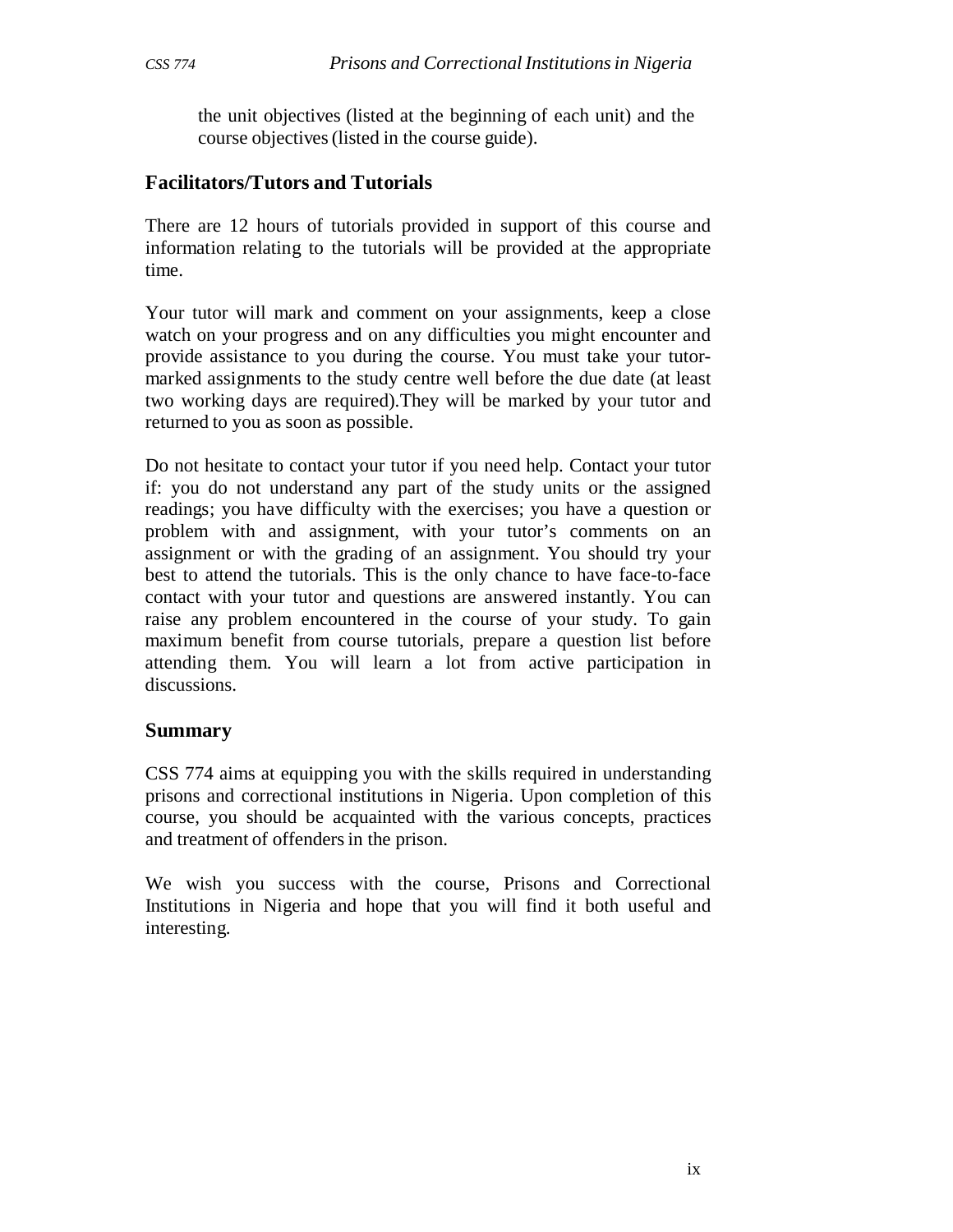the unit objectives (listed at the beginning of each unit) and the course objectives (listed in the course guide).

## Facilitators/Tutors and Tutorials

There are 12 hours of tutorials provided in support of this course and information relating to the tutorials will be provided at the appropriate time.

Your tutor will mark and comment on your assignments, keep a close watch on your progress and on any difficulties you might encounter and provide assistance to you during the course. You must take your tutor-marked assignments to the study centre well before the due date (at least two working days are required).They will be marked by your tutor and returned to you as soon as possible.

Do not hesitate to contact your tutor if you need help. Contact your tutor if: you do not understand any part of the study units or the assigned readings; you have difficulty with the exercises; you have a question or problem with and assignment, with your tutor's comments on an assignment or with the grading of an assignment. You should try your best to attend the tutorials. This is the only chance to have face-to-face contact with your tutor and questions are answered instantly. You can raise any problem encountered in the course of your study. To gain maximum benefit from course tutorials, prepare a question list before attending them. You will learn a lot from active participation in discussions.

## Summary

CSS 774 aims at equipping you with the skills required in understanding prisons and correctional institutions in Nigeria. Upon completion of this course, you should be acquainted with the various concepts, practices and treatment of offenders in the prison.

We wish you success with the course, Prisons and Correctional Institutions in Nigeria and hope that you will find it both useful and interesting.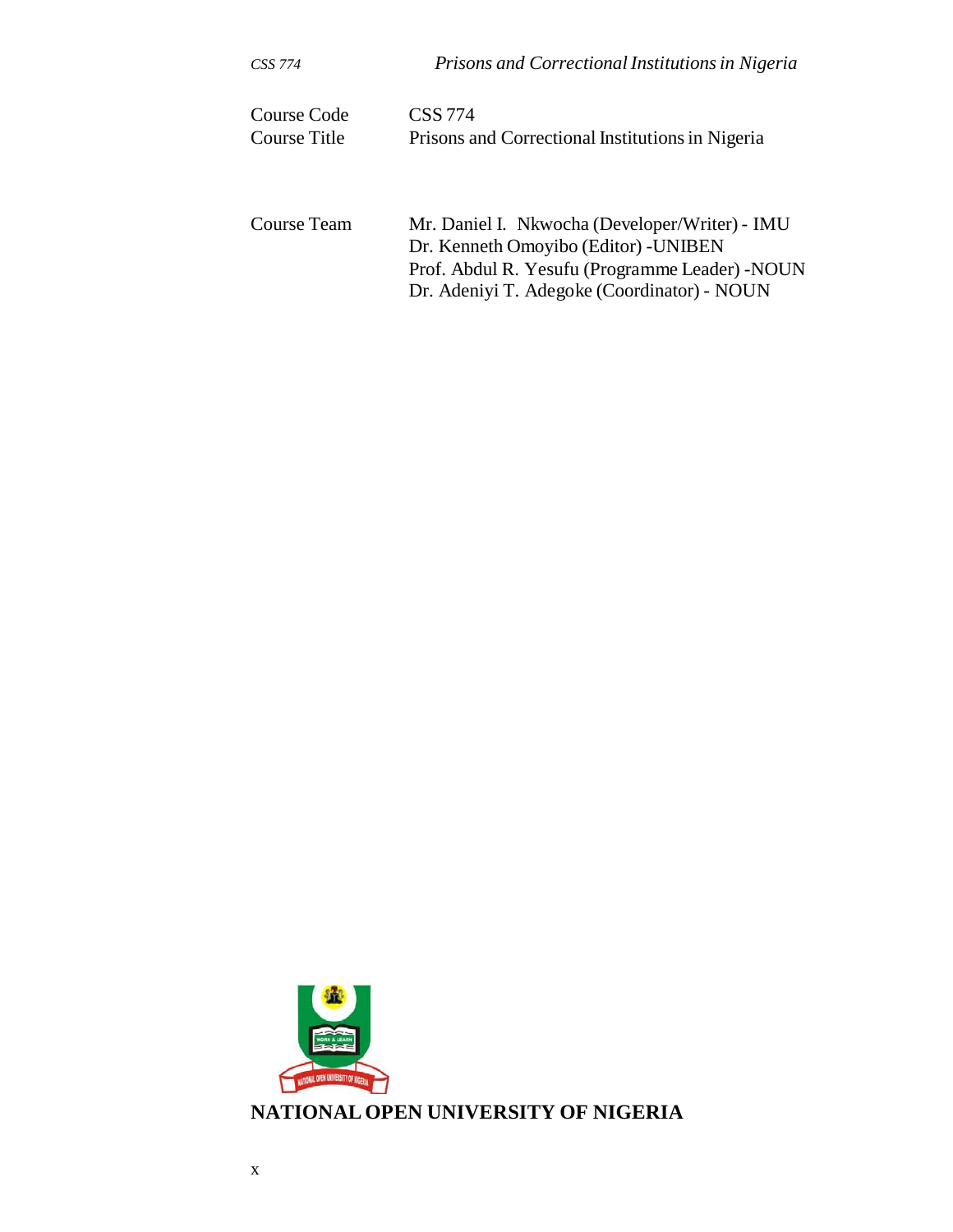| | |
|---|---|
| Course Code | CSS 774 |
| Course Title | Prisons and Correctional Institutions in Nigeria |

| | |
|---|---|
| Course Team | Mr. Daniel I. Nkwocha (Developer/Writer) - IMU<br>Dr. Kenneth Omoyibo (Editor) -UNIBEN<br>Prof. Abdul R. Yesufu (Programme Leader) -NOUN<br>Dr. Adeniyi T. Adegoke (Coordinator) - NOUN |

**NATIONAL OPEN UNIVERSITY OF NIGERIA**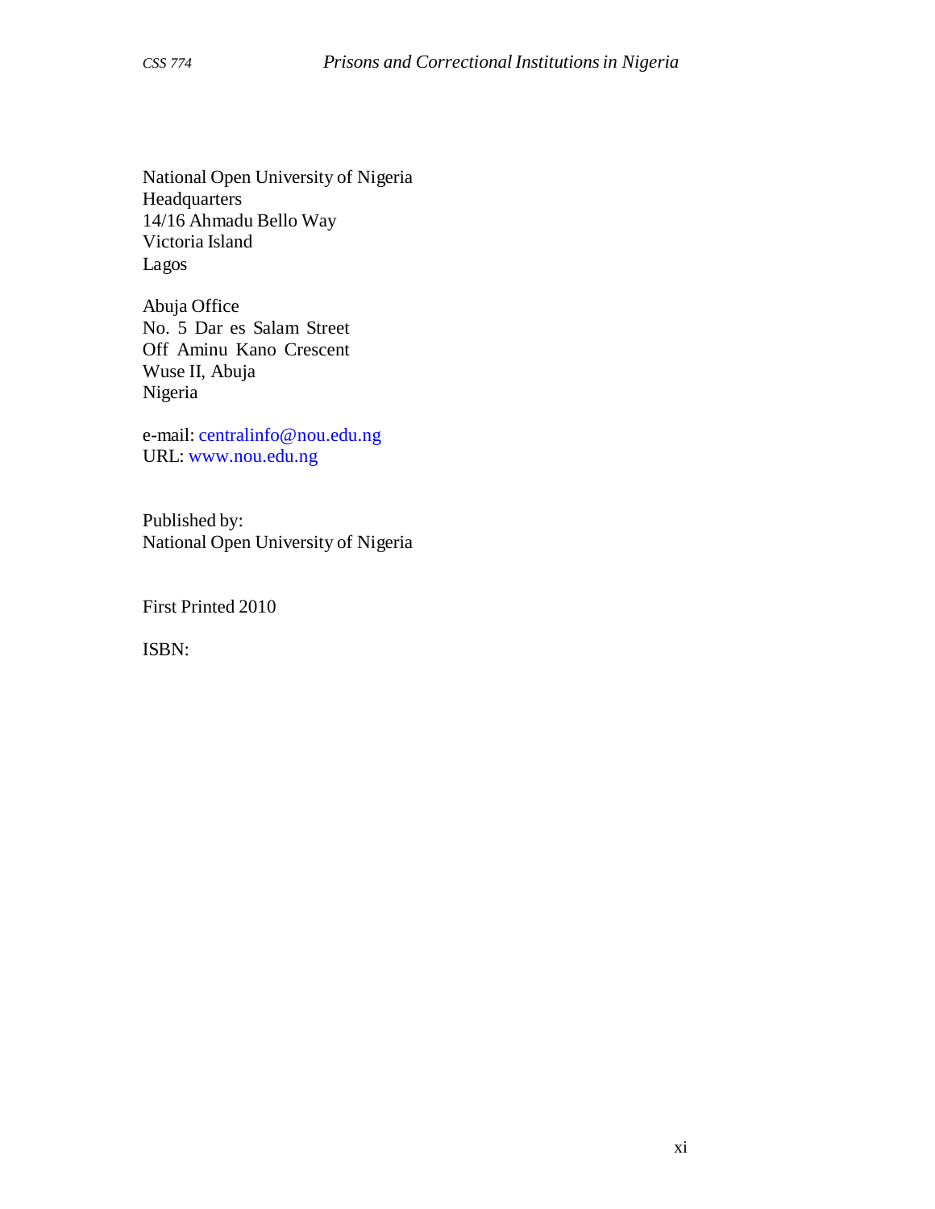National Open University of Nigeria
Headquarters
14/16 Ahmadu Bello Way
Victoria Island
Lagos

Abuja Office
No. 5 Dar es Salam Street
Off Aminu Kano Crescent
Wuse II, Abuja
Nigeria

e-mail: centralinfo@nou.edu.ng
URL: www.nou.edu.ng

Published by:
National Open University of Nigeria

First Printed 2010

ISBN: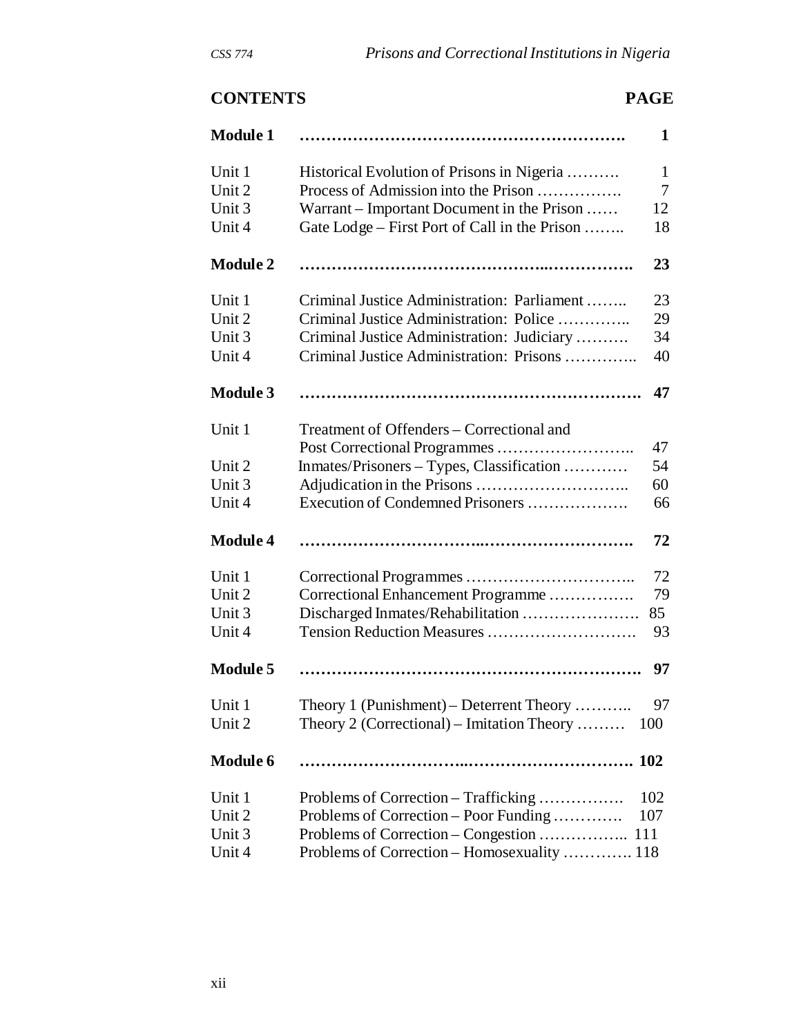## CONTENTS

| | | PAGE |
|---|---|---|
| **Module 1** | ………………………………………………… | **1** |
| Unit 1 | Historical Evolution of Prisons in Nigeria ………. | 1 |
| Unit 2 | Process of Admission into the Prison ……………. | 7 |
| Unit 3 | Warrant – Important Document in the Prison …… | 12 |
| Unit 4 | Gate Lodge – First Port of Call in the Prison …….. | 18 |
| **Module 2** | ………………………………………………… | **23** |
| Unit 1 | Criminal Justice Administration: Parliament …….. | 23 |
| Unit 2 | Criminal Justice Administration: Police ………….. | 29 |
| Unit 3 | Criminal Justice Administration: Judiciary ………. | 34 |
| Unit 4 | Criminal Justice Administration: Prisons ………….. | 40 |
| **Module 3** | ………………………………………………… | **47** |
| Unit 1 | Treatment of Offenders – Correctional and Post Correctional Programmes …………………….. | 47 |
| Unit 2 | Inmates/Prisoners – Types, Classification ………… | 54 |
| Unit 3 | Adjudication in the Prisons ……………………….. | 60 |
| Unit 4 | Execution of Condemned Prisoners ………………. | 66 |
| **Module 4** | ………………………………………………… | **72** |
| Unit 1 | Correctional Programmes ………………………….. | 72 |
| Unit 2 | Correctional Enhancement Programme ……………. | 79 |
| Unit 3 | Discharged Inmates/Rehabilitation …………………. | 85 |
| Unit 4 | Tension Reduction Measures ………………………. | 93 |
| **Module 5** | ………………………………………………… | **97** |
| Unit 1 | Theory 1 (Punishment) – Deterrent Theory ……….. | 97 |
| Unit 2 | Theory 2 (Correctional) – Imitation Theory ……… | 100 |
| **Module 6** | ………………………………………………… | **102** |
| Unit 1 | Problems of Correction – Trafficking ……………. | 102 |
| Unit 2 | Problems of Correction – Poor Funding …………. | 107 |
| Unit 3 | Problems of Correction – Congestion …………….. | 111 |
| Unit 4 | Problems of Correction – Homosexuality …………. | 118 |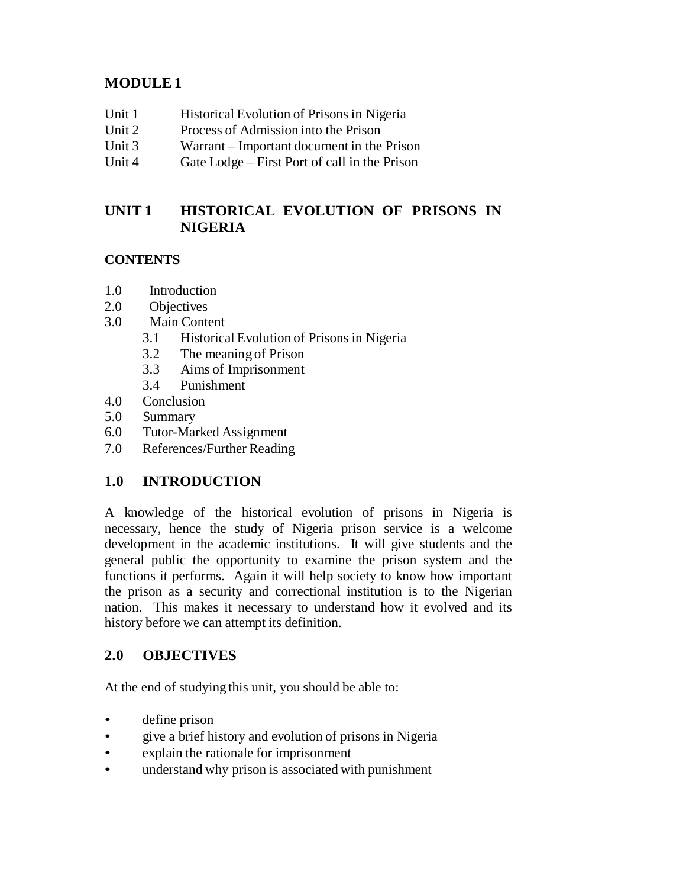# MODULE 1

- Unit 1 Historical Evolution of Prisons in Nigeria
- Unit 2 Process of Admission into the Prison
- Unit 3 Warrant – Important document in the Prison
- Unit 4 Gate Lodge – First Port of call in the Prison

## UNIT 1 HISTORICAL EVOLUTION OF PRISONS IN NIGERIA

### CONTENTS

- 1.0 Introduction
- 2.0 Objectives
- 3.0 Main Content
  - 3.1 Historical Evolution of Prisons in Nigeria
  - 3.2 The meaning of Prison
  - 3.3 Aims of Imprisonment
  - 3.4 Punishment
- 4.0 Conclusion
- 5.0 Summary
- 6.0 Tutor-Marked Assignment
- 7.0 References/Further Reading

## 1.0 INTRODUCTION

A knowledge of the historical evolution of prisons in Nigeria is necessary, hence the study of Nigeria prison service is a welcome development in the academic institutions. It will give students and the general public the opportunity to examine the prison system and the functions it performs. Again it will help society to know how important the prison as a security and correctional institution is to the Nigerian nation. This makes it necessary to understand how it evolved and its history before we can attempt its definition.

## 2.0 OBJECTIVES

At the end of studying this unit, you should be able to:

- define prison
- give a brief history and evolution of prisons in Nigeria
- explain the rationale for imprisonment
- understand why prison is associated with punishment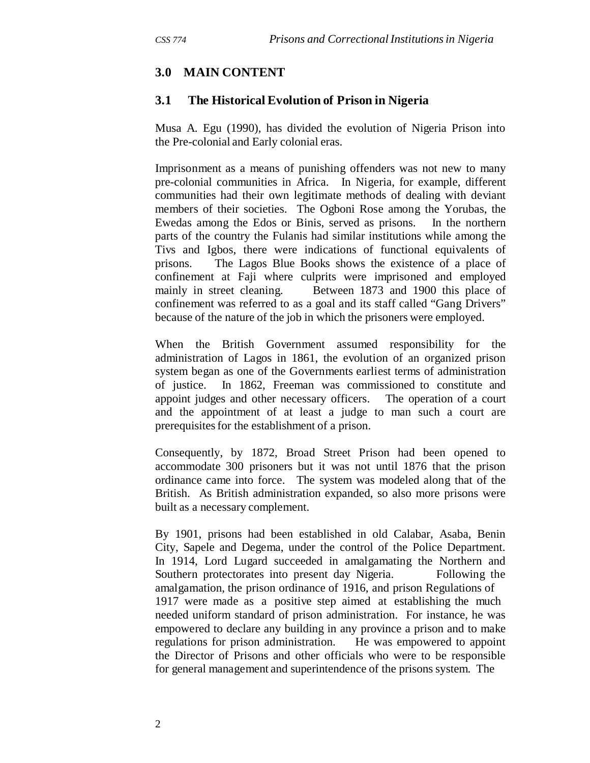## 3.0 MAIN CONTENT

### 3.1 The Historical Evolution of Prison in Nigeria

Musa A. Egu (1990), has divided the evolution of Nigeria Prison into the Pre-colonial and Early colonial eras.

Imprisonment as a means of punishing offenders was not new to many pre-colonial communities in Africa. In Nigeria, for example, different communities had their own legitimate methods of dealing with deviant members of their societies. The Ogboni Rose among the Yorubas, the Ewedas among the Edos or Binis, served as prisons. In the northern parts of the country the Fulanis had similar institutions while among the Tivs and Igbos, there were indications of functional equivalents of prisons. The Lagos Blue Books shows the existence of a place of confinement at Faji where culprits were imprisoned and employed mainly in street cleaning. Between 1873 and 1900 this place of confinement was referred to as a goal and its staff called "Gang Drivers" because of the nature of the job in which the prisoners were employed.

When the British Government assumed responsibility for the administration of Lagos in 1861, the evolution of an organized prison system began as one of the Governments earliest terms of administration of justice. In 1862, Freeman was commissioned to constitute and appoint judges and other necessary officers. The operation of a court and the appointment of at least a judge to man such a court are prerequisites for the establishment of a prison.

Consequently, by 1872, Broad Street Prison had been opened to accommodate 300 prisoners but it was not until 1876 that the prison ordinance came into force. The system was modeled along that of the British. As British administration expanded, so also more prisons were built as a necessary complement.

By 1901, prisons had been established in old Calabar, Asaba, Benin City, Sapele and Degema, under the control of the Police Department. In 1914, Lord Lugard succeeded in amalgamating the Northern and Southern protectorates into present day Nigeria. Following the amalgamation, the prison ordinance of 1916, and prison Regulations of 1917 were made as a positive step aimed at establishing the much needed uniform standard of prison administration. For instance, he was empowered to declare any building in any province a prison and to make regulations for prison administration. He was empowered to appoint the Director of Prisons and other officials who were to be responsible for general management and superintendence of the prisons system. The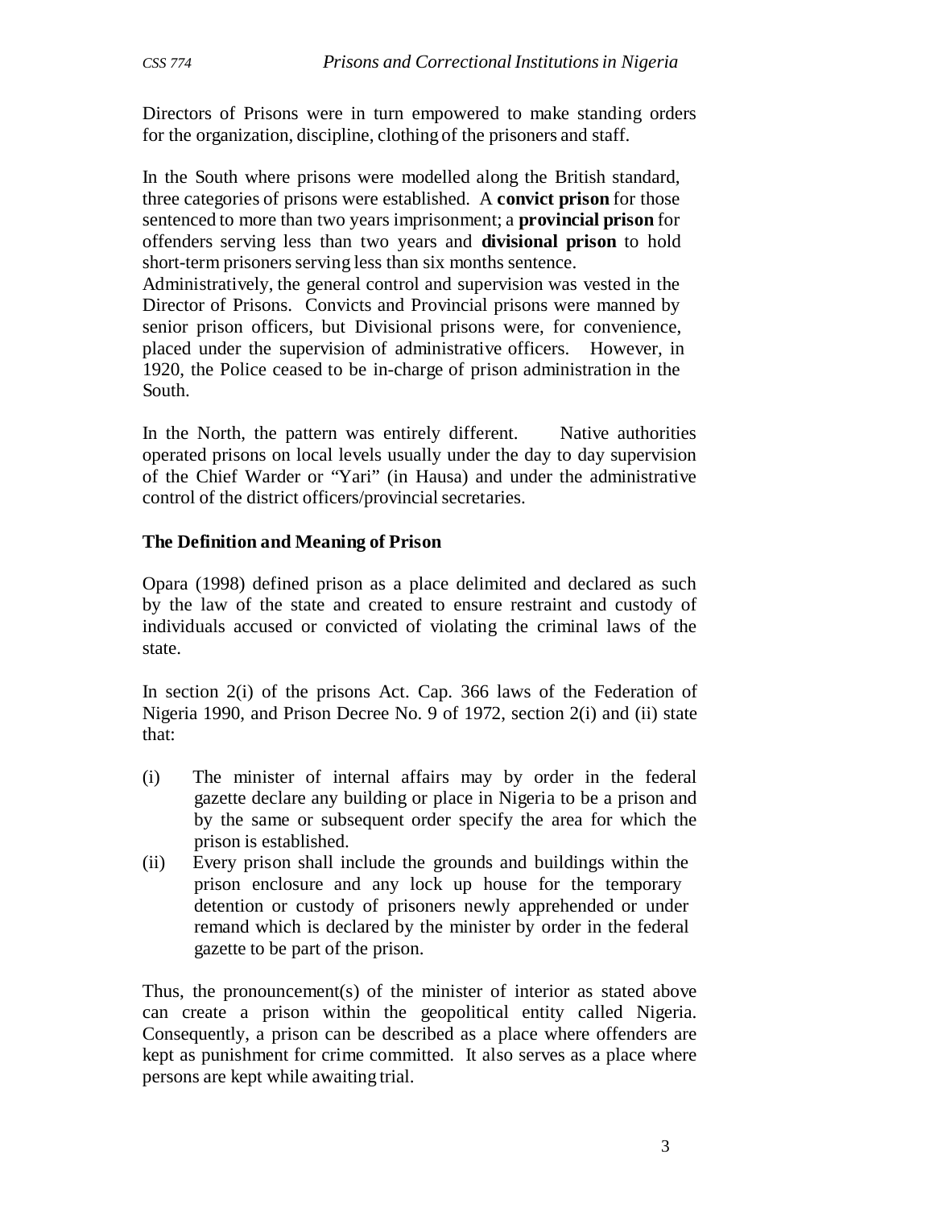Directors of Prisons were in turn empowered to make standing orders for the organization, discipline, clothing of the prisoners and staff.

In the South where prisons were modelled along the British standard, three categories of prisons were established. A **convict prison** for those sentenced to more than two years imprisonment; a **provincial prison** for offenders serving less than two years and **divisional prison** to hold short-term prisoners serving less than six months sentence.
Administratively, the general control and supervision was vested in the Director of Prisons. Convicts and Provincial prisons were manned by senior prison officers, but Divisional prisons were, for convenience, placed under the supervision of administrative officers. However, in 1920, the Police ceased to be in-charge of prison administration in the South.

In the North, the pattern was entirely different. Native authorities operated prisons on local levels usually under the day to day supervision of the Chief Warder or "Yari" (in Hausa) and under the administrative control of the district officers/provincial secretaries.

### The Definition and Meaning of Prison

Opara (1998) defined prison as a place delimited and declared as such by the law of the state and created to ensure restraint and custody of individuals accused or convicted of violating the criminal laws of the state.

In section 2(i) of the prisons Act. Cap. 366 laws of the Federation of Nigeria 1990, and Prison Decree No. 9 of 1972, section 2(i) and (ii) state that:

(i) The minister of internal affairs may by order in the federal gazette declare any building or place in Nigeria to be a prison and by the same or subsequent order specify the area for which the prison is established.
(ii) Every prison shall include the grounds and buildings within the prison enclosure and any lock up house for the temporary detention or custody of prisoners newly apprehended or under remand which is declared by the minister by order in the federal gazette to be part of the prison.

Thus, the pronouncement(s) of the minister of interior as stated above can create a prison within the geopolitical entity called Nigeria. Consequently, a prison can be described as a place where offenders are kept as punishment for crime committed. It also serves as a place where persons are kept while awaiting trial.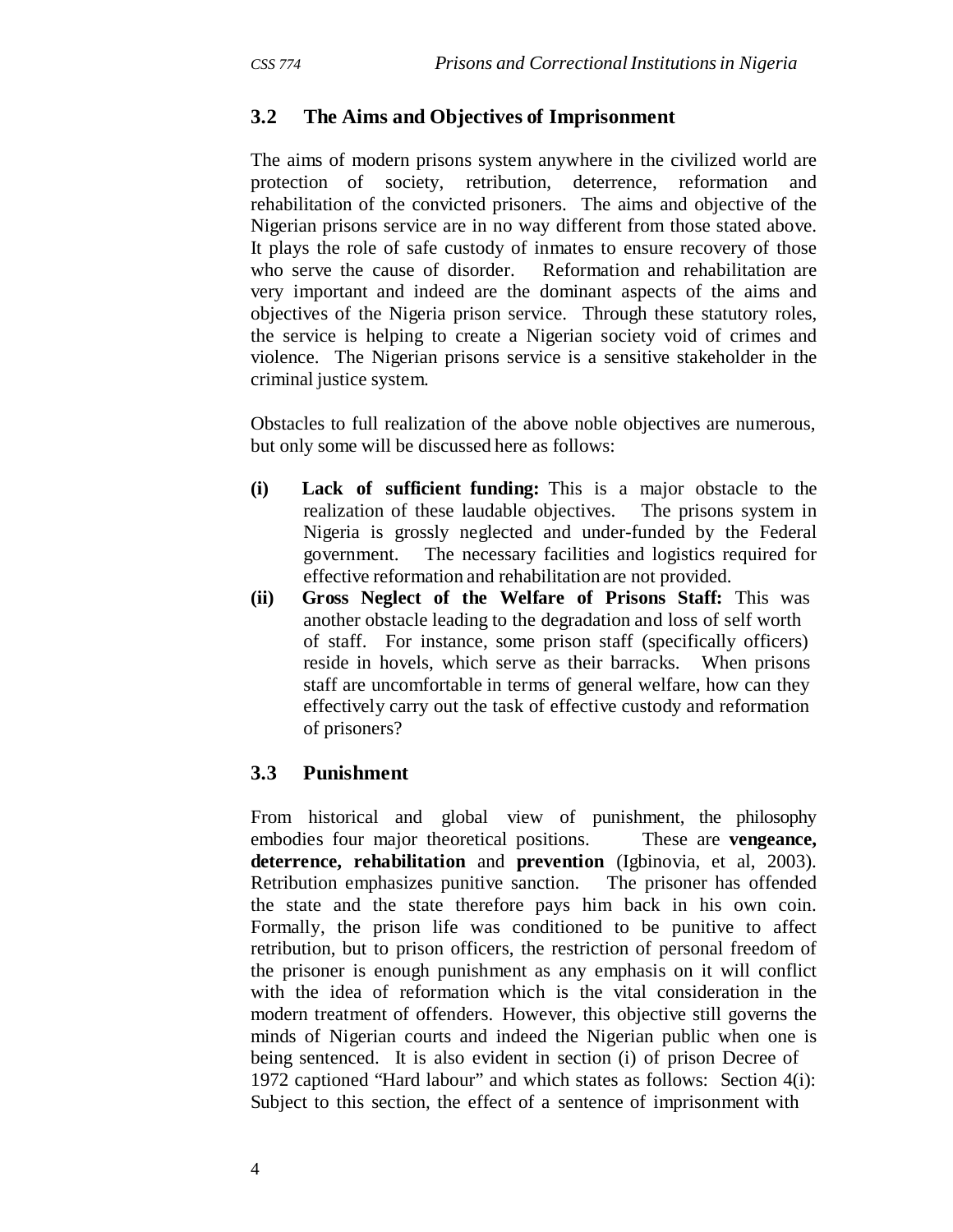### 3.2 The Aims and Objectives of Imprisonment

The aims of modern prisons system anywhere in the civilized world are protection of society, retribution, deterrence, reformation and rehabilitation of the convicted prisoners. The aims and objective of the Nigerian prisons service are in no way different from those stated above. It plays the role of safe custody of inmates to ensure recovery of those who serve the cause of disorder. Reformation and rehabilitation are very important and indeed are the dominant aspects of the aims and objectives of the Nigeria prison service. Through these statutory roles, the service is helping to create a Nigerian society void of crimes and violence. The Nigerian prisons service is a sensitive stakeholder in the criminal justice system.

Obstacles to full realization of the above noble objectives are numerous, but only some will be discussed here as follows:

**(i) Lack of sufficient funding:** This is a major obstacle to the realization of these laudable objectives. The prisons system in Nigeria is grossly neglected and under-funded by the Federal government. The necessary facilities and logistics required for effective reformation and rehabilitation are not provided.

**(ii) Gross Neglect of the Welfare of Prisons Staff:** This was another obstacle leading to the degradation and loss of self worth of staff. For instance, some prison staff (specifically officers) reside in hovels, which serve as their barracks. When prisons staff are uncomfortable in terms of general welfare, how can they effectively carry out the task of effective custody and reformation of prisoners?

### 3.3 Punishment

From historical and global view of punishment, the philosophy embodies four major theoretical positions. These are **vengeance, deterrence, rehabilitation** and **prevention** (Igbinovia, et al, 2003). Retribution emphasizes punitive sanction. The prisoner has offended the state and the state therefore pays him back in his own coin. Formally, the prison life was conditioned to be punitive to affect retribution, but to prison officers, the restriction of personal freedom of the prisoner is enough punishment as any emphasis on it will conflict with the idea of reformation which is the vital consideration in the modern treatment of offenders. However, this objective still governs the minds of Nigerian courts and indeed the Nigerian public when one is being sentenced. It is also evident in section (i) of prison Decree of 1972 captioned "Hard labour" and which states as follows: Section 4(i): Subject to this section, the effect of a sentence of imprisonment with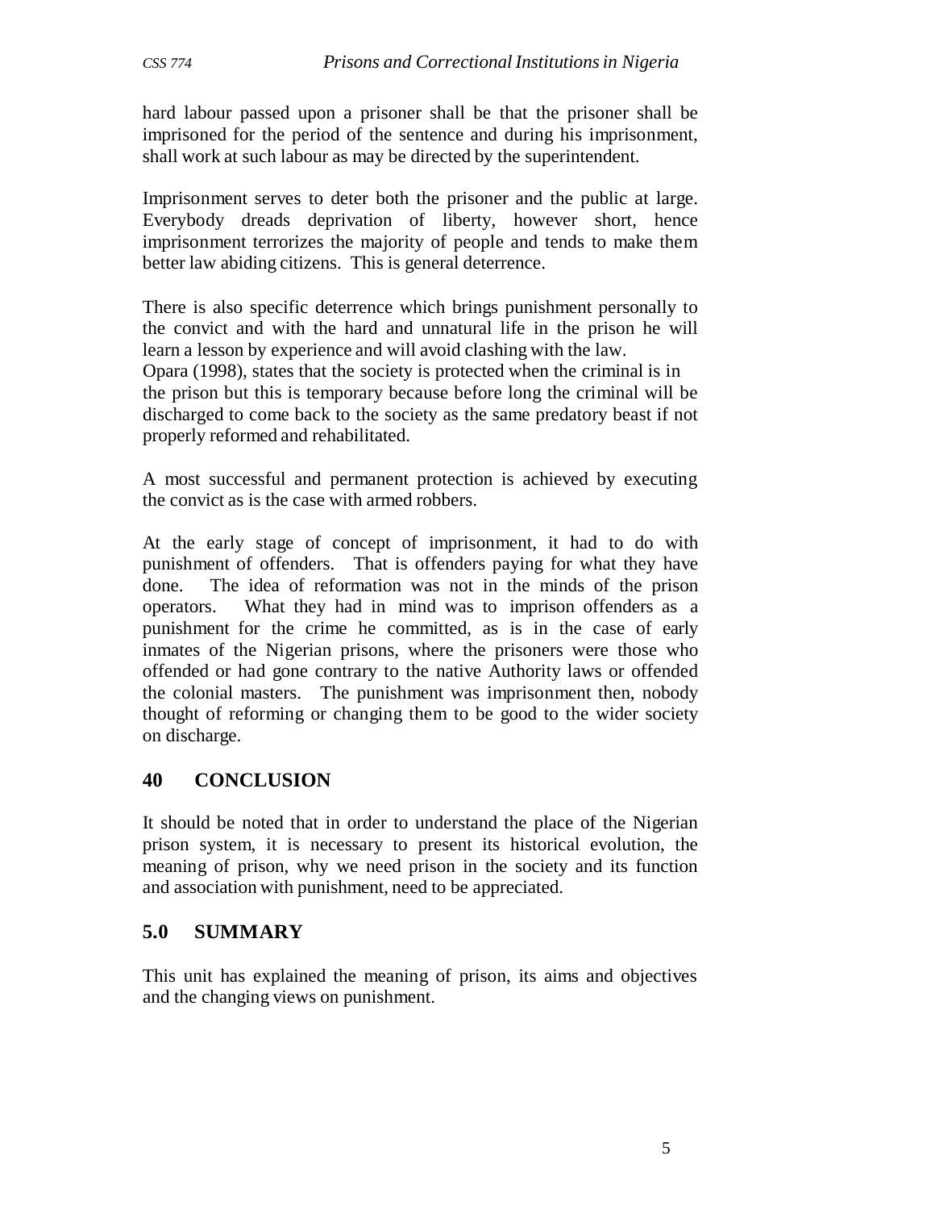hard labour passed upon a prisoner shall be that the prisoner shall be imprisoned for the period of the sentence and during his imprisonment, shall work at such labour as may be directed by the superintendent.

Imprisonment serves to deter both the prisoner and the public at large. Everybody dreads deprivation of liberty, however short, hence imprisonment terrorizes the majority of people and tends to make them better law abiding citizens. This is general deterrence.

There is also specific deterrence which brings punishment personally to the convict and with the hard and unnatural life in the prison he will learn a lesson by experience and will avoid clashing with the law.
Opara (1998), states that the society is protected when the criminal is in the prison but this is temporary because before long the criminal will be discharged to come back to the society as the same predatory beast if not properly reformed and rehabilitated.

A most successful and permanent protection is achieved by executing the convict as is the case with armed robbers.

At the early stage of concept of imprisonment, it had to do with punishment of offenders. That is offenders paying for what they have done. The idea of reformation was not in the minds of the prison operators. What they had in mind was to imprison offenders as a punishment for the crime he committed, as is in the case of early inmates of the Nigerian prisons, where the prisoners were those who offended or had gone contrary to the native Authority laws or offended the colonial masters. The punishment was imprisonment then, nobody thought of reforming or changing them to be good to the wider society on discharge.

## 40 CONCLUSION

It should be noted that in order to understand the place of the Nigerian prison system, it is necessary to present its historical evolution, the meaning of prison, why we need prison in the society and its function and association with punishment, need to be appreciated.

## 5.0 SUMMARY

This unit has explained the meaning of prison, its aims and objectives and the changing views on punishment.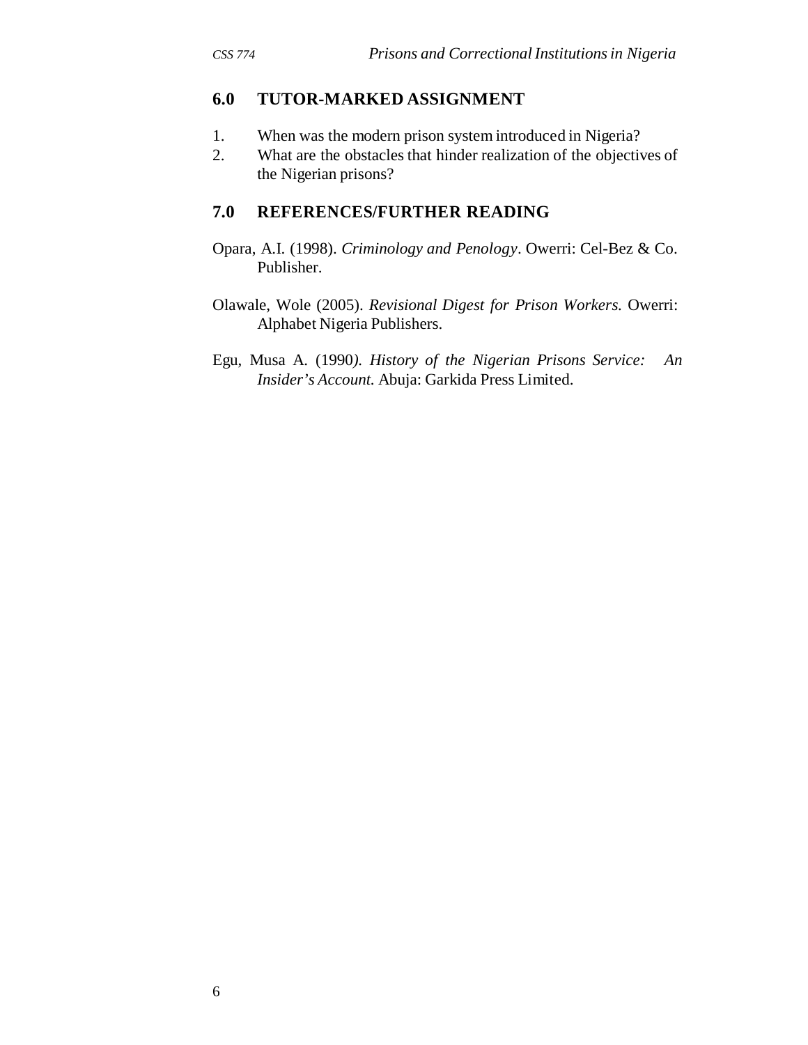## 6.0 TUTOR-MARKED ASSIGNMENT

1. When was the modern prison system introduced in Nigeria?
2. What are the obstacles that hinder realization of the objectives of the Nigerian prisons?

## 7.0 REFERENCES/FURTHER READING

Opara, A.I. (1998). *Criminology and Penology*. Owerri: Cel-Bez & Co. Publisher.

Olawale, Wole (2005). *Revisional Digest for Prison Workers.* Owerri: Alphabet Nigeria Publishers.

Egu, Musa A. (1990). *History of the Nigerian Prisons Service: An Insider's Account.* Abuja: Garkida Press Limited.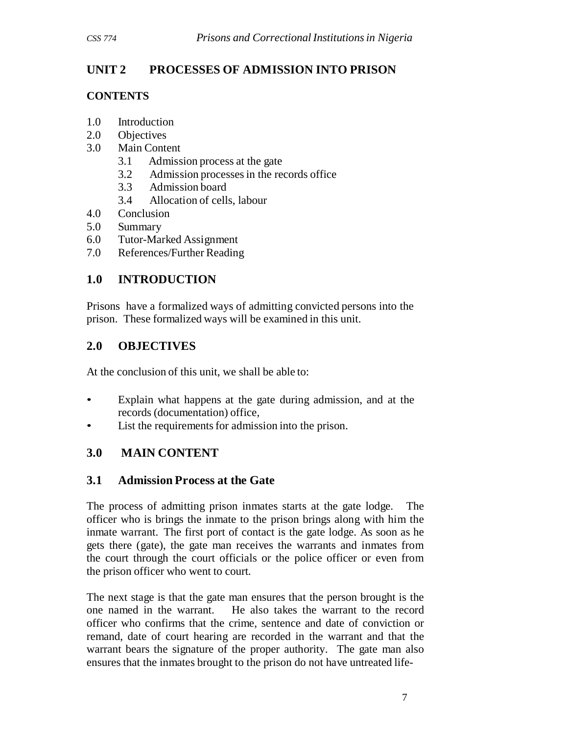## UNIT 2 PROCESSES OF ADMISSION INTO PRISON

### CONTENTS

1.0 Introduction
2.0 Objectives
3.0 Main Content
   3.1 Admission process at the gate
   3.2 Admission processes in the records office
   3.3 Admission board
   3.4 Allocation of cells, labour
4.0 Conclusion
5.0 Summary
6.0 Tutor-Marked Assignment
7.0 References/Further Reading

## 1.0 INTRODUCTION

Prisons have a formalized ways of admitting convicted persons into the prison. These formalized ways will be examined in this unit.

## 2.0 OBJECTIVES

At the conclusion of this unit, we shall be able to:

- Explain what happens at the gate during admission, and at the records (documentation) office,
- List the requirements for admission into the prison.

## 3.0 MAIN CONTENT

### 3.1 Admission Process at the Gate

The process of admitting prison inmates starts at the gate lodge. The officer who is brings the inmate to the prison brings along with him the inmate warrant. The first port of contact is the gate lodge. As soon as he gets there (gate), the gate man receives the warrants and inmates from the court through the court officials or the police officer or even from the prison officer who went to court.

The next stage is that the gate man ensures that the person brought is the one named in the warrant. He also takes the warrant to the record officer who confirms that the crime, sentence and date of conviction or remand, date of court hearing are recorded in the warrant and that the warrant bears the signature of the proper authority. The gate man also ensures that the inmates brought to the prison do not have untreated life-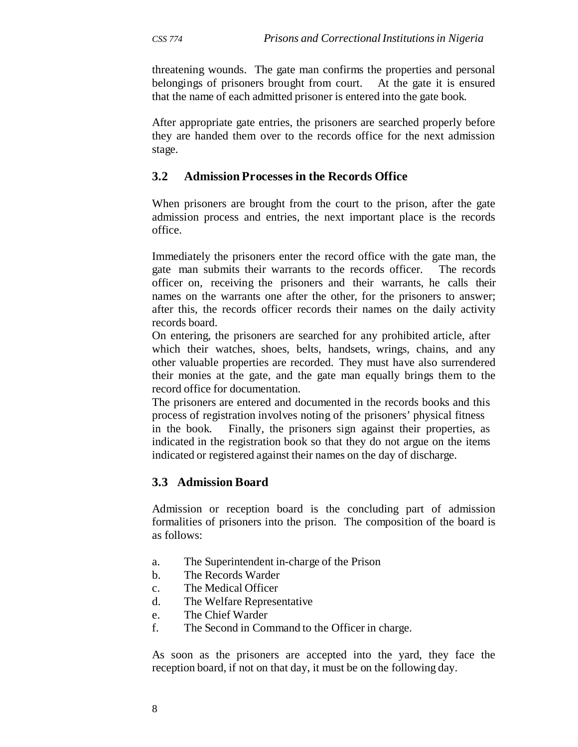threatening wounds. The gate man confirms the properties and personal belongings of prisoners brought from court. At the gate it is ensured that the name of each admitted prisoner is entered into the gate book.

After appropriate gate entries, the prisoners are searched properly before they are handed them over to the records office for the next admission stage.

### 3.2 Admission Processes in the Records Office

When prisoners are brought from the court to the prison, after the gate admission process and entries, the next important place is the records office.

Immediately the prisoners enter the record office with the gate man, the gate man submits their warrants to the records officer. The records officer on, receiving the prisoners and their warrants, he calls their names on the warrants one after the other, for the prisoners to answer; after this, the records officer records their names on the daily activity records board.

On entering, the prisoners are searched for any prohibited article, after which their watches, shoes, belts, handsets, wrings, chains, and any other valuable properties are recorded. They must have also surrendered their monies at the gate, and the gate man equally brings them to the record office for documentation.

The prisoners are entered and documented in the records books and this process of registration involves noting of the prisoners' physical fitness in the book. Finally, the prisoners sign against their properties, as indicated in the registration book so that they do not argue on the items indicated or registered against their names on the day of discharge.

### 3.3 Admission Board

Admission or reception board is the concluding part of admission formalities of prisoners into the prison. The composition of the board is as follows:

a. The Superintendent in-charge of the Prison
b. The Records Warder
c. The Medical Officer
d. The Welfare Representative
e. The Chief Warder
f. The Second in Command to the Officer in charge.

As soon as the prisoners are accepted into the yard, they face the reception board, if not on that day, it must be on the following day.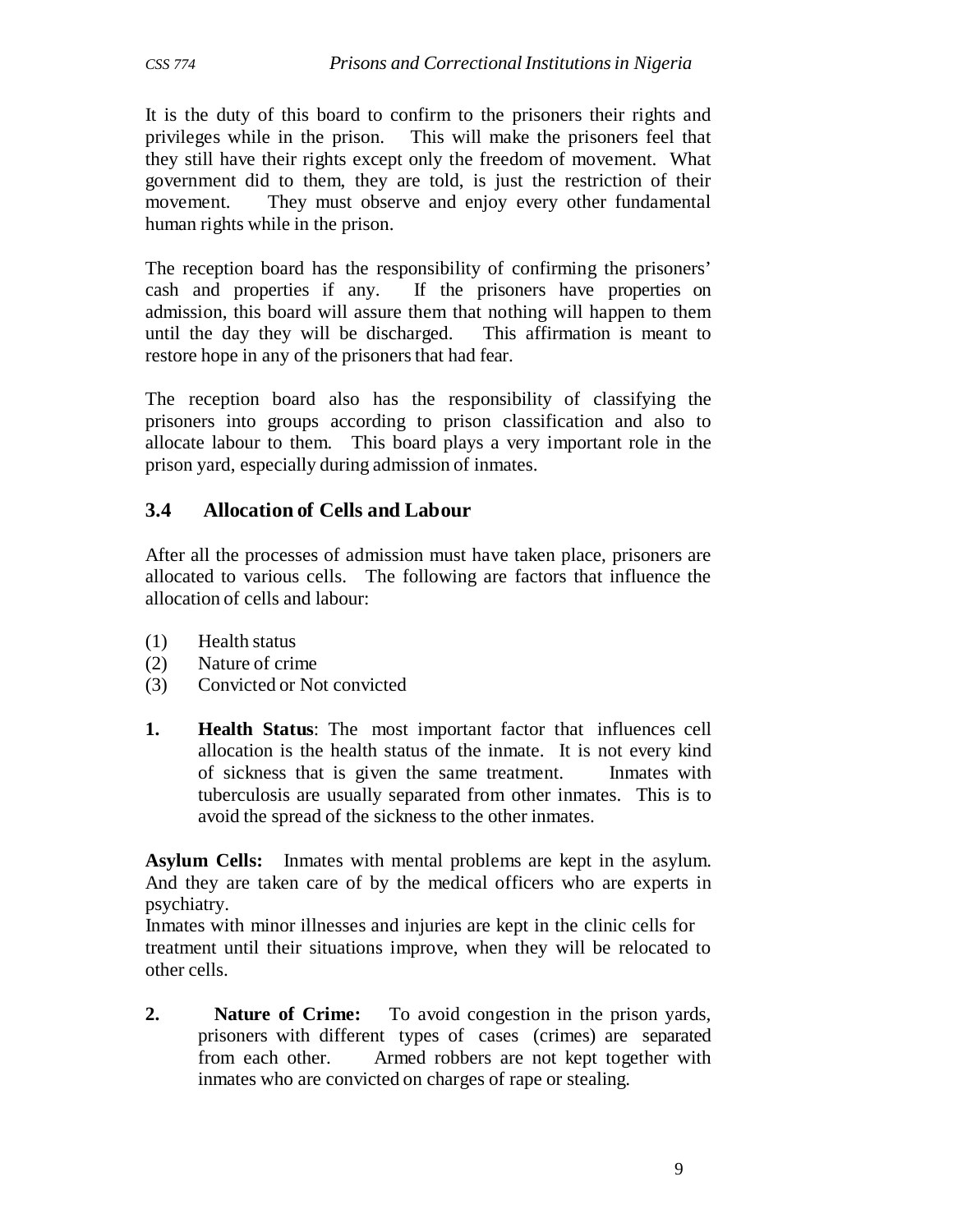It is the duty of this board to confirm to the prisoners their rights and privileges while in the prison. This will make the prisoners feel that they still have their rights except only the freedom of movement. What government did to them, they are told, is just the restriction of their movement. They must observe and enjoy every other fundamental human rights while in the prison.

The reception board has the responsibility of confirming the prisoners' cash and properties if any. If the prisoners have properties on admission, this board will assure them that nothing will happen to them until the day they will be discharged. This affirmation is meant to restore hope in any of the prisoners that had fear.

The reception board also has the responsibility of classifying the prisoners into groups according to prison classification and also to allocate labour to them. This board plays a very important role in the prison yard, especially during admission of inmates.

## 3.4 Allocation of Cells and Labour

After all the processes of admission must have taken place, prisoners are allocated to various cells. The following are factors that influence the allocation of cells and labour:

(1) Health status
(2) Nature of crime
(3) Convicted or Not convicted

1. **Health Status**: The most important factor that influences cell allocation is the health status of the inmate. It is not every kind of sickness that is given the same treatment. Inmates with tuberculosis are usually separated from other inmates. This is to avoid the spread of the sickness to the other inmates.

**Asylum Cells:** Inmates with mental problems are kept in the asylum. And they are taken care of by the medical officers who are experts in psychiatry.
Inmates with minor illnesses and injuries are kept in the clinic cells for treatment until their situations improve, when they will be relocated to other cells.

2. **Nature of Crime:** To avoid congestion in the prison yards, prisoners with different types of cases (crimes) are separated from each other. Armed robbers are not kept together with inmates who are convicted on charges of rape or stealing.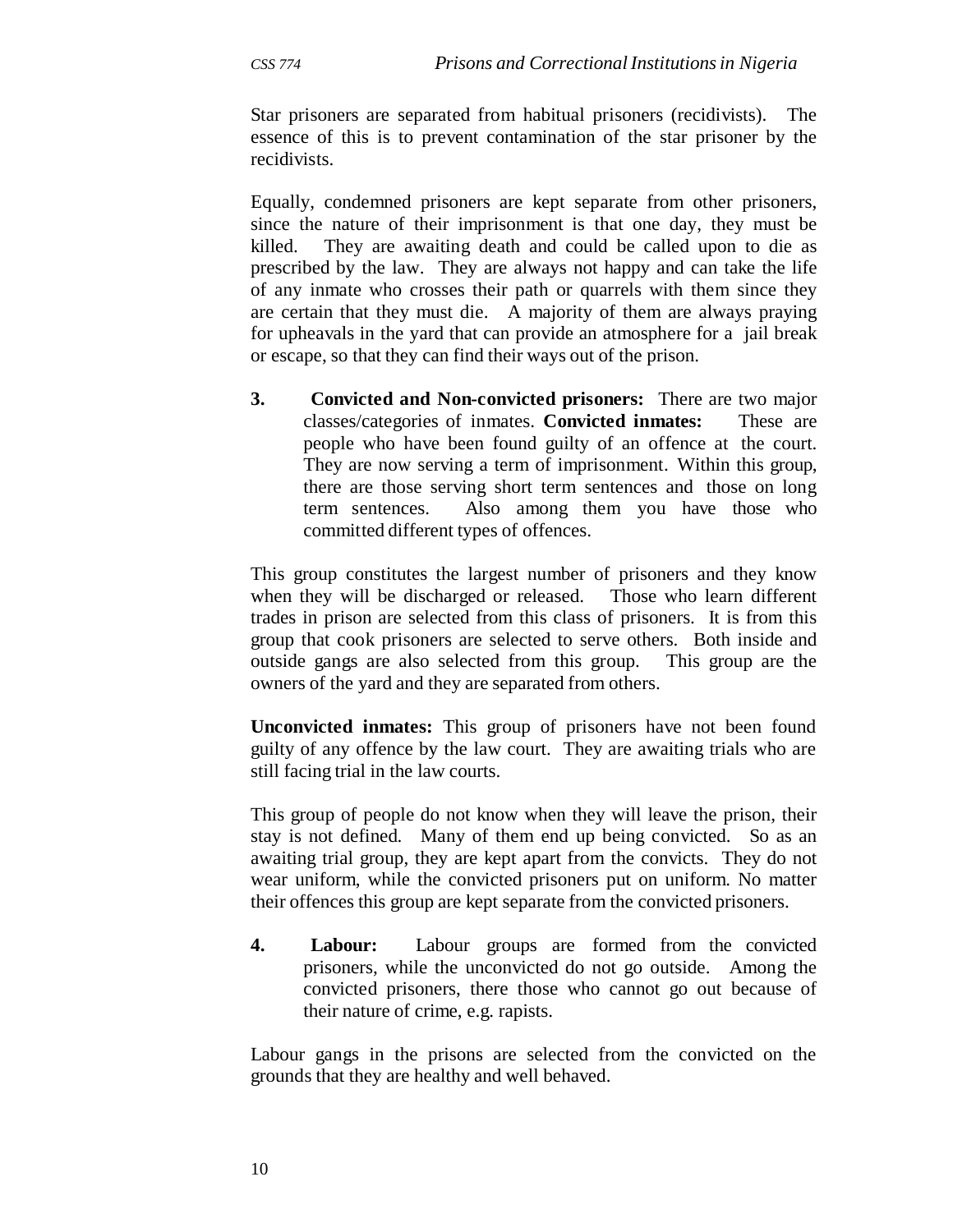Star prisoners are separated from habitual prisoners (recidivists). The essence of this is to prevent contamination of the star prisoner by the recidivists.

Equally, condemned prisoners are kept separate from other prisoners, since the nature of their imprisonment is that one day, they must be killed. They are awaiting death and could be called upon to die as prescribed by the law. They are always not happy and can take the life of any inmate who crosses their path or quarrels with them since they are certain that they must die. A majority of them are always praying for upheavals in the yard that can provide an atmosphere for a jail break or escape, so that they can find their ways out of the prison.

3. **Convicted and Non-convicted prisoners:** There are two major classes/categories of inmates. **Convicted inmates:** These are people who have been found guilty of an offence at the court. They are now serving a term of imprisonment. Within this group, there are those serving short term sentences and those on long term sentences. Also among them you have those who committed different types of offences.

This group constitutes the largest number of prisoners and they know when they will be discharged or released. Those who learn different trades in prison are selected from this class of prisoners. It is from this group that cook prisoners are selected to serve others. Both inside and outside gangs are also selected from this group. This group are the owners of the yard and they are separated from others.

**Unconvicted inmates:** This group of prisoners have not been found guilty of any offence by the law court. They are awaiting trials who are still facing trial in the law courts.

This group of people do not know when they will leave the prison, their stay is not defined. Many of them end up being convicted. So as an awaiting trial group, they are kept apart from the convicts. They do not wear uniform, while the convicted prisoners put on uniform. No matter their offences this group are kept separate from the convicted prisoners.

4. **Labour:** Labour groups are formed from the convicted prisoners, while the unconvicted do not go outside. Among the convicted prisoners, there those who cannot go out because of their nature of crime, e.g. rapists.

Labour gangs in the prisons are selected from the convicted on the grounds that they are healthy and well behaved.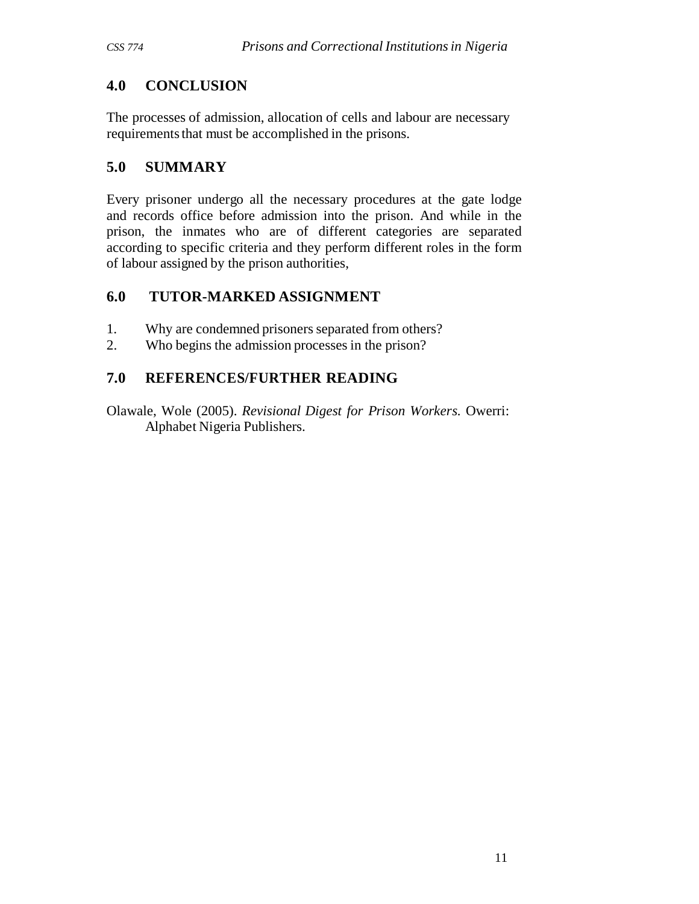## 4.0 CONCLUSION

The processes of admission, allocation of cells and labour are necessary requirements that must be accomplished in the prisons.

## 5.0 SUMMARY

Every prisoner undergo all the necessary procedures at the gate lodge and records office before admission into the prison. And while in the prison, the inmates who are of different categories are separated according to specific criteria and they perform different roles in the form of labour assigned by the prison authorities,

## 6.0 TUTOR-MARKED ASSIGNMENT

1. Why are condemned prisoners separated from others?
2. Who begins the admission processes in the prison?

## 7.0 REFERENCES/FURTHER READING

Olawale, Wole (2005). *Revisional Digest for Prison Workers*. Owerri: Alphabet Nigeria Publishers.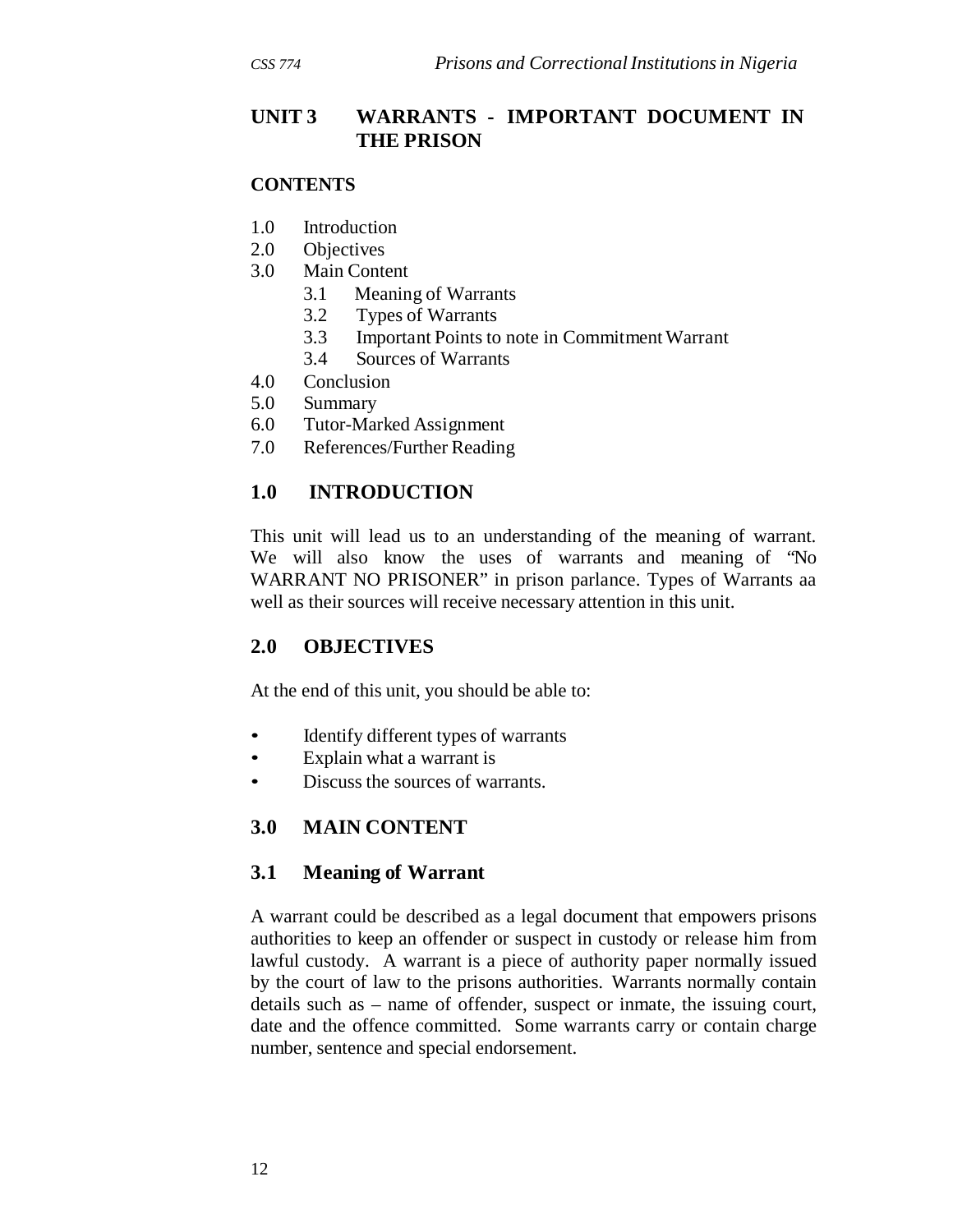## UNIT 3 WARRANTS - IMPORTANT DOCUMENT IN THE PRISON

### CONTENTS

1.0 Introduction
2.0 Objectives
3.0 Main Content
   3.1 Meaning of Warrants
   3.2 Types of Warrants
   3.3 Important Points to note in Commitment Warrant
   3.4 Sources of Warrants
4.0 Conclusion
5.0 Summary
6.0 Tutor-Marked Assignment
7.0 References/Further Reading

## 1.0 INTRODUCTION

This unit will lead us to an understanding of the meaning of warrant. We will also know the uses of warrants and meaning of "No WARRANT NO PRISONER" in prison parlance. Types of Warrants aa well as their sources will receive necessary attention in this unit.

## 2.0 OBJECTIVES

At the end of this unit, you should be able to:

- Identify different types of warrants
- Explain what a warrant is
- Discuss the sources of warrants.

## 3.0 MAIN CONTENT

### 3.1 Meaning of Warrant

A warrant could be described as a legal document that empowers prisons authorities to keep an offender or suspect in custody or release him from lawful custody. A warrant is a piece of authority paper normally issued by the court of law to the prisons authorities. Warrants normally contain details such as – name of offender, suspect or inmate, the issuing court, date and the offence committed. Some warrants carry or contain charge number, sentence and special endorsement.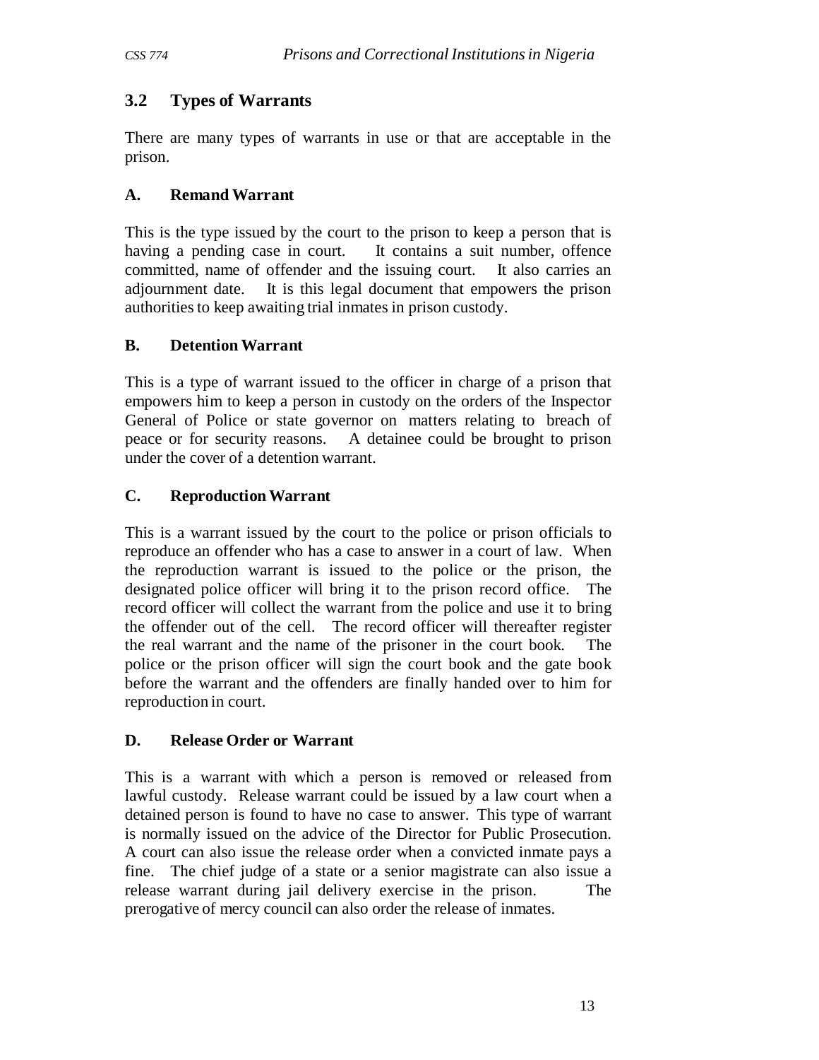## 3.2 Types of Warrants

There are many types of warrants in use or that are acceptable in the prison.

### A. Remand Warrant

This is the type issued by the court to the prison to keep a person that is having a pending case in court. It contains a suit number, offence committed, name of offender and the issuing court. It also carries an adjournment date. It is this legal document that empowers the prison authorities to keep awaiting trial inmates in prison custody.

### B. Detention Warrant

This is a type of warrant issued to the officer in charge of a prison that empowers him to keep a person in custody on the orders of the Inspector General of Police or state governor on matters relating to breach of peace or for security reasons. A detainee could be brought to prison under the cover of a detention warrant.

### C. Reproduction Warrant

This is a warrant issued by the court to the police or prison officials to reproduce an offender who has a case to answer in a court of law. When the reproduction warrant is issued to the police or the prison, the designated police officer will bring it to the prison record office. The record officer will collect the warrant from the police and use it to bring the offender out of the cell. The record officer will thereafter register the real warrant and the name of the prisoner in the court book. The police or the prison officer will sign the court book and the gate book before the warrant and the offenders are finally handed over to him for reproduction in court.

### D. Release Order or Warrant

This is a warrant with which a person is removed or released from lawful custody. Release warrant could be issued by a law court when a detained person is found to have no case to answer. This type of warrant is normally issued on the advice of the Director for Public Prosecution. A court can also issue the release order when a convicted inmate pays a fine. The chief judge of a state or a senior magistrate can also issue a release warrant during jail delivery exercise in the prison. The prerogative of mercy council can also order the release of inmates.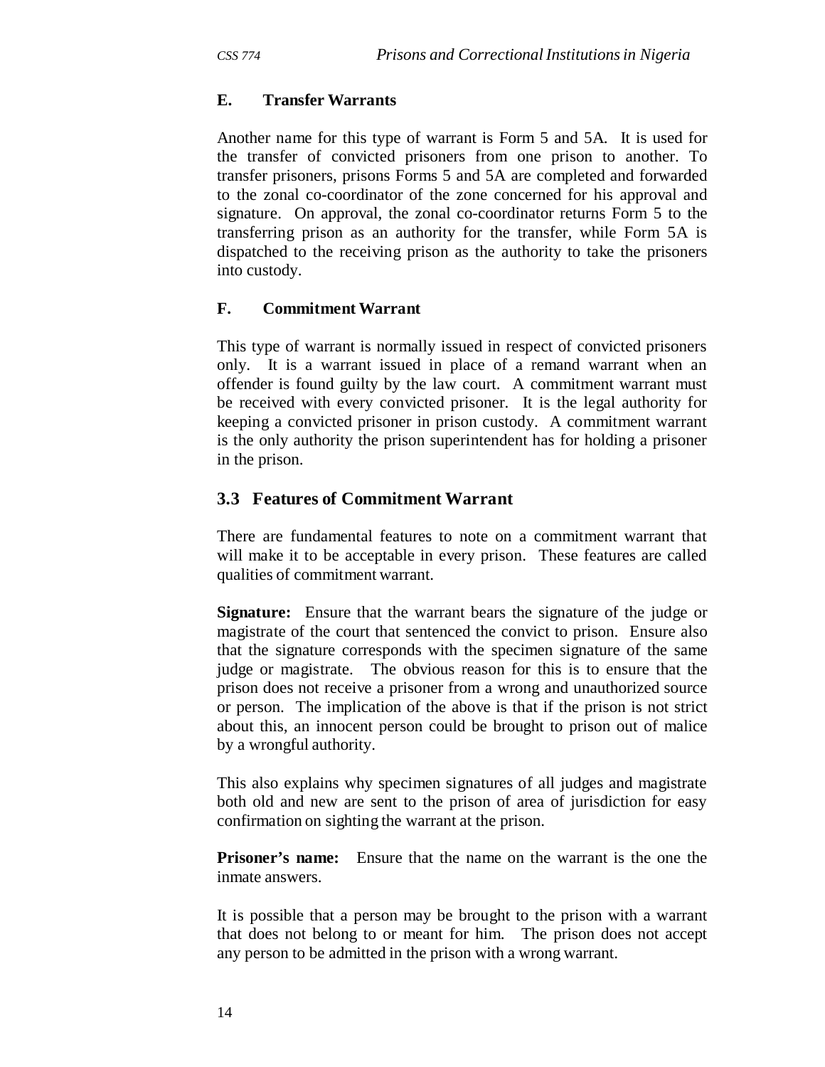### E. Transfer Warrants

Another name for this type of warrant is Form 5 and 5A. It is used for the transfer of convicted prisoners from one prison to another. To transfer prisoners, prisons Forms 5 and 5A are completed and forwarded to the zonal co-coordinator of the zone concerned for his approval and signature. On approval, the zonal co-coordinator returns Form 5 to the transferring prison as an authority for the transfer, while Form 5A is dispatched to the receiving prison as the authority to take the prisoners into custody.

### F. Commitment Warrant

This type of warrant is normally issued in respect of convicted prisoners only. It is a warrant issued in place of a remand warrant when an offender is found guilty by the law court. A commitment warrant must be received with every convicted prisoner. It is the legal authority for keeping a convicted prisoner in prison custody. A commitment warrant is the only authority the prison superintendent has for holding a prisoner in the prison.

## 3.3 Features of Commitment Warrant

There are fundamental features to note on a commitment warrant that will make it to be acceptable in every prison. These features are called qualities of commitment warrant.

**Signature:** Ensure that the warrant bears the signature of the judge or magistrate of the court that sentenced the convict to prison. Ensure also that the signature corresponds with the specimen signature of the same judge or magistrate. The obvious reason for this is to ensure that the prison does not receive a prisoner from a wrong and unauthorized source or person. The implication of the above is that if the prison is not strict about this, an innocent person could be brought to prison out of malice by a wrongful authority.

This also explains why specimen signatures of all judges and magistrate both old and new are sent to the prison of area of jurisdiction for easy confirmation on sighting the warrant at the prison.

**Prisoner's name:** Ensure that the name on the warrant is the one the inmate answers.

It is possible that a person may be brought to the prison with a warrant that does not belong to or meant for him. The prison does not accept any person to be admitted in the prison with a wrong warrant.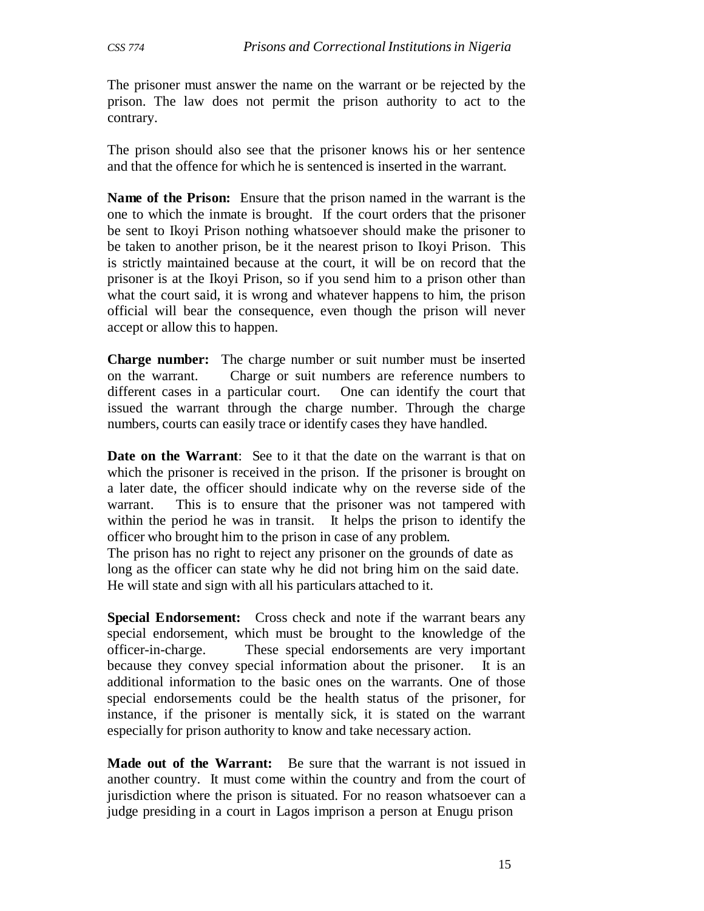The prisoner must answer the name on the warrant or be rejected by the prison. The law does not permit the prison authority to act to the contrary.

The prison should also see that the prisoner knows his or her sentence and that the offence for which he is sentenced is inserted in the warrant.

**Name of the Prison:** Ensure that the prison named in the warrant is the one to which the inmate is brought. If the court orders that the prisoner be sent to Ikoyi Prison nothing whatsoever should make the prisoner to be taken to another prison, be it the nearest prison to Ikoyi Prison. This is strictly maintained because at the court, it will be on record that the prisoner is at the Ikoyi Prison, so if you send him to a prison other than what the court said, it is wrong and whatever happens to him, the prison official will bear the consequence, even though the prison will never accept or allow this to happen.

**Charge number:** The charge number or suit number must be inserted on the warrant. Charge or suit numbers are reference numbers to different cases in a particular court. One can identify the court that issued the warrant through the charge number. Through the charge numbers, courts can easily trace or identify cases they have handled.

**Date on the Warrant**: See to it that the date on the warrant is that on which the prisoner is received in the prison. If the prisoner is brought on a later date, the officer should indicate why on the reverse side of the warrant. This is to ensure that the prisoner was not tampered with within the period he was in transit. It helps the prison to identify the officer who brought him to the prison in case of any problem.
The prison has no right to reject any prisoner on the grounds of date as long as the officer can state why he did not bring him on the said date. He will state and sign with all his particulars attached to it.

**Special Endorsement:** Cross check and note if the warrant bears any special endorsement, which must be brought to the knowledge of the officer-in-charge. These special endorsements are very important because they convey special information about the prisoner. It is an additional information to the basic ones on the warrants. One of those special endorsements could be the health status of the prisoner, for instance, if the prisoner is mentally sick, it is stated on the warrant especially for prison authority to know and take necessary action.

**Made out of the Warrant:** Be sure that the warrant is not issued in another country. It must come within the country and from the court of jurisdiction where the prison is situated. For no reason whatsoever can a judge presiding in a court in Lagos imprison a person at Enugu prison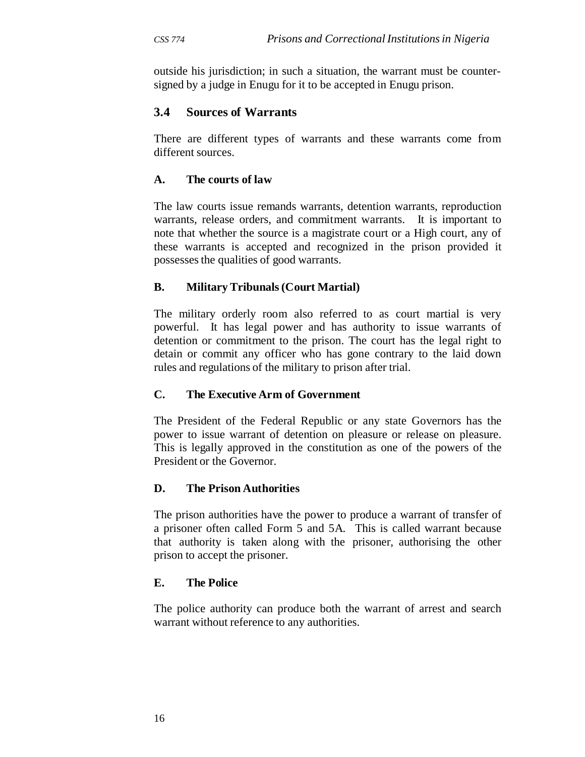outside his jurisdiction; in such a situation, the warrant must be counter-signed by a judge in Enugu for it to be accepted in Enugu prison.

### 3.4 Sources of Warrants

There are different types of warrants and these warrants come from different sources.

#### A. The courts of law

The law courts issue remands warrants, detention warrants, reproduction warrants, release orders, and commitment warrants. It is important to note that whether the source is a magistrate court or a High court, any of these warrants is accepted and recognized in the prison provided it possesses the qualities of good warrants.

#### B. Military Tribunals (Court Martial)

The military orderly room also referred to as court martial is very powerful. It has legal power and has authority to issue warrants of detention or commitment to the prison. The court has the legal right to detain or commit any officer who has gone contrary to the laid down rules and regulations of the military to prison after trial.

#### C. The Executive Arm of Government

The President of the Federal Republic or any state Governors has the power to issue warrant of detention on pleasure or release on pleasure. This is legally approved in the constitution as one of the powers of the President or the Governor.

#### D. The Prison Authorities

The prison authorities have the power to produce a warrant of transfer of a prisoner often called Form 5 and 5A. This is called warrant because that authority is taken along with the prisoner, authorising the other prison to accept the prisoner.

#### E. The Police

The police authority can produce both the warrant of arrest and search warrant without reference to any authorities.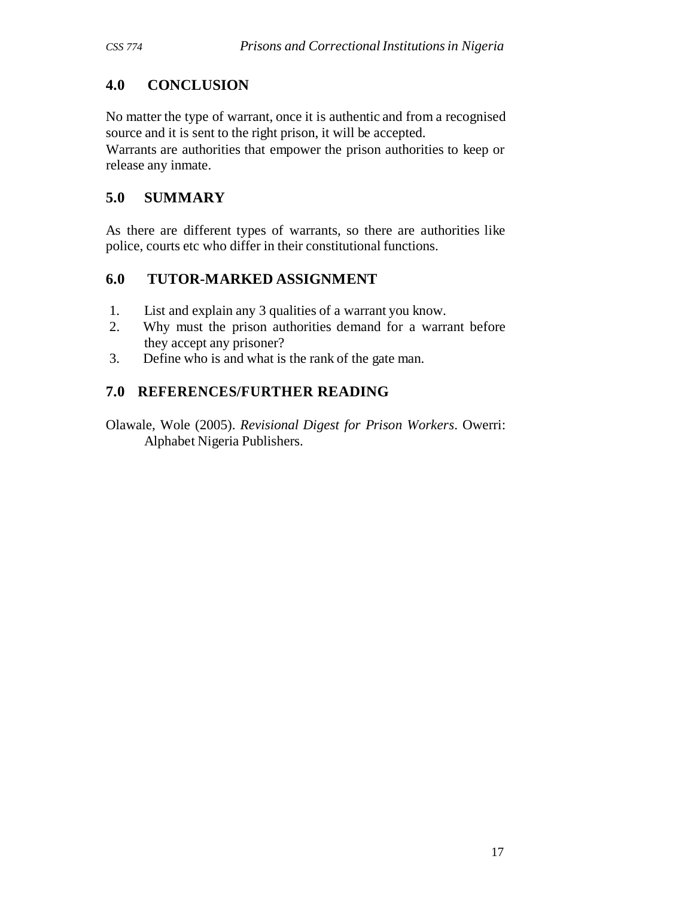## 4.0 CONCLUSION

No matter the type of warrant, once it is authentic and from a recognised source and it is sent to the right prison, it will be accepted.

Warrants are authorities that empower the prison authorities to keep or release any inmate.

## 5.0 SUMMARY

As there are different types of warrants, so there are authorities like police, courts etc who differ in their constitutional functions.

## 6.0 TUTOR-MARKED ASSIGNMENT

1. List and explain any 3 qualities of a warrant you know.
2. Why must the prison authorities demand for a warrant before they accept any prisoner?
3. Define who is and what is the rank of the gate man.

## 7.0 REFERENCES/FURTHER READING

Olawale, Wole (2005). *Revisional Digest for Prison Workers*. Owerri: Alphabet Nigeria Publishers.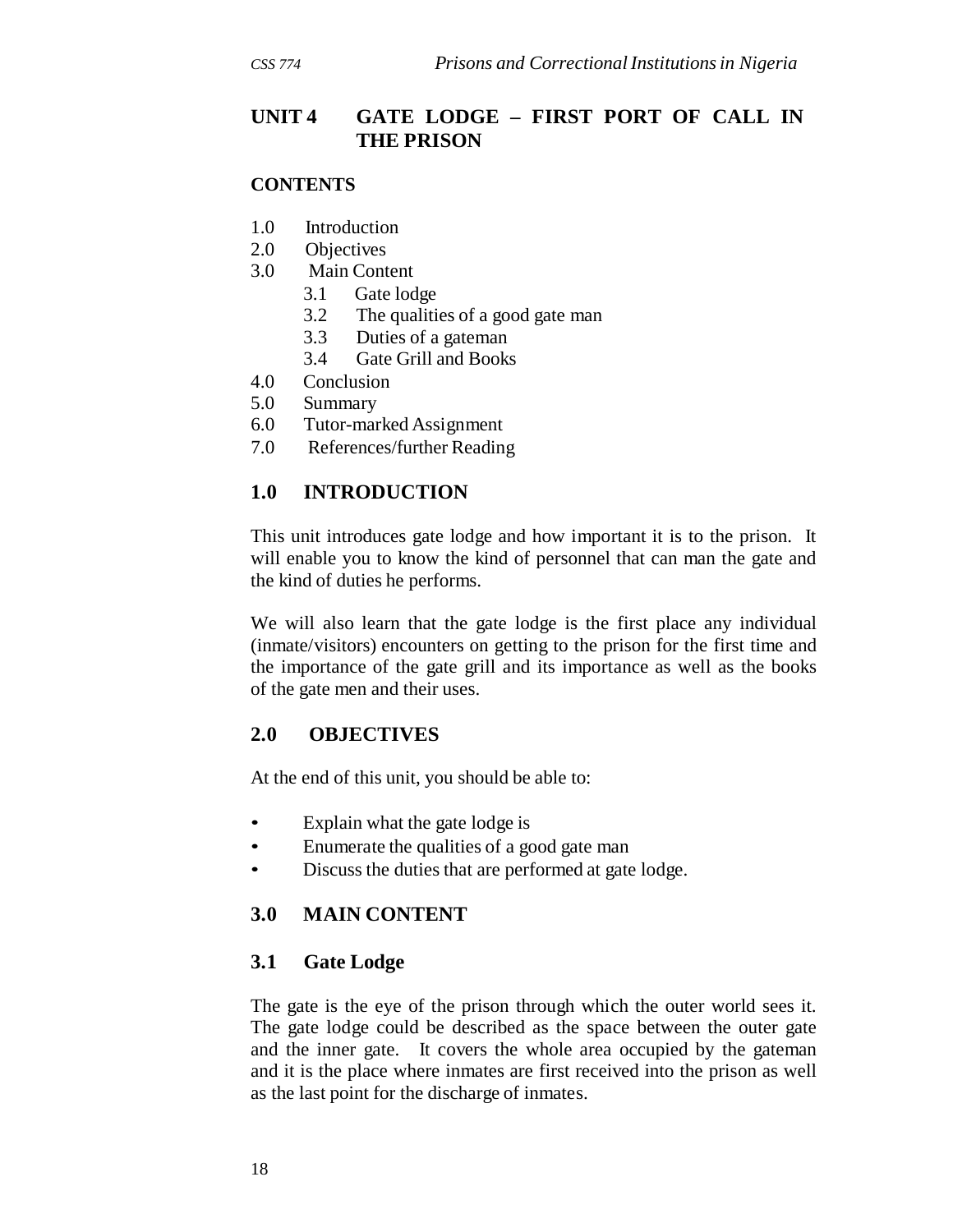## UNIT 4 GATE LODGE – FIRST PORT OF CALL IN THE PRISON

**CONTENTS**

1.0 Introduction
2.0 Objectives
3.0 Main Content
   3.1 Gate lodge
   3.2 The qualities of a good gate man
   3.3 Duties of a gateman
   3.4 Gate Grill and Books
4.0 Conclusion
5.0 Summary
6.0 Tutor-marked Assignment
7.0 References/further Reading

### 1.0 INTRODUCTION

This unit introduces gate lodge and how important it is to the prison. It will enable you to know the kind of personnel that can man the gate and the kind of duties he performs.

We will also learn that the gate lodge is the first place any individual (inmate/visitors) encounters on getting to the prison for the first time and the importance of the gate grill and its importance as well as the books of the gate men and their uses.

### 2.0 OBJECTIVES

At the end of this unit, you should be able to:

- Explain what the gate lodge is
- Enumerate the qualities of a good gate man
- Discuss the duties that are performed at gate lodge.

### 3.0 MAIN CONTENT

#### 3.1 Gate Lodge

The gate is the eye of the prison through which the outer world sees it. The gate lodge could be described as the space between the outer gate and the inner gate. It covers the whole area occupied by the gateman and it is the place where inmates are first received into the prison as well as the last point for the discharge of inmates.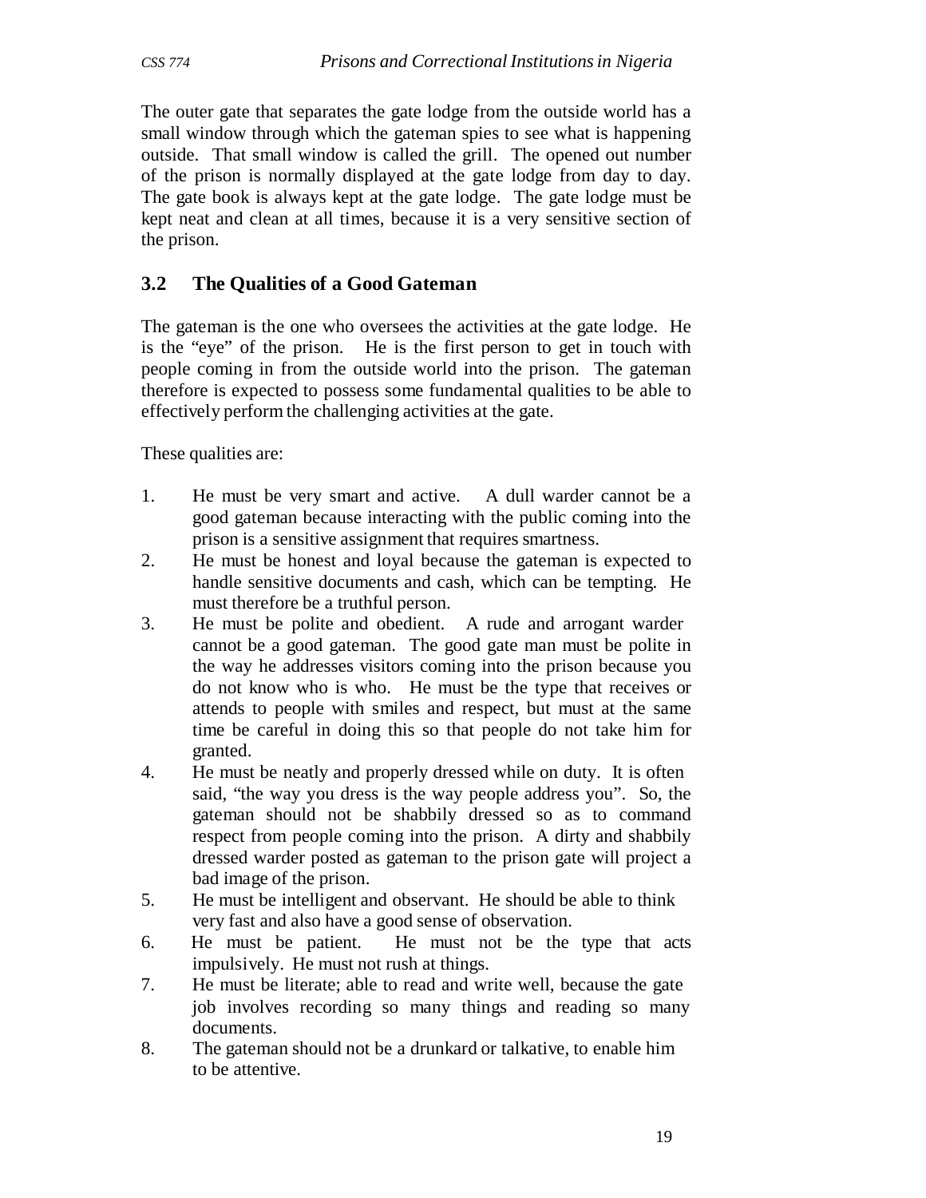The outer gate that separates the gate lodge from the outside world has a small window through which the gateman spies to see what is happening outside. That small window is called the grill. The opened out number of the prison is normally displayed at the gate lodge from day to day. The gate book is always kept at the gate lodge. The gate lodge must be kept neat and clean at all times, because it is a very sensitive section of the prison.

### 3.2 The Qualities of a Good Gateman

The gateman is the one who oversees the activities at the gate lodge. He is the "eye" of the prison. He is the first person to get in touch with people coming in from the outside world into the prison. The gateman therefore is expected to possess some fundamental qualities to be able to effectively perform the challenging activities at the gate.

These qualities are:

1. He must be very smart and active. A dull warder cannot be a good gateman because interacting with the public coming into the prison is a sensitive assignment that requires smartness.
2. He must be honest and loyal because the gateman is expected to handle sensitive documents and cash, which can be tempting. He must therefore be a truthful person.
3. He must be polite and obedient. A rude and arrogant warder cannot be a good gateman. The good gate man must be polite in the way he addresses visitors coming into the prison because you do not know who is who. He must be the type that receives or attends to people with smiles and respect, but must at the same time be careful in doing this so that people do not take him for granted.
4. He must be neatly and properly dressed while on duty. It is often said, "the way you dress is the way people address you". So, the gateman should not be shabbily dressed so as to command respect from people coming into the prison. A dirty and shabbily dressed warder posted as gateman to the prison gate will project a bad image of the prison.
5. He must be intelligent and observant. He should be able to think very fast and also have a good sense of observation.
6. He must be patient. He must not be the type that acts impulsively. He must not rush at things.
7. He must be literate; able to read and write well, because the gate job involves recording so many things and reading so many documents.
8. The gateman should not be a drunkard or talkative, to enable him to be attentive.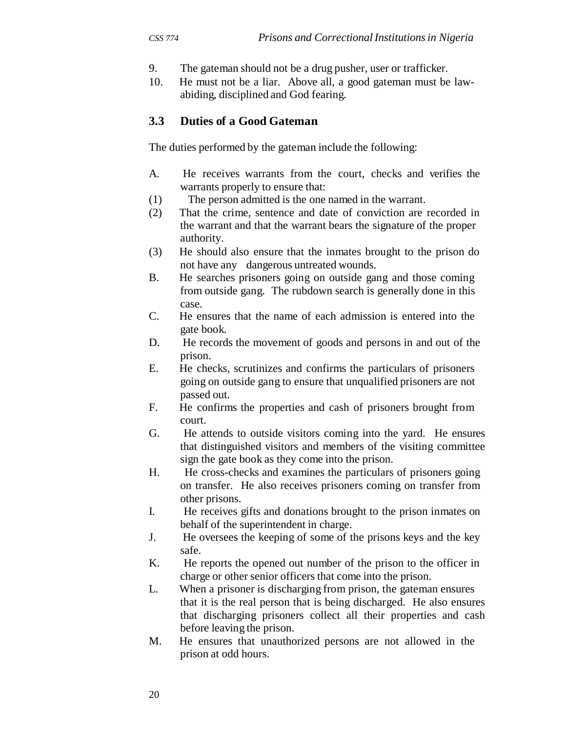9. The gateman should not be a drug pusher, user or trafficker.
10. He must not be a liar. Above all, a good gateman must be law-abiding, disciplined and God fearing.

### 3.3 Duties of a Good Gateman

The duties performed by the gateman include the following:

A. He receives warrants from the court, checks and verifies the warrants properly to ensure that:

(1) The person admitted is the one named in the warrant.

(2) That the crime, sentence and date of conviction are recorded in the warrant and that the warrant bears the signature of the proper authority.

(3) He should also ensure that the inmates brought to the prison do not have any dangerous untreated wounds.

B. He searches prisoners going on outside gang and those coming from outside gang. The rubdown search is generally done in this case.

C. He ensures that the name of each admission is entered into the gate book.

D. He records the movement of goods and persons in and out of the prison.

E. He checks, scrutinizes and confirms the particulars of prisoners going on outside gang to ensure that unqualified prisoners are not passed out.

F. He confirms the properties and cash of prisoners brought from court.

G. He attends to outside visitors coming into the yard. He ensures that distinguished visitors and members of the visiting committee sign the gate book as they come into the prison.

H. He cross-checks and examines the particulars of prisoners going on transfer. He also receives prisoners coming on transfer from other prisons.

I. He receives gifts and donations brought to the prison inmates on behalf of the superintendent in charge.

J. He oversees the keeping of some of the prisons keys and the key safe.

K. He reports the opened out number of the prison to the officer in charge or other senior officers that come into the prison.

L. When a prisoner is discharging from prison, the gateman ensures that it is the real person that is being discharged. He also ensures that discharging prisoners collect all their properties and cash before leaving the prison.

M. He ensures that unauthorized persons are not allowed in the prison at odd hours.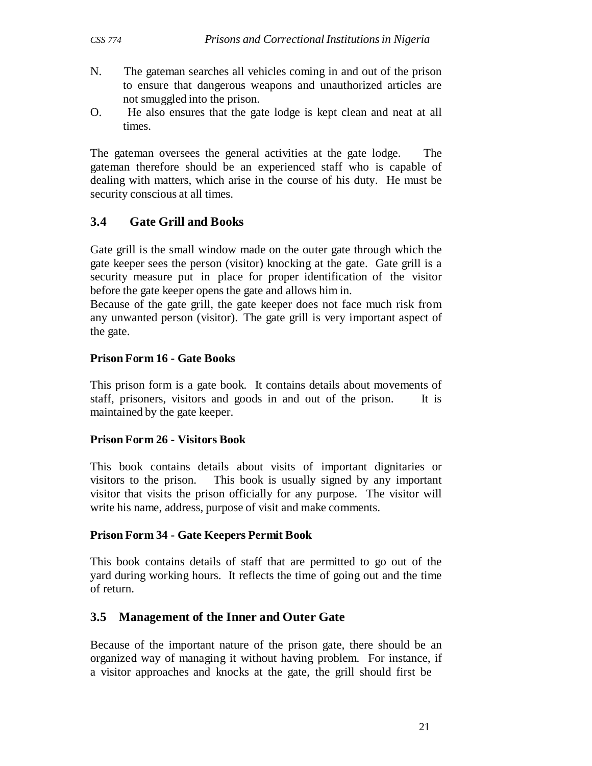N. The gateman searches all vehicles coming in and out of the prison to ensure that dangerous weapons and unauthorized articles are not smuggled into the prison.

O. He also ensures that the gate lodge is kept clean and neat at all times.

The gateman oversees the general activities at the gate lodge. The gateman therefore should be an experienced staff who is capable of dealing with matters, which arise in the course of his duty. He must be security conscious at all times.

## 3.4 Gate Grill and Books

Gate grill is the small window made on the outer gate through which the gate keeper sees the person (visitor) knocking at the gate. Gate grill is a security measure put in place for proper identification of the visitor before the gate keeper opens the gate and allows him in.

Because of the gate grill, the gate keeper does not face much risk from any unwanted person (visitor). The gate grill is very important aspect of the gate.

**Prison Form 16 - Gate Books**

This prison form is a gate book. It contains details about movements of staff, prisoners, visitors and goods in and out of the prison. It is maintained by the gate keeper.

**Prison Form 26 - Visitors Book**

This book contains details about visits of important dignitaries or visitors to the prison. This book is usually signed by any important visitor that visits the prison officially for any purpose. The visitor will write his name, address, purpose of visit and make comments.

**Prison Form 34 - Gate Keepers Permit Book**

This book contains details of staff that are permitted to go out of the yard during working hours. It reflects the time of going out and the time of return.

## 3.5 Management of the Inner and Outer Gate

Because of the important nature of the prison gate, there should be an organized way of managing it without having problem. For instance, if a visitor approaches and knocks at the gate, the grill should first be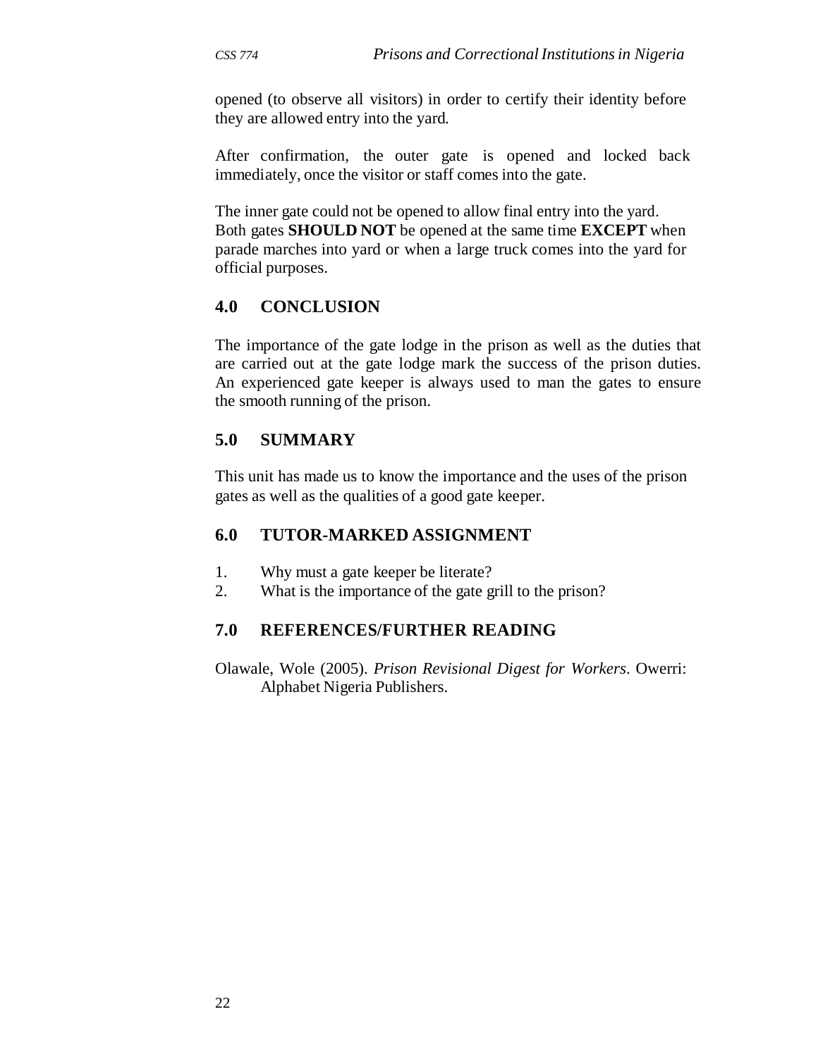opened (to observe all visitors) in order to certify their identity before they are allowed entry into the yard.

After confirmation, the outer gate is opened and locked back immediately, once the visitor or staff comes into the gate.

The inner gate could not be opened to allow final entry into the yard. Both gates **SHOULD NOT** be opened at the same time **EXCEPT** when parade marches into yard or when a large truck comes into the yard for official purposes.

## 4.0 CONCLUSION

The importance of the gate lodge in the prison as well as the duties that are carried out at the gate lodge mark the success of the prison duties. An experienced gate keeper is always used to man the gates to ensure the smooth running of the prison.

## 5.0 SUMMARY

This unit has made us to know the importance and the uses of the prison gates as well as the qualities of a good gate keeper.

## 6.0 TUTOR-MARKED ASSIGNMENT

1. Why must a gate keeper be literate?
2. What is the importance of the gate grill to the prison?

## 7.0 REFERENCES/FURTHER READING

Olawale, Wole (2005). *Prison Revisional Digest for Workers*. Owerri: Alphabet Nigeria Publishers.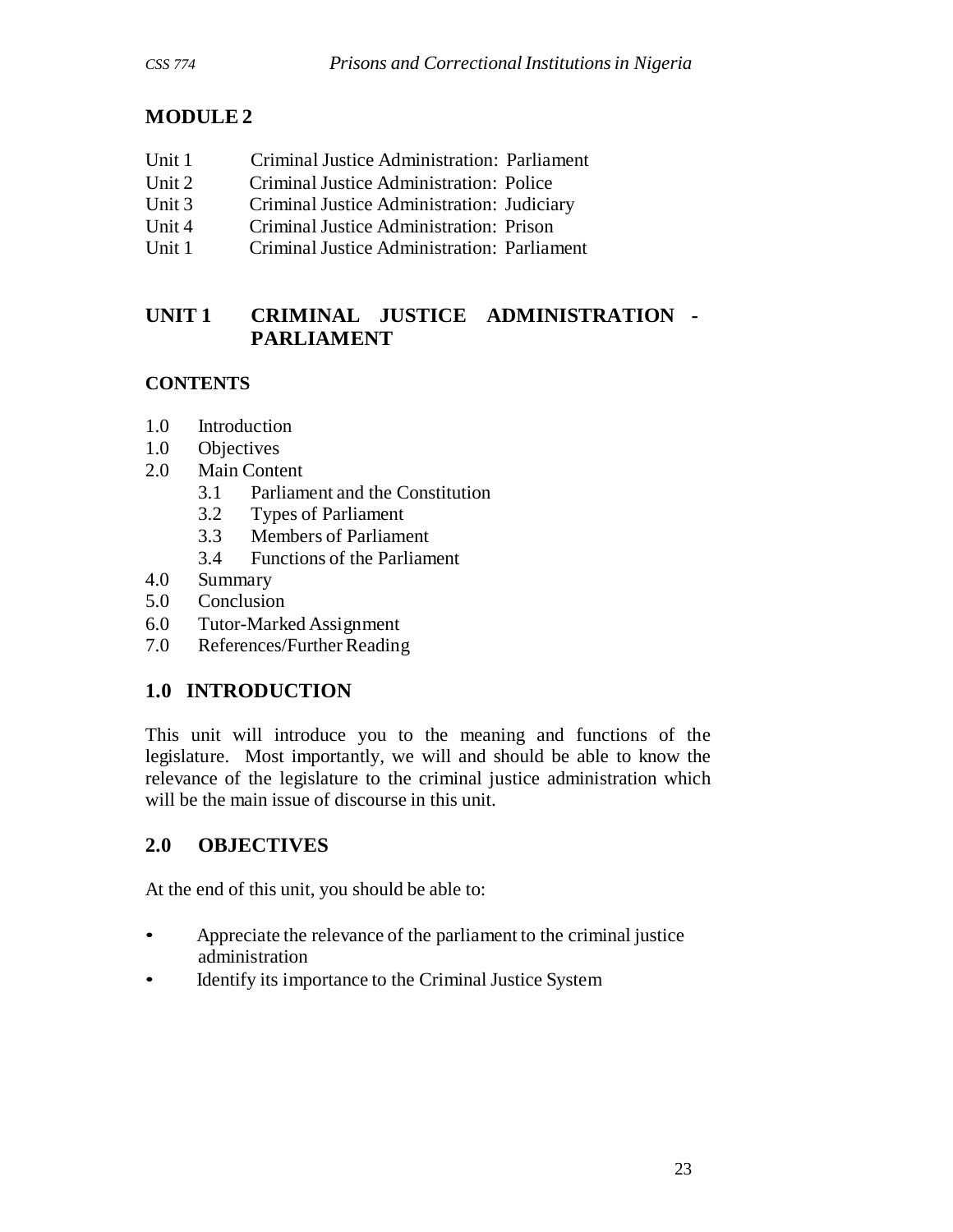# MODULE 2

Unit 1 Criminal Justice Administration: Parliament
Unit 2 Criminal Justice Administration: Police
Unit 3 Criminal Justice Administration: Judiciary
Unit 4 Criminal Justice Administration: Prison
Unit 1 Criminal Justice Administration: Parliament

## UNIT 1 CRIMINAL JUSTICE ADMINISTRATION - PARLIAMENT

### CONTENTS

1.0 Introduction
1.0 Objectives
2.0 Main Content
 3.1 Parliament and the Constitution
 3.2 Types of Parliament
 3.3 Members of Parliament
 3.4 Functions of the Parliament
4.0 Summary
5.0 Conclusion
6.0 Tutor-Marked Assignment
7.0 References/Further Reading

## 1.0 INTRODUCTION

This unit will introduce you to the meaning and functions of the legislature. Most importantly, we will and should be able to know the relevance of the legislature to the criminal justice administration which will be the main issue of discourse in this unit.

## 2.0 OBJECTIVES

At the end of this unit, you should be able to:

- Appreciate the relevance of the parliament to the criminal justice administration
- Identify its importance to the Criminal Justice System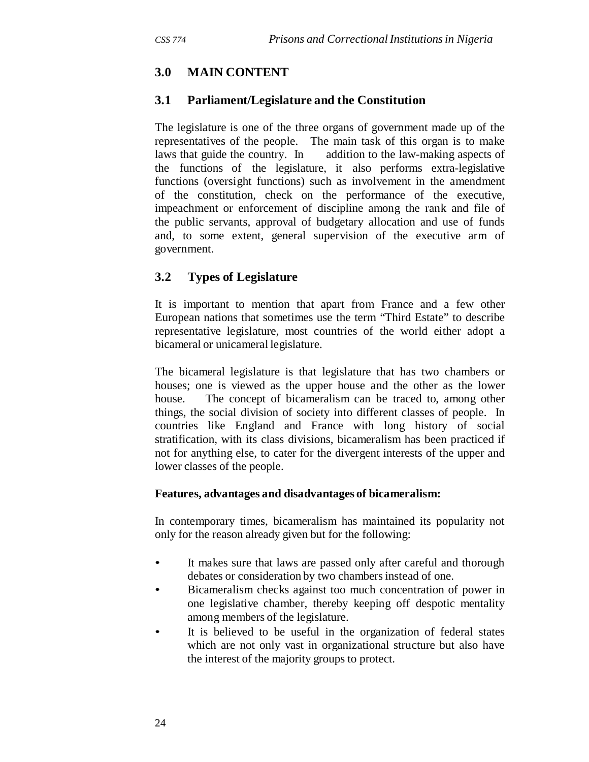## 3.0 MAIN CONTENT

### 3.1 Parliament/Legislature and the Constitution

The legislature is one of the three organs of government made up of the representatives of the people. The main task of this organ is to make laws that guide the country. In addition to the law-making aspects of the functions of the legislature, it also performs extra-legislative functions (oversight functions) such as involvement in the amendment of the constitution, check on the performance of the executive, impeachment or enforcement of discipline among the rank and file of the public servants, approval of budgetary allocation and use of funds and, to some extent, general supervision of the executive arm of government.

### 3.2 Types of Legislature

It is important to mention that apart from France and a few other European nations that sometimes use the term "Third Estate" to describe representative legislature, most countries of the world either adopt a bicameral or unicameral legislature.

The bicameral legislature is that legislature that has two chambers or houses; one is viewed as the upper house and the other as the lower house. The concept of bicameralism can be traced to, among other things, the social division of society into different classes of people. In countries like England and France with long history of social stratification, with its class divisions, bicameralism has been practiced if not for anything else, to cater for the divergent interests of the upper and lower classes of the people.

**Features, advantages and disadvantages of bicameralism:**

In contemporary times, bicameralism has maintained its popularity not only for the reason already given but for the following:

- It makes sure that laws are passed only after careful and thorough debates or consideration by two chambers instead of one.
- Bicameralism checks against too much concentration of power in one legislative chamber, thereby keeping off despotic mentality among members of the legislature.
- It is believed to be useful in the organization of federal states which are not only vast in organizational structure but also have the interest of the majority groups to protect.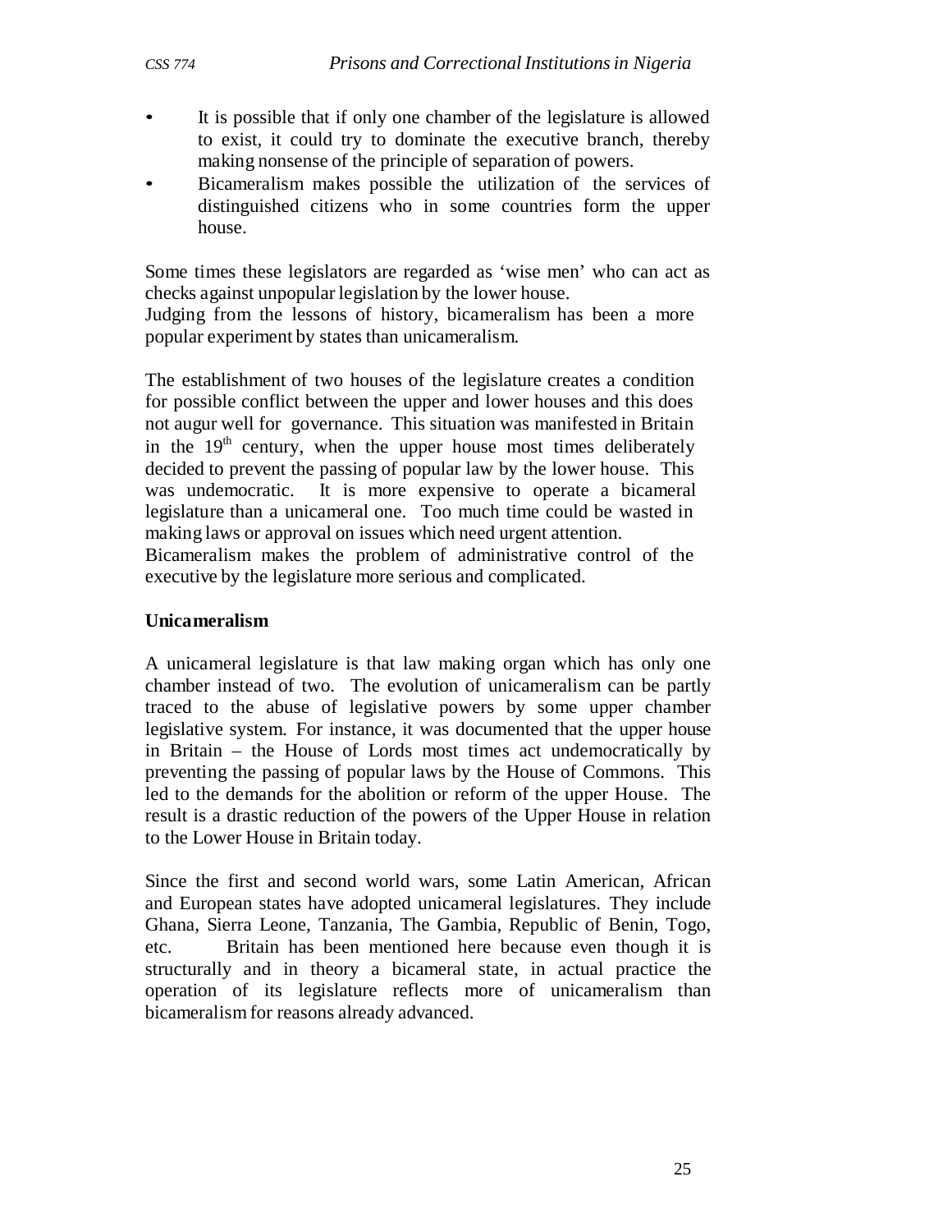- It is possible that if only one chamber of the legislature is allowed to exist, it could try to dominate the executive branch, thereby making nonsense of the principle of separation of powers.
- Bicameralism makes possible the utilization of the services of distinguished citizens who in some countries form the upper house.

Some times these legislators are regarded as 'wise men' who can act as checks against unpopular legislation by the lower house.
Judging from the lessons of history, bicameralism has been a more popular experiment by states than unicameralism.

The establishment of two houses of the legislature creates a condition for possible conflict between the upper and lower houses and this does not augur well for governance. This situation was manifested in Britain in the 19th century, when the upper house most times deliberately decided to prevent the passing of popular law by the lower house. This was undemocratic. It is more expensive to operate a bicameral legislature than a unicameral one. Too much time could be wasted in making laws or approval on issues which need urgent attention.
Bicameralism makes the problem of administrative control of the executive by the legislature more serious and complicated.

**Unicameralism**

A unicameral legislature is that law making organ which has only one chamber instead of two. The evolution of unicameralism can be partly traced to the abuse of legislative powers by some upper chamber legislative system. For instance, it was documented that the upper house in Britain – the House of Lords most times act undemocratically by preventing the passing of popular laws by the House of Commons. This led to the demands for the abolition or reform of the upper House. The result is a drastic reduction of the powers of the Upper House in relation to the Lower House in Britain today.

Since the first and second world wars, some Latin American, African and European states have adopted unicameral legislatures. They include Ghana, Sierra Leone, Tanzania, The Gambia, Republic of Benin, Togo, etc. Britain has been mentioned here because even though it is structurally and in theory a bicameral state, in actual practice the operation of its legislature reflects more of unicameralism than bicameralism for reasons already advanced.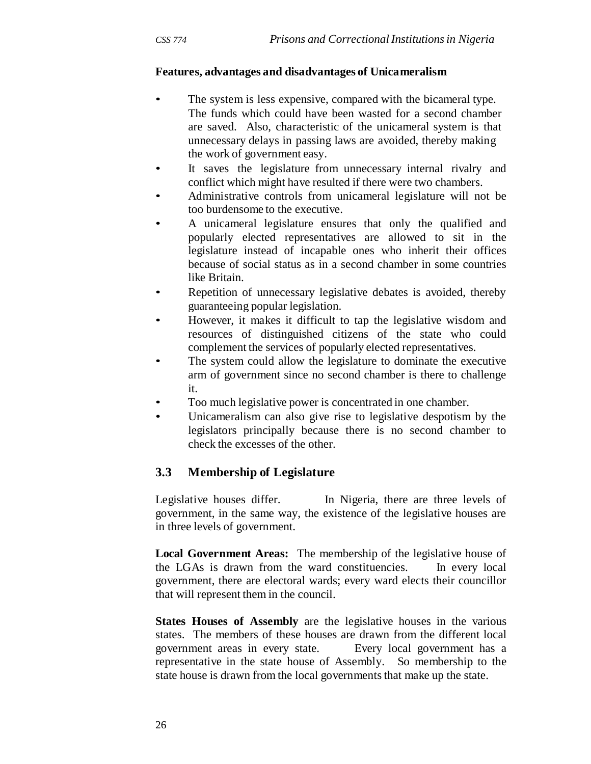**Features, advantages and disadvantages of Unicameralism**

- The system is less expensive, compared with the bicameral type. The funds which could have been wasted for a second chamber are saved. Also, characteristic of the unicameral system is that unnecessary delays in passing laws are avoided, thereby making the work of government easy.
- It saves the legislature from unnecessary internal rivalry and conflict which might have resulted if there were two chambers.
- Administrative controls from unicameral legislature will not be too burdensome to the executive.
- A unicameral legislature ensures that only the qualified and popularly elected representatives are allowed to sit in the legislature instead of incapable ones who inherit their offices because of social status as in a second chamber in some countries like Britain.
- Repetition of unnecessary legislative debates is avoided, thereby guaranteeing popular legislation.
- However, it makes it difficult to tap the legislative wisdom and resources of distinguished citizens of the state who could complement the services of popularly elected representatives.
- The system could allow the legislature to dominate the executive arm of government since no second chamber is there to challenge it.
- Too much legislative power is concentrated in one chamber.
- Unicameralism can also give rise to legislative despotism by the legislators principally because there is no second chamber to check the excesses of the other.

## 3.3 Membership of Legislature

Legislative houses differ. In Nigeria, there are three levels of government, in the same way, the existence of the legislative houses are in three levels of government.

**Local Government Areas:** The membership of the legislative house of the LGAs is drawn from the ward constituencies. In every local government, there are electoral wards; every ward elects their councillor that will represent them in the council.

**States Houses of Assembly** are the legislative houses in the various states. The members of these houses are drawn from the different local government areas in every state. Every local government has a representative in the state house of Assembly. So membership to the state house is drawn from the local governments that make up the state.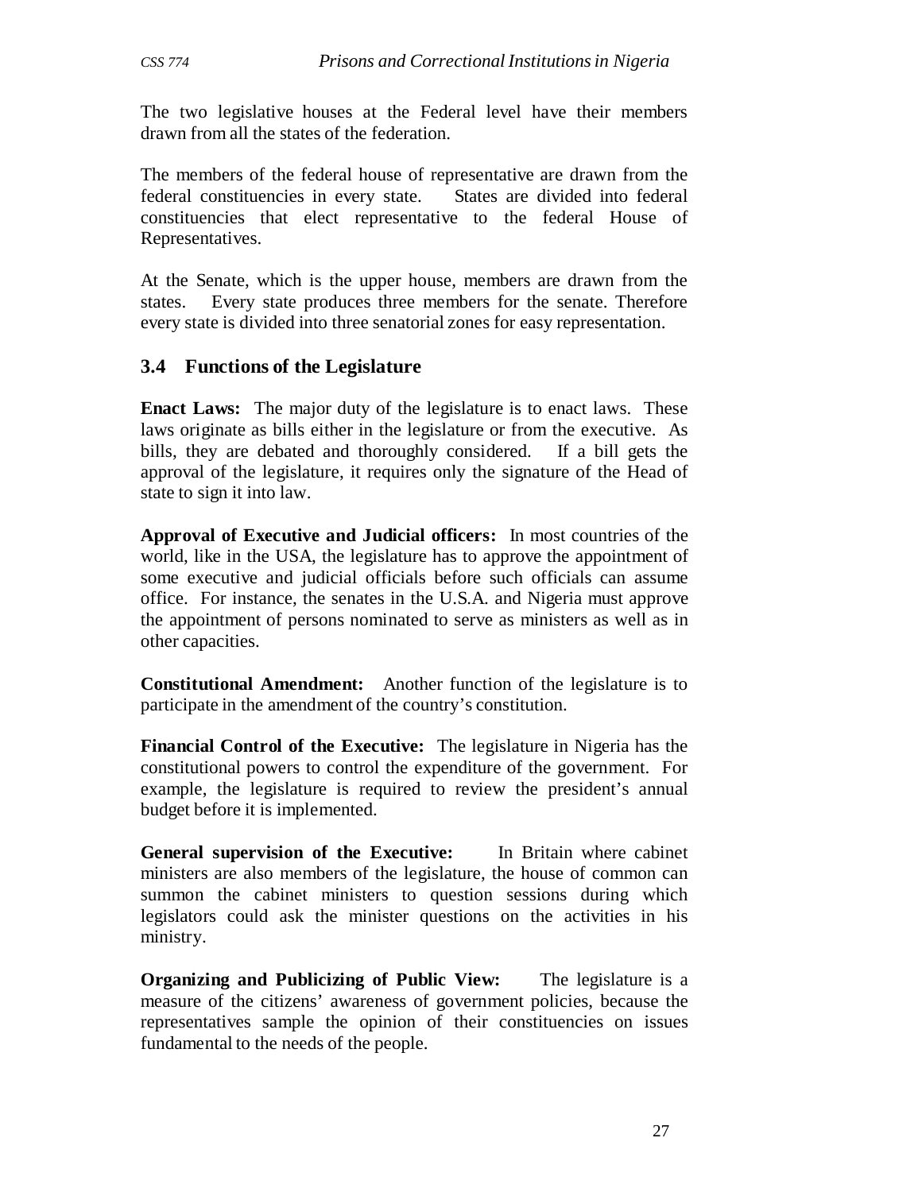The two legislative houses at the Federal level have their members drawn from all the states of the federation.

The members of the federal house of representative are drawn from the federal constituencies in every state. States are divided into federal constituencies that elect representative to the federal House of Representatives.

At the Senate, which is the upper house, members are drawn from the states. Every state produces three members for the senate. Therefore every state is divided into three senatorial zones for easy representation.

### 3.4 Functions of the Legislature

**Enact Laws:** The major duty of the legislature is to enact laws. These laws originate as bills either in the legislature or from the executive. As bills, they are debated and thoroughly considered. If a bill gets the approval of the legislature, it requires only the signature of the Head of state to sign it into law.

**Approval of Executive and Judicial officers:** In most countries of the world, like in the USA, the legislature has to approve the appointment of some executive and judicial officials before such officials can assume office. For instance, the senates in the U.S.A. and Nigeria must approve the appointment of persons nominated to serve as ministers as well as in other capacities.

**Constitutional Amendment:** Another function of the legislature is to participate in the amendment of the country's constitution.

**Financial Control of the Executive:** The legislature in Nigeria has the constitutional powers to control the expenditure of the government. For example, the legislature is required to review the president's annual budget before it is implemented.

**General supervision of the Executive:** In Britain where cabinet ministers are also members of the legislature, the house of common can summon the cabinet ministers to question sessions during which legislators could ask the minister questions on the activities in his ministry.

**Organizing and Publicizing of Public View:** The legislature is a measure of the citizens' awareness of government policies, because the representatives sample the opinion of their constituencies on issues fundamental to the needs of the people.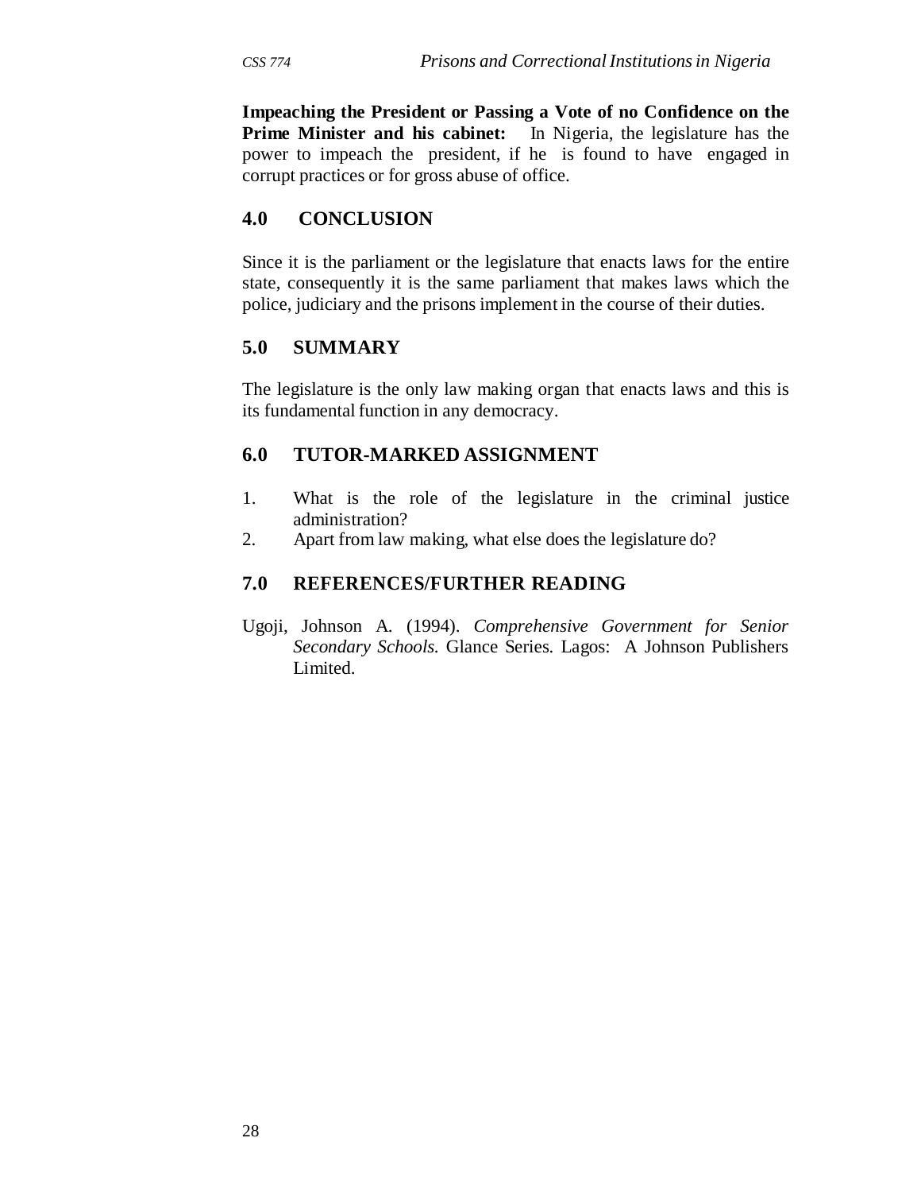**Impeaching the President or Passing a Vote of no Confidence on the Prime Minister and his cabinet:** In Nigeria, the legislature has the power to impeach the president, if he is found to have engaged in corrupt practices or for gross abuse of office.

## 4.0 CONCLUSION

Since it is the parliament or the legislature that enacts laws for the entire state, consequently it is the same parliament that makes laws which the police, judiciary and the prisons implement in the course of their duties.

## 5.0 SUMMARY

The legislature is the only law making organ that enacts laws and this is its fundamental function in any democracy.

## 6.0 TUTOR-MARKED ASSIGNMENT

1. What is the role of the legislature in the criminal justice administration?
2. Apart from law making, what else does the legislature do?

## 7.0 REFERENCES/FURTHER READING

Ugoji, Johnson A. (1994). *Comprehensive Government for Senior Secondary Schools.* Glance Series. Lagos: A Johnson Publishers Limited.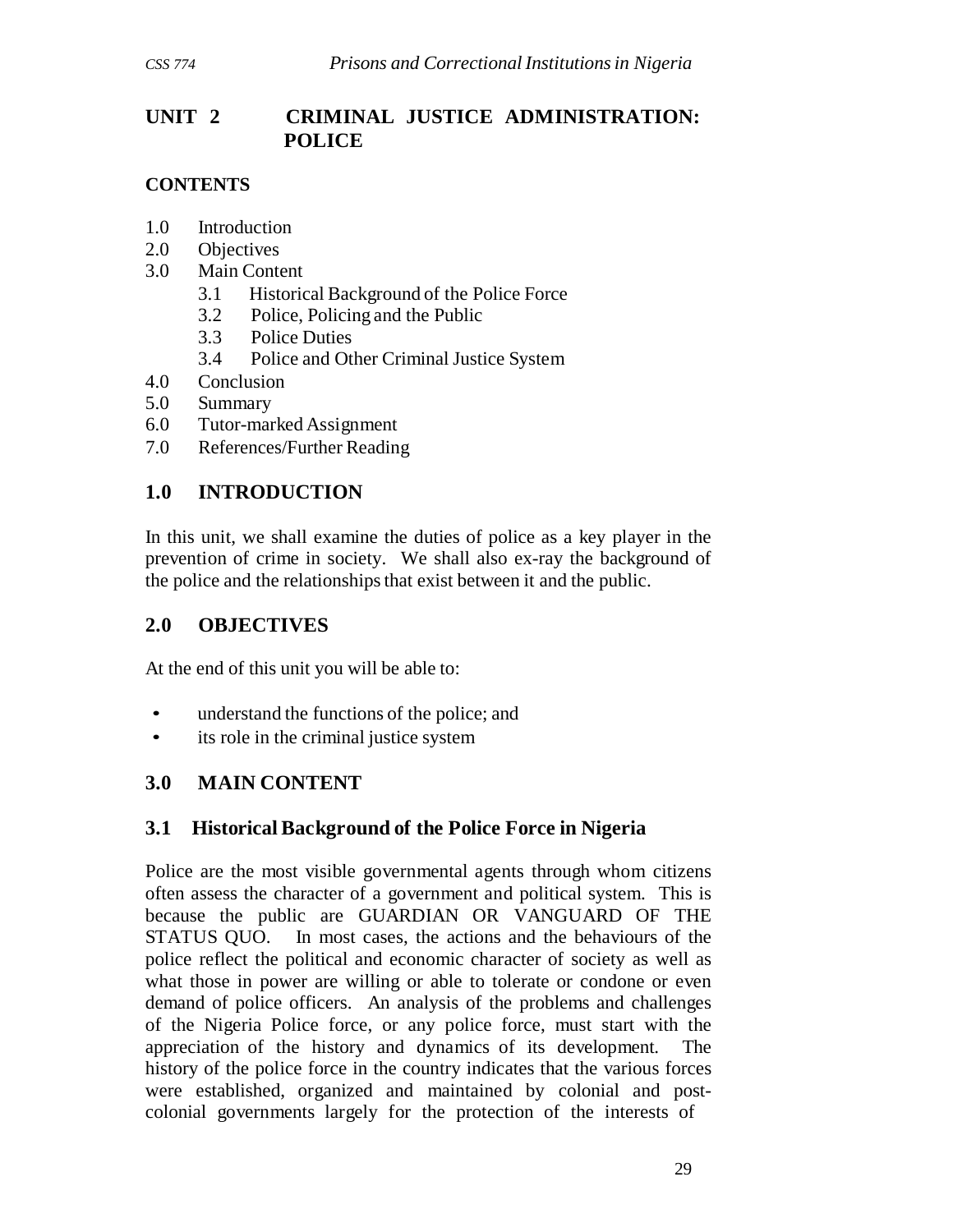## UNIT 2 CRIMINAL JUSTICE ADMINISTRATION: POLICE

**CONTENTS**

1.0 Introduction
2.0 Objectives
3.0 Main Content
   3.1 Historical Background of the Police Force
   3.2 Police, Policing and the Public
   3.3 Police Duties
   3.4 Police and Other Criminal Justice System
4.0 Conclusion
5.0 Summary
6.0 Tutor-marked Assignment
7.0 References/Further Reading

## 1.0 INTRODUCTION

In this unit, we shall examine the duties of police as a key player in the prevention of crime in society. We shall also ex-ray the background of the police and the relationships that exist between it and the public.

## 2.0 OBJECTIVES

At the end of this unit you will be able to:

- understand the functions of the police; and
- its role in the criminal justice system

## 3.0 MAIN CONTENT

### 3.1 Historical Background of the Police Force in Nigeria

Police are the most visible governmental agents through whom citizens often assess the character of a government and political system. This is because the public are GUARDIAN OR VANGUARD OF THE STATUS QUO. In most cases, the actions and the behaviours of the police reflect the political and economic character of society as well as what those in power are willing or able to tolerate or condone or even demand of police officers. An analysis of the problems and challenges of the Nigeria Police force, or any police force, must start with the appreciation of the history and dynamics of its development. The history of the police force in the country indicates that the various forces were established, organized and maintained by colonial and post-colonial governments largely for the protection of the interests of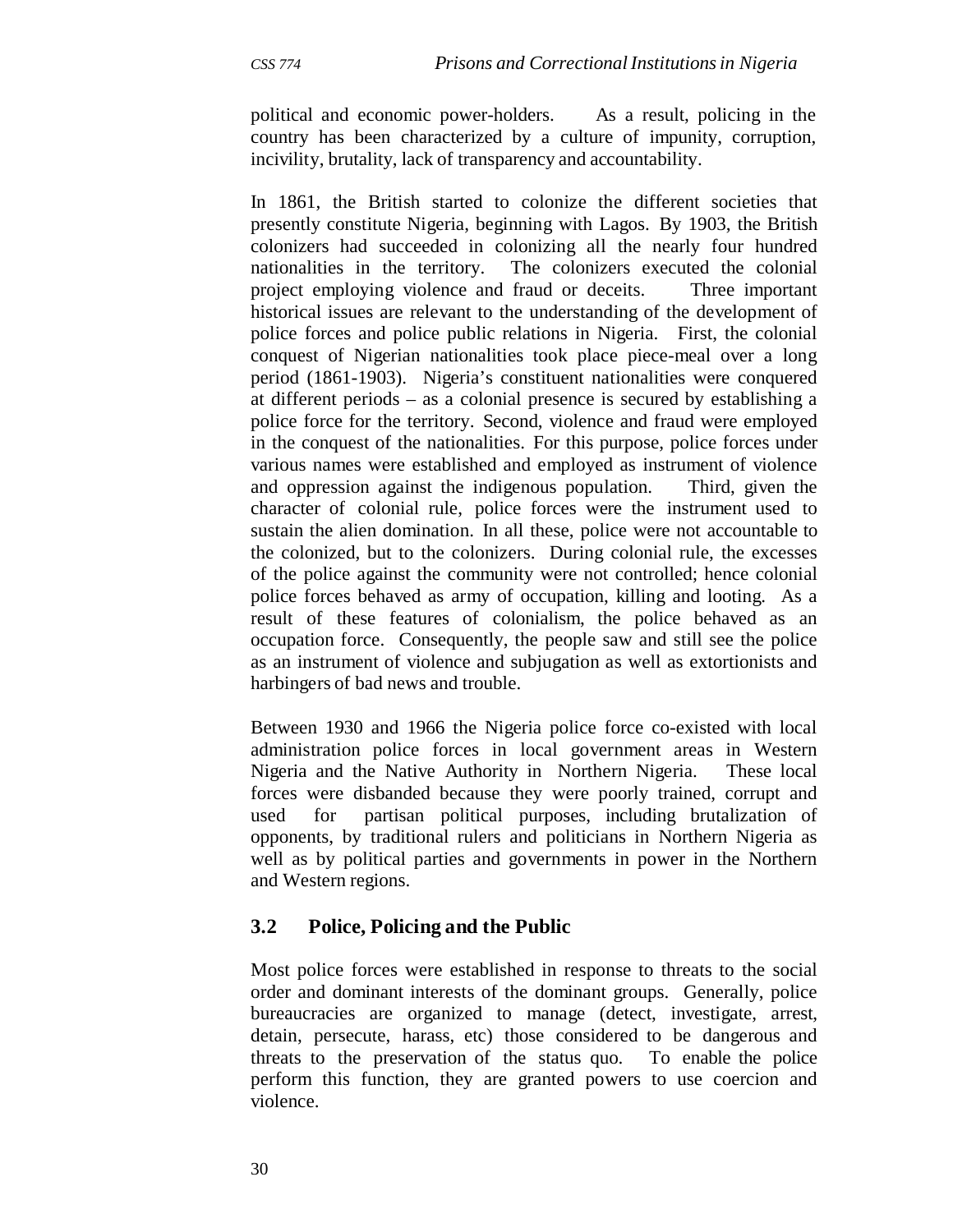political and economic power-holders. As a result, policing in the country has been characterized by a culture of impunity, corruption, incivility, brutality, lack of transparency and accountability.

In 1861, the British started to colonize the different societies that presently constitute Nigeria, beginning with Lagos. By 1903, the British colonizers had succeeded in colonizing all the nearly four hundred nationalities in the territory. The colonizers executed the colonial project employing violence and fraud or deceits. Three important historical issues are relevant to the understanding of the development of police forces and police public relations in Nigeria. First, the colonial conquest of Nigerian nationalities took place piece-meal over a long period (1861-1903). Nigeria's constituent nationalities were conquered at different periods – as a colonial presence is secured by establishing a police force for the territory. Second, violence and fraud were employed in the conquest of the nationalities. For this purpose, police forces under various names were established and employed as instrument of violence and oppression against the indigenous population. Third, given the character of colonial rule, police forces were the instrument used to sustain the alien domination. In all these, police were not accountable to the colonized, but to the colonizers. During colonial rule, the excesses of the police against the community were not controlled; hence colonial police forces behaved as army of occupation, killing and looting. As a result of these features of colonialism, the police behaved as an occupation force. Consequently, the people saw and still see the police as an instrument of violence and subjugation as well as extortionists and harbingers of bad news and trouble.

Between 1930 and 1966 the Nigeria police force co-existed with local administration police forces in local government areas in Western Nigeria and the Native Authority in Northern Nigeria. These local forces were disbanded because they were poorly trained, corrupt and used for partisan political purposes, including brutalization of opponents, by traditional rulers and politicians in Northern Nigeria as well as by political parties and governments in power in the Northern and Western regions.

## 3.2 Police, Policing and the Public

Most police forces were established in response to threats to the social order and dominant interests of the dominant groups. Generally, police bureaucracies are organized to manage (detect, investigate, arrest, detain, persecute, harass, etc) those considered to be dangerous and threats to the preservation of the status quo. To enable the police perform this function, they are granted powers to use coercion and violence.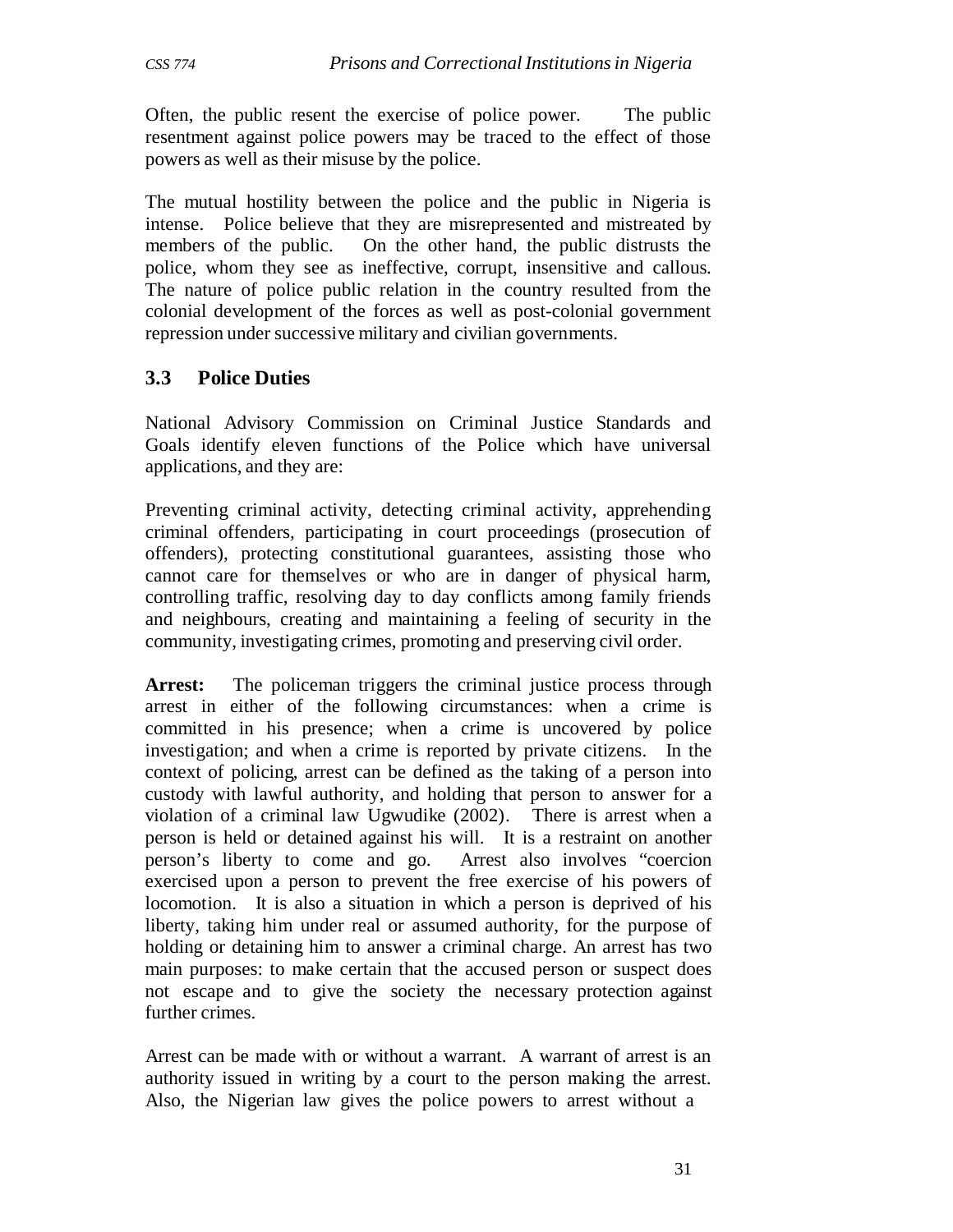Often, the public resent the exercise of police power. The public resentment against police powers may be traced to the effect of those powers as well as their misuse by the police.

The mutual hostility between the police and the public in Nigeria is intense. Police believe that they are misrepresented and mistreated by members of the public. On the other hand, the public distrusts the police, whom they see as ineffective, corrupt, insensitive and callous. The nature of police public relation in the country resulted from the colonial development of the forces as well as post-colonial government repression under successive military and civilian governments.

## 3.3 Police Duties

National Advisory Commission on Criminal Justice Standards and Goals identify eleven functions of the Police which have universal applications, and they are:

Preventing criminal activity, detecting criminal activity, apprehending criminal offenders, participating in court proceedings (prosecution of offenders), protecting constitutional guarantees, assisting those who cannot care for themselves or who are in danger of physical harm, controlling traffic, resolving day to day conflicts among family friends and neighbours, creating and maintaining a feeling of security in the community, investigating crimes, promoting and preserving civil order.

**Arrest:** The policeman triggers the criminal justice process through arrest in either of the following circumstances: when a crime is committed in his presence; when a crime is uncovered by police investigation; and when a crime is reported by private citizens. In the context of policing, arrest can be defined as the taking of a person into custody with lawful authority, and holding that person to answer for a violation of a criminal law Ugwudike (2002). There is arrest when a person is held or detained against his will. It is a restraint on another person's liberty to come and go. Arrest also involves "coercion exercised upon a person to prevent the free exercise of his powers of locomotion. It is also a situation in which a person is deprived of his liberty, taking him under real or assumed authority, for the purpose of holding or detaining him to answer a criminal charge. An arrest has two main purposes: to make certain that the accused person or suspect does not escape and to give the society the necessary protection against further crimes.

Arrest can be made with or without a warrant. A warrant of arrest is an authority issued in writing by a court to the person making the arrest. Also, the Nigerian law gives the police powers to arrest without a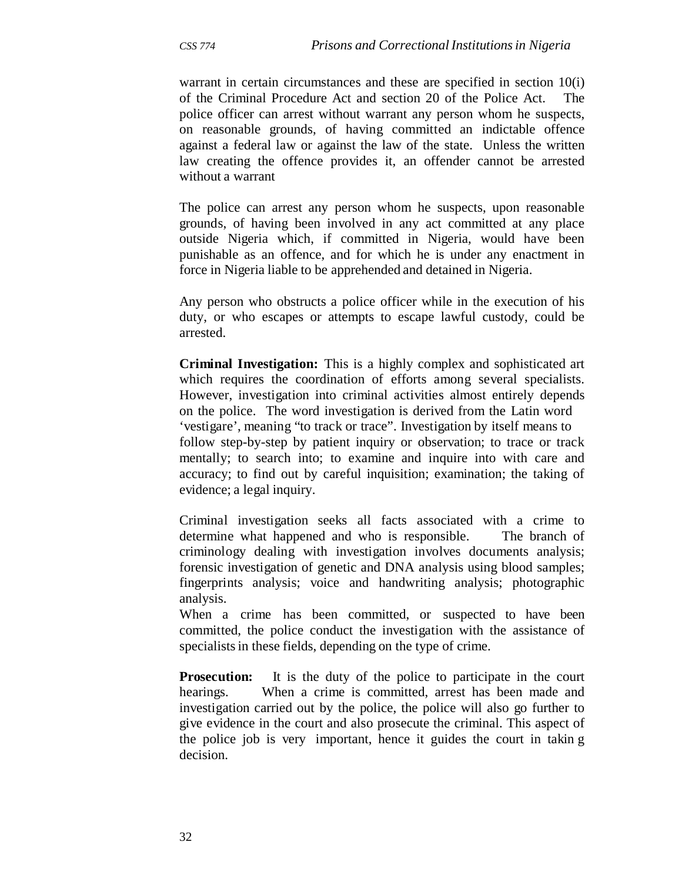warrant in certain circumstances and these are specified in section 10(i) of the Criminal Procedure Act and section 20 of the Police Act. The police officer can arrest without warrant any person whom he suspects, on reasonable grounds, of having committed an indictable offence against a federal law or against the law of the state. Unless the written law creating the offence provides it, an offender cannot be arrested without a warrant

The police can arrest any person whom he suspects, upon reasonable grounds, of having been involved in any act committed at any place outside Nigeria which, if committed in Nigeria, would have been punishable as an offence, and for which he is under any enactment in force in Nigeria liable to be apprehended and detained in Nigeria.

Any person who obstructs a police officer while in the execution of his duty, or who escapes or attempts to escape lawful custody, could be arrested.

**Criminal Investigation:** This is a highly complex and sophisticated art which requires the coordination of efforts among several specialists. However, investigation into criminal activities almost entirely depends on the police. The word investigation is derived from the Latin word 'vestigare', meaning "to track or trace". Investigation by itself means to follow step-by-step by patient inquiry or observation; to trace or track mentally; to search into; to examine and inquire into with care and accuracy; to find out by careful inquisition; examination; the taking of evidence; a legal inquiry.

Criminal investigation seeks all facts associated with a crime to determine what happened and who is responsible. The branch of criminology dealing with investigation involves documents analysis; forensic investigation of genetic and DNA analysis using blood samples; fingerprints analysis; voice and handwriting analysis; photographic analysis.

When a crime has been committed, or suspected to have been committed, the police conduct the investigation with the assistance of specialists in these fields, depending on the type of crime.

**Prosecution:** It is the duty of the police to participate in the court hearings. When a crime is committed, arrest has been made and investigation carried out by the police, the police will also go further to give evidence in the court and also prosecute the criminal. This aspect of the police job is very important, hence it guides the court in takin g decision.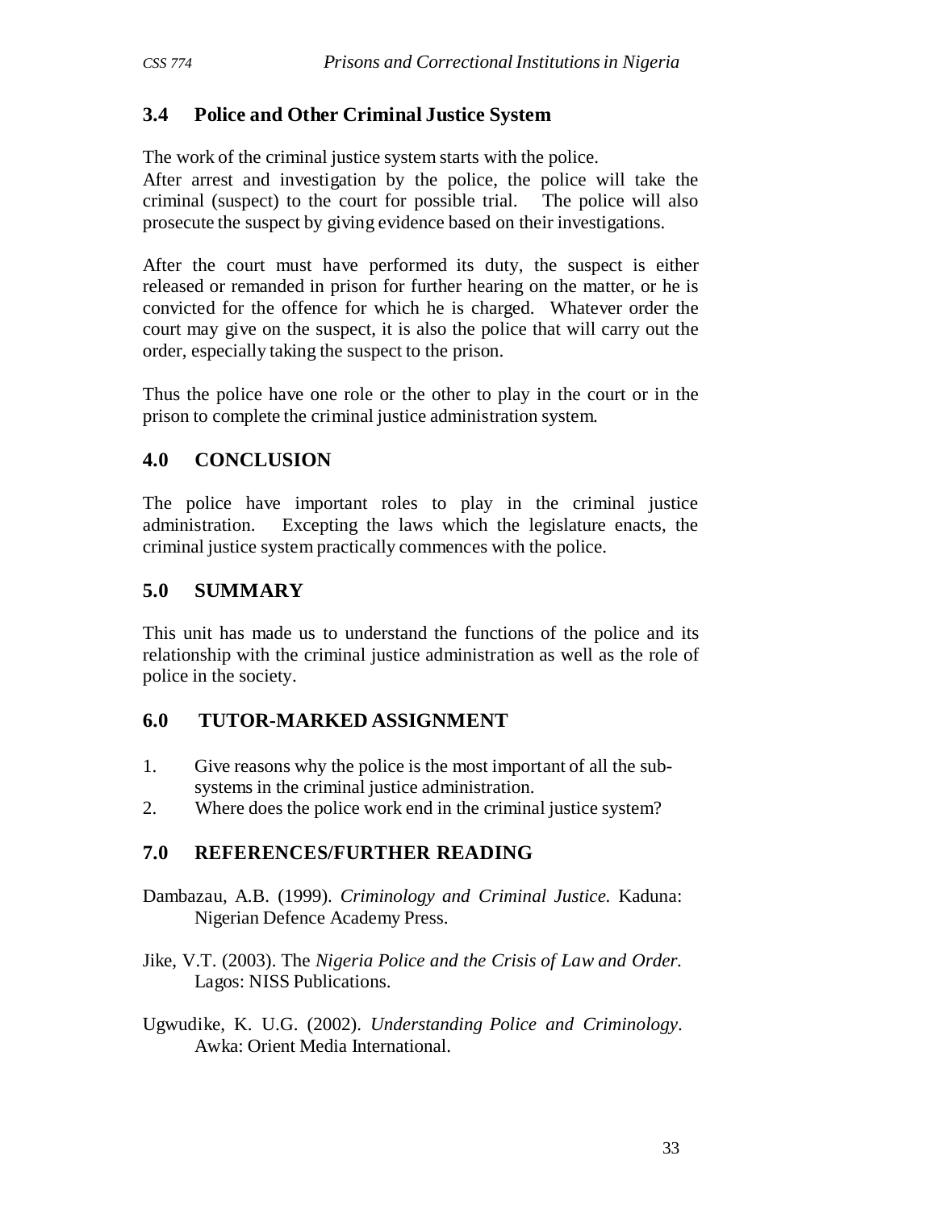### 3.4 Police and Other Criminal Justice System

The work of the criminal justice system starts with the police.
After arrest and investigation by the police, the police will take the criminal (suspect) to the court for possible trial. The police will also prosecute the suspect by giving evidence based on their investigations.

After the court must have performed its duty, the suspect is either released or remanded in prison for further hearing on the matter, or he is convicted for the offence for which he is charged. Whatever order the court may give on the suspect, it is also the police that will carry out the order, especially taking the suspect to the prison.

Thus the police have one role or the other to play in the court or in the prison to complete the criminal justice administration system.

## 4.0 CONCLUSION

The police have important roles to play in the criminal justice administration. Excepting the laws which the legislature enacts, the criminal justice system practically commences with the police.

## 5.0 SUMMARY

This unit has made us to understand the functions of the police and its relationship with the criminal justice administration as well as the role of police in the society.

## 6.0 TUTOR-MARKED ASSIGNMENT

1. Give reasons why the police is the most important of all the sub-systems in the criminal justice administration.
2. Where does the police work end in the criminal justice system?

## 7.0 REFERENCES/FURTHER READING

Dambazau, A.B. (1999). *Criminology and Criminal Justice.* Kaduna: Nigerian Defence Academy Press.

Jike, V.T. (2003). The *Nigeria Police and the Crisis of Law and Order.* Lagos: NISS Publications.

Ugwudike, K. U.G. (2002). *Understanding Police and Criminology*. Awka: Orient Media International.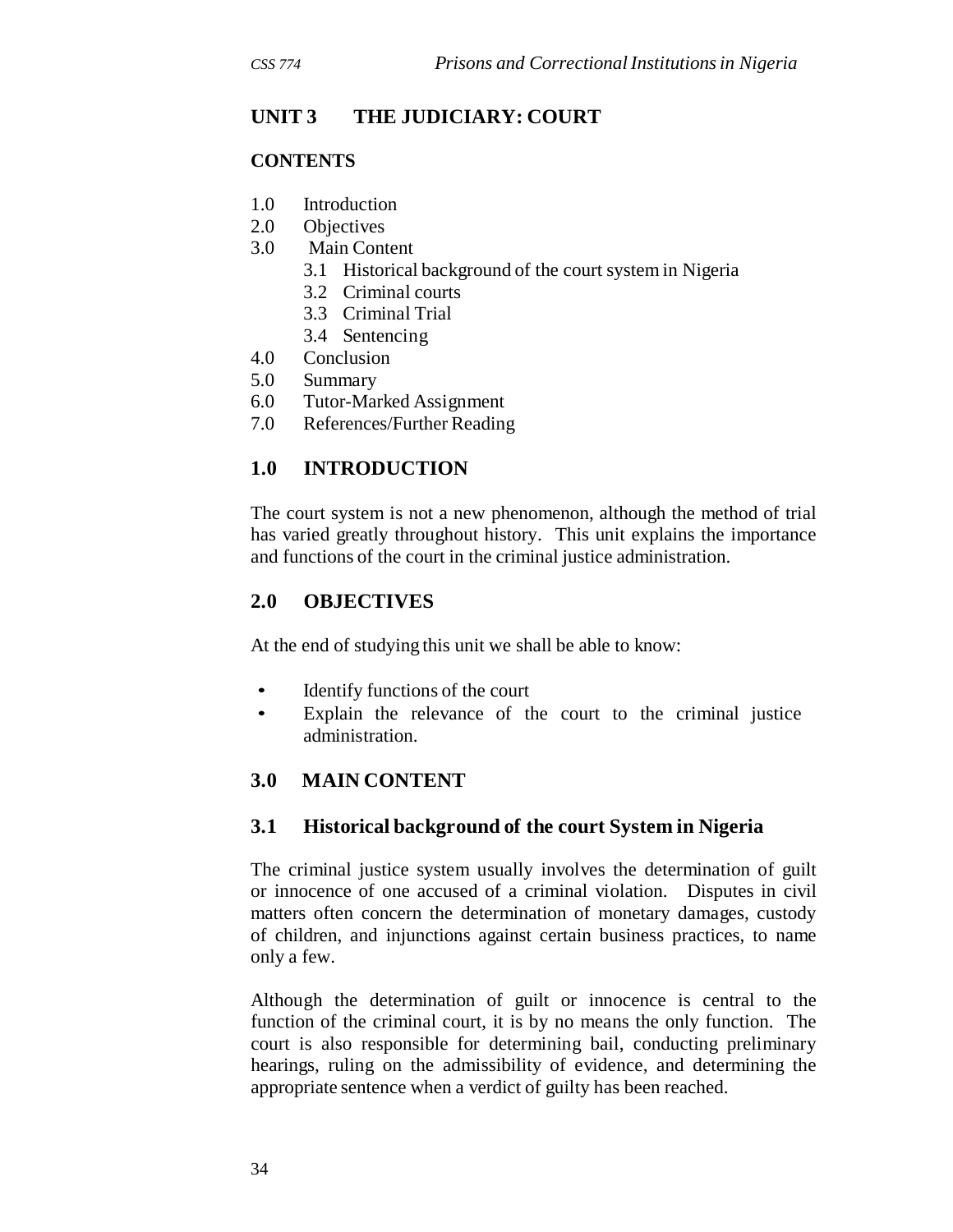## UNIT 3 THE JUDICIARY: COURT

**CONTENTS**

1.0 Introduction
2.0 Objectives
3.0 Main Content
   3.1 Historical background of the court system in Nigeria
   3.2 Criminal courts
   3.3 Criminal Trial
   3.4 Sentencing
4.0 Conclusion
5.0 Summary
6.0 Tutor-Marked Assignment
7.0 References/Further Reading

## 1.0 INTRODUCTION

The court system is not a new phenomenon, although the method of trial has varied greatly throughout history. This unit explains the importance and functions of the court in the criminal justice administration.

## 2.0 OBJECTIVES

At the end of studying this unit we shall be able to know:

- Identify functions of the court
- Explain the relevance of the court to the criminal justice administration.

## 3.0 MAIN CONTENT

### 3.1 Historical background of the court System in Nigeria

The criminal justice system usually involves the determination of guilt or innocence of one accused of a criminal violation. Disputes in civil matters often concern the determination of monetary damages, custody of children, and injunctions against certain business practices, to name only a few.

Although the determination of guilt or innocence is central to the function of the criminal court, it is by no means the only function. The court is also responsible for determining bail, conducting preliminary hearings, ruling on the admissibility of evidence, and determining the appropriate sentence when a verdict of guilty has been reached.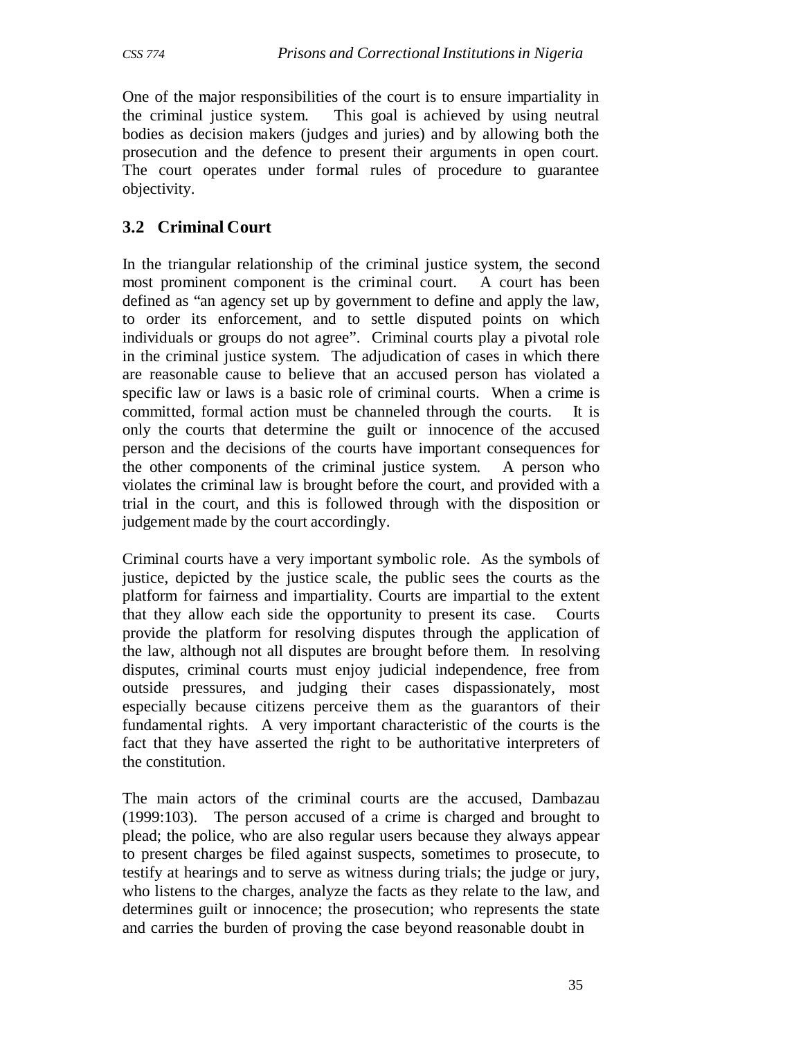One of the major responsibilities of the court is to ensure impartiality in the criminal justice system. This goal is achieved by using neutral bodies as decision makers (judges and juries) and by allowing both the prosecution and the defence to present their arguments in open court. The court operates under formal rules of procedure to guarantee objectivity.

## 3.2 Criminal Court

In the triangular relationship of the criminal justice system, the second most prominent component is the criminal court. A court has been defined as "an agency set up by government to define and apply the law, to order its enforcement, and to settle disputed points on which individuals or groups do not agree". Criminal courts play a pivotal role in the criminal justice system. The adjudication of cases in which there are reasonable cause to believe that an accused person has violated a specific law or laws is a basic role of criminal courts. When a crime is committed, formal action must be channeled through the courts. It is only the courts that determine the guilt or innocence of the accused person and the decisions of the courts have important consequences for the other components of the criminal justice system. A person who violates the criminal law is brought before the court, and provided with a trial in the court, and this is followed through with the disposition or judgement made by the court accordingly.

Criminal courts have a very important symbolic role. As the symbols of justice, depicted by the justice scale, the public sees the courts as the platform for fairness and impartiality. Courts are impartial to the extent that they allow each side the opportunity to present its case. Courts provide the platform for resolving disputes through the application of the law, although not all disputes are brought before them. In resolving disputes, criminal courts must enjoy judicial independence, free from outside pressures, and judging their cases dispassionately, most especially because citizens perceive them as the guarantors of their fundamental rights. A very important characteristic of the courts is the fact that they have asserted the right to be authoritative interpreters of the constitution.

The main actors of the criminal courts are the accused, Dambazau (1999:103). The person accused of a crime is charged and brought to plead; the police, who are also regular users because they always appear to present charges be filed against suspects, sometimes to prosecute, to testify at hearings and to serve as witness during trials; the judge or jury, who listens to the charges, analyze the facts as they relate to the law, and determines guilt or innocence; the prosecution; who represents the state and carries the burden of proving the case beyond reasonable doubt in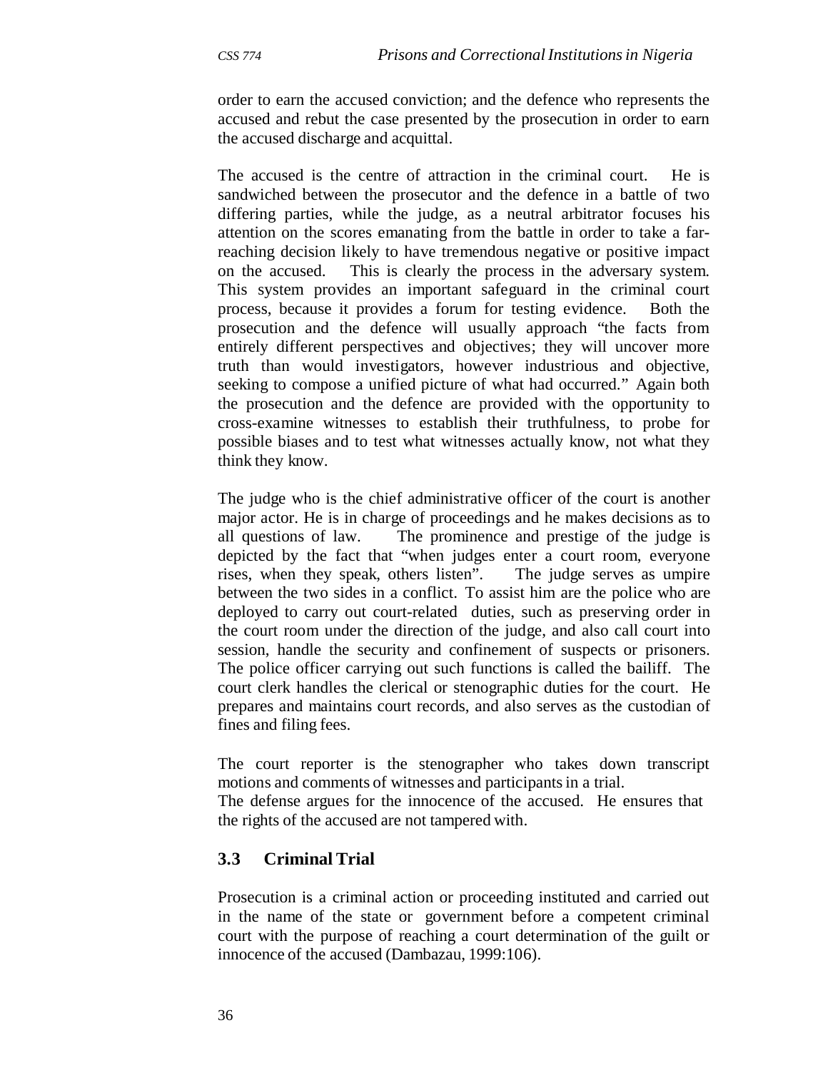order to earn the accused conviction; and the defence who represents the accused and rebut the case presented by the prosecution in order to earn the accused discharge and acquittal.

The accused is the centre of attraction in the criminal court. He is sandwiched between the prosecutor and the defence in a battle of two differing parties, while the judge, as a neutral arbitrator focuses his attention on the scores emanating from the battle in order to take a far-reaching decision likely to have tremendous negative or positive impact on the accused. This is clearly the process in the adversary system. This system provides an important safeguard in the criminal court process, because it provides a forum for testing evidence. Both the prosecution and the defence will usually approach "the facts from entirely different perspectives and objectives; they will uncover more truth than would investigators, however industrious and objective, seeking to compose a unified picture of what had occurred." Again both the prosecution and the defence are provided with the opportunity to cross-examine witnesses to establish their truthfulness, to probe for possible biases and to test what witnesses actually know, not what they think they know.

The judge who is the chief administrative officer of the court is another major actor. He is in charge of proceedings and he makes decisions as to all questions of law. The prominence and prestige of the judge is depicted by the fact that "when judges enter a court room, everyone rises, when they speak, others listen". The judge serves as umpire between the two sides in a conflict. To assist him are the police who are deployed to carry out court-related duties, such as preserving order in the court room under the direction of the judge, and also call court into session, handle the security and confinement of suspects or prisoners. The police officer carrying out such functions is called the bailiff. The court clerk handles the clerical or stenographic duties for the court. He prepares and maintains court records, and also serves as the custodian of fines and filing fees.

The court reporter is the stenographer who takes down transcript motions and comments of witnesses and participants in a trial.
The defense argues for the innocence of the accused. He ensures that the rights of the accused are not tampered with.

## 3.3 Criminal Trial

Prosecution is a criminal action or proceeding instituted and carried out in the name of the state or government before a competent criminal court with the purpose of reaching a court determination of the guilt or innocence of the accused (Dambazau, 1999:106).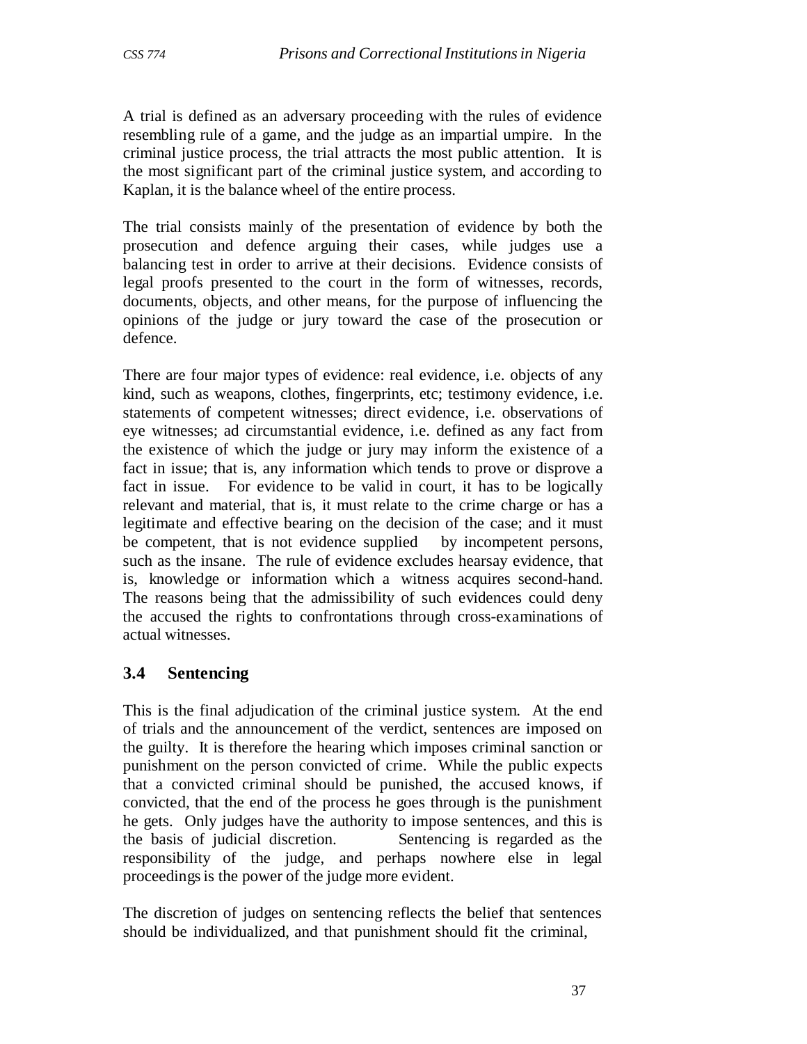A trial is defined as an adversary proceeding with the rules of evidence resembling rule of a game, and the judge as an impartial umpire. In the criminal justice process, the trial attracts the most public attention. It is the most significant part of the criminal justice system, and according to Kaplan, it is the balance wheel of the entire process.

The trial consists mainly of the presentation of evidence by both the prosecution and defence arguing their cases, while judges use a balancing test in order to arrive at their decisions. Evidence consists of legal proofs presented to the court in the form of witnesses, records, documents, objects, and other means, for the purpose of influencing the opinions of the judge or jury toward the case of the prosecution or defence.

There are four major types of evidence: real evidence, i.e. objects of any kind, such as weapons, clothes, fingerprints, etc; testimony evidence, i.e. statements of competent witnesses; direct evidence, i.e. observations of eye witnesses; ad circumstantial evidence, i.e. defined as any fact from the existence of which the judge or jury may inform the existence of a fact in issue; that is, any information which tends to prove or disprove a fact in issue. For evidence to be valid in court, it has to be logically relevant and material, that is, it must relate to the crime charge or has a legitimate and effective bearing on the decision of the case; and it must be competent, that is not evidence supplied by incompetent persons, such as the insane. The rule of evidence excludes hearsay evidence, that is, knowledge or information which a witness acquires second-hand. The reasons being that the admissibility of such evidences could deny the accused the rights to confrontations through cross-examinations of actual witnesses.

## 3.4 Sentencing

This is the final adjudication of the criminal justice system. At the end of trials and the announcement of the verdict, sentences are imposed on the guilty. It is therefore the hearing which imposes criminal sanction or punishment on the person convicted of crime. While the public expects that a convicted criminal should be punished, the accused knows, if convicted, that the end of the process he goes through is the punishment he gets. Only judges have the authority to impose sentences, and this is the basis of judicial discretion. Sentencing is regarded as the responsibility of the judge, and perhaps nowhere else in legal proceedings is the power of the judge more evident.

The discretion of judges on sentencing reflects the belief that sentences should be individualized, and that punishment should fit the criminal,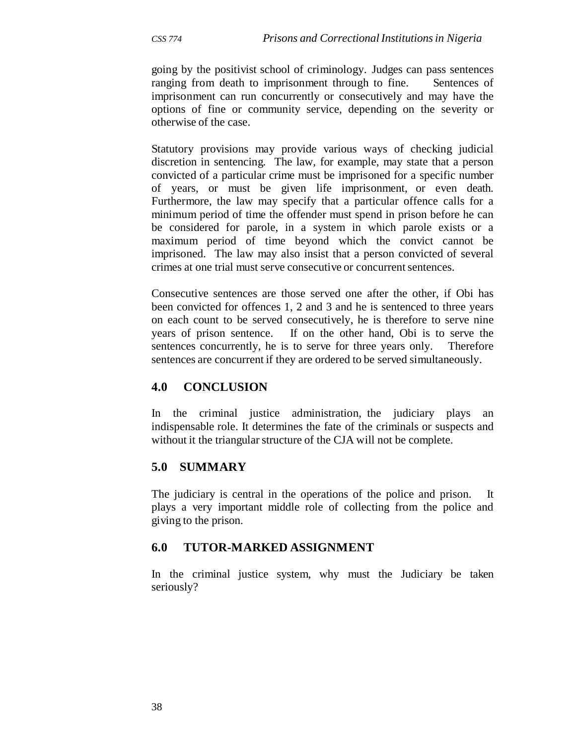going by the positivist school of criminology. Judges can pass sentences ranging from death to imprisonment through to fine. Sentences of imprisonment can run concurrently or consecutively and may have the options of fine or community service, depending on the severity or otherwise of the case.

Statutory provisions may provide various ways of checking judicial discretion in sentencing. The law, for example, may state that a person convicted of a particular crime must be imprisoned for a specific number of years, or must be given life imprisonment, or even death. Furthermore, the law may specify that a particular offence calls for a minimum period of time the offender must spend in prison before he can be considered for parole, in a system in which parole exists or a maximum period of time beyond which the convict cannot be imprisoned. The law may also insist that a person convicted of several crimes at one trial must serve consecutive or concurrent sentences.

Consecutive sentences are those served one after the other, if Obi has been convicted for offences 1, 2 and 3 and he is sentenced to three years on each count to be served consecutively, he is therefore to serve nine years of prison sentence. If on the other hand, Obi is to serve the sentences concurrently, he is to serve for three years only. Therefore sentences are concurrent if they are ordered to be served simultaneously.

## 4.0 CONCLUSION

In the criminal justice administration, the judiciary plays an indispensable role. It determines the fate of the criminals or suspects and without it the triangular structure of the CJA will not be complete.

## 5.0 SUMMARY

The judiciary is central in the operations of the police and prison. It plays a very important middle role of collecting from the police and giving to the prison.

## 6.0 TUTOR-MARKED ASSIGNMENT

In the criminal justice system, why must the Judiciary be taken seriously?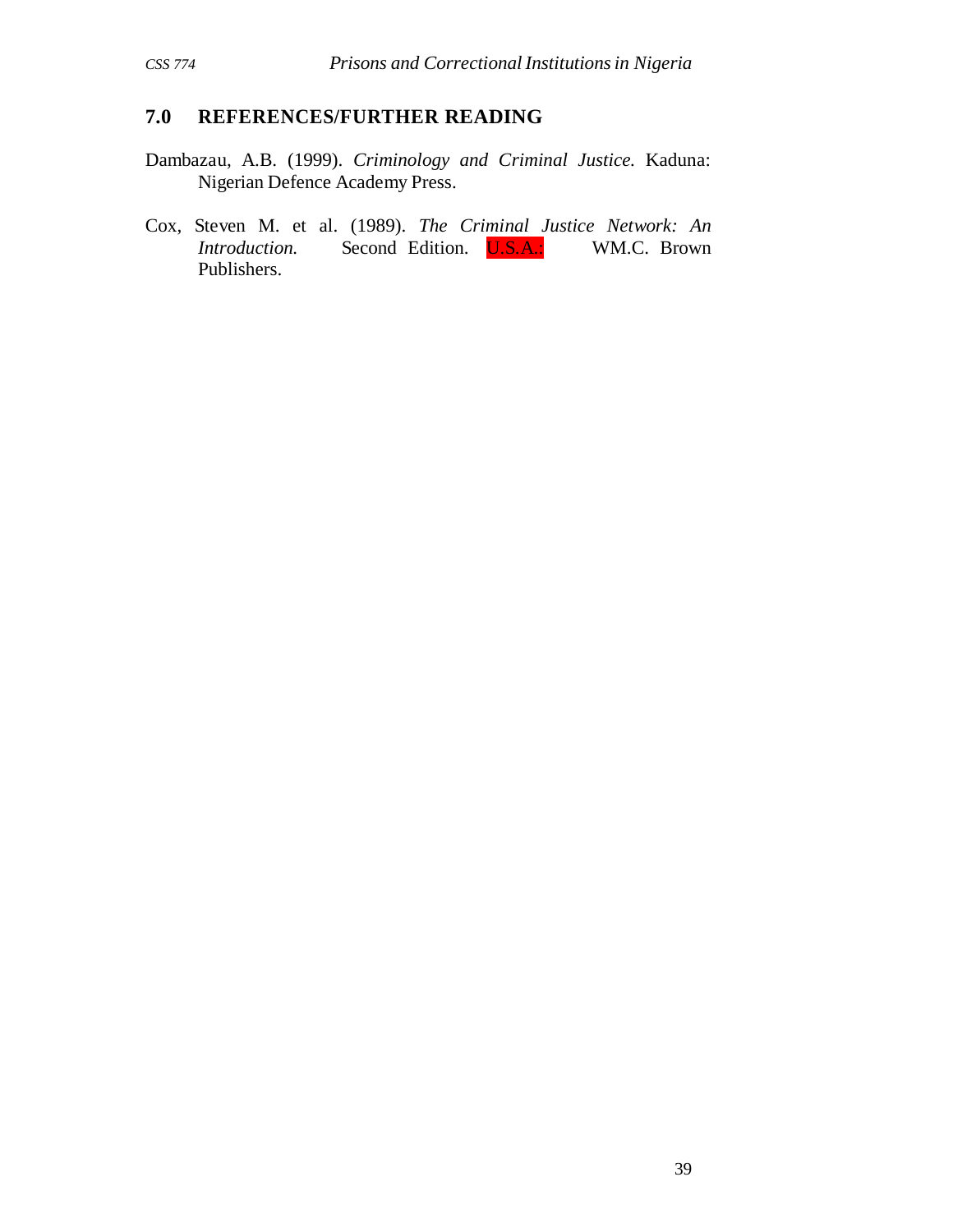## 7.0 REFERENCES/FURTHER READING

Dambazau, A.B. (1999). *Criminology and Criminal Justice.* Kaduna: Nigerian Defence Academy Press.

Cox, Steven M. et al. (1989). *The Criminal Justice Network: An Introduction.* Second Edition. U.S.A.: WM.C. Brown Publishers.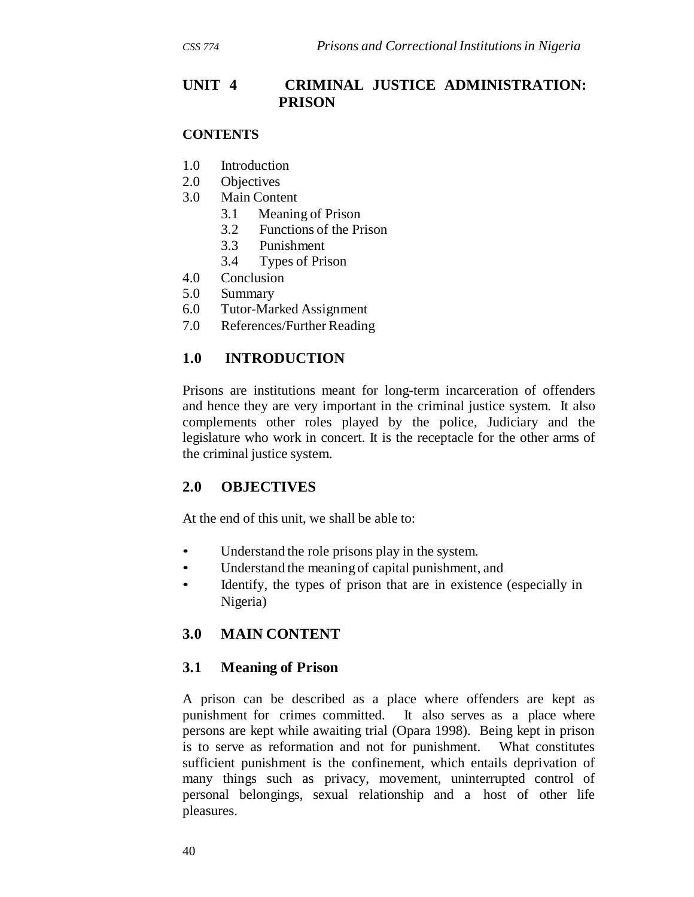## UNIT 4 CRIMINAL JUSTICE ADMINISTRATION: PRISON

**CONTENTS**

1.0 Introduction
2.0 Objectives
3.0 Main Content
    3.1 Meaning of Prison
    3.2 Functions of the Prison
    3.3 Punishment
    3.4 Types of Prison
4.0 Conclusion
5.0 Summary
6.0 Tutor-Marked Assignment
7.0 References/Further Reading

## 1.0 INTRODUCTION

Prisons are institutions meant for long-term incarceration of offenders and hence they are very important in the criminal justice system. It also complements other roles played by the police, Judiciary and the legislature who work in concert. It is the receptacle for the other arms of the criminal justice system.

## 2.0 OBJECTIVES

At the end of this unit, we shall be able to:

- Understand the role prisons play in the system.
- Understand the meaning of capital punishment, and
- Identify, the types of prison that are in existence (especially in Nigeria)

## 3.0 MAIN CONTENT

### 3.1 Meaning of Prison

A prison can be described as a place where offenders are kept as punishment for crimes committed. It also serves as a place where persons are kept while awaiting trial (Opara 1998). Being kept in prison is to serve as reformation and not for punishment. What constitutes sufficient punishment is the confinement, which entails deprivation of many things such as privacy, movement, uninterrupted control of personal belongings, sexual relationship and a host of other life pleasures.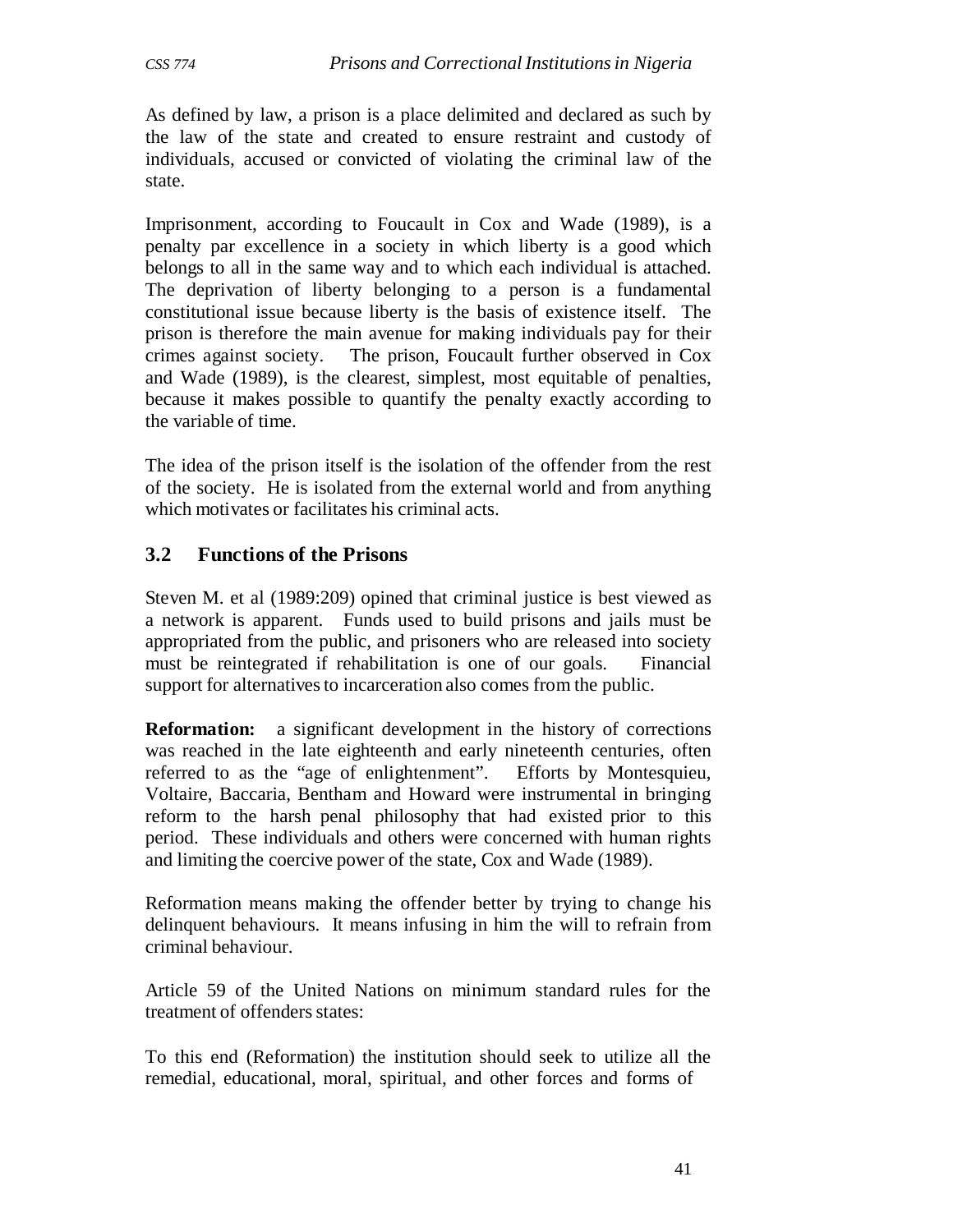As defined by law, a prison is a place delimited and declared as such by the law of the state and created to ensure restraint and custody of individuals, accused or convicted of violating the criminal law of the state.

Imprisonment, according to Foucault in Cox and Wade (1989), is a penalty par excellence in a society in which liberty is a good which belongs to all in the same way and to which each individual is attached. The deprivation of liberty belonging to a person is a fundamental constitutional issue because liberty is the basis of existence itself. The prison is therefore the main avenue for making individuals pay for their crimes against society. The prison, Foucault further observed in Cox and Wade (1989), is the clearest, simplest, most equitable of penalties, because it makes possible to quantify the penalty exactly according to the variable of time.

The idea of the prison itself is the isolation of the offender from the rest of the society. He is isolated from the external world and from anything which motivates or facilitates his criminal acts.

## 3.2 Functions of the Prisons

Steven M. et al (1989:209) opined that criminal justice is best viewed as a network is apparent. Funds used to build prisons and jails must be appropriated from the public, and prisoners who are released into society must be reintegrated if rehabilitation is one of our goals. Financial support for alternatives to incarceration also comes from the public.

**Reformation:** a significant development in the history of corrections was reached in the late eighteenth and early nineteenth centuries, often referred to as the "age of enlightenment". Efforts by Montesquieu, Voltaire, Baccaria, Bentham and Howard were instrumental in bringing reform to the harsh penal philosophy that had existed prior to this period. These individuals and others were concerned with human rights and limiting the coercive power of the state, Cox and Wade (1989).

Reformation means making the offender better by trying to change his delinquent behaviours. It means infusing in him the will to refrain from criminal behaviour.

Article 59 of the United Nations on minimum standard rules for the treatment of offenders states:

To this end (Reformation) the institution should seek to utilize all the remedial, educational, moral, spiritual, and other forces and forms of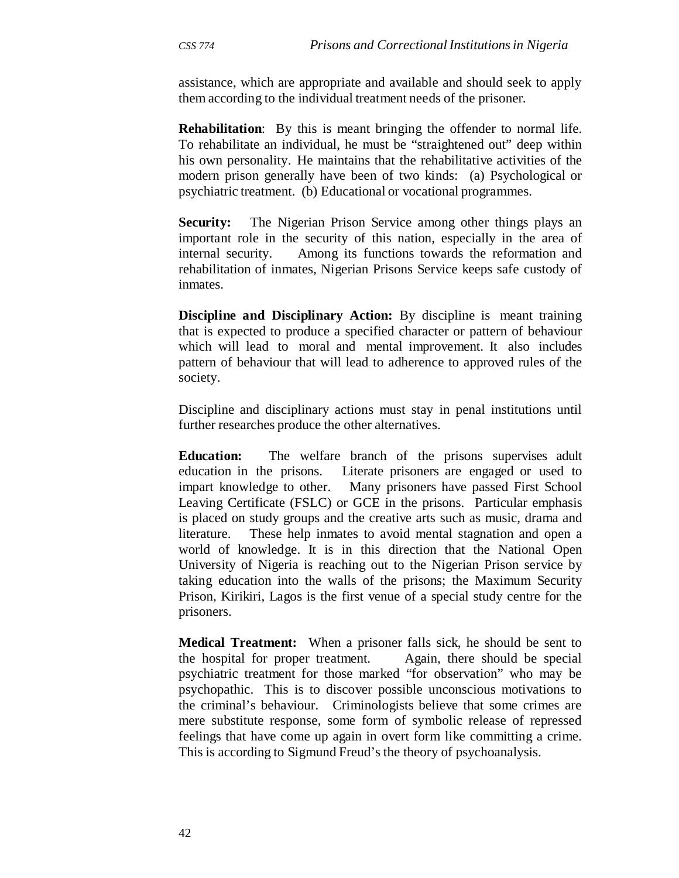assistance, which are appropriate and available and should seek to apply them according to the individual treatment needs of the prisoner.

**Rehabilitation**: By this is meant bringing the offender to normal life. To rehabilitate an individual, he must be "straightened out" deep within his own personality. He maintains that the rehabilitative activities of the modern prison generally have been of two kinds: (a) Psychological or psychiatric treatment. (b) Educational or vocational programmes.

**Security:** The Nigerian Prison Service among other things plays an important role in the security of this nation, especially in the area of internal security. Among its functions towards the reformation and rehabilitation of inmates, Nigerian Prisons Service keeps safe custody of inmates.

**Discipline and Disciplinary Action:** By discipline is meant training that is expected to produce a specified character or pattern of behaviour which will lead to moral and mental improvement. It also includes pattern of behaviour that will lead to adherence to approved rules of the society.

Discipline and disciplinary actions must stay in penal institutions until further researches produce the other alternatives.

**Education:** The welfare branch of the prisons supervises adult education in the prisons. Literate prisoners are engaged or used to impart knowledge to other. Many prisoners have passed First School Leaving Certificate (FSLC) or GCE in the prisons. Particular emphasis is placed on study groups and the creative arts such as music, drama and literature. These help inmates to avoid mental stagnation and open a world of knowledge. It is in this direction that the National Open University of Nigeria is reaching out to the Nigerian Prison service by taking education into the walls of the prisons; the Maximum Security Prison, Kirikiri, Lagos is the first venue of a special study centre for the prisoners.

**Medical Treatment:** When a prisoner falls sick, he should be sent to the hospital for proper treatment. Again, there should be special psychiatric treatment for those marked "for observation" who may be psychopathic. This is to discover possible unconscious motivations to the criminal's behaviour. Criminologists believe that some crimes are mere substitute response, some form of symbolic release of repressed feelings that have come up again in overt form like committing a crime. This is according to Sigmund Freud's the theory of psychoanalysis.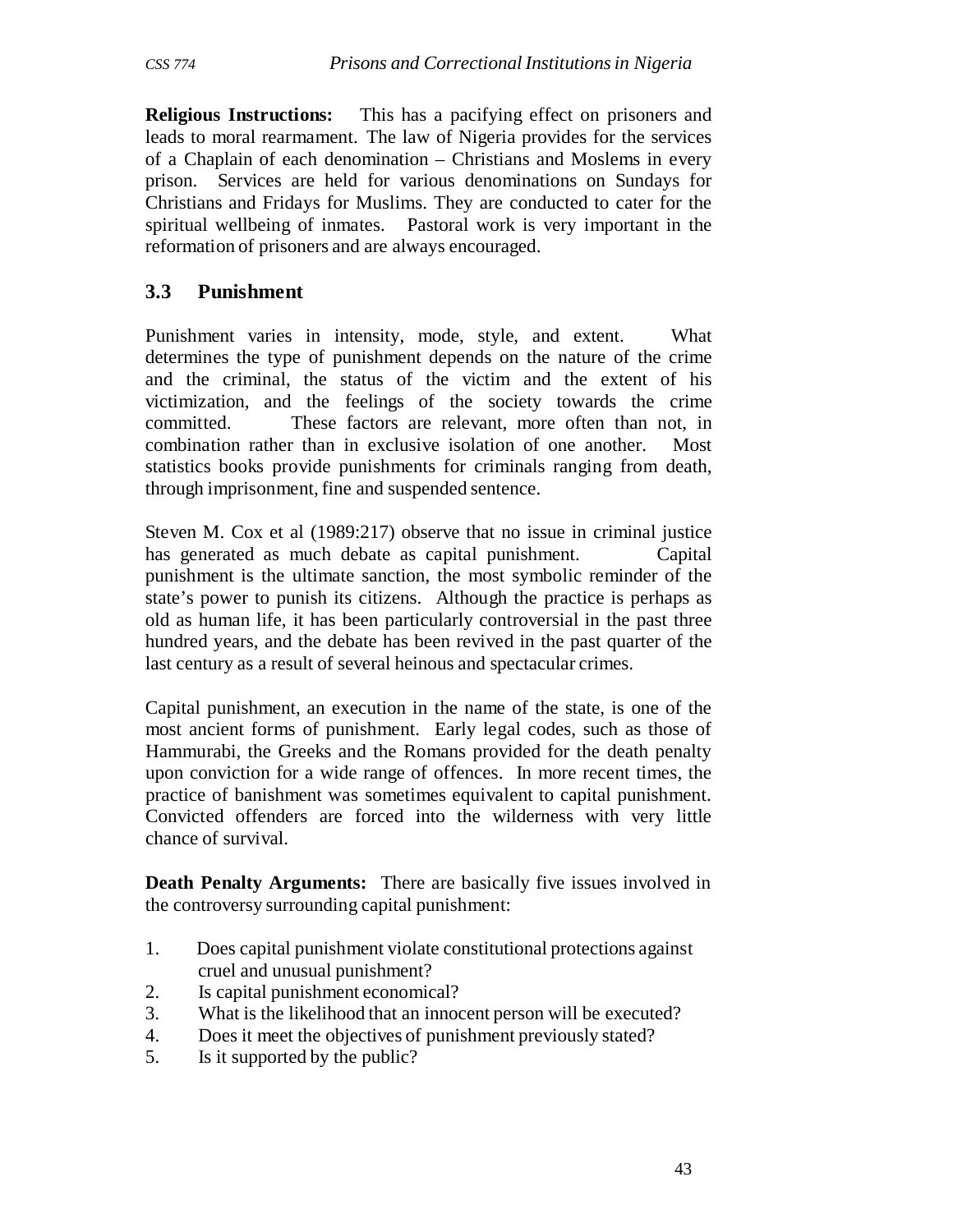**Religious Instructions:** This has a pacifying effect on prisoners and leads to moral rearmament. The law of Nigeria provides for the services of a Chaplain of each denomination – Christians and Moslems in every prison. Services are held for various denominations on Sundays for Christians and Fridays for Muslims. They are conducted to cater for the spiritual wellbeing of inmates. Pastoral work is very important in the reformation of prisoners and are always encouraged.

## 3.3 Punishment

Punishment varies in intensity, mode, style, and extent. What determines the type of punishment depends on the nature of the crime and the criminal, the status of the victim and the extent of his victimization, and the feelings of the society towards the crime committed. These factors are relevant, more often than not, in combination rather than in exclusive isolation of one another. Most statistics books provide punishments for criminals ranging from death, through imprisonment, fine and suspended sentence.

Steven M. Cox et al (1989:217) observe that no issue in criminal justice has generated as much debate as capital punishment. Capital punishment is the ultimate sanction, the most symbolic reminder of the state's power to punish its citizens. Although the practice is perhaps as old as human life, it has been particularly controversial in the past three hundred years, and the debate has been revived in the past quarter of the last century as a result of several heinous and spectacular crimes.

Capital punishment, an execution in the name of the state, is one of the most ancient forms of punishment. Early legal codes, such as those of Hammurabi, the Greeks and the Romans provided for the death penalty upon conviction for a wide range of offences. In more recent times, the practice of banishment was sometimes equivalent to capital punishment. Convicted offenders are forced into the wilderness with very little chance of survival.

**Death Penalty Arguments:** There are basically five issues involved in the controversy surrounding capital punishment:

1. Does capital punishment violate constitutional protections against cruel and unusual punishment?
2. Is capital punishment economical?
3. What is the likelihood that an innocent person will be executed?
4. Does it meet the objectives of punishment previously stated?
5. Is it supported by the public?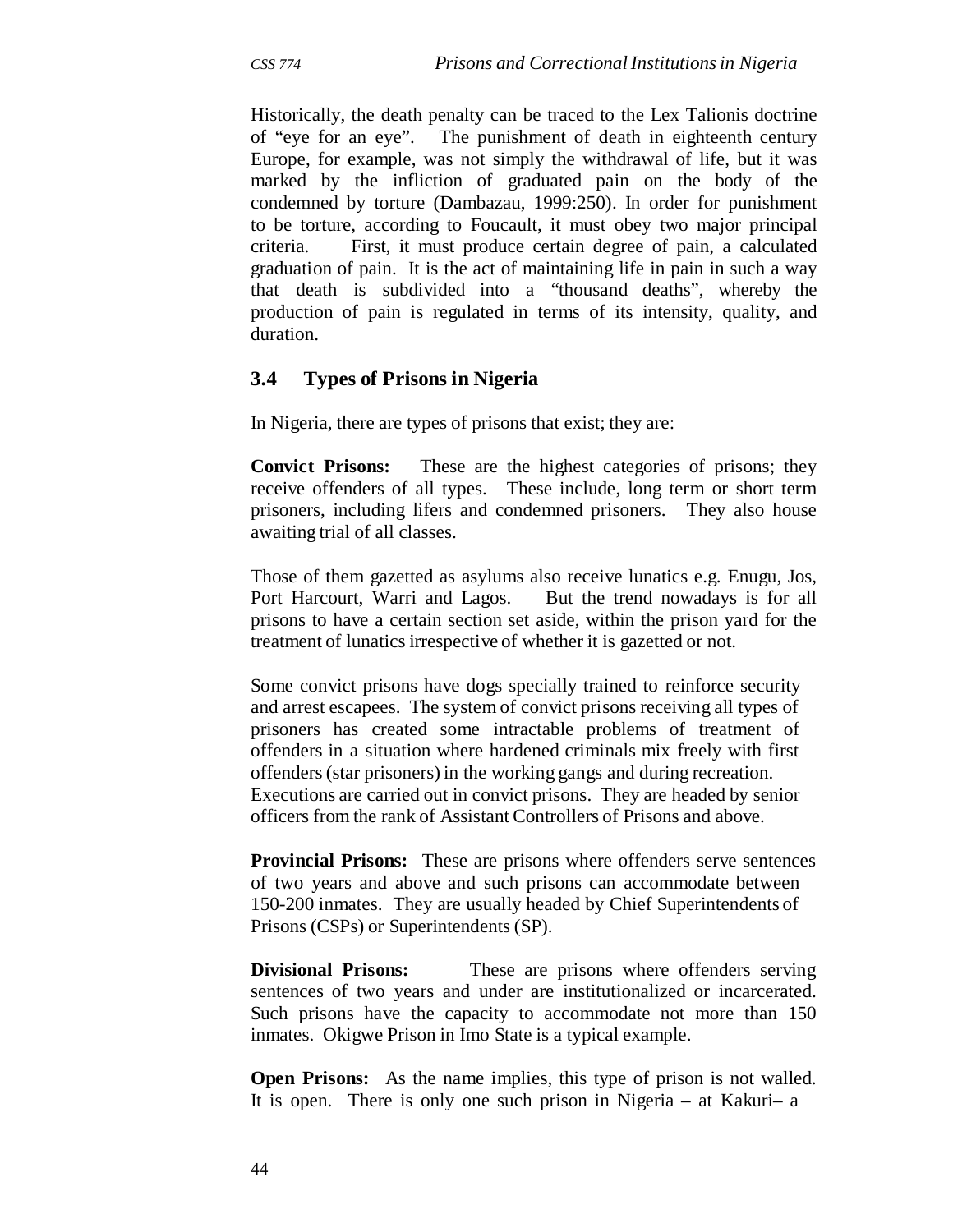Historically, the death penalty can be traced to the Lex Talionis doctrine of "eye for an eye". The punishment of death in eighteenth century Europe, for example, was not simply the withdrawal of life, but it was marked by the infliction of graduated pain on the body of the condemned by torture (Dambazau, 1999:250). In order for punishment to be torture, according to Foucault, it must obey two major principal criteria. First, it must produce certain degree of pain, a calculated graduation of pain. It is the act of maintaining life in pain in such a way that death is subdivided into a "thousand deaths", whereby the production of pain is regulated in terms of its intensity, quality, and duration.

### 3.4 Types of Prisons in Nigeria

In Nigeria, there are types of prisons that exist; they are:

**Convict Prisons:** These are the highest categories of prisons; they receive offenders of all types. These include, long term or short term prisoners, including lifers and condemned prisoners. They also house awaiting trial of all classes.

Those of them gazetted as asylums also receive lunatics e.g. Enugu, Jos, Port Harcourt, Warri and Lagos. But the trend nowadays is for all prisons to have a certain section set aside, within the prison yard for the treatment of lunatics irrespective of whether it is gazetted or not.

Some convict prisons have dogs specially trained to reinforce security and arrest escapees. The system of convict prisons receiving all types of prisoners has created some intractable problems of treatment of offenders in a situation where hardened criminals mix freely with first offenders (star prisoners) in the working gangs and during recreation. Executions are carried out in convict prisons. They are headed by senior officers from the rank of Assistant Controllers of Prisons and above.

**Provincial Prisons:** These are prisons where offenders serve sentences of two years and above and such prisons can accommodate between 150-200 inmates. They are usually headed by Chief Superintendents of Prisons (CSPs) or Superintendents (SP).

**Divisional Prisons:** These are prisons where offenders serving sentences of two years and under are institutionalized or incarcerated. Such prisons have the capacity to accommodate not more than 150 inmates. Okigwe Prison in Imo State is a typical example.

**Open Prisons:** As the name implies, this type of prison is not walled. It is open. There is only one such prison in Nigeria – at Kakuri– a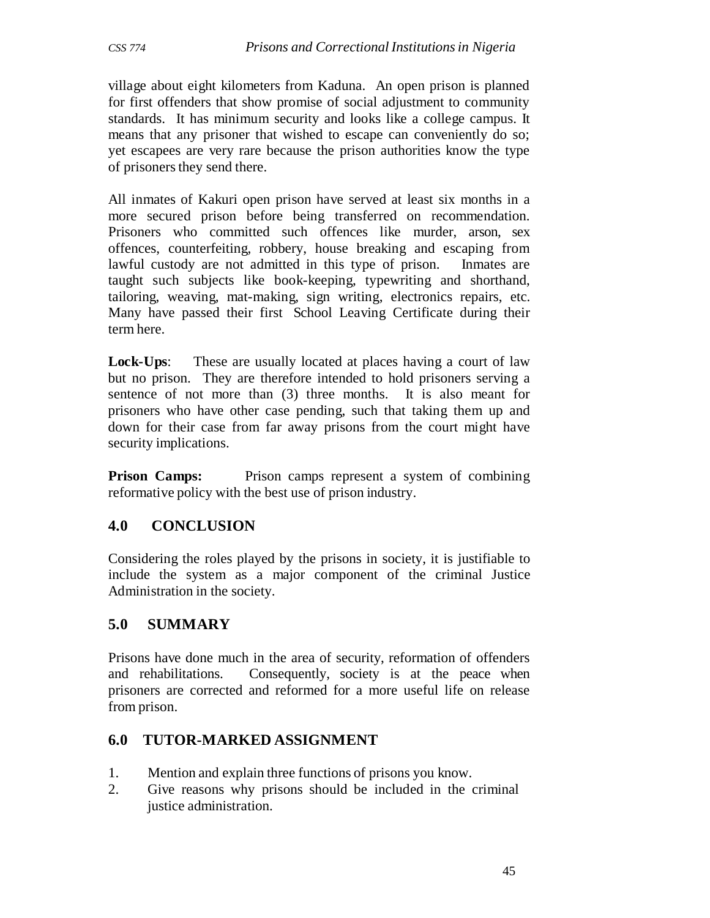village about eight kilometers from Kaduna. An open prison is planned for first offenders that show promise of social adjustment to community standards. It has minimum security and looks like a college campus. It means that any prisoner that wished to escape can conveniently do so; yet escapees are very rare because the prison authorities know the type of prisoners they send there.

All inmates of Kakuri open prison have served at least six months in a more secured prison before being transferred on recommendation. Prisoners who committed such offences like murder, arson, sex offences, counterfeiting, robbery, house breaking and escaping from lawful custody are not admitted in this type of prison. Inmates are taught such subjects like book-keeping, typewriting and shorthand, tailoring, weaving, mat-making, sign writing, electronics repairs, etc. Many have passed their first School Leaving Certificate during their term here.

**Lock-Ups**: These are usually located at places having a court of law but no prison. They are therefore intended to hold prisoners serving a sentence of not more than (3) three months. It is also meant for prisoners who have other case pending, such that taking them up and down for their case from far away prisons from the court might have security implications.

**Prison Camps:** Prison camps represent a system of combining reformative policy with the best use of prison industry.

## 4.0 CONCLUSION

Considering the roles played by the prisons in society, it is justifiable to include the system as a major component of the criminal Justice Administration in the society.

## 5.0 SUMMARY

Prisons have done much in the area of security, reformation of offenders and rehabilitations. Consequently, society is at the peace when prisoners are corrected and reformed for a more useful life on release from prison.

## 6.0 TUTOR-MARKED ASSIGNMENT

1. Mention and explain three functions of prisons you know.
2. Give reasons why prisons should be included in the criminal justice administration.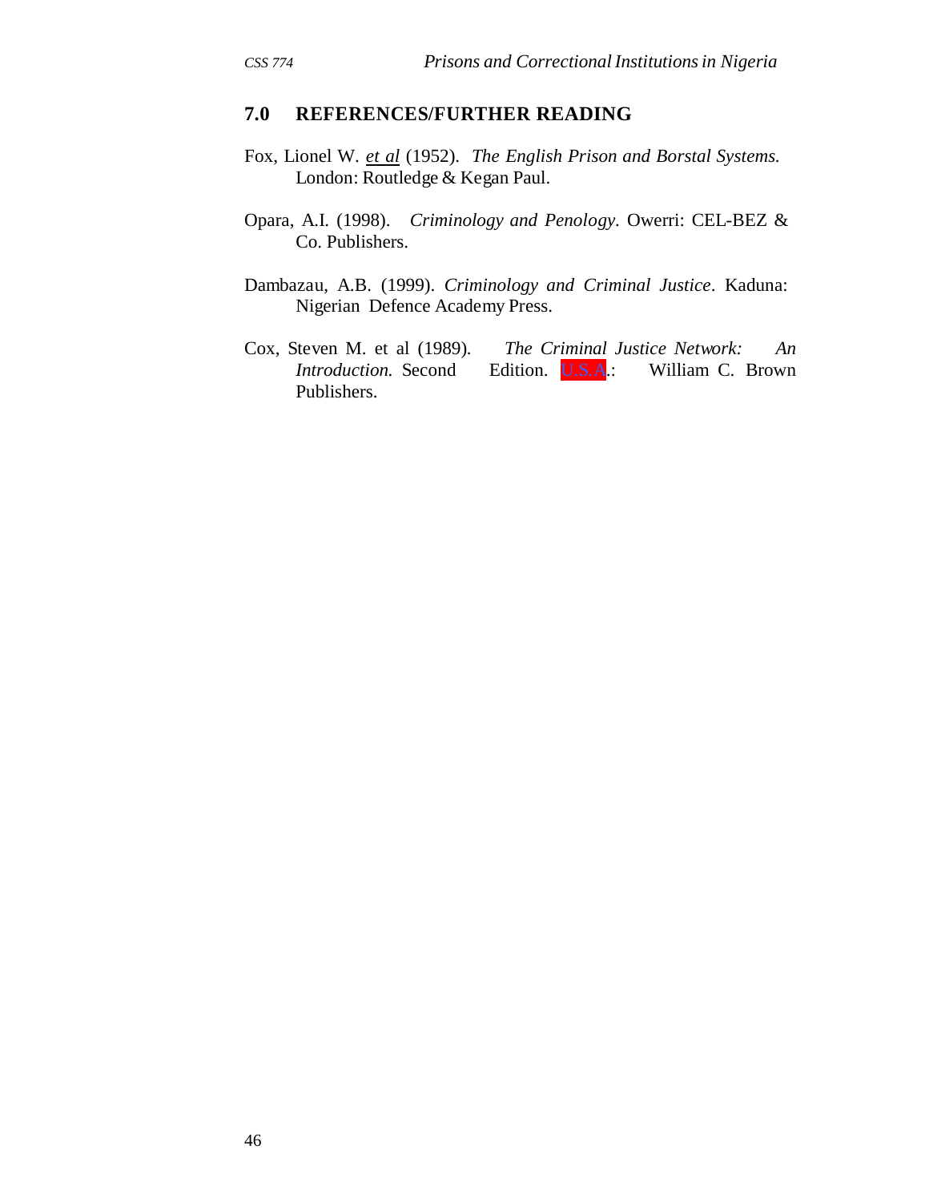## 7.0 REFERENCES/FURTHER READING

Fox, Lionel W. *et al* (1952). *The English Prison and Borstal Systems*. London: Routledge & Kegan Paul.

Opara, A.I. (1998). *Criminology and Penology*. Owerri: CEL-BEZ & Co. Publishers.

Dambazau, A.B. (1999). *Criminology and Criminal Justice*. Kaduna: Nigerian Defence Academy Press.

Cox, Steven M. et al (1989). *The Criminal Justice Network: An Introduction*. Second Edition. U.S.A.: William C. Brown Publishers.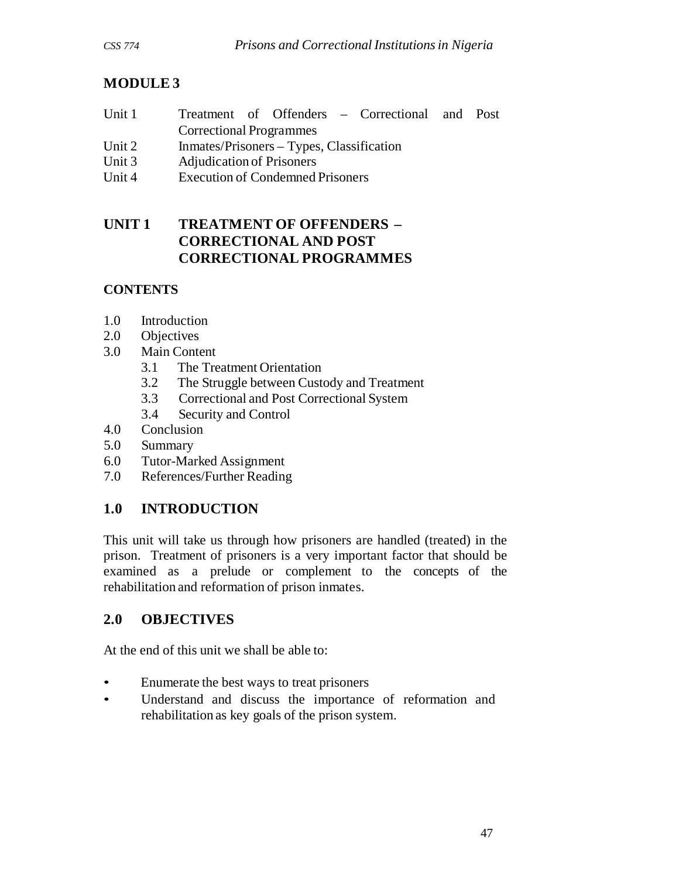# MODULE 3

Unit 1 Treatment of Offenders – Correctional and Post Correctional Programmes
Unit 2 Inmates/Prisoners – Types, Classification
Unit 3 Adjudication of Prisoners
Unit 4 Execution of Condemned Prisoners

## UNIT 1 TREATMENT OF OFFENDERS – CORRECTIONAL AND POST CORRECTIONAL PROGRAMMES

### CONTENTS

1.0 Introduction
2.0 Objectives
3.0 Main Content
  3.1 The Treatment Orientation
  3.2 The Struggle between Custody and Treatment
  3.3 Correctional and Post Correctional System
  3.4 Security and Control
4.0 Conclusion
5.0 Summary
6.0 Tutor-Marked Assignment
7.0 References/Further Reading

### 1.0 INTRODUCTION

This unit will take us through how prisoners are handled (treated) in the prison. Treatment of prisoners is a very important factor that should be examined as a prelude or complement to the concepts of the rehabilitation and reformation of prison inmates.

### 2.0 OBJECTIVES

At the end of this unit we shall be able to:

- Enumerate the best ways to treat prisoners
- Understand and discuss the importance of reformation and rehabilitation as key goals of the prison system.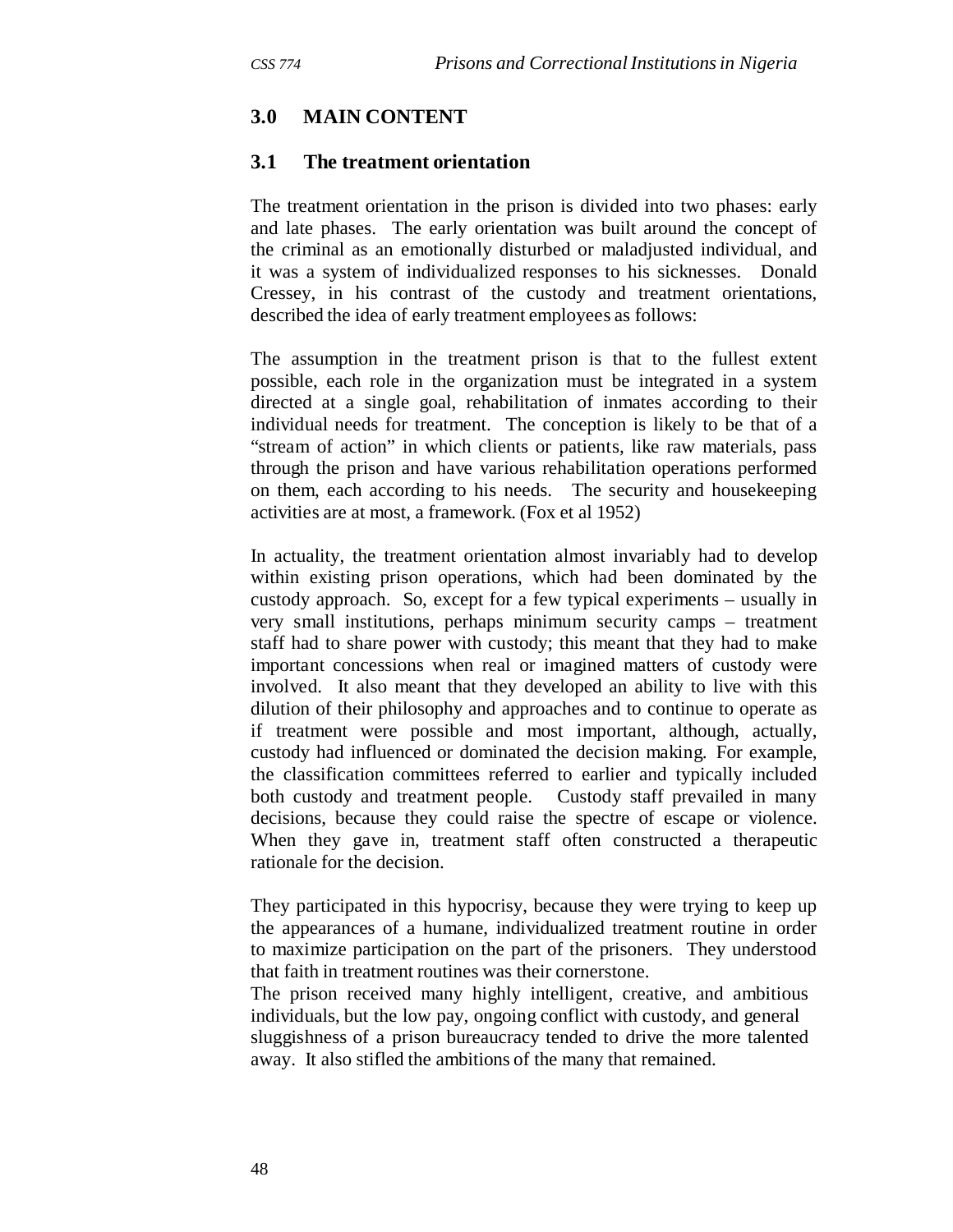## 3.0 MAIN CONTENT

### 3.1 The treatment orientation

The treatment orientation in the prison is divided into two phases: early and late phases. The early orientation was built around the concept of the criminal as an emotionally disturbed or maladjusted individual, and it was a system of individualized responses to his sicknesses. Donald Cressey, in his contrast of the custody and treatment orientations, described the idea of early treatment employees as follows:

The assumption in the treatment prison is that to the fullest extent possible, each role in the organization must be integrated in a system directed at a single goal, rehabilitation of inmates according to their individual needs for treatment. The conception is likely to be that of a "stream of action" in which clients or patients, like raw materials, pass through the prison and have various rehabilitation operations performed on them, each according to his needs. The security and housekeeping activities are at most, a framework. (Fox et al 1952)

In actuality, the treatment orientation almost invariably had to develop within existing prison operations, which had been dominated by the custody approach. So, except for a few typical experiments – usually in very small institutions, perhaps minimum security camps – treatment staff had to share power with custody; this meant that they had to make important concessions when real or imagined matters of custody were involved. It also meant that they developed an ability to live with this dilution of their philosophy and approaches and to continue to operate as if treatment were possible and most important, although, actually, custody had influenced or dominated the decision making. For example, the classification committees referred to earlier and typically included both custody and treatment people. Custody staff prevailed in many decisions, because they could raise the spectre of escape or violence. When they gave in, treatment staff often constructed a therapeutic rationale for the decision.

They participated in this hypocrisy, because they were trying to keep up the appearances of a humane, individualized treatment routine in order to maximize participation on the part of the prisoners. They understood that faith in treatment routines was their cornerstone.
The prison received many highly intelligent, creative, and ambitious individuals, but the low pay, ongoing conflict with custody, and general sluggishness of a prison bureaucracy tended to drive the more talented away. It also stifled the ambitions of the many that remained.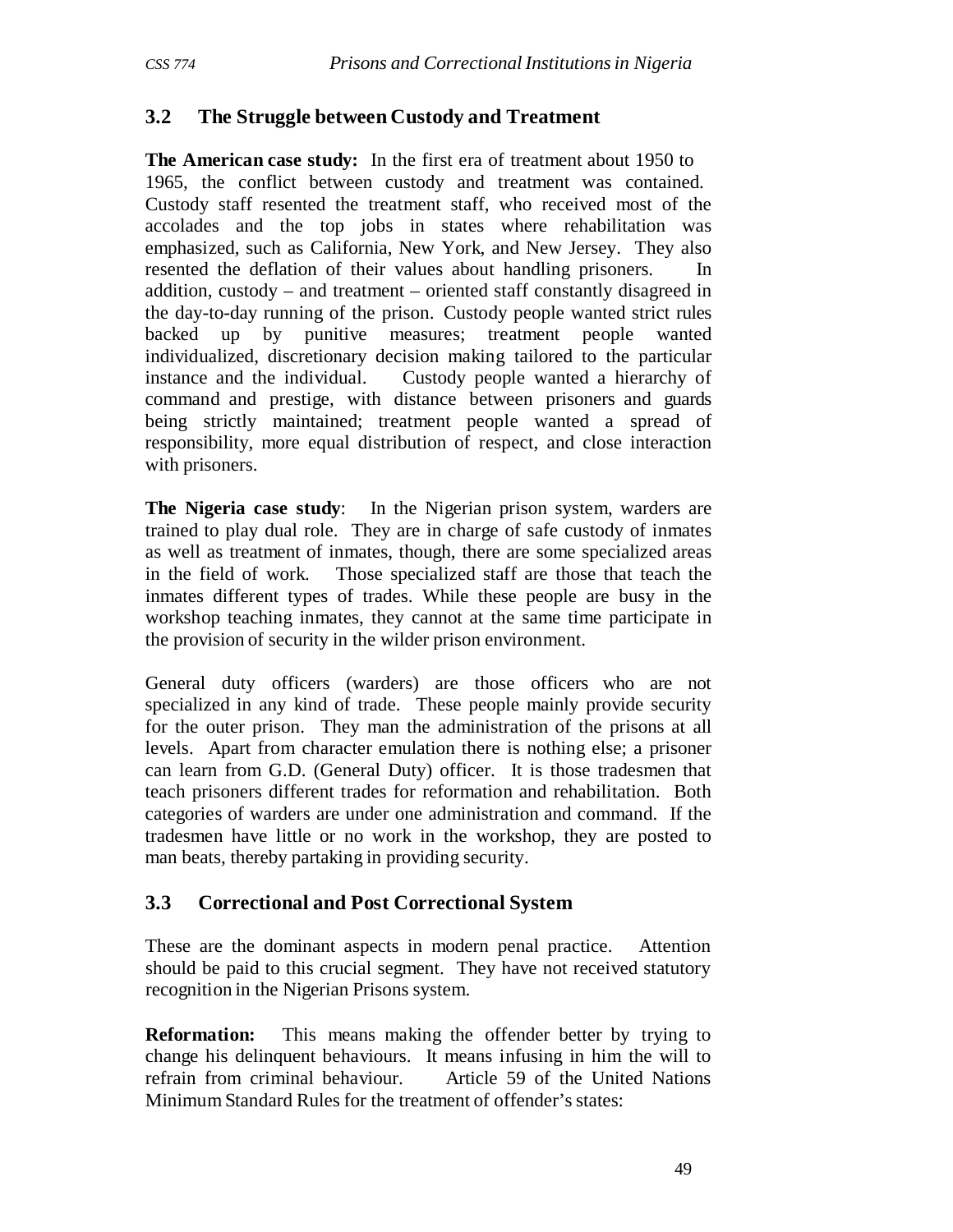### 3.2 The Struggle between Custody and Treatment

**The American case study:** In the first era of treatment about 1950 to 1965, the conflict between custody and treatment was contained. Custody staff resented the treatment staff, who received most of the accolades and the top jobs in states where rehabilitation was emphasized, such as California, New York, and New Jersey. They also resented the deflation of their values about handling prisoners. In addition, custody – and treatment – oriented staff constantly disagreed in the day-to-day running of the prison. Custody people wanted strict rules backed up by punitive measures; treatment people wanted individualized, discretionary decision making tailored to the particular instance and the individual. Custody people wanted a hierarchy of command and prestige, with distance between prisoners and guards being strictly maintained; treatment people wanted a spread of responsibility, more equal distribution of respect, and close interaction with prisoners.

**The Nigeria case study**: In the Nigerian prison system, warders are trained to play dual role. They are in charge of safe custody of inmates as well as treatment of inmates, though, there are some specialized areas in the field of work. Those specialized staff are those that teach the inmates different types of trades. While these people are busy in the workshop teaching inmates, they cannot at the same time participate in the provision of security in the wilder prison environment.

General duty officers (warders) are those officers who are not specialized in any kind of trade. These people mainly provide security for the outer prison. They man the administration of the prisons at all levels. Apart from character emulation there is nothing else; a prisoner can learn from G.D. (General Duty) officer. It is those tradesmen that teach prisoners different trades for reformation and rehabilitation. Both categories of warders are under one administration and command. If the tradesmen have little or no work in the workshop, they are posted to man beats, thereby partaking in providing security.

### 3.3 Correctional and Post Correctional System

These are the dominant aspects in modern penal practice. Attention should be paid to this crucial segment. They have not received statutory recognition in the Nigerian Prisons system.

**Reformation:** This means making the offender better by trying to change his delinquent behaviours. It means infusing in him the will to refrain from criminal behaviour. Article 59 of the United Nations Minimum Standard Rules for the treatment of offender's states: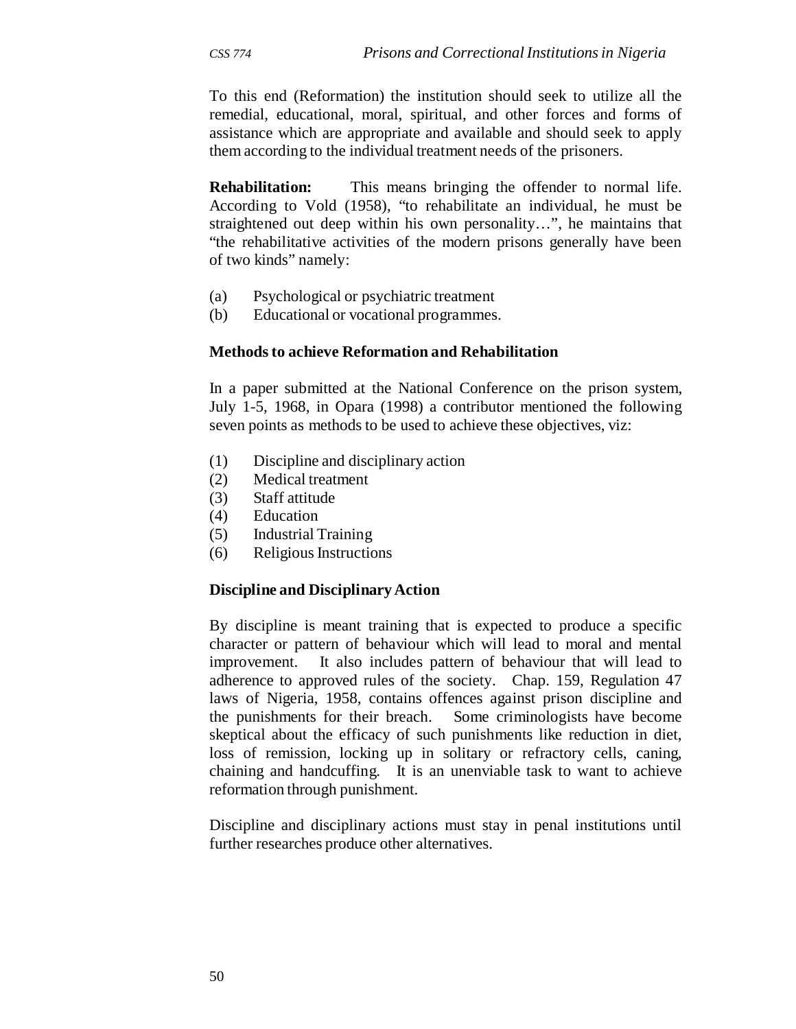To this end (Reformation) the institution should seek to utilize all the remedial, educational, moral, spiritual, and other forces and forms of assistance which are appropriate and available and should seek to apply them according to the individual treatment needs of the prisoners.

**Rehabilitation:** This means bringing the offender to normal life. According to Vold (1958), "to rehabilitate an individual, he must be straightened out deep within his own personality…", he maintains that "the rehabilitative activities of the modern prisons generally have been of two kinds" namely:

(a) Psychological or psychiatric treatment
(b) Educational or vocational programmes.

**Methods to achieve Reformation and Rehabilitation**

In a paper submitted at the National Conference on the prison system, July 1-5, 1968, in Opara (1998) a contributor mentioned the following seven points as methods to be used to achieve these objectives, viz:

(1) Discipline and disciplinary action
(2) Medical treatment
(3) Staff attitude
(4) Education
(5) Industrial Training
(6) Religious Instructions

**Discipline and Disciplinary Action**

By discipline is meant training that is expected to produce a specific character or pattern of behaviour which will lead to moral and mental improvement. It also includes pattern of behaviour that will lead to adherence to approved rules of the society. Chap. 159, Regulation 47 laws of Nigeria, 1958, contains offences against prison discipline and the punishments for their breach. Some criminologists have become skeptical about the efficacy of such punishments like reduction in diet, loss of remission, locking up in solitary or refractory cells, caning, chaining and handcuffing. It is an unenviable task to want to achieve reformation through punishment.

Discipline and disciplinary actions must stay in penal institutions until further researches produce other alternatives.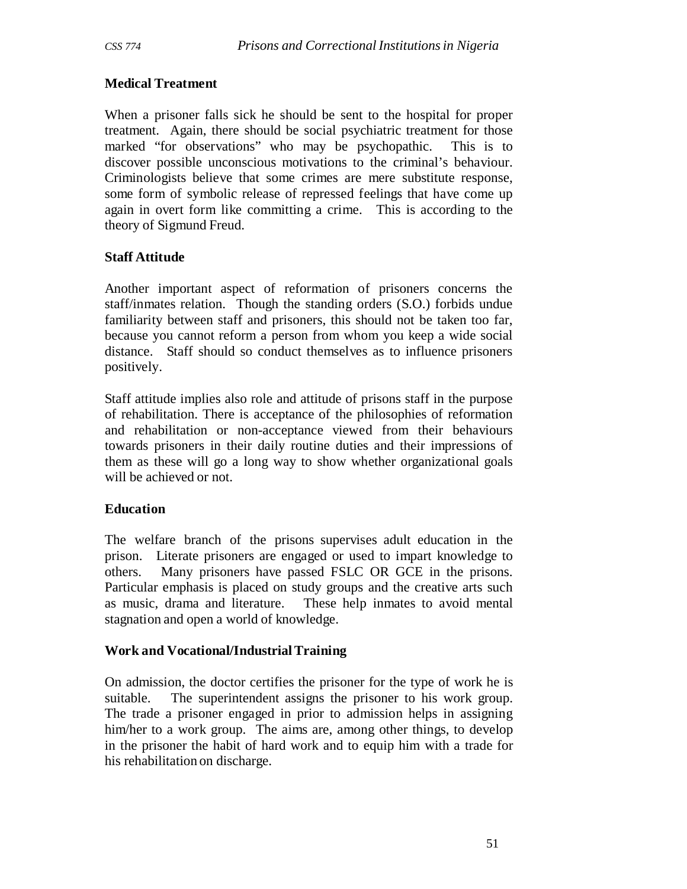**Medical Treatment**

When a prisoner falls sick he should be sent to the hospital for proper treatment. Again, there should be social psychiatric treatment for those marked "for observations" who may be psychopathic. This is to discover possible unconscious motivations to the criminal's behaviour. Criminologists believe that some crimes are mere substitute response, some form of symbolic release of repressed feelings that have come up again in overt form like committing a crime. This is according to the theory of Sigmund Freud.

**Staff Attitude**

Another important aspect of reformation of prisoners concerns the staff/inmates relation. Though the standing orders (S.O.) forbids undue familiarity between staff and prisoners, this should not be taken too far, because you cannot reform a person from whom you keep a wide social distance. Staff should so conduct themselves as to influence prisoners positively.

Staff attitude implies also role and attitude of prisons staff in the purpose of rehabilitation. There is acceptance of the philosophies of reformation and rehabilitation or non-acceptance viewed from their behaviours towards prisoners in their daily routine duties and their impressions of them as these will go a long way to show whether organizational goals will be achieved or not.

**Education**

The welfare branch of the prisons supervises adult education in the prison. Literate prisoners are engaged or used to impart knowledge to others. Many prisoners have passed FSLC OR GCE in the prisons. Particular emphasis is placed on study groups and the creative arts such as music, drama and literature. These help inmates to avoid mental stagnation and open a world of knowledge.

**Work and Vocational/Industrial Training**

On admission, the doctor certifies the prisoner for the type of work he is suitable. The superintendent assigns the prisoner to his work group. The trade a prisoner engaged in prior to admission helps in assigning him/her to a work group. The aims are, among other things, to develop in the prisoner the habit of hard work and to equip him with a trade for his rehabilitation on discharge.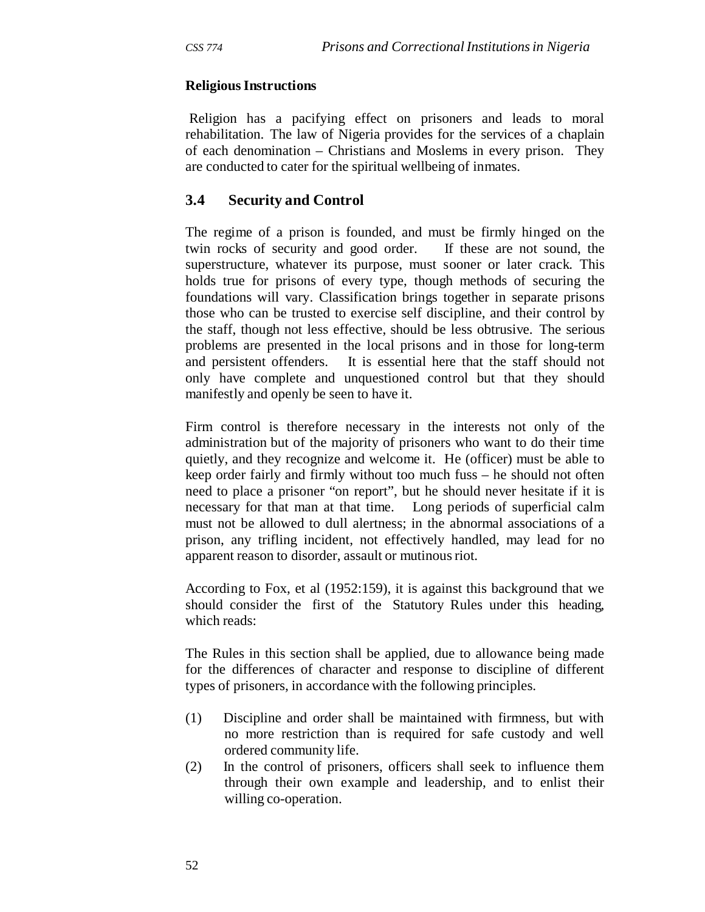**Religious Instructions**

Religion has a pacifying effect on prisoners and leads to moral rehabilitation. The law of Nigeria provides for the services of a chaplain of each denomination – Christians and Moslems in every prison. They are conducted to cater for the spiritual wellbeing of inmates.

## 3.4 Security and Control

The regime of a prison is founded, and must be firmly hinged on the twin rocks of security and good order. If these are not sound, the superstructure, whatever its purpose, must sooner or later crack. This holds true for prisons of every type, though methods of securing the foundations will vary. Classification brings together in separate prisons those who can be trusted to exercise self discipline, and their control by the staff, though not less effective, should be less obtrusive. The serious problems are presented in the local prisons and in those for long-term and persistent offenders. It is essential here that the staff should not only have complete and unquestioned control but that they should manifestly and openly be seen to have it.

Firm control is therefore necessary in the interests not only of the administration but of the majority of prisoners who want to do their time quietly, and they recognize and welcome it. He (officer) must be able to keep order fairly and firmly without too much fuss – he should not often need to place a prisoner "on report", but he should never hesitate if it is necessary for that man at that time. Long periods of superficial calm must not be allowed to dull alertness; in the abnormal associations of a prison, any trifling incident, not effectively handled, may lead for no apparent reason to disorder, assault or mutinous riot.

According to Fox, et al (1952:159), it is against this background that we should consider the first of the Statutory Rules under this heading, which reads:

The Rules in this section shall be applied, due to allowance being made for the differences of character and response to discipline of different types of prisoners, in accordance with the following principles.

(1) Discipline and order shall be maintained with firmness, but with no more restriction than is required for safe custody and well ordered community life.

(2) In the control of prisoners, officers shall seek to influence them through their own example and leadership, and to enlist their willing co-operation.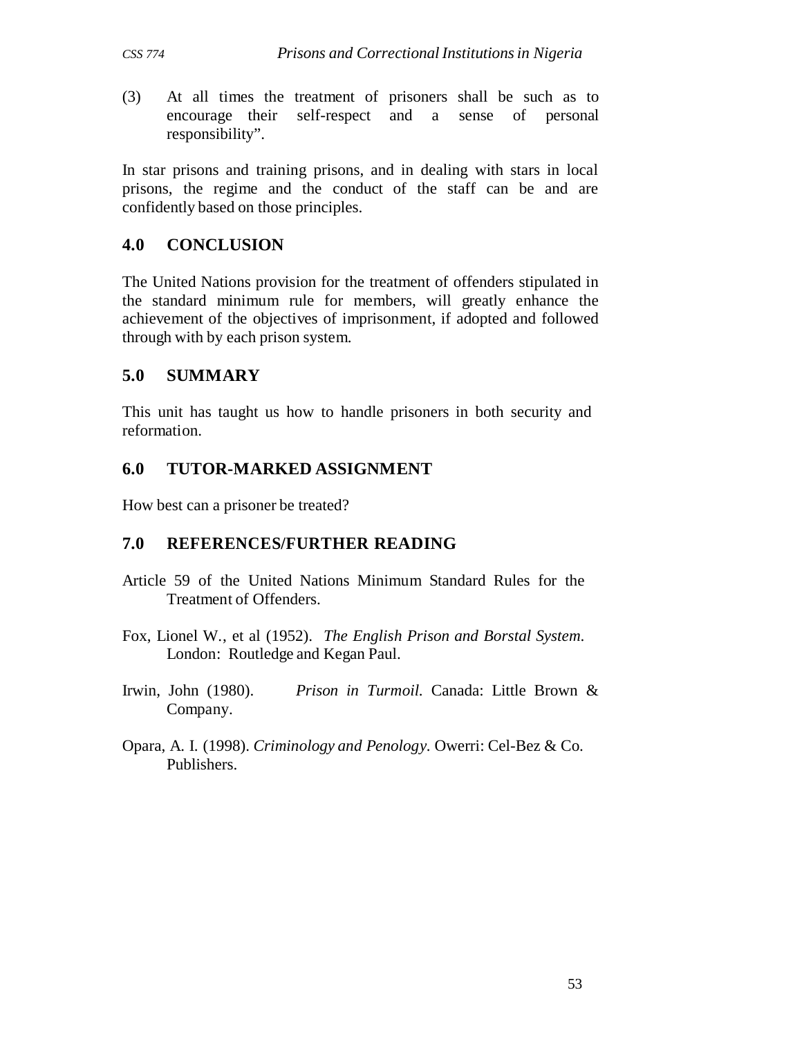(3) At all times the treatment of prisoners shall be such as to encourage their self-respect and a sense of personal responsibility".

In star prisons and training prisons, and in dealing with stars in local prisons, the regime and the conduct of the staff can be and are confidently based on those principles.

## 4.0 CONCLUSION

The United Nations provision for the treatment of offenders stipulated in the standard minimum rule for members, will greatly enhance the achievement of the objectives of imprisonment, if adopted and followed through with by each prison system.

## 5.0 SUMMARY

This unit has taught us how to handle prisoners in both security and reformation.

## 6.0 TUTOR-MARKED ASSIGNMENT

How best can a prisoner be treated?

## 7.0 REFERENCES/FURTHER READING

Article 59 of the United Nations Minimum Standard Rules for the Treatment of Offenders.

Fox, Lionel W., et al (1952). *The English Prison and Borstal System*. London: Routledge and Kegan Paul.

Irwin, John (1980). *Prison in Turmoil*. Canada: Little Brown & Company.

Opara, A. I. (1998). *Criminology and Penology*. Owerri: Cel-Bez & Co. Publishers.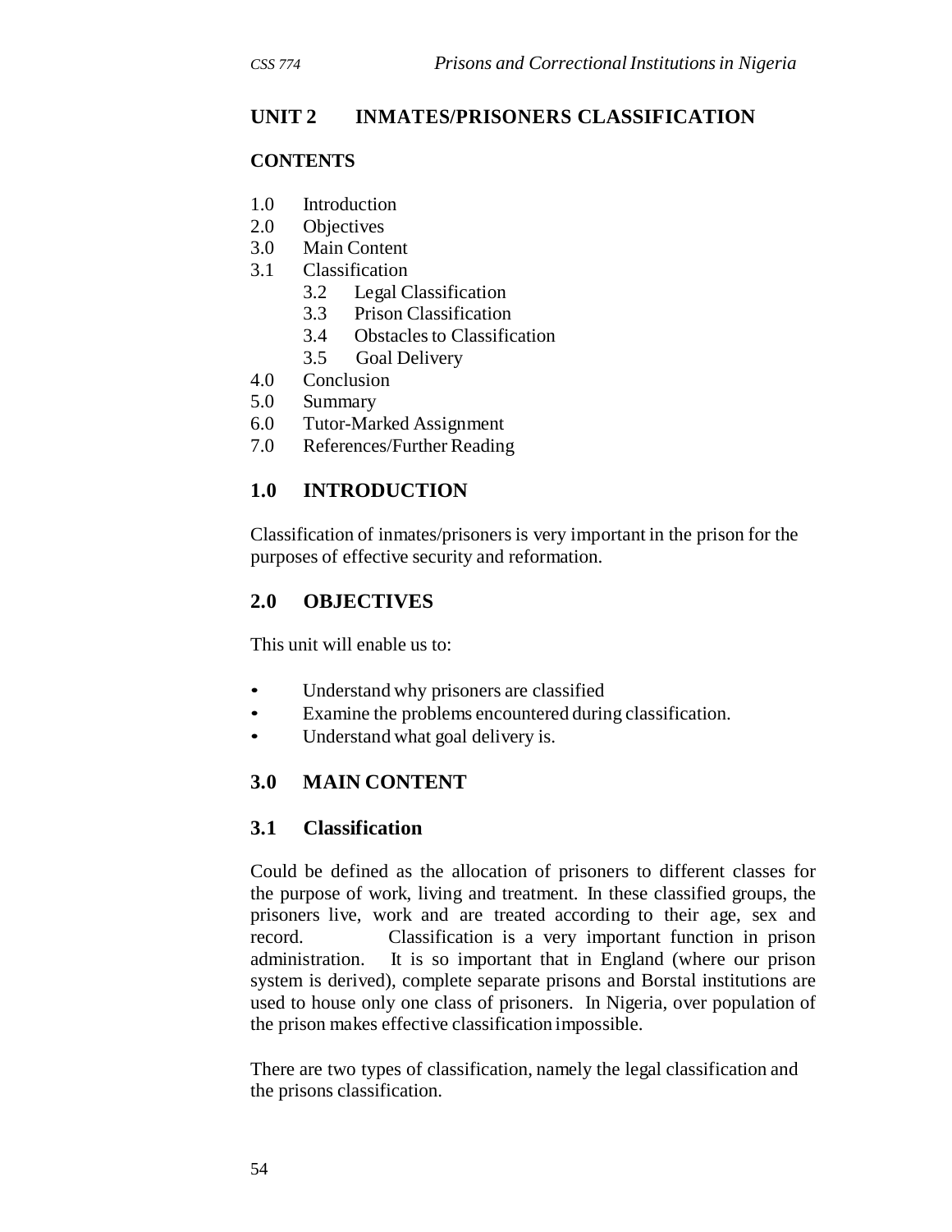## UNIT 2 INMATES/PRISONERS CLASSIFICATION

**CONTENTS**

1.0 Introduction
2.0 Objectives
3.0 Main Content
3.1 Classification
  3.2 Legal Classification
  3.3 Prison Classification
  3.4 Obstacles to Classification
  3.5 Goal Delivery
4.0 Conclusion
5.0 Summary
6.0 Tutor-Marked Assignment
7.0 References/Further Reading

## 1.0 INTRODUCTION

Classification of inmates/prisoners is very important in the prison for the purposes of effective security and reformation.

## 2.0 OBJECTIVES

This unit will enable us to:

- Understand why prisoners are classified
- Examine the problems encountered during classification.
- Understand what goal delivery is.

## 3.0 MAIN CONTENT

### 3.1 Classification

Could be defined as the allocation of prisoners to different classes for the purpose of work, living and treatment. In these classified groups, the prisoners live, work and are treated according to their age, sex and record. Classification is a very important function in prison administration. It is so important that in England (where our prison system is derived), complete separate prisons and Borstal institutions are used to house only one class of prisoners. In Nigeria, over population of the prison makes effective classification impossible.

There are two types of classification, namely the legal classification and the prisons classification.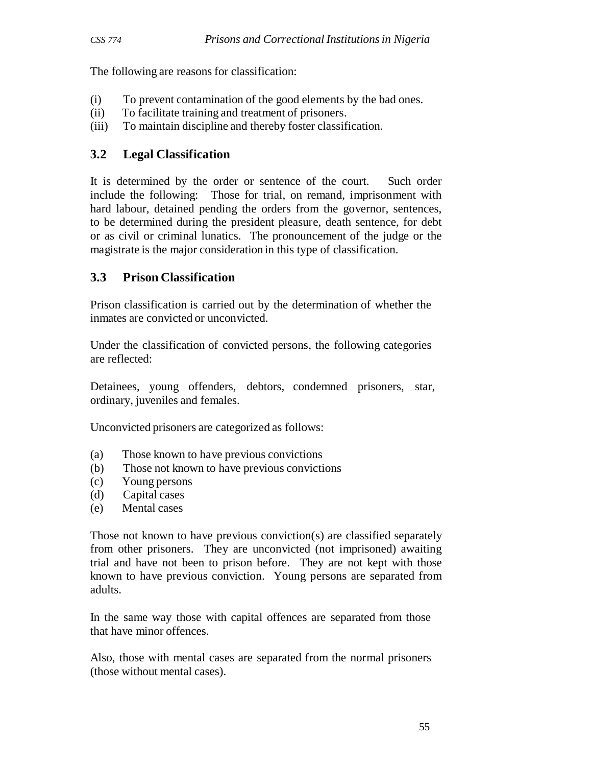The following are reasons for classification:

(i) To prevent contamination of the good elements by the bad ones.
(ii) To facilitate training and treatment of prisoners.
(iii) To maintain discipline and thereby foster classification.

### 3.2 Legal Classification

It is determined by the order or sentence of the court. Such order include the following: Those for trial, on remand, imprisonment with hard labour, detained pending the orders from the governor, sentences, to be determined during the president pleasure, death sentence, for debt or as civil or criminal lunatics. The pronouncement of the judge or the magistrate is the major consideration in this type of classification.

### 3.3 Prison Classification

Prison classification is carried out by the determination of whether the inmates are convicted or unconvicted.

Under the classification of convicted persons, the following categories are reflected:

Detainees, young offenders, debtors, condemned prisoners, star, ordinary, juveniles and females.

Unconvicted prisoners are categorized as follows:

(a) Those known to have previous convictions
(b) Those not known to have previous convictions
(c) Young persons
(d) Capital cases
(e) Mental cases

Those not known to have previous conviction(s) are classified separately from other prisoners. They are unconvicted (not imprisoned) awaiting trial and have not been to prison before. They are not kept with those known to have previous conviction. Young persons are separated from adults.

In the same way those with capital offences are separated from those that have minor offences.

Also, those with mental cases are separated from the normal prisoners (those without mental cases).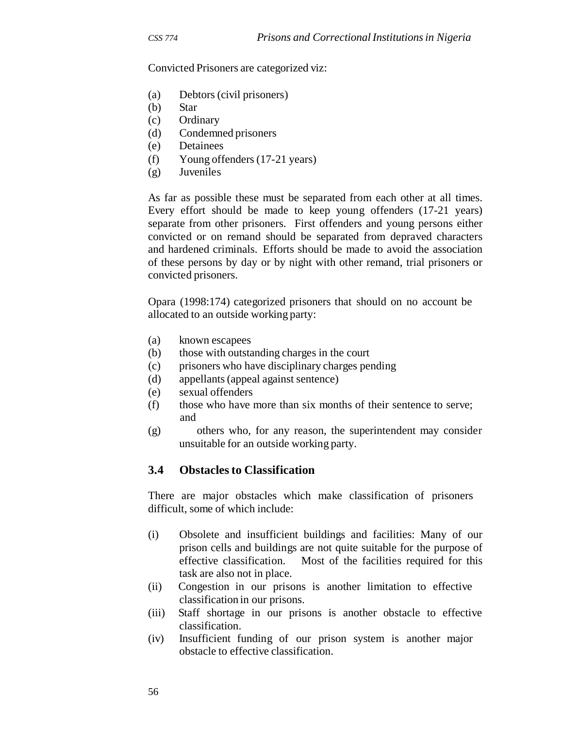Convicted Prisoners are categorized viz:

(a) Debtors (civil prisoners)
(b) Star
(c) Ordinary
(d) Condemned prisoners
(e) Detainees
(f) Young offenders (17-21 years)
(g) Juveniles

As far as possible these must be separated from each other at all times. Every effort should be made to keep young offenders (17-21 years) separate from other prisoners. First offenders and young persons either convicted or on remand should be separated from depraved characters and hardened criminals. Efforts should be made to avoid the association of these persons by day or by night with other remand, trial prisoners or convicted prisoners.

Opara (1998:174) categorized prisoners that should on no account be allocated to an outside working party:

(a) known escapees
(b) those with outstanding charges in the court
(c) prisoners who have disciplinary charges pending
(d) appellants (appeal against sentence)
(e) sexual offenders
(f) those who have more than six months of their sentence to serve; and
(g) others who, for any reason, the superintendent may consider unsuitable for an outside working party.

### 3.4 Obstacles to Classification

There are major obstacles which make classification of prisoners difficult, some of which include:

(i) Obsolete and insufficient buildings and facilities: Many of our prison cells and buildings are not quite suitable for the purpose of effective classification. Most of the facilities required for this task are also not in place.
(ii) Congestion in our prisons is another limitation to effective classification in our prisons.
(iii) Staff shortage in our prisons is another obstacle to effective classification.
(iv) Insufficient funding of our prison system is another major obstacle to effective classification.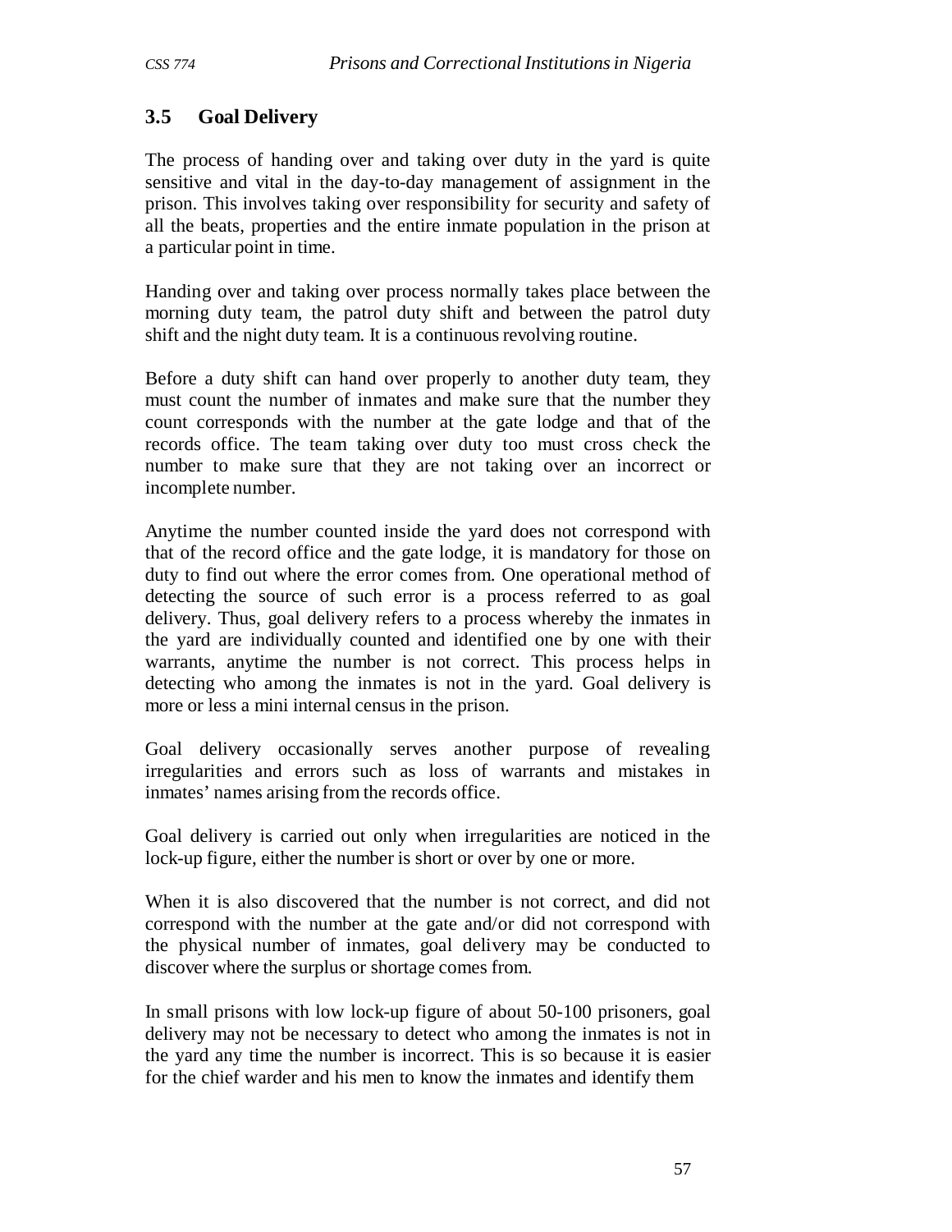### 3.5 Goal Delivery

The process of handing over and taking over duty in the yard is quite sensitive and vital in the day-to-day management of assignment in the prison. This involves taking over responsibility for security and safety of all the beats, properties and the entire inmate population in the prison at a particular point in time.

Handing over and taking over process normally takes place between the morning duty team, the patrol duty shift and between the patrol duty shift and the night duty team. It is a continuous revolving routine.

Before a duty shift can hand over properly to another duty team, they must count the number of inmates and make sure that the number they count corresponds with the number at the gate lodge and that of the records office. The team taking over duty too must cross check the number to make sure that they are not taking over an incorrect or incomplete number.

Anytime the number counted inside the yard does not correspond with that of the record office and the gate lodge, it is mandatory for those on duty to find out where the error comes from. One operational method of detecting the source of such error is a process referred to as goal delivery. Thus, goal delivery refers to a process whereby the inmates in the yard are individually counted and identified one by one with their warrants, anytime the number is not correct. This process helps in detecting who among the inmates is not in the yard. Goal delivery is more or less a mini internal census in the prison.

Goal delivery occasionally serves another purpose of revealing irregularities and errors such as loss of warrants and mistakes in inmates' names arising from the records office.

Goal delivery is carried out only when irregularities are noticed in the lock-up figure, either the number is short or over by one or more.

When it is also discovered that the number is not correct, and did not correspond with the number at the gate and/or did not correspond with the physical number of inmates, goal delivery may be conducted to discover where the surplus or shortage comes from.

In small prisons with low lock-up figure of about 50-100 prisoners, goal delivery may not be necessary to detect who among the inmates is not in the yard any time the number is incorrect. This is so because it is easier for the chief warder and his men to know the inmates and identify them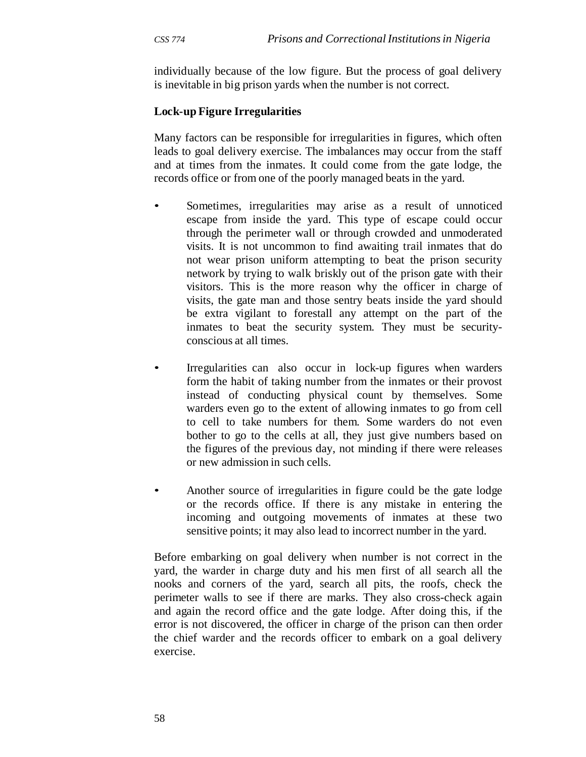individually because of the low figure. But the process of goal delivery is inevitable in big prison yards when the number is not correct.

**Lock-up Figure Irregularities**

Many factors can be responsible for irregularities in figures, which often leads to goal delivery exercise. The imbalances may occur from the staff and at times from the inmates. It could come from the gate lodge, the records office or from one of the poorly managed beats in the yard.

- Sometimes, irregularities may arise as a result of unnoticed escape from inside the yard. This type of escape could occur through the perimeter wall or through crowded and unmoderated visits. It is not uncommon to find awaiting trail inmates that do not wear prison uniform attempting to beat the prison security network by trying to walk briskly out of the prison gate with their visitors. This is the more reason why the officer in charge of visits, the gate man and those sentry beats inside the yard should be extra vigilant to forestall any attempt on the part of the inmates to beat the security system. They must be security-conscious at all times.

- Irregularities can also occur in lock-up figures when warders form the habit of taking number from the inmates or their provost instead of conducting physical count by themselves. Some warders even go to the extent of allowing inmates to go from cell to cell to take numbers for them. Some warders do not even bother to go to the cells at all, they just give numbers based on the figures of the previous day, not minding if there were releases or new admission in such cells.

- Another source of irregularities in figure could be the gate lodge or the records office. If there is any mistake in entering the incoming and outgoing movements of inmates at these two sensitive points; it may also lead to incorrect number in the yard.

Before embarking on goal delivery when number is not correct in the yard, the warder in charge duty and his men first of all search all the nooks and corners of the yard, search all pits, the roofs, check the perimeter walls to see if there are marks. They also cross-check again and again the record office and the gate lodge. After doing this, if the error is not discovered, the officer in charge of the prison can then order the chief warder and the records officer to embark on a goal delivery exercise.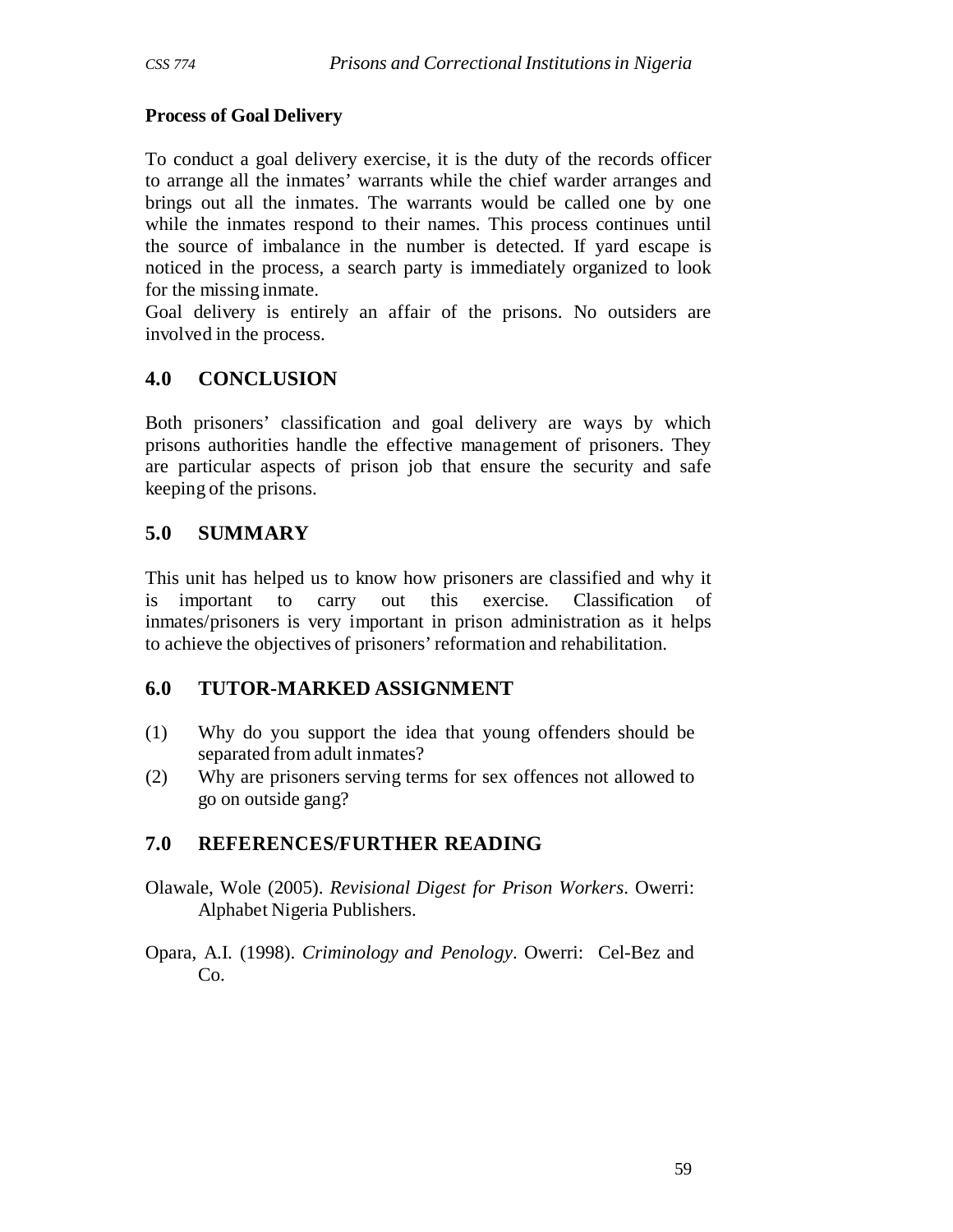**Process of Goal Delivery**

To conduct a goal delivery exercise, it is the duty of the records officer to arrange all the inmates' warrants while the chief warder arranges and brings out all the inmates. The warrants would be called one by one while the inmates respond to their names. This process continues until the source of imbalance in the number is detected. If yard escape is noticed in the process, a search party is immediately organized to look for the missing inmate.

Goal delivery is entirely an affair of the prisons. No outsiders are involved in the process.

## 4.0 CONCLUSION

Both prisoners' classification and goal delivery are ways by which prisons authorities handle the effective management of prisoners. They are particular aspects of prison job that ensure the security and safe keeping of the prisons.

## 5.0 SUMMARY

This unit has helped us to know how prisoners are classified and why it is important to carry out this exercise. Classification of inmates/prisoners is very important in prison administration as it helps to achieve the objectives of prisoners' reformation and rehabilitation.

## 6.0 TUTOR-MARKED ASSIGNMENT

(1) Why do you support the idea that young offenders should be separated from adult inmates?

(2) Why are prisoners serving terms for sex offences not allowed to go on outside gang?

## 7.0 REFERENCES/FURTHER READING

Olawale, Wole (2005). *Revisional Digest for Prison Workers*. Owerri: Alphabet Nigeria Publishers.

Opara, A.I. (1998). *Criminology and Penology*. Owerri: Cel-Bez and Co.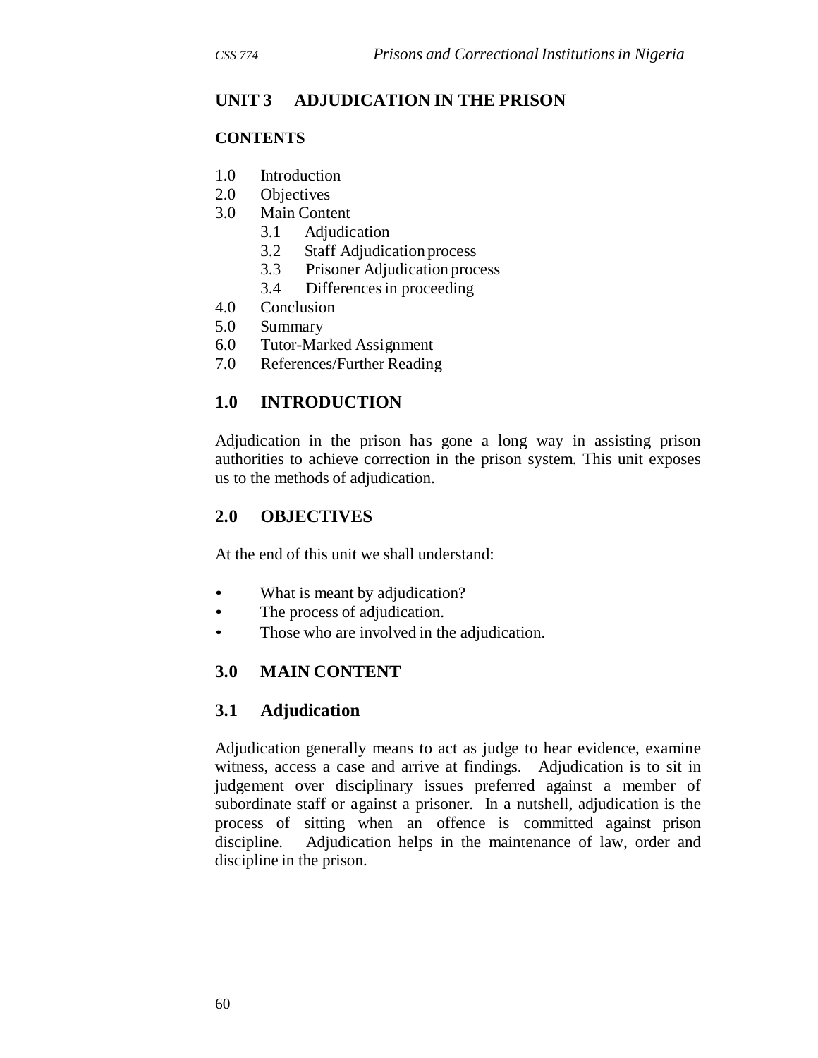## UNIT 3 ADJUDICATION IN THE PRISON

### CONTENTS

1.0 Introduction
2.0 Objectives
3.0 Main Content
    3.1 Adjudication
    3.2 Staff Adjudication process
    3.3 Prisoner Adjudication process
    3.4 Differences in proceeding
4.0 Conclusion
5.0 Summary
6.0 Tutor-Marked Assignment
7.0 References/Further Reading

### 1.0 INTRODUCTION

Adjudication in the prison has gone a long way in assisting prison authorities to achieve correction in the prison system. This unit exposes us to the methods of adjudication.

### 2.0 OBJECTIVES

At the end of this unit we shall understand:

- What is meant by adjudication?
- The process of adjudication.
- Those who are involved in the adjudication.

### 3.0 MAIN CONTENT

### 3.1 Adjudication

Adjudication generally means to act as judge to hear evidence, examine witness, access a case and arrive at findings. Adjudication is to sit in judgement over disciplinary issues preferred against a member of subordinate staff or against a prisoner. In a nutshell, adjudication is the process of sitting when an offence is committed against prison discipline. Adjudication helps in the maintenance of law, order and discipline in the prison.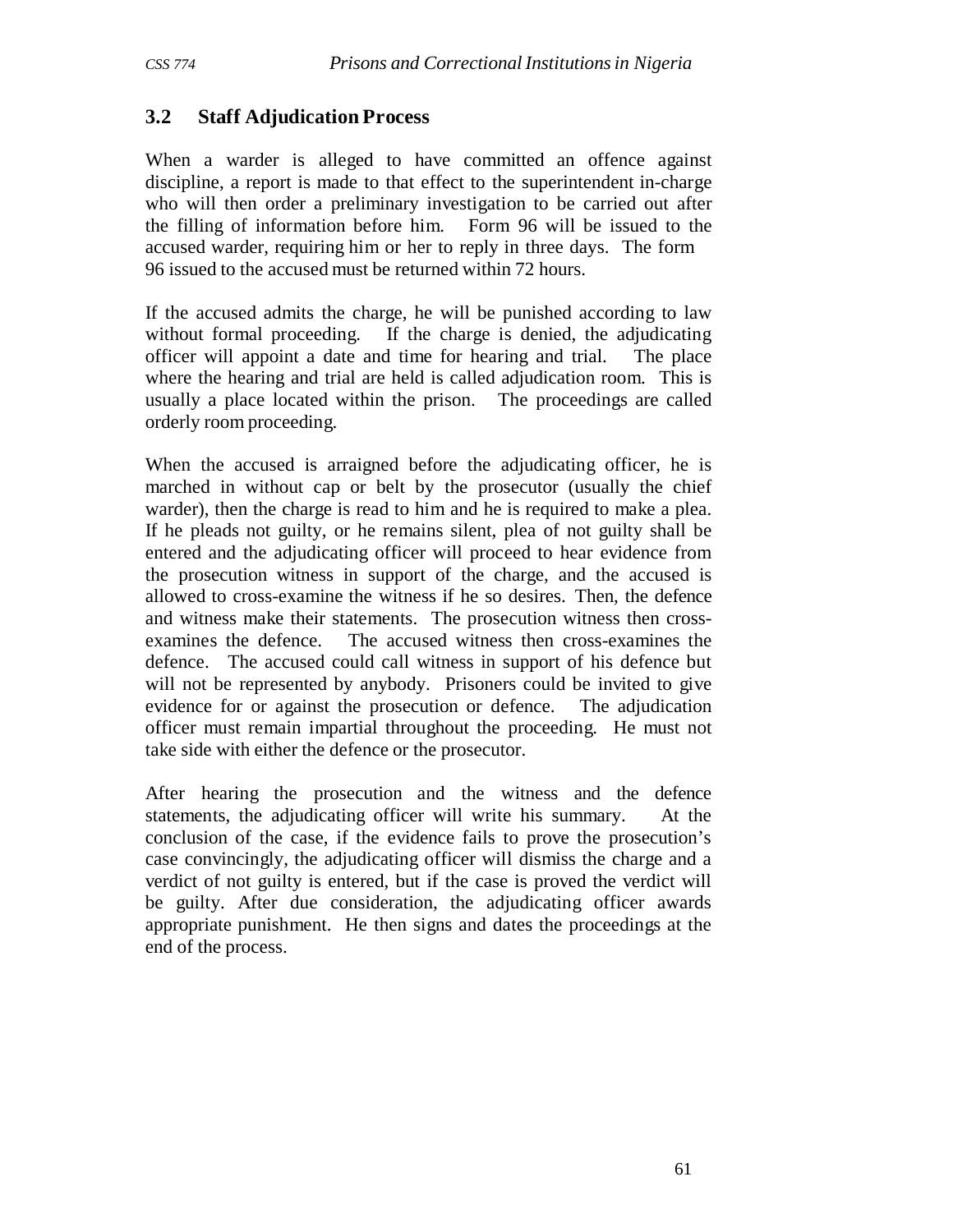### 3.2 Staff Adjudication Process

When a warder is alleged to have committed an offence against discipline, a report is made to that effect to the superintendent in-charge who will then order a preliminary investigation to be carried out after the filling of information before him. Form 96 will be issued to the accused warder, requiring him or her to reply in three days. The form 96 issued to the accused must be returned within 72 hours.

If the accused admits the charge, he will be punished according to law without formal proceeding. If the charge is denied, the adjudicating officer will appoint a date and time for hearing and trial. The place where the hearing and trial are held is called adjudication room. This is usually a place located within the prison. The proceedings are called orderly room proceeding.

When the accused is arraigned before the adjudicating officer, he is marched in without cap or belt by the prosecutor (usually the chief warder), then the charge is read to him and he is required to make a plea. If he pleads not guilty, or he remains silent, plea of not guilty shall be entered and the adjudicating officer will proceed to hear evidence from the prosecution witness in support of the charge, and the accused is allowed to cross-examine the witness if he so desires. Then, the defence and witness make their statements. The prosecution witness then cross-examines the defence. The accused witness then cross-examines the defence. The accused could call witness in support of his defence but will not be represented by anybody. Prisoners could be invited to give evidence for or against the prosecution or defence. The adjudication officer must remain impartial throughout the proceeding. He must not take side with either the defence or the prosecutor.

After hearing the prosecution and the witness and the defence statements, the adjudicating officer will write his summary. At the conclusion of the case, if the evidence fails to prove the prosecution's case convincingly, the adjudicating officer will dismiss the charge and a verdict of not guilty is entered, but if the case is proved the verdict will be guilty. After due consideration, the adjudicating officer awards appropriate punishment. He then signs and dates the proceedings at the end of the process.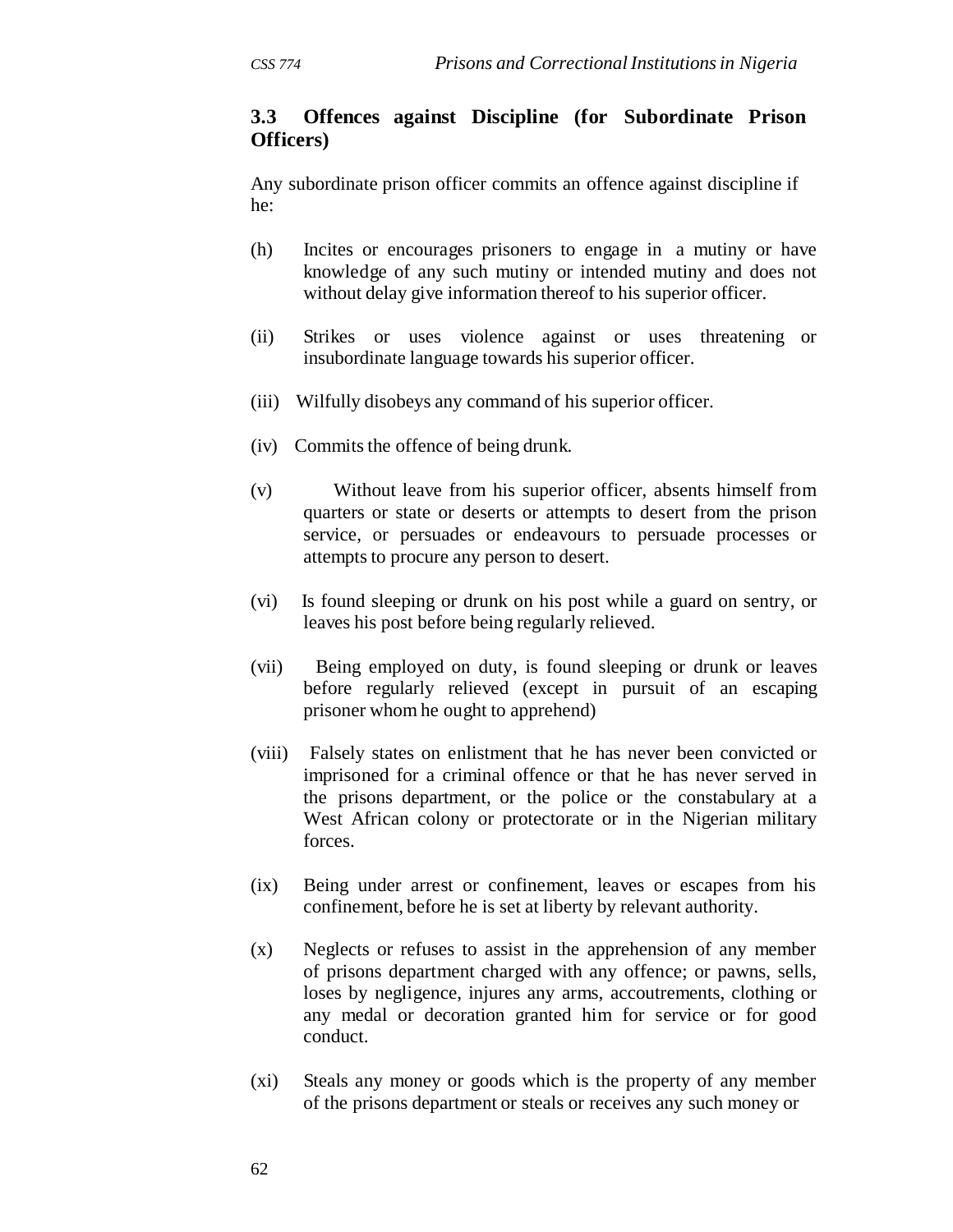### 3.3 Offences against Discipline (for Subordinate Prison Officers)

Any subordinate prison officer commits an offence against discipline if he:

(h) Incites or encourages prisoners to engage in a mutiny or have knowledge of any such mutiny or intended mutiny and does not without delay give information thereof to his superior officer.

(ii) Strikes or uses violence against or uses threatening or insubordinate language towards his superior officer.

(iii) Wilfully disobeys any command of his superior officer.

(iv) Commits the offence of being drunk.

(v) Without leave from his superior officer, absents himself from quarters or state or deserts or attempts to desert from the prison service, or persuades or endeavours to persuade processes or attempts to procure any person to desert.

(vi) Is found sleeping or drunk on his post while a guard on sentry, or leaves his post before being regularly relieved.

(vii) Being employed on duty, is found sleeping or drunk or leaves before regularly relieved (except in pursuit of an escaping prisoner whom he ought to apprehend)

(viii) Falsely states on enlistment that he has never been convicted or imprisoned for a criminal offence or that he has never served in the prisons department, or the police or the constabulary at a West African colony or protectorate or in the Nigerian military forces.

(ix) Being under arrest or confinement, leaves or escapes from his confinement, before he is set at liberty by relevant authority.

(x) Neglects or refuses to assist in the apprehension of any member of prisons department charged with any offence; or pawns, sells, loses by negligence, injures any arms, accoutrements, clothing or any medal or decoration granted him for service or for good conduct.

(xi) Steals any money or goods which is the property of any member of the prisons department or steals or receives any such money or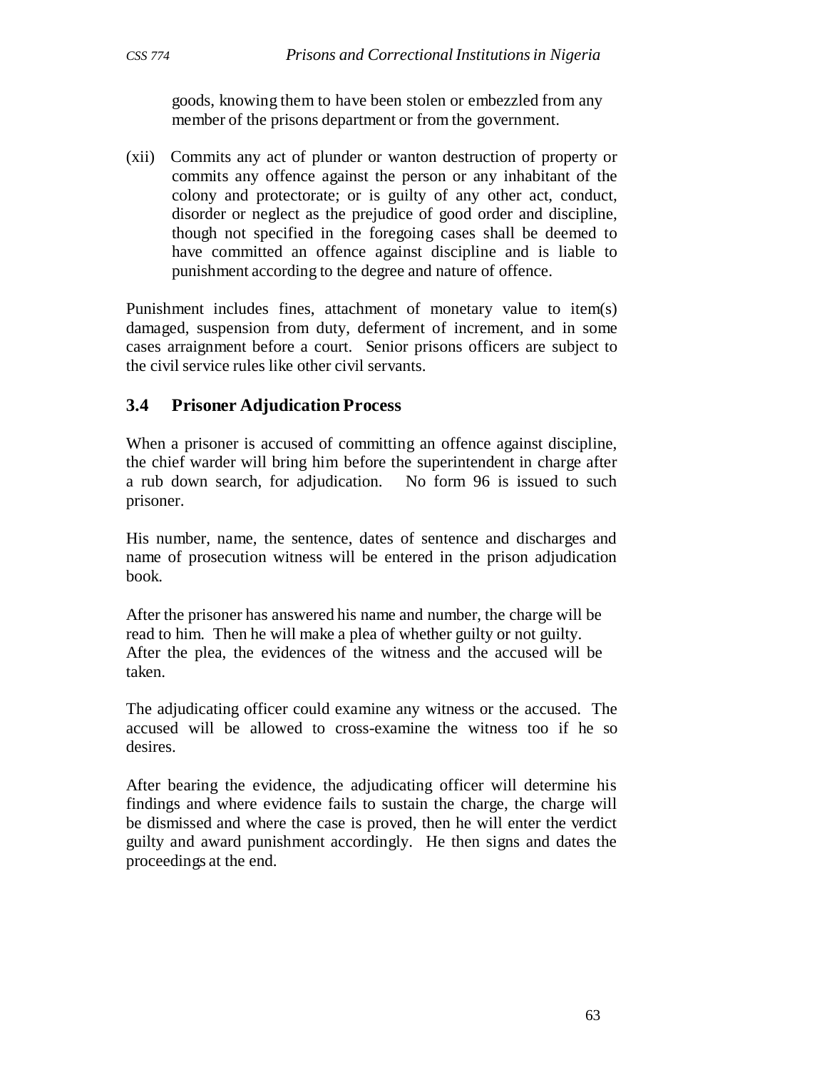goods, knowing them to have been stolen or embezzled from any member of the prisons department or from the government.

(xii) Commits any act of plunder or wanton destruction of property or commits any offence against the person or any inhabitant of the colony and protectorate; or is guilty of any other act, conduct, disorder or neglect as the prejudice of good order and discipline, though not specified in the foregoing cases shall be deemed to have committed an offence against discipline and is liable to punishment according to the degree and nature of offence.

Punishment includes fines, attachment of monetary value to item(s) damaged, suspension from duty, deferment of increment, and in some cases arraignment before a court. Senior prisons officers are subject to the civil service rules like other civil servants.

## 3.4 Prisoner Adjudication Process

When a prisoner is accused of committing an offence against discipline, the chief warder will bring him before the superintendent in charge after a rub down search, for adjudication. No form 96 is issued to such prisoner.

His number, name, the sentence, dates of sentence and discharges and name of prosecution witness will be entered in the prison adjudication book.

After the prisoner has answered his name and number, the charge will be read to him. Then he will make a plea of whether guilty or not guilty. After the plea, the evidences of the witness and the accused will be taken.

The adjudicating officer could examine any witness or the accused. The accused will be allowed to cross-examine the witness too if he so desires.

After bearing the evidence, the adjudicating officer will determine his findings and where evidence fails to sustain the charge, the charge will be dismissed and where the case is proved, then he will enter the verdict guilty and award punishment accordingly. He then signs and dates the proceedings at the end.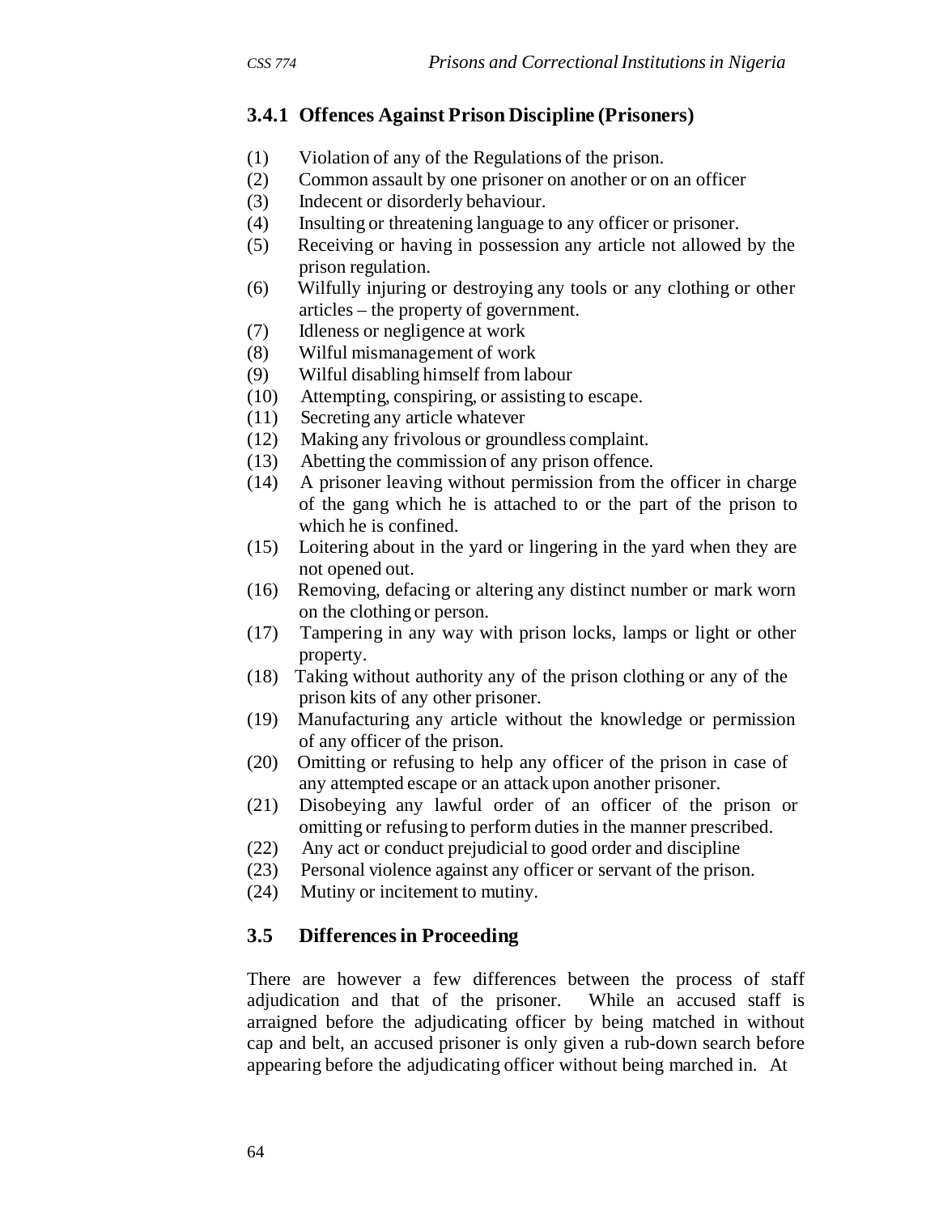### 3.4.1 Offences Against Prison Discipline (Prisoners)

(1) Violation of any of the Regulations of the prison.
(2) Common assault by one prisoner on another or on an officer
(3) Indecent or disorderly behaviour.
(4) Insulting or threatening language to any officer or prisoner.
(5) Receiving or having in possession any article not allowed by the prison regulation.
(6) Wilfully injuring or destroying any tools or any clothing or other articles – the property of government.
(7) Idleness or negligence at work
(8) Wilful mismanagement of work
(9) Wilful disabling himself from labour
(10) Attempting, conspiring, or assisting to escape.
(11) Secreting any article whatever
(12) Making any frivolous or groundless complaint.
(13) Abetting the commission of any prison offence.
(14) A prisoner leaving without permission from the officer in charge of the gang which he is attached to or the part of the prison to which he is confined.
(15) Loitering about in the yard or lingering in the yard when they are not opened out.
(16) Removing, defacing or altering any distinct number or mark worn on the clothing or person.
(17) Tampering in any way with prison locks, lamps or light or other property.
(18) Taking without authority any of the prison clothing or any of the prison kits of any other prisoner.
(19) Manufacturing any article without the knowledge or permission of any officer of the prison.
(20) Omitting or refusing to help any officer of the prison in case of any attempted escape or an attack upon another prisoner.
(21) Disobeying any lawful order of an officer of the prison or omitting or refusing to perform duties in the manner prescribed.
(22) Any act or conduct prejudicial to good order and discipline
(23) Personal violence against any officer or servant of the prison.
(24) Mutiny or incitement to mutiny.

## 3.5 Differences in Proceeding

There are however a few differences between the process of staff adjudication and that of the prisoner. While an accused staff is arraigned before the adjudicating officer by being matched in without cap and belt, an accused prisoner is only given a rub-down search before appearing before the adjudicating officer without being marched in. At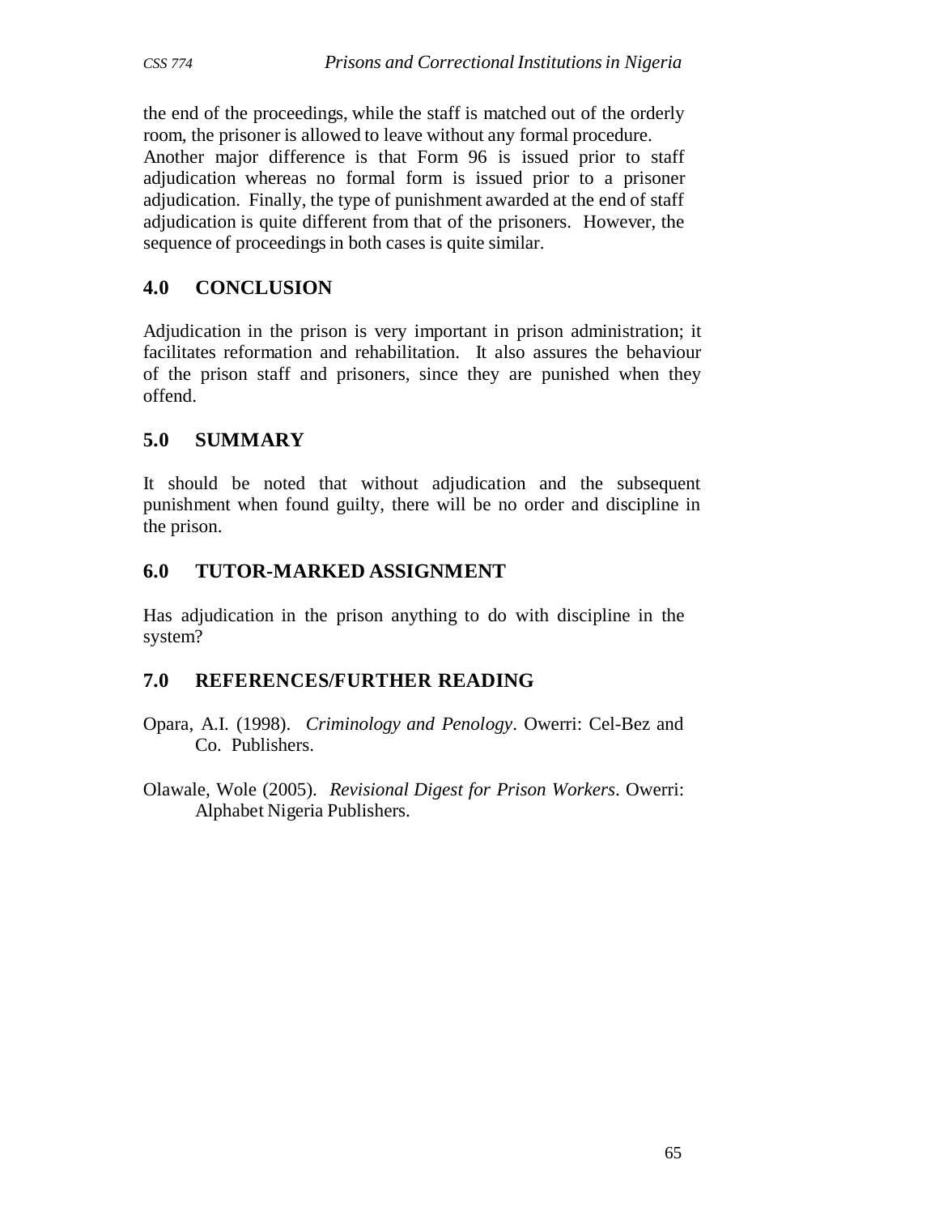the end of the proceedings, while the staff is matched out of the orderly room, the prisoner is allowed to leave without any formal procedure. Another major difference is that Form 96 is issued prior to staff adjudication whereas no formal form is issued prior to a prisoner adjudication. Finally, the type of punishment awarded at the end of staff adjudication is quite different from that of the prisoners. However, the sequence of proceedings in both cases is quite similar.

## 4.0 CONCLUSION

Adjudication in the prison is very important in prison administration; it facilitates reformation and rehabilitation. It also assures the behaviour of the prison staff and prisoners, since they are punished when they offend.

## 5.0 SUMMARY

It should be noted that without adjudication and the subsequent punishment when found guilty, there will be no order and discipline in the prison.

## 6.0 TUTOR-MARKED ASSIGNMENT

Has adjudication in the prison anything to do with discipline in the system?

## 7.0 REFERENCES/FURTHER READING

Opara, A.I. (1998). *Criminology and Penology*. Owerri: Cel-Bez and Co. Publishers.

Olawale, Wole (2005). *Revisional Digest for Prison Workers*. Owerri: Alphabet Nigeria Publishers.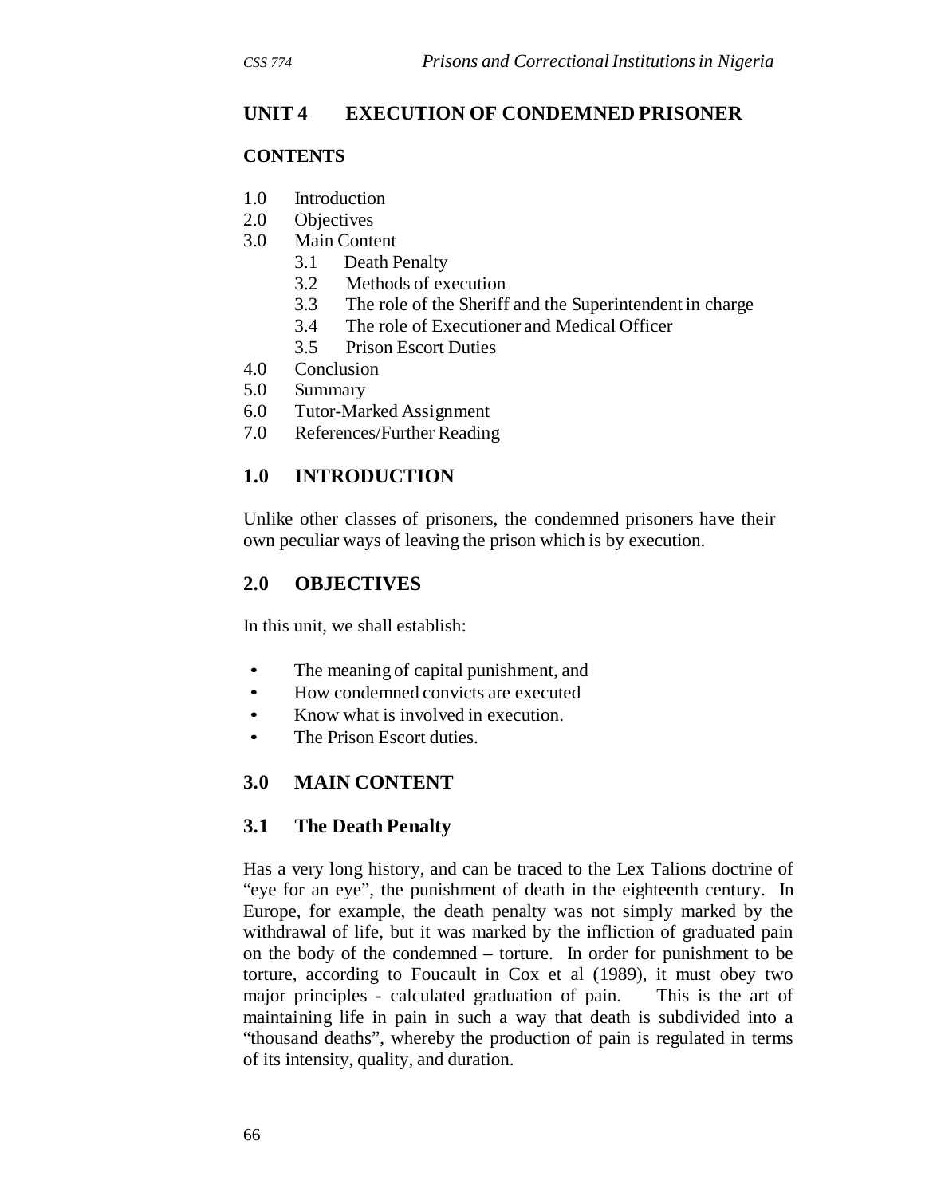## UNIT 4 EXECUTION OF CONDEMNED PRISONER

### CONTENTS

1.0 Introduction
2.0 Objectives
3.0 Main Content
   3.1 Death Penalty
   3.2 Methods of execution
   3.3 The role of the Sheriff and the Superintendent in charge
   3.4 The role of Executioner and Medical Officer
   3.5 Prison Escort Duties
4.0 Conclusion
5.0 Summary
6.0 Tutor-Marked Assignment
7.0 References/Further Reading

## 1.0 INTRODUCTION

Unlike other classes of prisoners, the condemned prisoners have their own peculiar ways of leaving the prison which is by execution.

## 2.0 OBJECTIVES

In this unit, we shall establish:

- The meaning of capital punishment, and
- How condemned convicts are executed
- Know what is involved in execution.
- The Prison Escort duties.

## 3.0 MAIN CONTENT

### 3.1 The Death Penalty

Has a very long history, and can be traced to the Lex Talions doctrine of "eye for an eye", the punishment of death in the eighteenth century. In Europe, for example, the death penalty was not simply marked by the withdrawal of life, but it was marked by the infliction of graduated pain on the body of the condemned – torture. In order for punishment to be torture, according to Foucault in Cox et al (1989), it must obey two major principles - calculated graduation of pain. This is the art of maintaining life in pain in such a way that death is subdivided into a "thousand deaths", whereby the production of pain is regulated in terms of its intensity, quality, and duration.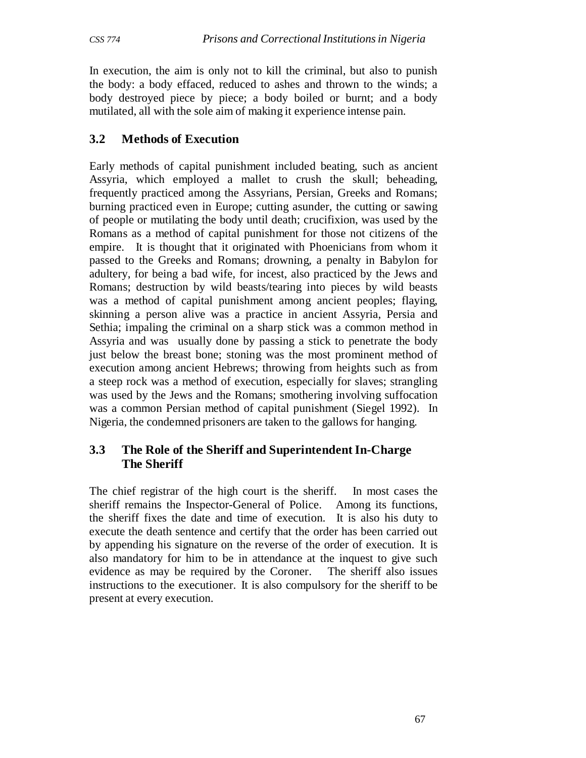In execution, the aim is only not to kill the criminal, but also to punish the body: a body effaced, reduced to ashes and thrown to the winds; a body destroyed piece by piece; a body boiled or burnt; and a body mutilated, all with the sole aim of making it experience intense pain.

## 3.2 Methods of Execution

Early methods of capital punishment included beating, such as ancient Assyria, which employed a mallet to crush the skull; beheading, frequently practiced among the Assyrians, Persian, Greeks and Romans; burning practiced even in Europe; cutting asunder, the cutting or sawing of people or mutilating the body until death; crucifixion, was used by the Romans as a method of capital punishment for those not citizens of the empire. It is thought that it originated with Phoenicians from whom it passed to the Greeks and Romans; drowning, a penalty in Babylon for adultery, for being a bad wife, for incest, also practiced by the Jews and Romans; destruction by wild beasts/tearing into pieces by wild beasts was a method of capital punishment among ancient peoples; flaying, skinning a person alive was a practice in ancient Assyria, Persia and Sethia; impaling the criminal on a sharp stick was a common method in Assyria and was usually done by passing a stick to penetrate the body just below the breast bone; stoning was the most prominent method of execution among ancient Hebrews; throwing from heights such as from a steep rock was a method of execution, especially for slaves; strangling was used by the Jews and the Romans; smothering involving suffocation was a common Persian method of capital punishment (Siegel 1992). In Nigeria, the condemned prisoners are taken to the gallows for hanging.

## 3.3 The Role of the Sheriff and Superintendent In-Charge
### The Sheriff

The chief registrar of the high court is the sheriff. In most cases the sheriff remains the Inspector-General of Police. Among its functions, the sheriff fixes the date and time of execution. It is also his duty to execute the death sentence and certify that the order has been carried out by appending his signature on the reverse of the order of execution. It is also mandatory for him to be in attendance at the inquest to give such evidence as may be required by the Coroner. The sheriff also issues instructions to the executioner. It is also compulsory for the sheriff to be present at every execution.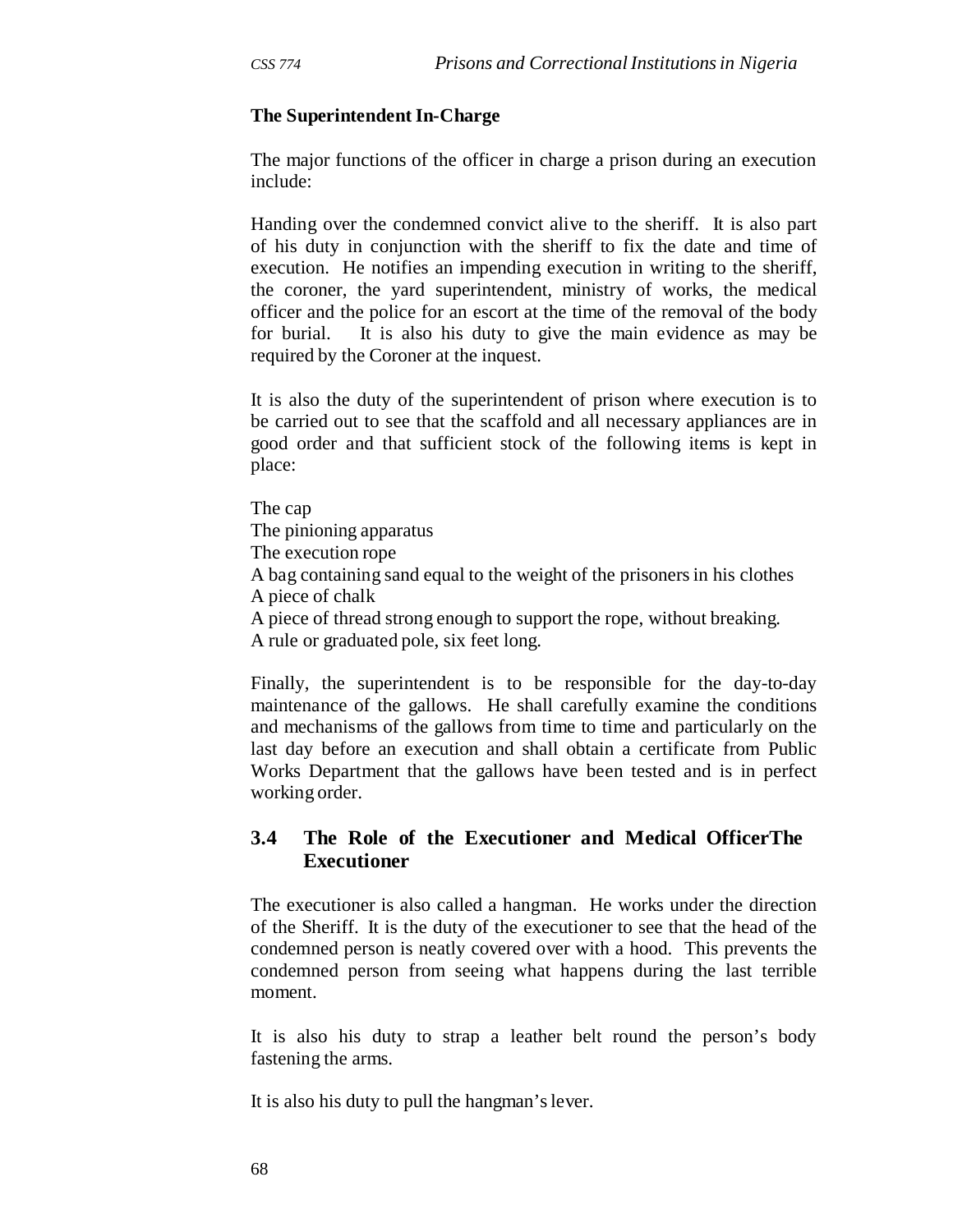**The Superintendent In-Charge**

The major functions of the officer in charge a prison during an execution include:

Handing over the condemned convict alive to the sheriff. It is also part of his duty in conjunction with the sheriff to fix the date and time of execution. He notifies an impending execution in writing to the sheriff, the coroner, the yard superintendent, ministry of works, the medical officer and the police for an escort at the time of the removal of the body for burial. It is also his duty to give the main evidence as may be required by the Coroner at the inquest.

It is also the duty of the superintendent of prison where execution is to be carried out to see that the scaffold and all necessary appliances are in good order and that sufficient stock of the following items is kept in place:

The cap
The pinioning apparatus
The execution rope
A bag containing sand equal to the weight of the prisoners in his clothes
A piece of chalk
A piece of thread strong enough to support the rope, without breaking.
A rule or graduated pole, six feet long.

Finally, the superintendent is to be responsible for the day-to-day maintenance of the gallows. He shall carefully examine the conditions and mechanisms of the gallows from time to time and particularly on the last day before an execution and shall obtain a certificate from Public Works Department that the gallows have been tested and is in perfect working order.

## 3.4 The Role of the Executioner and Medical OfficerThe Executioner

The executioner is also called a hangman. He works under the direction of the Sheriff. It is the duty of the executioner to see that the head of the condemned person is neatly covered over with a hood. This prevents the condemned person from seeing what happens during the last terrible moment.

It is also his duty to strap a leather belt round the person's body fastening the arms.

It is also his duty to pull the hangman's lever.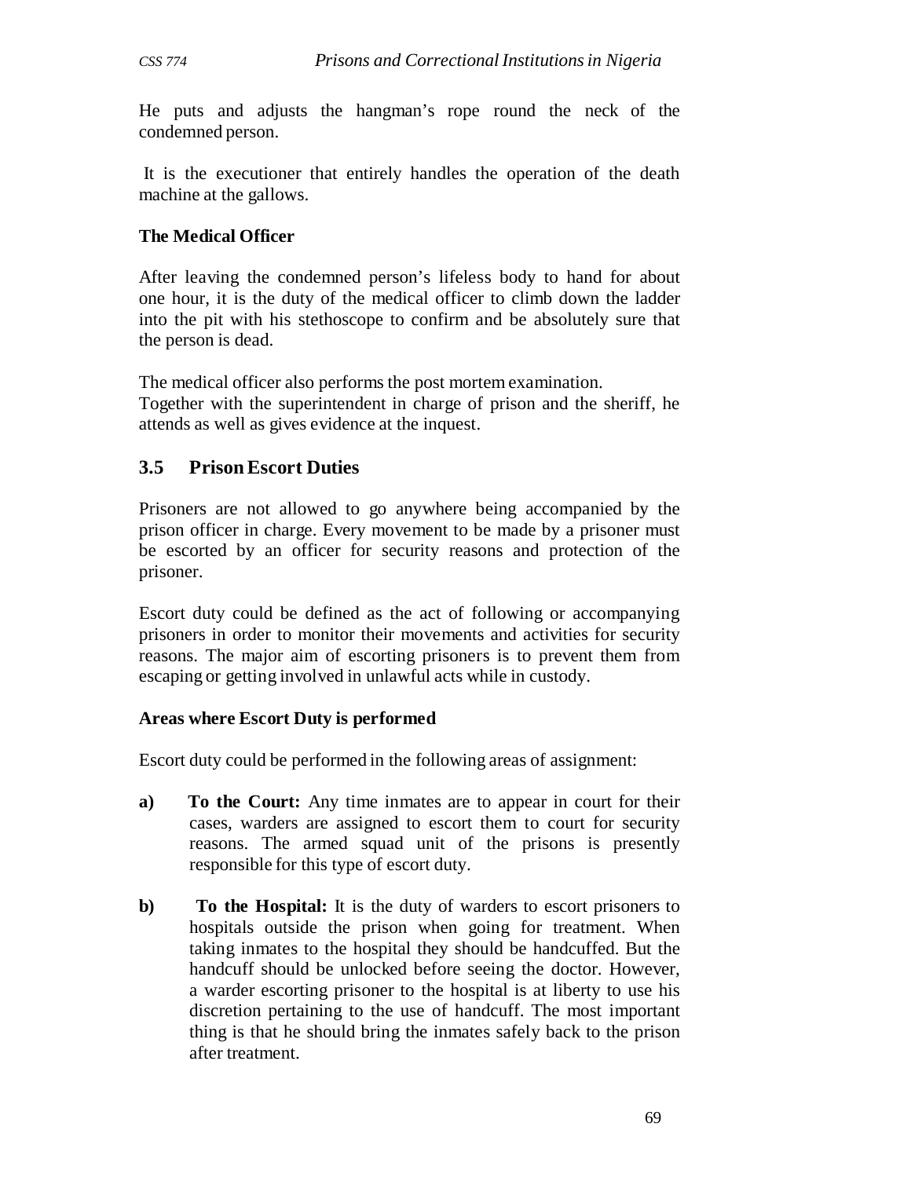He puts and adjusts the hangman's rope round the neck of the condemned person.

It is the executioner that entirely handles the operation of the death machine at the gallows.

**The Medical Officer**

After leaving the condemned person's lifeless body to hand for about one hour, it is the duty of the medical officer to climb down the ladder into the pit with his stethoscope to confirm and be absolutely sure that the person is dead.

The medical officer also performs the post mortem examination.
Together with the superintendent in charge of prison and the sheriff, he attends as well as gives evidence at the inquest.

## 3.5 Prison Escort Duties

Prisoners are not allowed to go anywhere being accompanied by the prison officer in charge. Every movement to be made by a prisoner must be escorted by an officer for security reasons and protection of the prisoner.

Escort duty could be defined as the act of following or accompanying prisoners in order to monitor their movements and activities for security reasons. The major aim of escorting prisoners is to prevent them from escaping or getting involved in unlawful acts while in custody.

**Areas where Escort Duty is performed**

Escort duty could be performed in the following areas of assignment:

a) **To the Court:** Any time inmates are to appear in court for their cases, warders are assigned to escort them to court for security reasons. The armed squad unit of the prisons is presently responsible for this type of escort duty.

b) **To the Hospital:** It is the duty of warders to escort prisoners to hospitals outside the prison when going for treatment. When taking inmates to the hospital they should be handcuffed. But the handcuff should be unlocked before seeing the doctor. However, a warder escorting prisoner to the hospital is at liberty to use his discretion pertaining to the use of handcuff. The most important thing is that he should bring the inmates safely back to the prison after treatment.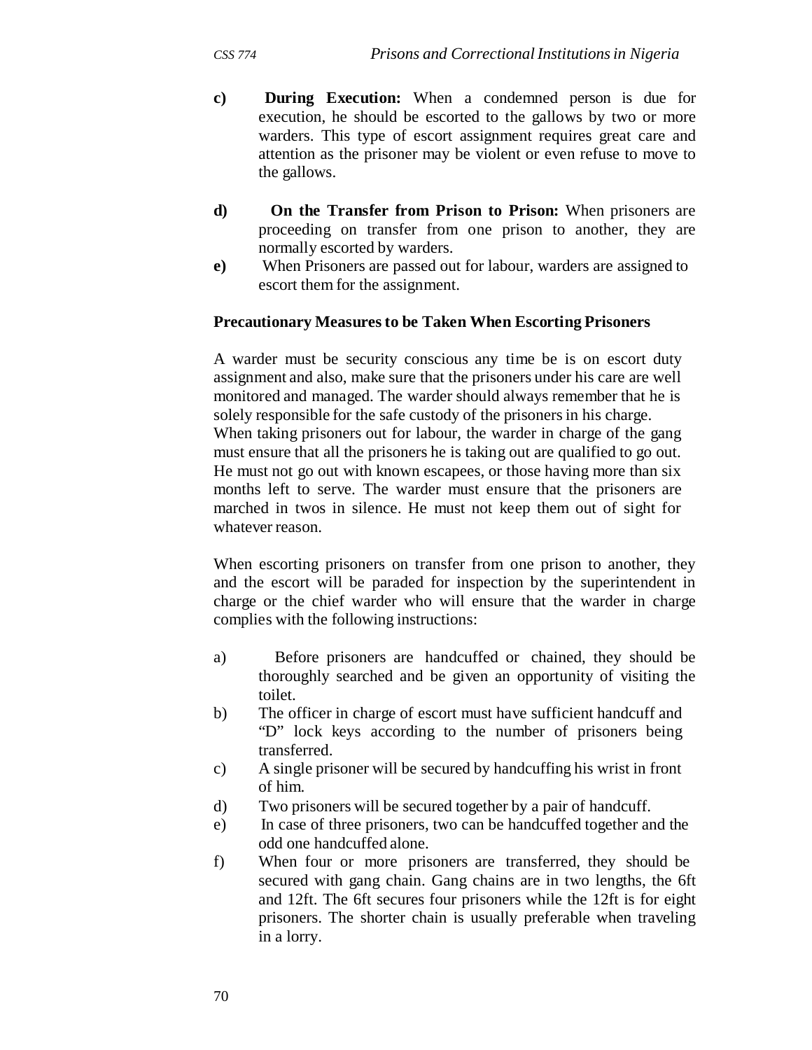c) **During Execution:** When a condemned person is due for execution, he should be escorted to the gallows by two or more warders. This type of escort assignment requires great care and attention as the prisoner may be violent or even refuse to move to the gallows.

d) **On the Transfer from Prison to Prison:** When prisoners are proceeding on transfer from one prison to another, they are normally escorted by warders.

e) When Prisoners are passed out for labour, warders are assigned to escort them for the assignment.

**Precautionary Measures to be Taken When Escorting Prisoners**

A warder must be security conscious any time be is on escort duty assignment and also, make sure that the prisoners under his care are well monitored and managed. The warder should always remember that he is solely responsible for the safe custody of the prisoners in his charge. When taking prisoners out for labour, the warder in charge of the gang must ensure that all the prisoners he is taking out are qualified to go out. He must not go out with known escapees, or those having more than six months left to serve. The warder must ensure that the prisoners are marched in twos in silence. He must not keep them out of sight for whatever reason.

When escorting prisoners on transfer from one prison to another, they and the escort will be paraded for inspection by the superintendent in charge or the chief warder who will ensure that the warder in charge complies with the following instructions:

a) Before prisoners are handcuffed or chained, they should be thoroughly searched and be given an opportunity of visiting the toilet.

b) The officer in charge of escort must have sufficient handcuff and "D" lock keys according to the number of prisoners being transferred.

c) A single prisoner will be secured by handcuffing his wrist in front of him.

d) Two prisoners will be secured together by a pair of handcuff.

e) In case of three prisoners, two can be handcuffed together and the odd one handcuffed alone.

f) When four or more prisoners are transferred, they should be secured with gang chain. Gang chains are in two lengths, the 6ft and 12ft. The 6ft secures four prisoners while the 12ft is for eight prisoners. The shorter chain is usually preferable when traveling in a lorry.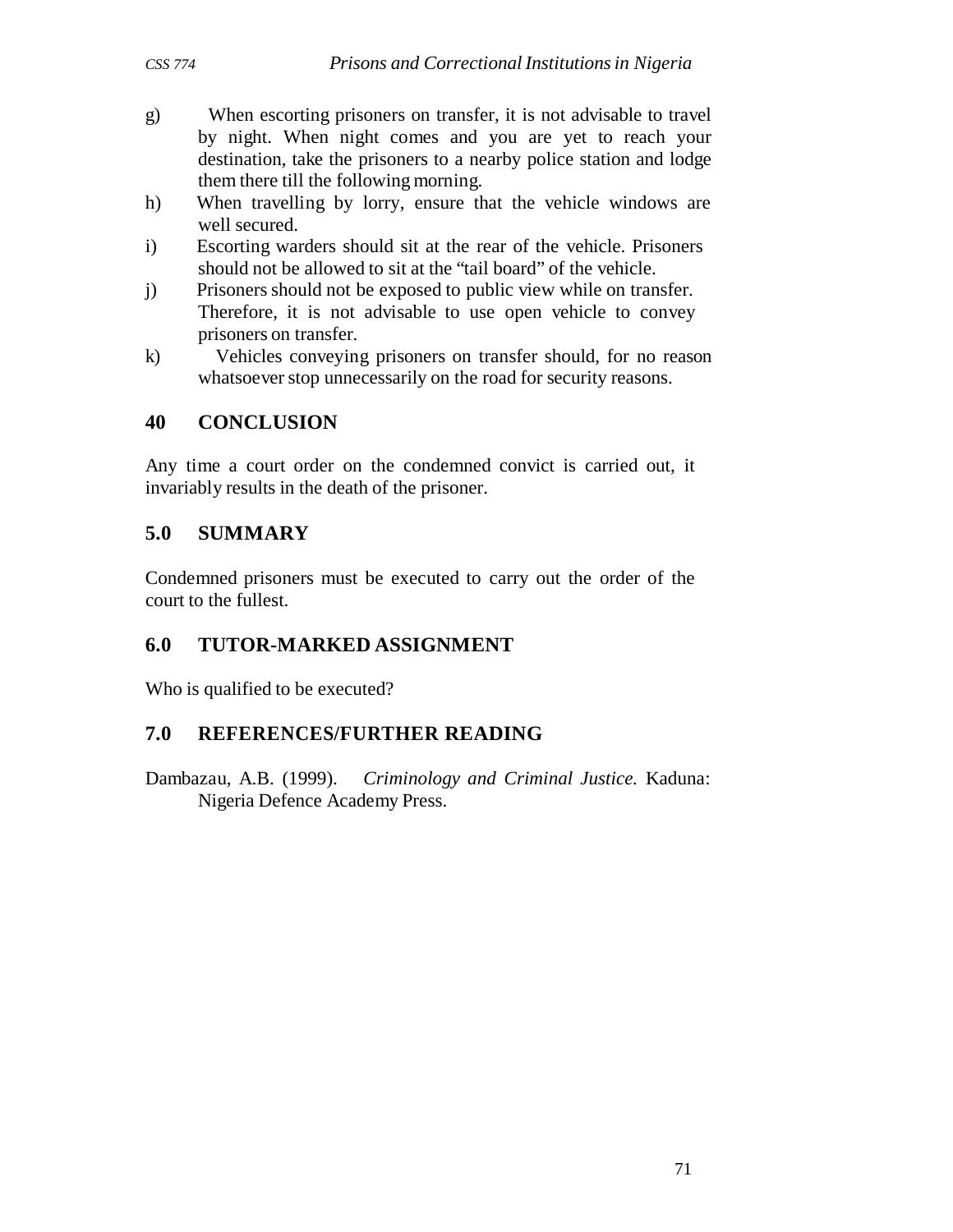g) When escorting prisoners on transfer, it is not advisable to travel by night. When night comes and you are yet to reach your destination, take the prisoners to a nearby police station and lodge them there till the following morning.

h) When travelling by lorry, ensure that the vehicle windows are well secured.

i) Escorting warders should sit at the rear of the vehicle. Prisoners should not be allowed to sit at the "tail board" of the vehicle.

j) Prisoners should not be exposed to public view while on transfer. Therefore, it is not advisable to use open vehicle to convey prisoners on transfer.

k) Vehicles conveying prisoners on transfer should, for no reason whatsoever stop unnecessarily on the road for security reasons.

## 40 CONCLUSION

Any time a court order on the condemned convict is carried out, it invariably results in the death of the prisoner.

## 5.0 SUMMARY

Condemned prisoners must be executed to carry out the order of the court to the fullest.

## 6.0 TUTOR-MARKED ASSIGNMENT

Who is qualified to be executed?

## 7.0 REFERENCES/FURTHER READING

Dambazau, A.B. (1999). *Criminology and Criminal Justice.* Kaduna: Nigeria Defence Academy Press.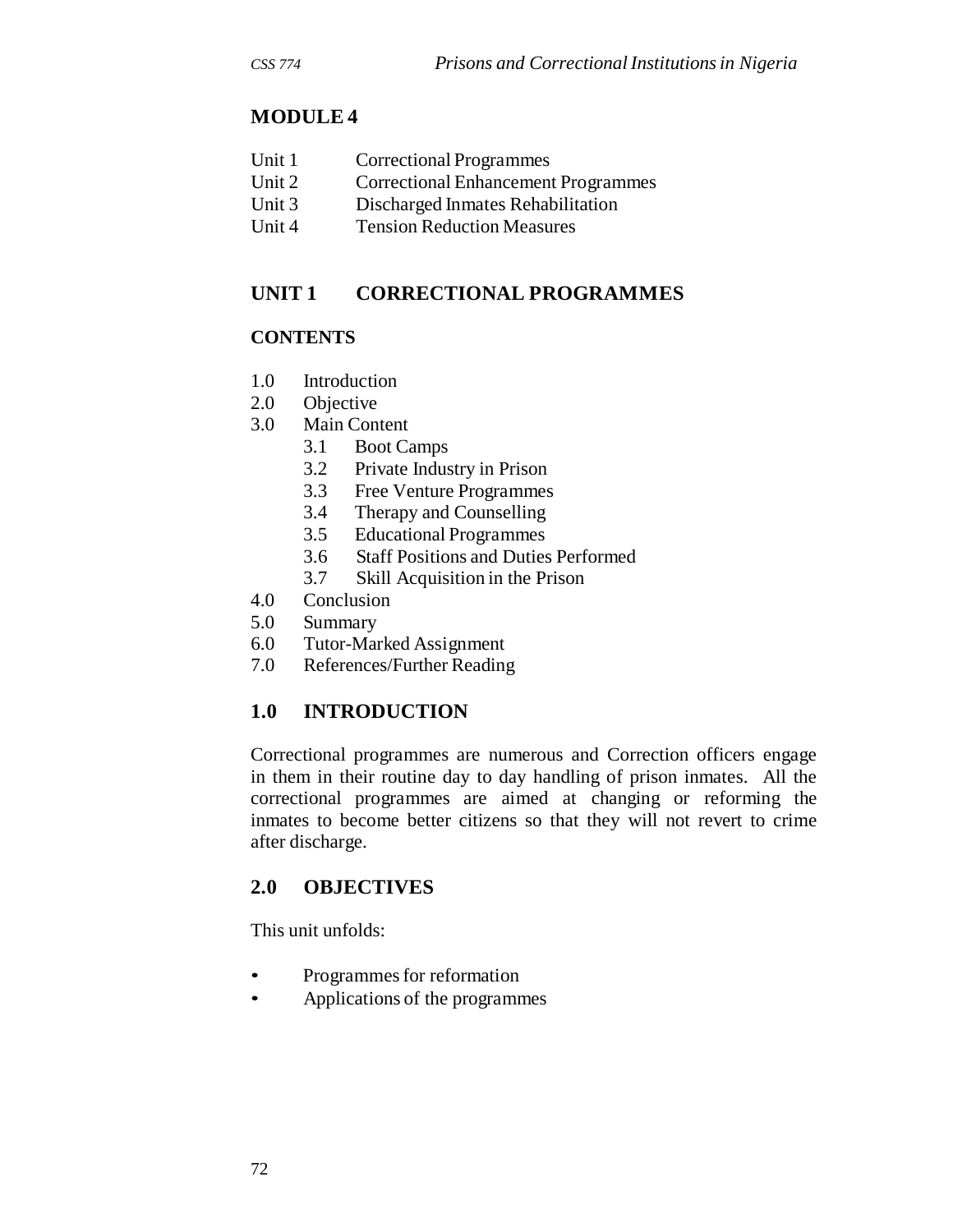## MODULE 4

Unit 1 Correctional Programmes
Unit 2 Correctional Enhancement Programmes
Unit 3 Discharged Inmates Rehabilitation
Unit 4 Tension Reduction Measures

## UNIT 1 CORRECTIONAL PROGRAMMES

### CONTENTS

1.0 Introduction
2.0 Objective
3.0 Main Content
  3.1 Boot Camps
  3.2 Private Industry in Prison
  3.3 Free Venture Programmes
  3.4 Therapy and Counselling
  3.5 Educational Programmes
  3.6 Staff Positions and Duties Performed
  3.7 Skill Acquisition in the Prison
4.0 Conclusion
5.0 Summary
6.0 Tutor-Marked Assignment
7.0 References/Further Reading

### 1.0 INTRODUCTION

Correctional programmes are numerous and Correction officers engage in them in their routine day to day handling of prison inmates. All the correctional programmes are aimed at changing or reforming the inmates to become better citizens so that they will not revert to crime after discharge.

### 2.0 OBJECTIVES

This unit unfolds:

- Programmes for reformation
- Applications of the programmes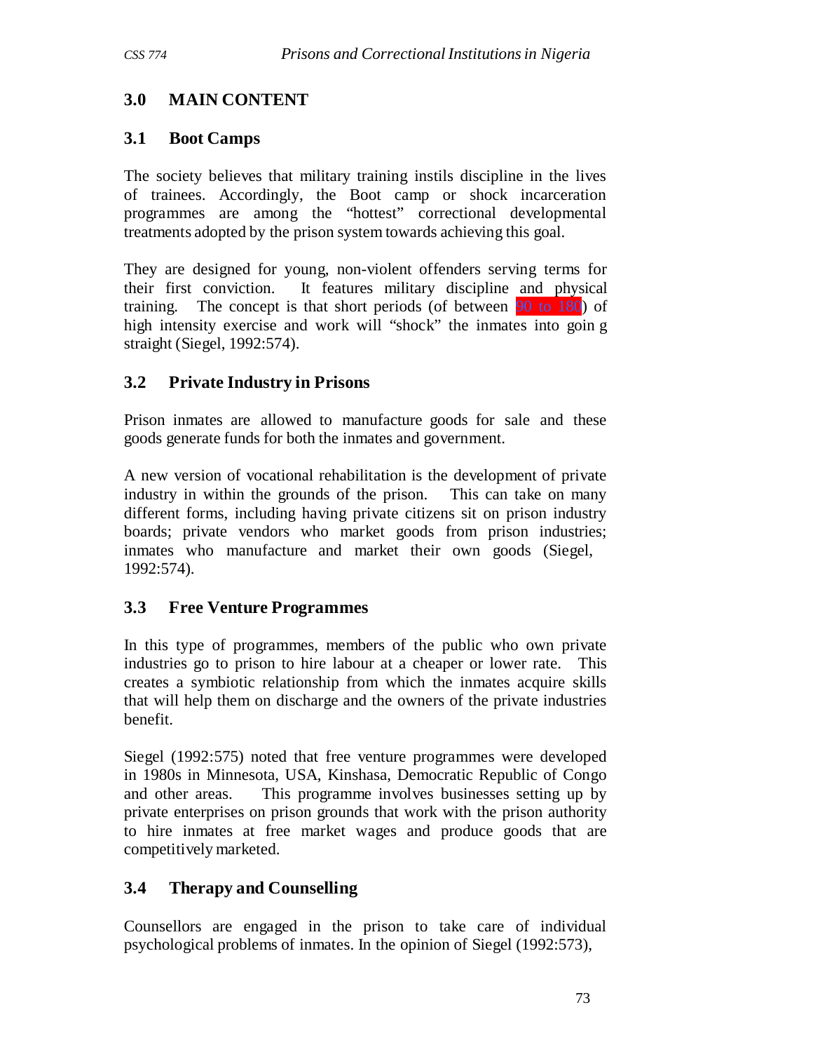## 3.0 MAIN CONTENT

### 3.1 Boot Camps

The society believes that military training instils discipline in the lives of trainees. Accordingly, the Boot camp or shock incarceration programmes are among the "hottest" correctional developmental treatments adopted by the prison system towards achieving this goal.

They are designed for young, non-violent offenders serving terms for their first conviction. It features military discipline and physical training. The concept is that short periods (of between 90 to 180) of high intensity exercise and work will "shock" the inmates into goin g straight (Siegel, 1992:574).

### 3.2 Private Industry in Prisons

Prison inmates are allowed to manufacture goods for sale and these goods generate funds for both the inmates and government.

A new version of vocational rehabilitation is the development of private industry in within the grounds of the prison. This can take on many different forms, including having private citizens sit on prison industry boards; private vendors who market goods from prison industries; inmates who manufacture and market their own goods (Siegel, 1992:574).

### 3.3 Free Venture Programmes

In this type of programmes, members of the public who own private industries go to prison to hire labour at a cheaper or lower rate. This creates a symbiotic relationship from which the inmates acquire skills that will help them on discharge and the owners of the private industries benefit.

Siegel (1992:575) noted that free venture programmes were developed in 1980s in Minnesota, USA, Kinshasa, Democratic Republic of Congo and other areas. This programme involves businesses setting up by private enterprises on prison grounds that work with the prison authority to hire inmates at free market wages and produce goods that are competitively marketed.

### 3.4 Therapy and Counselling

Counsellors are engaged in the prison to take care of individual psychological problems of inmates. In the opinion of Siegel (1992:573),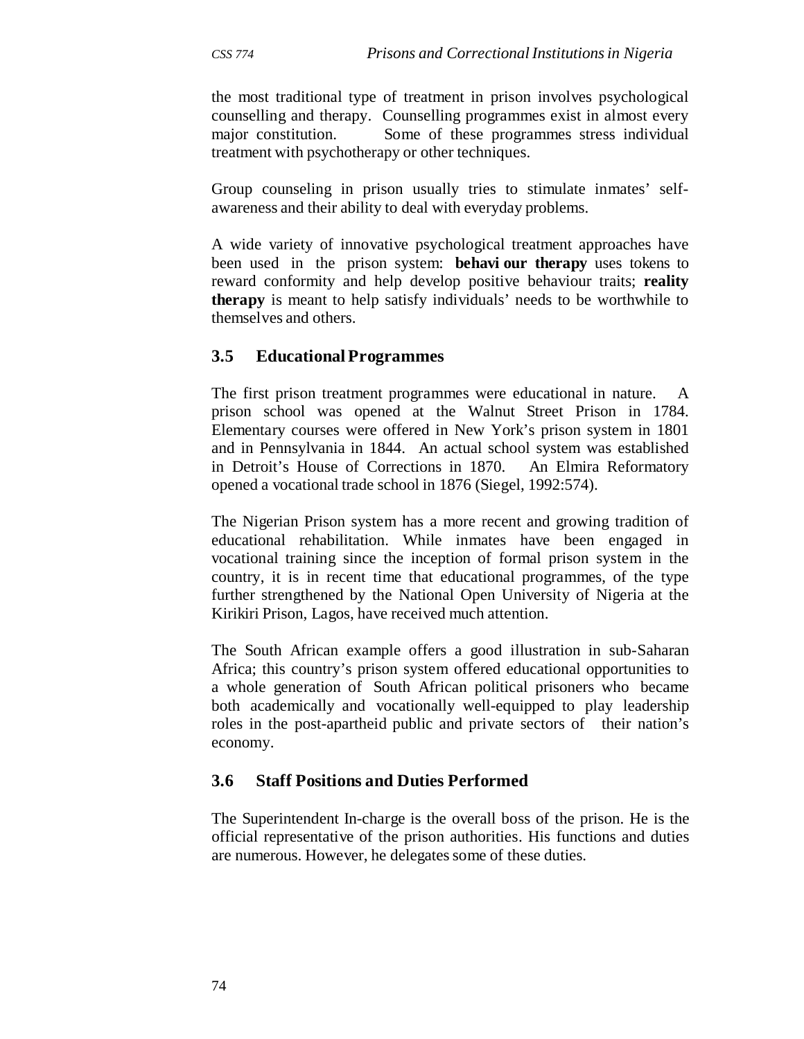the most traditional type of treatment in prison involves psychological counselling and therapy. Counselling programmes exist in almost every major constitution. Some of these programmes stress individual treatment with psychotherapy or other techniques.

Group counseling in prison usually tries to stimulate inmates' self-awareness and their ability to deal with everyday problems.

A wide variety of innovative psychological treatment approaches have been used in the prison system: **behavi our therapy** uses tokens to reward conformity and help develop positive behaviour traits; **reality therapy** is meant to help satisfy individuals' needs to be worthwhile to themselves and others.

### 3.5 Educational Programmes

The first prison treatment programmes were educational in nature. A prison school was opened at the Walnut Street Prison in 1784. Elementary courses were offered in New York's prison system in 1801 and in Pennsylvania in 1844. An actual school system was established in Detroit's House of Corrections in 1870. An Elmira Reformatory opened a vocational trade school in 1876 (Siegel, 1992:574).

The Nigerian Prison system has a more recent and growing tradition of educational rehabilitation. While inmates have been engaged in vocational training since the inception of formal prison system in the country, it is in recent time that educational programmes, of the type further strengthened by the National Open University of Nigeria at the Kirikiri Prison, Lagos, have received much attention.

The South African example offers a good illustration in sub-Saharan Africa; this country's prison system offered educational opportunities to a whole generation of South African political prisoners who became both academically and vocationally well-equipped to play leadership roles in the post-apartheid public and private sectors of their nation's economy.

### 3.6 Staff Positions and Duties Performed

The Superintendent In-charge is the overall boss of the prison. He is the official representative of the prison authorities. His functions and duties are numerous. However, he delegates some of these duties.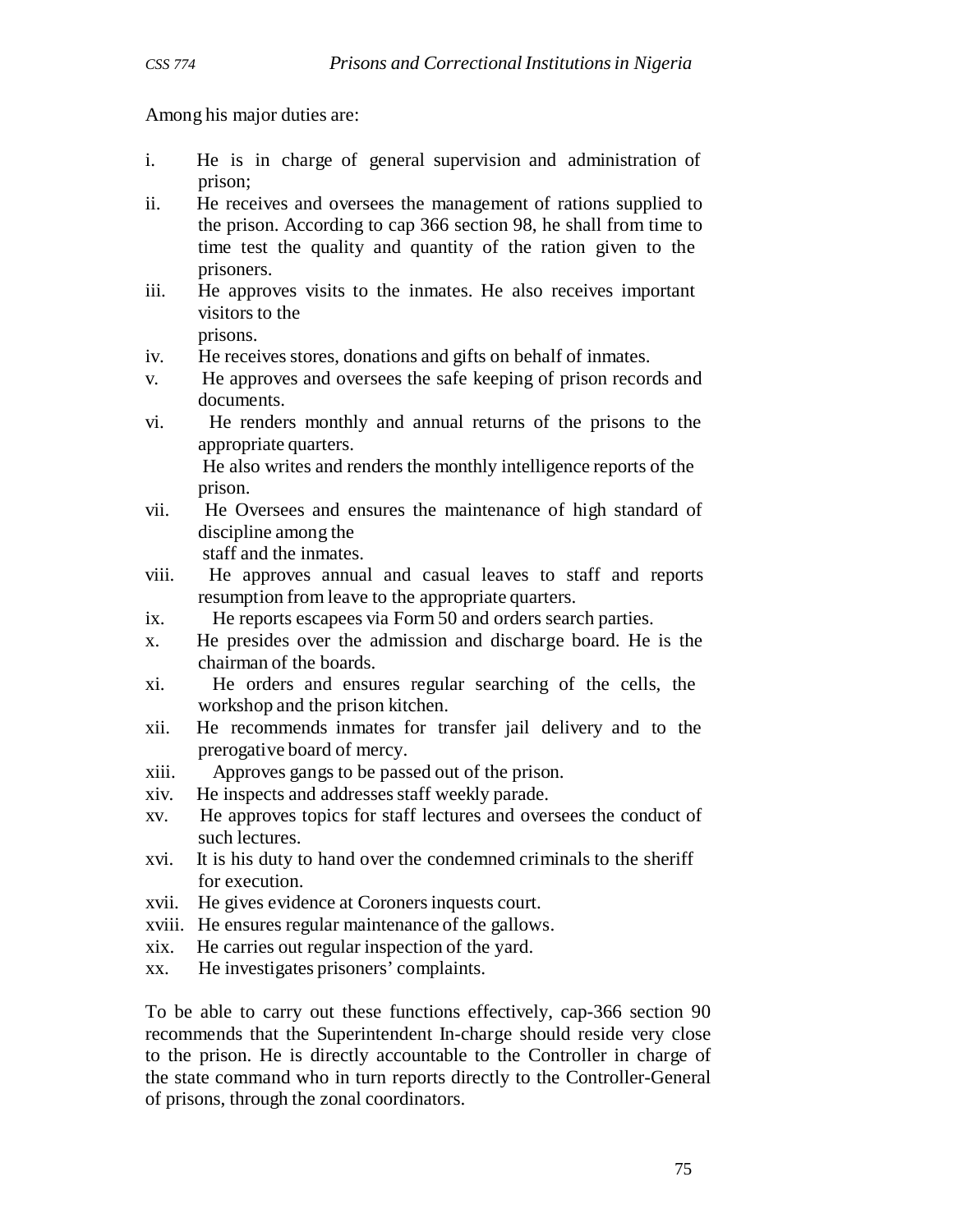Among his major duties are:

i. He is in charge of general supervision and administration of prison;
ii. He receives and oversees the management of rations supplied to the prison. According to cap 366 section 98, he shall from time to time test the quality and quantity of the ration given to the prisoners.
iii. He approves visits to the inmates. He also receives important visitors to the prisons.
iv. He receives stores, donations and gifts on behalf of inmates.
v. He approves and oversees the safe keeping of prison records and documents.
vi. He renders monthly and annual returns of the prisons to the appropriate quarters.
   He also writes and renders the monthly intelligence reports of the prison.
vii. He Oversees and ensures the maintenance of high standard of discipline among the staff and the inmates.
viii. He approves annual and casual leaves to staff and reports resumption from leave to the appropriate quarters.
ix. He reports escapees via Form 50 and orders search parties.
x. He presides over the admission and discharge board. He is the chairman of the boards.
xi. He orders and ensures regular searching of the cells, the workshop and the prison kitchen.
xii. He recommends inmates for transfer jail delivery and to the prerogative board of mercy.
xiii. Approves gangs to be passed out of the prison.
xiv. He inspects and addresses staff weekly parade.
xv. He approves topics for staff lectures and oversees the conduct of such lectures.
xvi. It is his duty to hand over the condemned criminals to the sheriff for execution.
xvii. He gives evidence at Coroners inquests court.
xviii. He ensures regular maintenance of the gallows.
xix. He carries out regular inspection of the yard.
xx. He investigates prisoners' complaints.

To be able to carry out these functions effectively, cap-366 section 90 recommends that the Superintendent In-charge should reside very close to the prison. He is directly accountable to the Controller in charge of the state command who in turn reports directly to the Controller-General of prisons, through the zonal coordinators.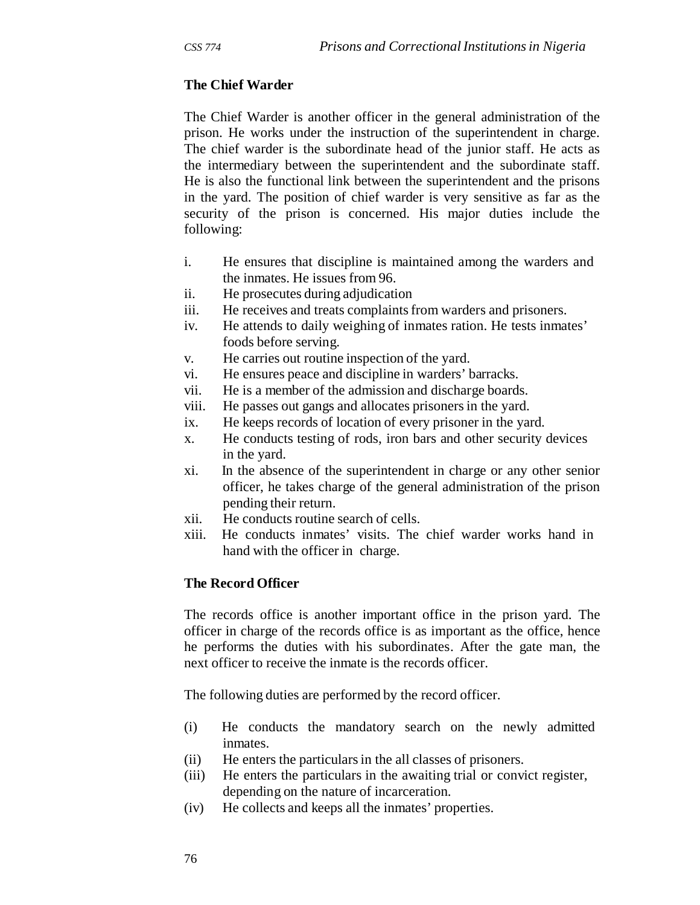### The Chief Warder

The Chief Warder is another officer in the general administration of the prison. He works under the instruction of the superintendent in charge. The chief warder is the subordinate head of the junior staff. He acts as the intermediary between the superintendent and the subordinate staff. He is also the functional link between the superintendent and the prisons in the yard. The position of chief warder is very sensitive as far as the security of the prison is concerned. His major duties include the following:

- i. He ensures that discipline is maintained among the warders and the inmates. He issues from 96.
- ii. He prosecutes during adjudication
- iii. He receives and treats complaints from warders and prisoners.
- iv. He attends to daily weighing of inmates ration. He tests inmates' foods before serving.
- v. He carries out routine inspection of the yard.
- vi. He ensures peace and discipline in warders' barracks.
- vii. He is a member of the admission and discharge boards.
- viii. He passes out gangs and allocates prisoners in the yard.
- ix. He keeps records of location of every prisoner in the yard.
- x. He conducts testing of rods, iron bars and other security devices in the yard.
- xi. In the absence of the superintendent in charge or any other senior officer, he takes charge of the general administration of the prison pending their return.
- xii. He conducts routine search of cells.
- xiii. He conducts inmates' visits. The chief warder works hand in hand with the officer in charge.

### The Record Officer

The records office is another important office in the prison yard. The officer in charge of the records office is as important as the office, hence he performs the duties with his subordinates. After the gate man, the next officer to receive the inmate is the records officer.

The following duties are performed by the record officer.

- (i) He conducts the mandatory search on the newly admitted inmates.
- (ii) He enters the particulars in the all classes of prisoners.
- (iii) He enters the particulars in the awaiting trial or convict register, depending on the nature of incarceration.
- (iv) He collects and keeps all the inmates' properties.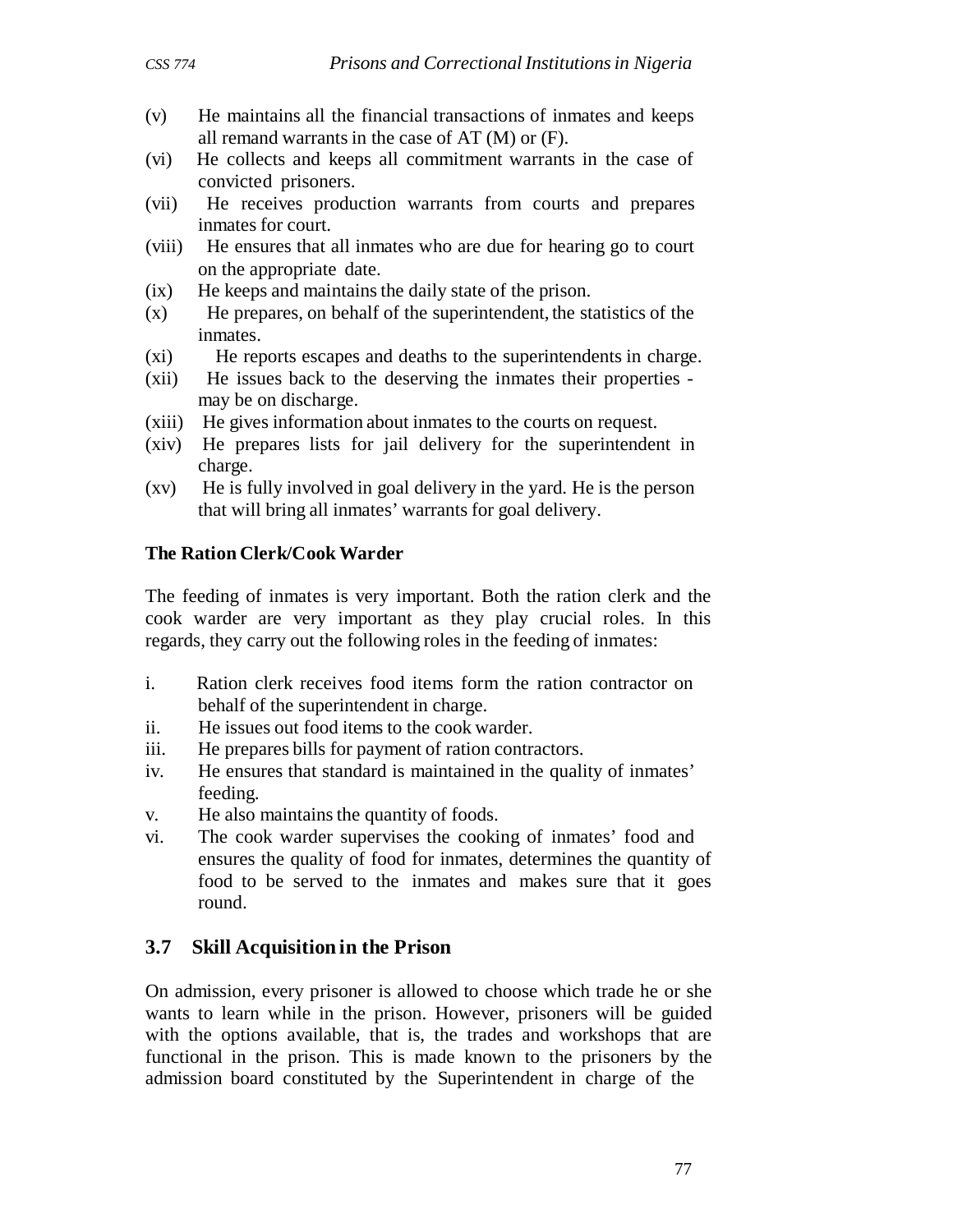(v) He maintains all the financial transactions of inmates and keeps all remand warrants in the case of AT (M) or (F).

(vi) He collects and keeps all commitment warrants in the case of convicted prisoners.

(vii) He receives production warrants from courts and prepares inmates for court.

(viii) He ensures that all inmates who are due for hearing go to court on the appropriate date.

(ix) He keeps and maintains the daily state of the prison.

(x) He prepares, on behalf of the superintendent, the statistics of the inmates.

(xi) He reports escapes and deaths to the superintendents in charge.

(xii) He issues back to the deserving the inmates their properties - may be on discharge.

(xiii) He gives information about inmates to the courts on request.

(xiv) He prepares lists for jail delivery for the superintendent in charge.

(xv) He is fully involved in goal delivery in the yard. He is the person that will bring all inmates' warrants for goal delivery.

**The Ration Clerk/Cook Warder**

The feeding of inmates is very important. Both the ration clerk and the cook warder are very important as they play crucial roles. In this regards, they carry out the following roles in the feeding of inmates:

i. Ration clerk receives food items form the ration contractor on behalf of the superintendent in charge.

ii. He issues out food items to the cook warder.

iii. He prepares bills for payment of ration contractors.

iv. He ensures that standard is maintained in the quality of inmates' feeding.

v. He also maintains the quantity of foods.

vi. The cook warder supervises the cooking of inmates' food and ensures the quality of food for inmates, determines the quantity of food to be served to the inmates and makes sure that it goes round.

## 3.7 Skill Acquisition in the Prison

On admission, every prisoner is allowed to choose which trade he or she wants to learn while in the prison. However, prisoners will be guided with the options available, that is, the trades and workshops that are functional in the prison. This is made known to the prisoners by the admission board constituted by the Superintendent in charge of the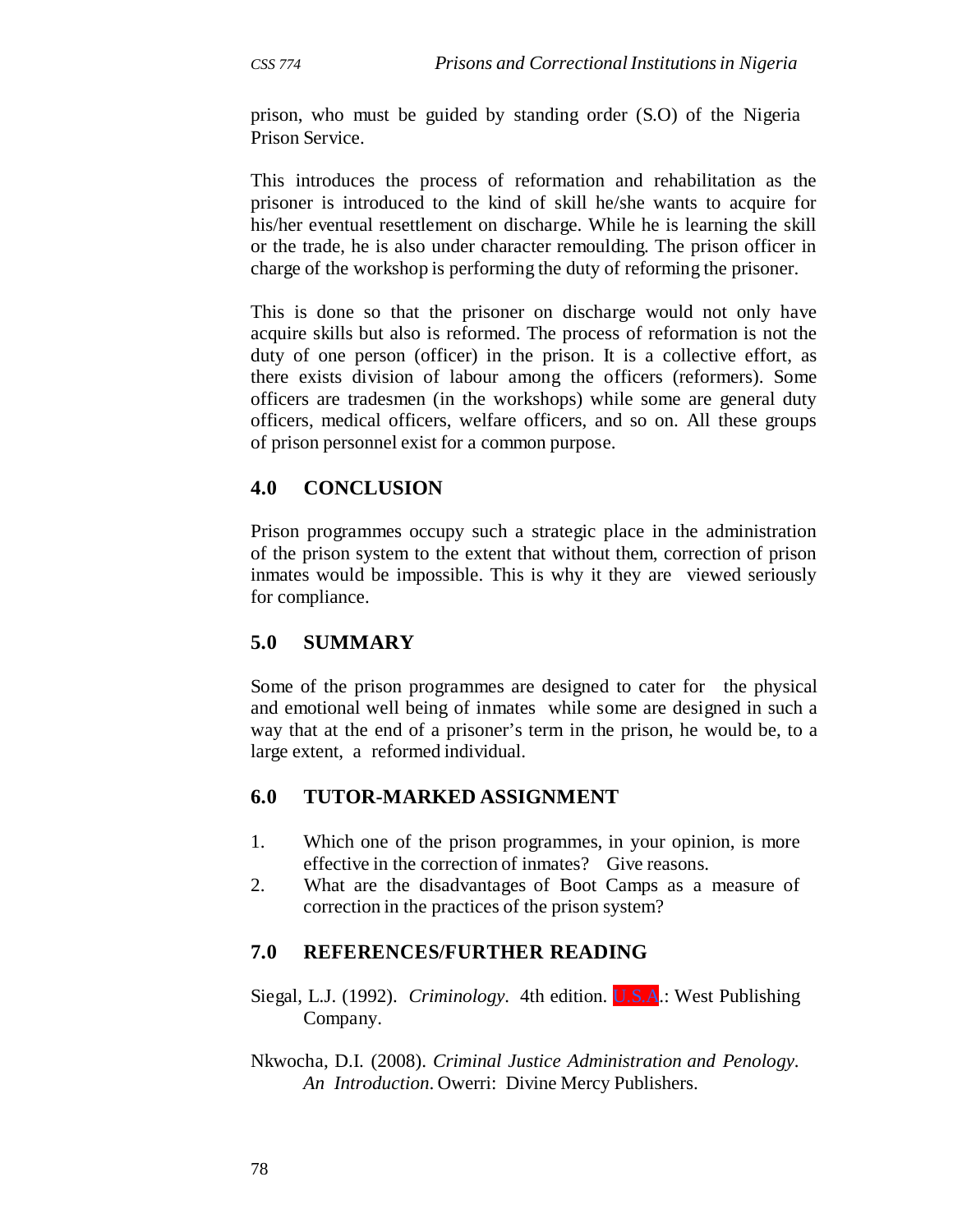prison, who must be guided by standing order (S.O) of the Nigeria Prison Service.

This introduces the process of reformation and rehabilitation as the prisoner is introduced to the kind of skill he/she wants to acquire for his/her eventual resettlement on discharge. While he is learning the skill or the trade, he is also under character remoulding. The prison officer in charge of the workshop is performing the duty of reforming the prisoner.

This is done so that the prisoner on discharge would not only have acquire skills but also is reformed. The process of reformation is not the duty of one person (officer) in the prison. It is a collective effort, as there exists division of labour among the officers (reformers). Some officers are tradesmen (in the workshops) while some are general duty officers, medical officers, welfare officers, and so on. All these groups of prison personnel exist for a common purpose.

## 4.0 CONCLUSION

Prison programmes occupy such a strategic place in the administration of the prison system to the extent that without them, correction of prison inmates would be impossible. This is why it they are viewed seriously for compliance.

## 5.0 SUMMARY

Some of the prison programmes are designed to cater for the physical and emotional well being of inmates while some are designed in such a way that at the end of a prisoner's term in the prison, he would be, to a large extent, a reformed individual.

## 6.0 TUTOR-MARKED ASSIGNMENT

1. Which one of the prison programmes, in your opinion, is more effective in the correction of inmates? Give reasons.
2. What are the disadvantages of Boot Camps as a measure of correction in the practices of the prison system?

## 7.0 REFERENCES/FURTHER READING

Siegal, L.J. (1992). *Criminology.* 4th edition. U.S.A.: West Publishing Company.

Nkwocha, D.I. (2008). *Criminal Justice Administration and Penology. An Introduction.* Owerri: Divine Mercy Publishers.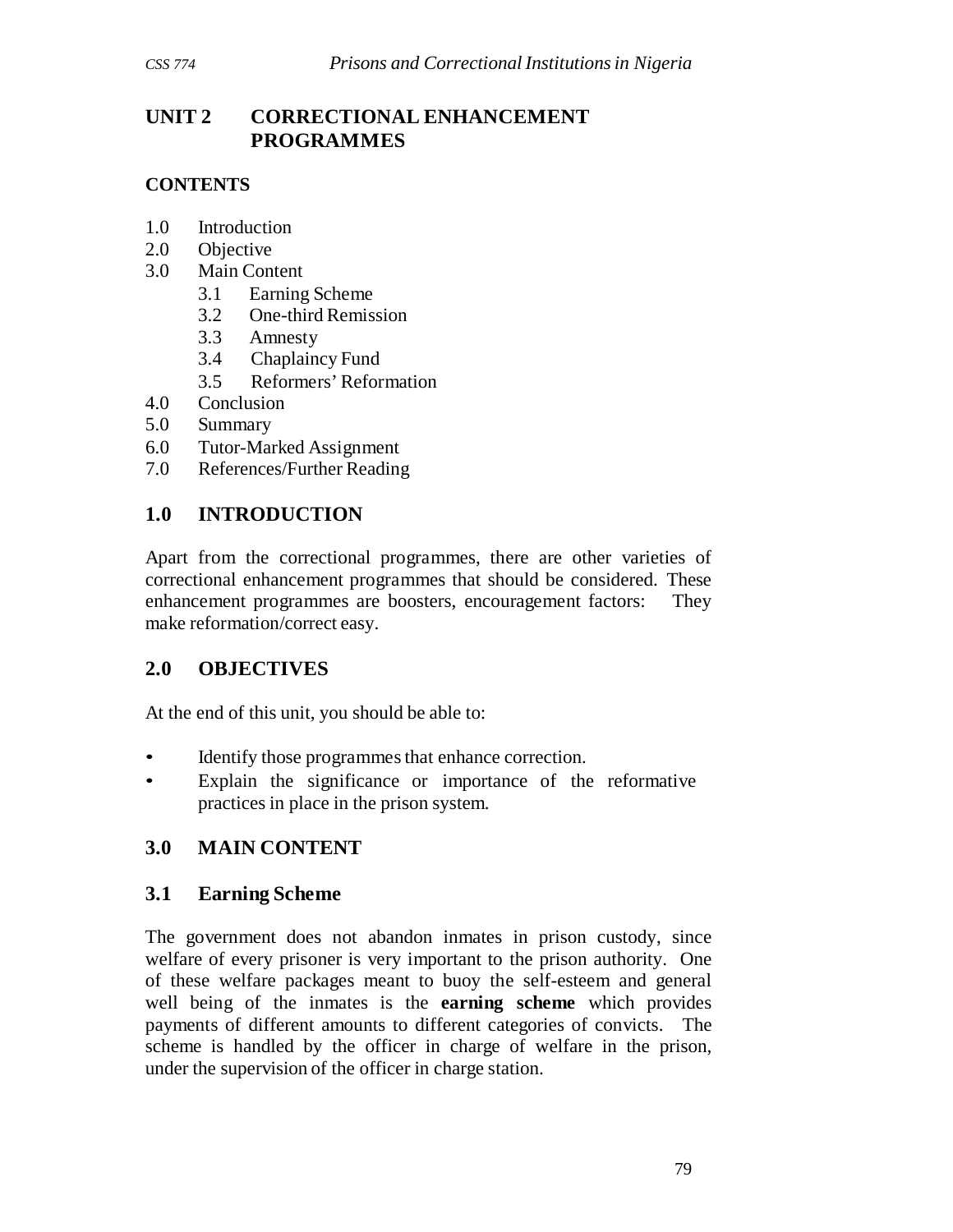# UNIT 2 CORRECTIONAL ENHANCEMENT PROGRAMMES

## CONTENTS

1.0 Introduction
2.0 Objective
3.0 Main Content
   3.1 Earning Scheme
   3.2 One-third Remission
   3.3 Amnesty
   3.4 Chaplaincy Fund
   3.5 Reformers' Reformation
4.0 Conclusion
5.0 Summary
6.0 Tutor-Marked Assignment
7.0 References/Further Reading

## 1.0 INTRODUCTION

Apart from the correctional programmes, there are other varieties of correctional enhancement programmes that should be considered. These enhancement programmes are boosters, encouragement factors: They make reformation/correct easy.

## 2.0 OBJECTIVES

At the end of this unit, you should be able to:

- Identify those programmes that enhance correction.
- Explain the significance or importance of the reformative practices in place in the prison system.

## 3.0 MAIN CONTENT

### 3.1 Earning Scheme

The government does not abandon inmates in prison custody, since welfare of every prisoner is very important to the prison authority. One of these welfare packages meant to buoy the self-esteem and general well being of the inmates is the **earning scheme** which provides payments of different amounts to different categories of convicts. The scheme is handled by the officer in charge of welfare in the prison, under the supervision of the officer in charge station.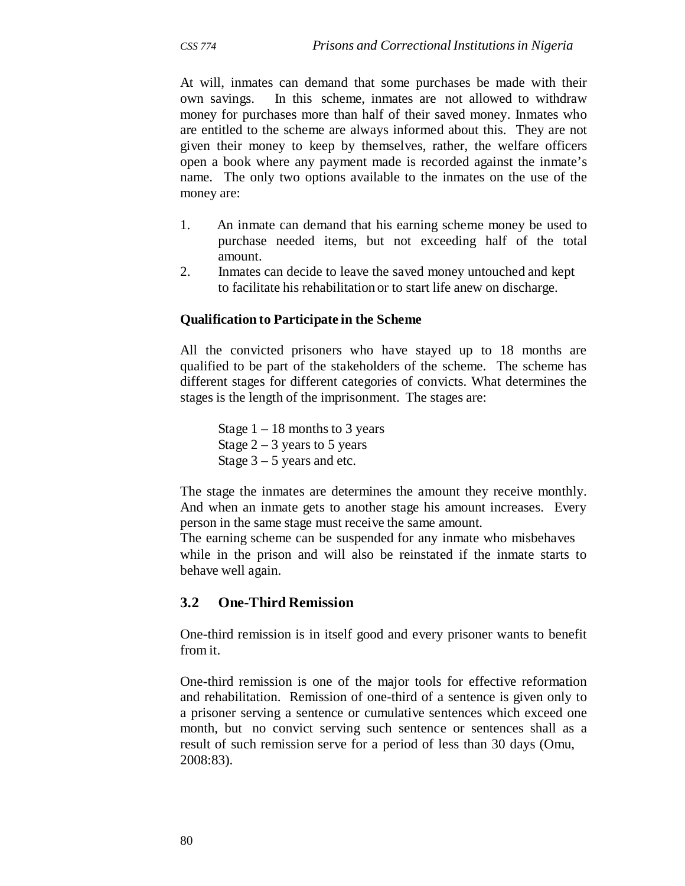At will, inmates can demand that some purchases be made with their own savings. In this scheme, inmates are not allowed to withdraw money for purchases more than half of their saved money. Inmates who are entitled to the scheme are always informed about this. They are not given their money to keep by themselves, rather, the welfare officers open a book where any payment made is recorded against the inmate's name. The only two options available to the inmates on the use of the money are:

1. An inmate can demand that his earning scheme money be used to purchase needed items, but not exceeding half of the total amount.
2. Inmates can decide to leave the saved money untouched and kept to facilitate his rehabilitation or to start life anew on discharge.

**Qualification to Participate in the Scheme**

All the convicted prisoners who have stayed up to 18 months are qualified to be part of the stakeholders of the scheme. The scheme has different stages for different categories of convicts. What determines the stages is the length of the imprisonment. The stages are:

Stage 1 – 18 months to 3 years
Stage 2 – 3 years to 5 years
Stage 3 – 5 years and etc.

The stage the inmates are determines the amount they receive monthly. And when an inmate gets to another stage his amount increases. Every person in the same stage must receive the same amount.
The earning scheme can be suspended for any inmate who misbehaves while in the prison and will also be reinstated if the inmate starts to behave well again.

## 3.2 One-Third Remission

One-third remission is in itself good and every prisoner wants to benefit from it.

One-third remission is one of the major tools for effective reformation and rehabilitation. Remission of one-third of a sentence is given only to a prisoner serving a sentence or cumulative sentences which exceed one month, but no convict serving such sentence or sentences shall as a result of such remission serve for a period of less than 30 days (Omu, 2008:83).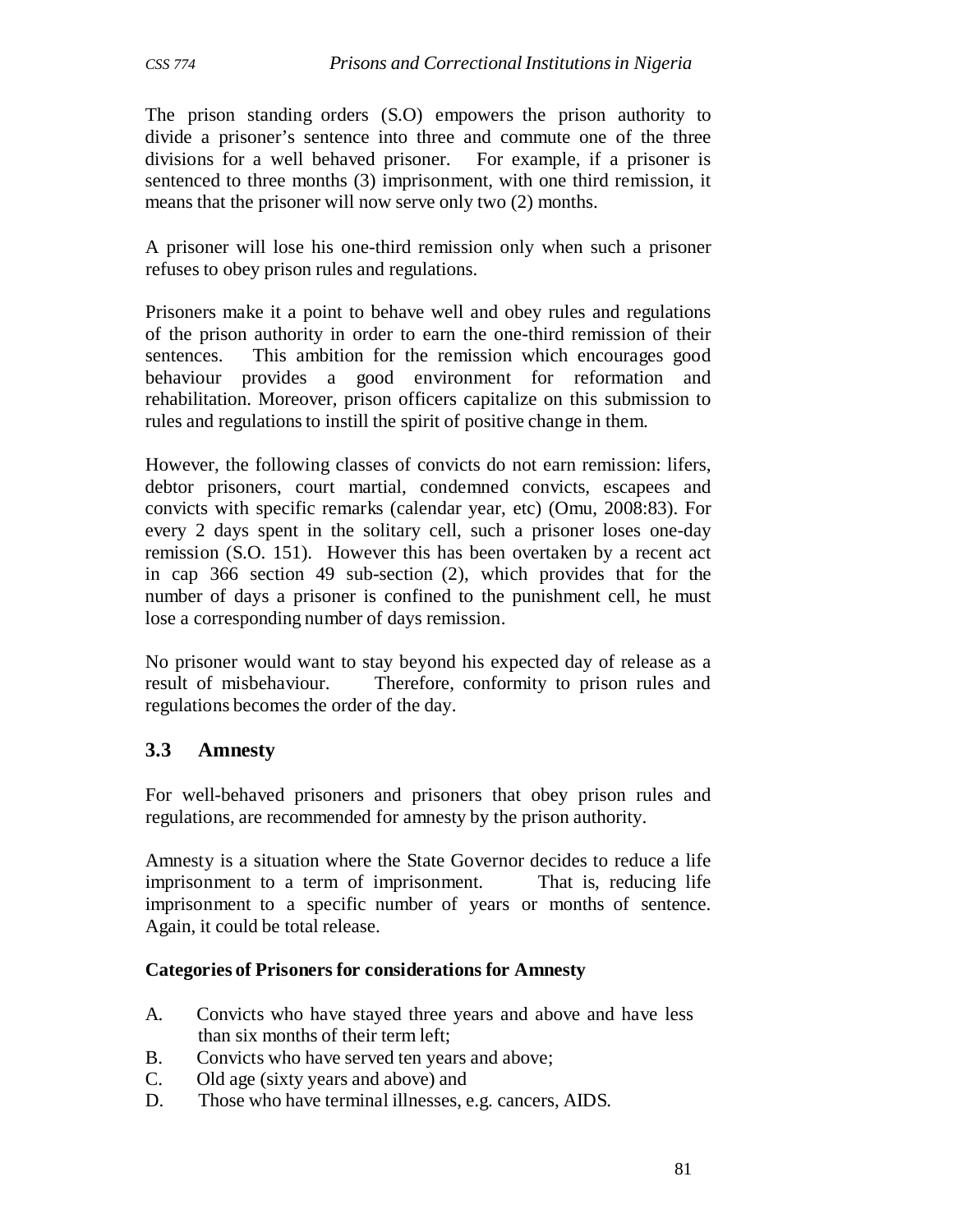The prison standing orders (S.O) empowers the prison authority to divide a prisoner's sentence into three and commute one of the three divisions for a well behaved prisoner. For example, if a prisoner is sentenced to three months (3) imprisonment, with one third remission, it means that the prisoner will now serve only two (2) months.

A prisoner will lose his one-third remission only when such a prisoner refuses to obey prison rules and regulations.

Prisoners make it a point to behave well and obey rules and regulations of the prison authority in order to earn the one-third remission of their sentences. This ambition for the remission which encourages good behaviour provides a good environment for reformation and rehabilitation. Moreover, prison officers capitalize on this submission to rules and regulations to instill the spirit of positive change in them.

However, the following classes of convicts do not earn remission: lifers, debtor prisoners, court martial, condemned convicts, escapees and convicts with specific remarks (calendar year, etc) (Omu, 2008:83). For every 2 days spent in the solitary cell, such a prisoner loses one-day remission (S.O. 151). However this has been overtaken by a recent act in cap 366 section 49 sub-section (2), which provides that for the number of days a prisoner is confined to the punishment cell, he must lose a corresponding number of days remission.

No prisoner would want to stay beyond his expected day of release as a result of misbehaviour. Therefore, conformity to prison rules and regulations becomes the order of the day.

## 3.3 Amnesty

For well-behaved prisoners and prisoners that obey prison rules and regulations, are recommended for amnesty by the prison authority.

Amnesty is a situation where the State Governor decides to reduce a life imprisonment to a term of imprisonment. That is, reducing life imprisonment to a specific number of years or months of sentence. Again, it could be total release.

**Categories of Prisoners for considerations for Amnesty**

A. Convicts who have stayed three years and above and have less than six months of their term left;
B. Convicts who have served ten years and above;
C. Old age (sixty years and above) and
D. Those who have terminal illnesses, e.g. cancers, AIDS.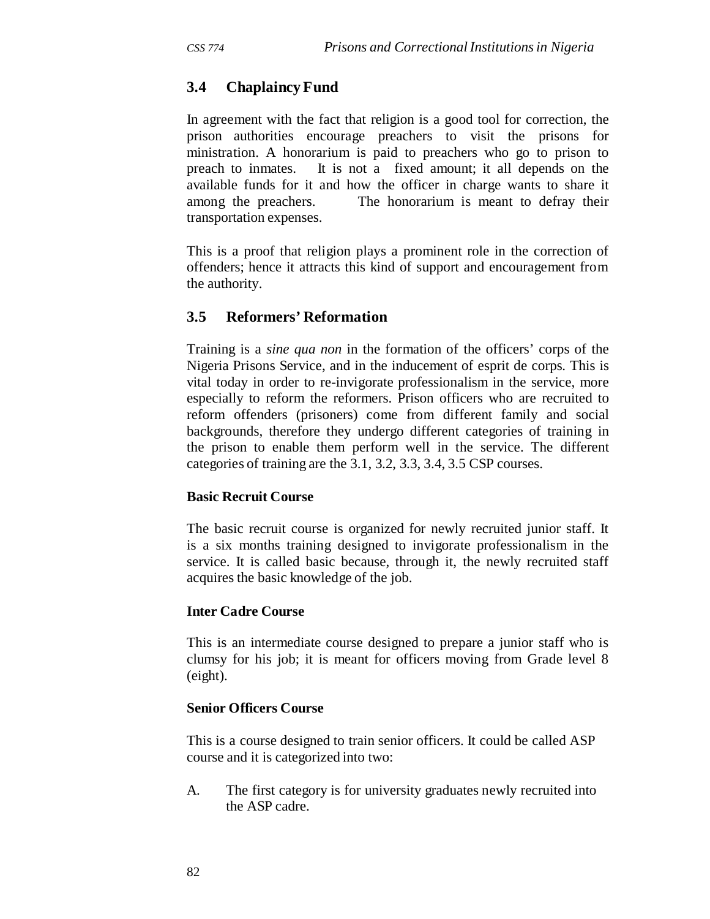## 3.4 Chaplaincy Fund

In agreement with the fact that religion is a good tool for correction, the prison authorities encourage preachers to visit the prisons for ministration. A honorarium is paid to preachers who go to prison to preach to inmates. It is not a fixed amount; it all depends on the available funds for it and how the officer in charge wants to share it among the preachers. The honorarium is meant to defray their transportation expenses.

This is a proof that religion plays a prominent role in the correction of offenders; hence it attracts this kind of support and encouragement from the authority.

## 3.5 Reformers' Reformation

Training is a *sine qua non* in the formation of the officers' corps of the Nigeria Prisons Service, and in the inducement of esprit de corps. This is vital today in order to re-invigorate professionalism in the service, more especially to reform the reformers. Prison officers who are recruited to reform offenders (prisoners) come from different family and social backgrounds, therefore they undergo different categories of training in the prison to enable them perform well in the service. The different categories of training are the 3.1, 3.2, 3.3, 3.4, 3.5 CSP courses.

**Basic Recruit Course**

The basic recruit course is organized for newly recruited junior staff. It is a six months training designed to invigorate professionalism in the service. It is called basic because, through it, the newly recruited staff acquires the basic knowledge of the job.

**Inter Cadre Course**

This is an intermediate course designed to prepare a junior staff who is clumsy for his job; it is meant for officers moving from Grade level 8 (eight).

**Senior Officers Course**

This is a course designed to train senior officers. It could be called ASP course and it is categorized into two:

A. The first category is for university graduates newly recruited into the ASP cadre.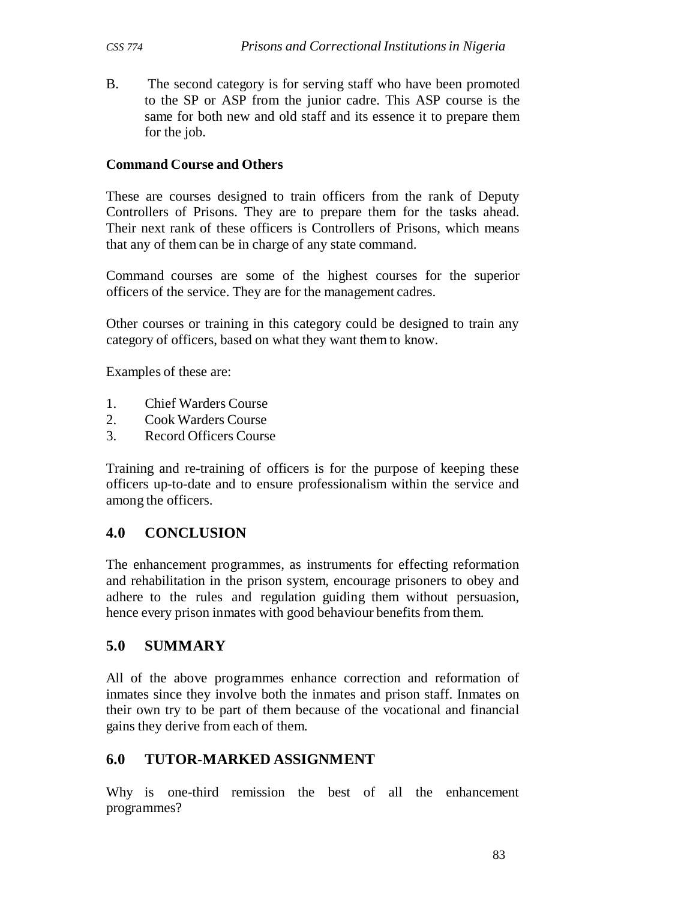B. The second category is for serving staff who have been promoted to the SP or ASP from the junior cadre. This ASP course is the same for both new and old staff and its essence it to prepare them for the job.

**Command Course and Others**

These are courses designed to train officers from the rank of Deputy Controllers of Prisons. They are to prepare them for the tasks ahead. Their next rank of these officers is Controllers of Prisons, which means that any of them can be in charge of any state command.

Command courses are some of the highest courses for the superior officers of the service. They are for the management cadres.

Other courses or training in this category could be designed to train any category of officers, based on what they want them to know.

Examples of these are:

1. Chief Warders Course
2. Cook Warders Course
3. Record Officers Course

Training and re-training of officers is for the purpose of keeping these officers up-to-date and to ensure professionalism within the service and among the officers.

## 4.0 CONCLUSION

The enhancement programmes, as instruments for effecting reformation and rehabilitation in the prison system, encourage prisoners to obey and adhere to the rules and regulation guiding them without persuasion, hence every prison inmates with good behaviour benefits from them.

## 5.0 SUMMARY

All of the above programmes enhance correction and reformation of inmates since they involve both the inmates and prison staff. Inmates on their own try to be part of them because of the vocational and financial gains they derive from each of them.

## 6.0 TUTOR-MARKED ASSIGNMENT

Why is one-third remission the best of all the enhancement programmes?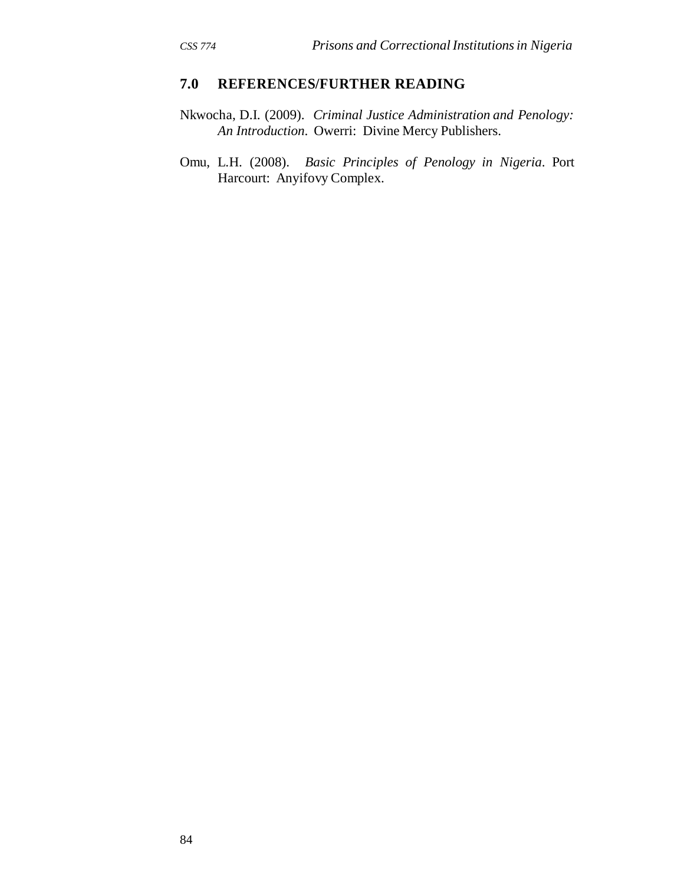## 7.0 REFERENCES/FURTHER READING

Nkwocha, D.I. (2009). *Criminal Justice Administration and Penology: An Introduction*. Owerri: Divine Mercy Publishers.

Omu, L.H. (2008). *Basic Principles of Penology in Nigeria*. Port Harcourt: Anyifovy Complex.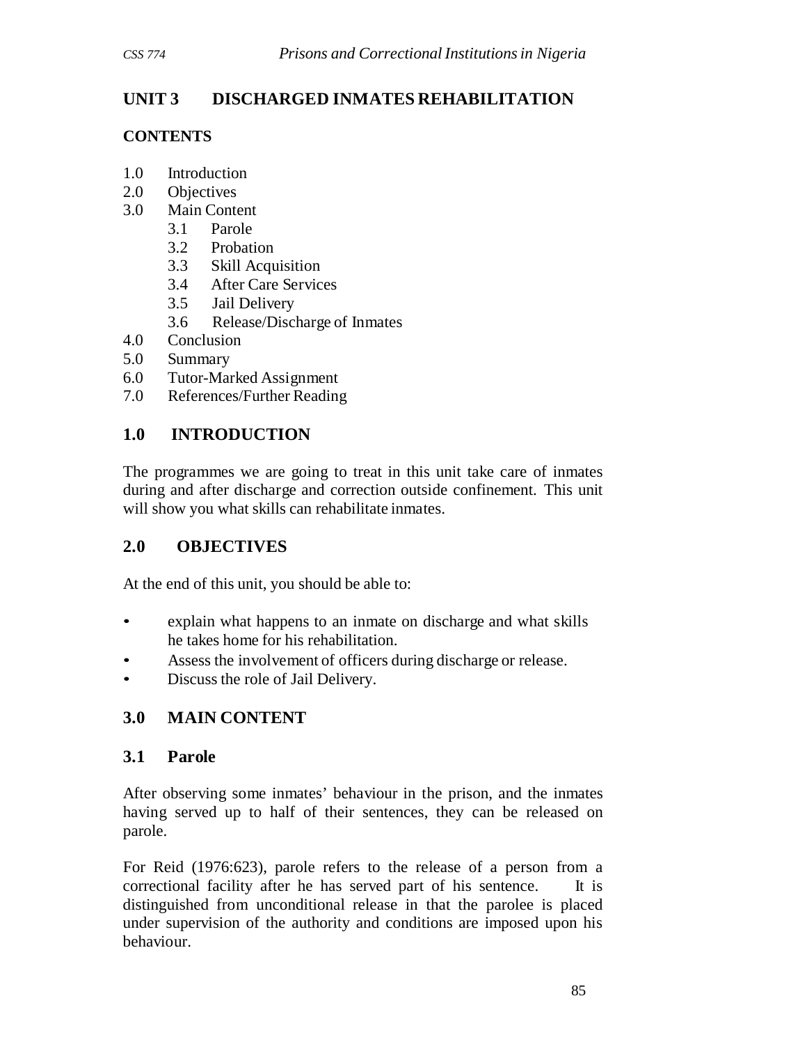## UNIT 3 DISCHARGED INMATES REHABILITATION

**CONTENTS**

1.0 Introduction
2.0 Objectives
3.0 Main Content
   3.1 Parole
   3.2 Probation
   3.3 Skill Acquisition
   3.4 After Care Services
   3.5 Jail Delivery
   3.6 Release/Discharge of Inmates
4.0 Conclusion
5.0 Summary
6.0 Tutor-Marked Assignment
7.0 References/Further Reading

### 1.0 INTRODUCTION

The programmes we are going to treat in this unit take care of inmates during and after discharge and correction outside confinement. This unit will show you what skills can rehabilitate inmates.

### 2.0 OBJECTIVES

At the end of this unit, you should be able to:

- explain what happens to an inmate on discharge and what skills he takes home for his rehabilitation.
- Assess the involvement of officers during discharge or release.
- Discuss the role of Jail Delivery.

### 3.0 MAIN CONTENT

#### 3.1 Parole

After observing some inmates' behaviour in the prison, and the inmates having served up to half of their sentences, they can be released on parole.

For Reid (1976:623), parole refers to the release of a person from a correctional facility after he has served part of his sentence. It is distinguished from unconditional release in that the parolee is placed under supervision of the authority and conditions are imposed upon his behaviour.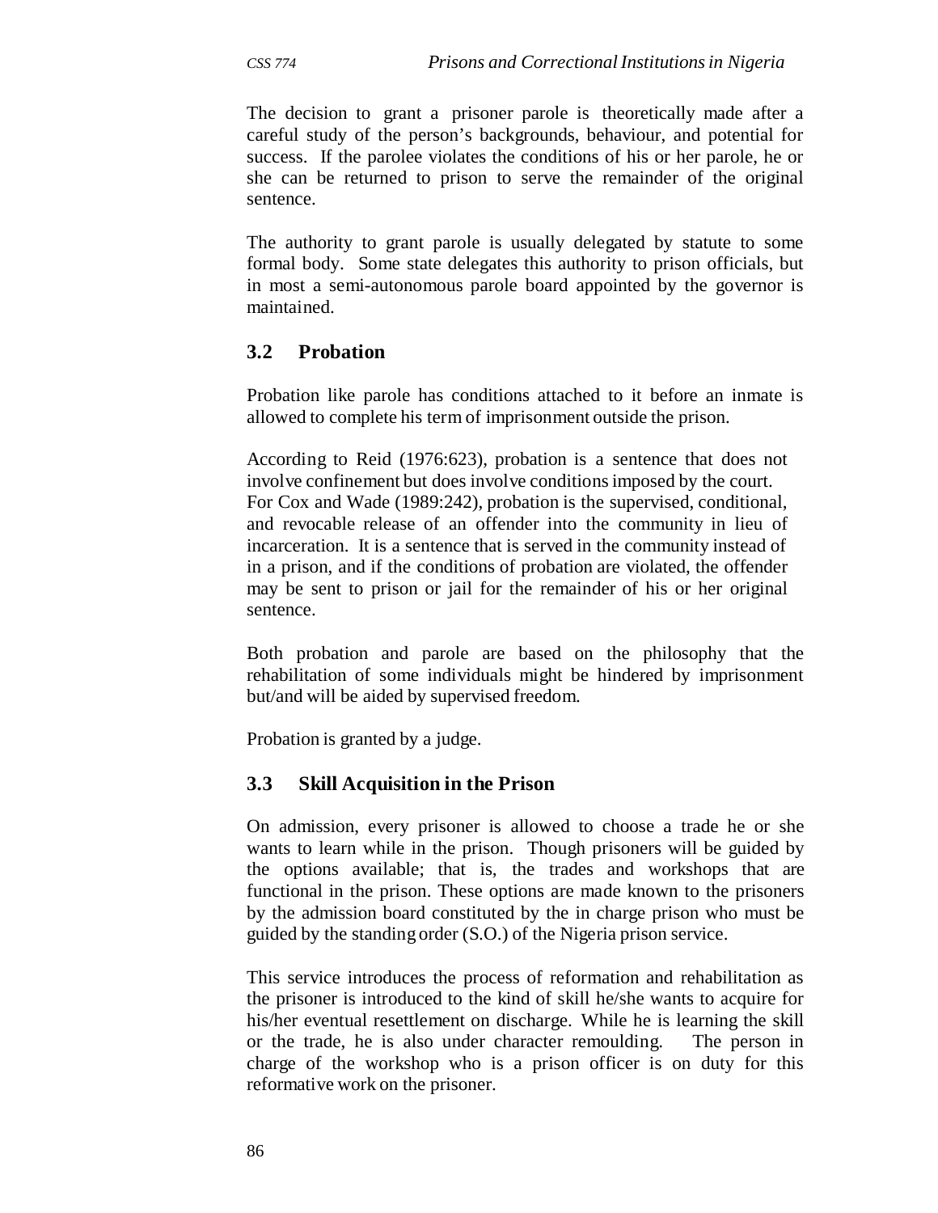The decision to grant a prisoner parole is theoretically made after a careful study of the person's backgrounds, behaviour, and potential for success. If the parolee violates the conditions of his or her parole, he or she can be returned to prison to serve the remainder of the original sentence.

The authority to grant parole is usually delegated by statute to some formal body. Some state delegates this authority to prison officials, but in most a semi-autonomous parole board appointed by the governor is maintained.

## 3.2 Probation

Probation like parole has conditions attached to it before an inmate is allowed to complete his term of imprisonment outside the prison.

According to Reid (1976:623), probation is a sentence that does not involve confinement but does involve conditions imposed by the court. For Cox and Wade (1989:242), probation is the supervised, conditional, and revocable release of an offender into the community in lieu of incarceration. It is a sentence that is served in the community instead of in a prison, and if the conditions of probation are violated, the offender may be sent to prison or jail for the remainder of his or her original sentence.

Both probation and parole are based on the philosophy that the rehabilitation of some individuals might be hindered by imprisonment but/and will be aided by supervised freedom.

Probation is granted by a judge.

## 3.3 Skill Acquisition in the Prison

On admission, every prisoner is allowed to choose a trade he or she wants to learn while in the prison. Though prisoners will be guided by the options available; that is, the trades and workshops that are functional in the prison. These options are made known to the prisoners by the admission board constituted by the in charge prison who must be guided by the standing order (S.O.) of the Nigeria prison service.

This service introduces the process of reformation and rehabilitation as the prisoner is introduced to the kind of skill he/she wants to acquire for his/her eventual resettlement on discharge. While he is learning the skill or the trade, he is also under character remoulding. The person in charge of the workshop who is a prison officer is on duty for this reformative work on the prisoner.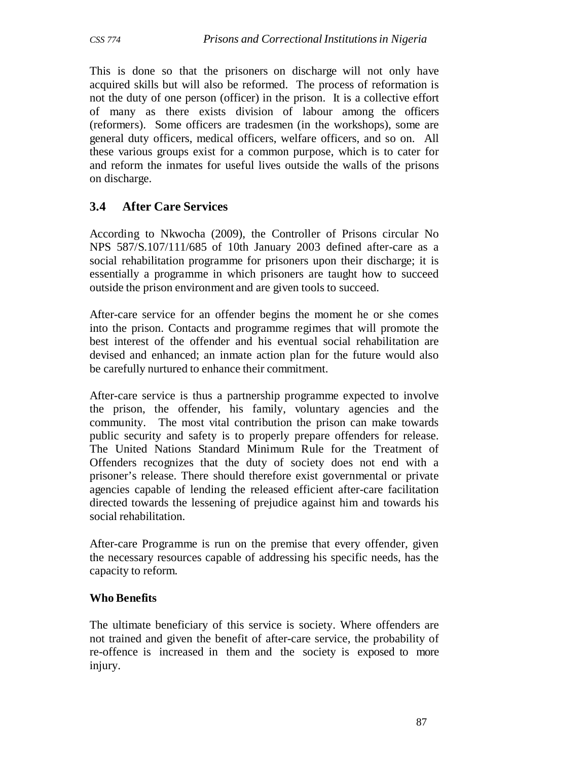This is done so that the prisoners on discharge will not only have acquired skills but will also be reformed. The process of reformation is not the duty of one person (officer) in the prison. It is a collective effort of many as there exists division of labour among the officers (reformers). Some officers are tradesmen (in the workshops), some are general duty officers, medical officers, welfare officers, and so on. All these various groups exist for a common purpose, which is to cater for and reform the inmates for useful lives outside the walls of the prisons on discharge.

## 3.4 After Care Services

According to Nkwocha (2009), the Controller of Prisons circular No NPS 587/S.107/111/685 of 10th January 2003 defined after-care as a social rehabilitation programme for prisoners upon their discharge; it is essentially a programme in which prisoners are taught how to succeed outside the prison environment and are given tools to succeed.

After-care service for an offender begins the moment he or she comes into the prison. Contacts and programme regimes that will promote the best interest of the offender and his eventual social rehabilitation are devised and enhanced; an inmate action plan for the future would also be carefully nurtured to enhance their commitment.

After-care service is thus a partnership programme expected to involve the prison, the offender, his family, voluntary agencies and the community. The most vital contribution the prison can make towards public security and safety is to properly prepare offenders for release. The United Nations Standard Minimum Rule for the Treatment of Offenders recognizes that the duty of society does not end with a prisoner's release. There should therefore exist governmental or private agencies capable of lending the released efficient after-care facilitation directed towards the lessening of prejudice against him and towards his social rehabilitation.

After-care Programme is run on the premise that every offender, given the necessary resources capable of addressing his specific needs, has the capacity to reform.

**Who Benefits**

The ultimate beneficiary of this service is society. Where offenders are not trained and given the benefit of after-care service, the probability of re-offence is increased in them and the society is exposed to more injury.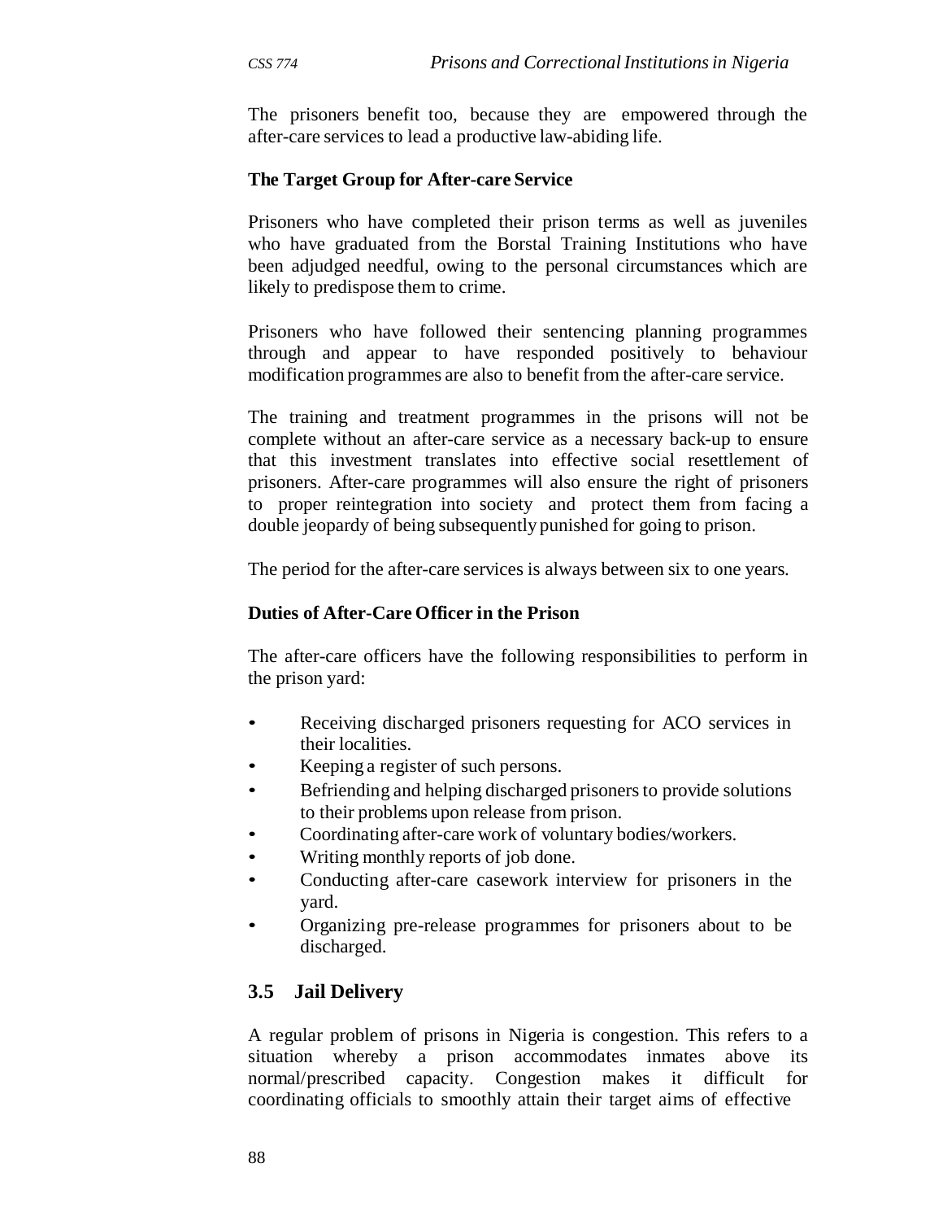The prisoners benefit too, because they are empowered through the after-care services to lead a productive law-abiding life.

**The Target Group for After-care Service**

Prisoners who have completed their prison terms as well as juveniles who have graduated from the Borstal Training Institutions who have been adjudged needful, owing to the personal circumstances which are likely to predispose them to crime.

Prisoners who have followed their sentencing planning programmes through and appear to have responded positively to behaviour modification programmes are also to benefit from the after-care service.

The training and treatment programmes in the prisons will not be complete without an after-care service as a necessary back-up to ensure that this investment translates into effective social resettlement of prisoners. After-care programmes will also ensure the right of prisoners to proper reintegration into society and protect them from facing a double jeopardy of being subsequently punished for going to prison.

The period for the after-care services is always between six to one years.

**Duties of After-Care Officer in the Prison**

The after-care officers have the following responsibilities to perform in the prison yard:

- Receiving discharged prisoners requesting for ACO services in their localities.
- Keeping a register of such persons.
- Befriending and helping discharged prisoners to provide solutions to their problems upon release from prison.
- Coordinating after-care work of voluntary bodies/workers.
- Writing monthly reports of job done.
- Conducting after-care casework interview for prisoners in the yard.
- Organizing pre-release programmes for prisoners about to be discharged.

## 3.5 Jail Delivery

A regular problem of prisons in Nigeria is congestion. This refers to a situation whereby a prison accommodates inmates above its normal/prescribed capacity. Congestion makes it difficult for coordinating officials to smoothly attain their target aims of effective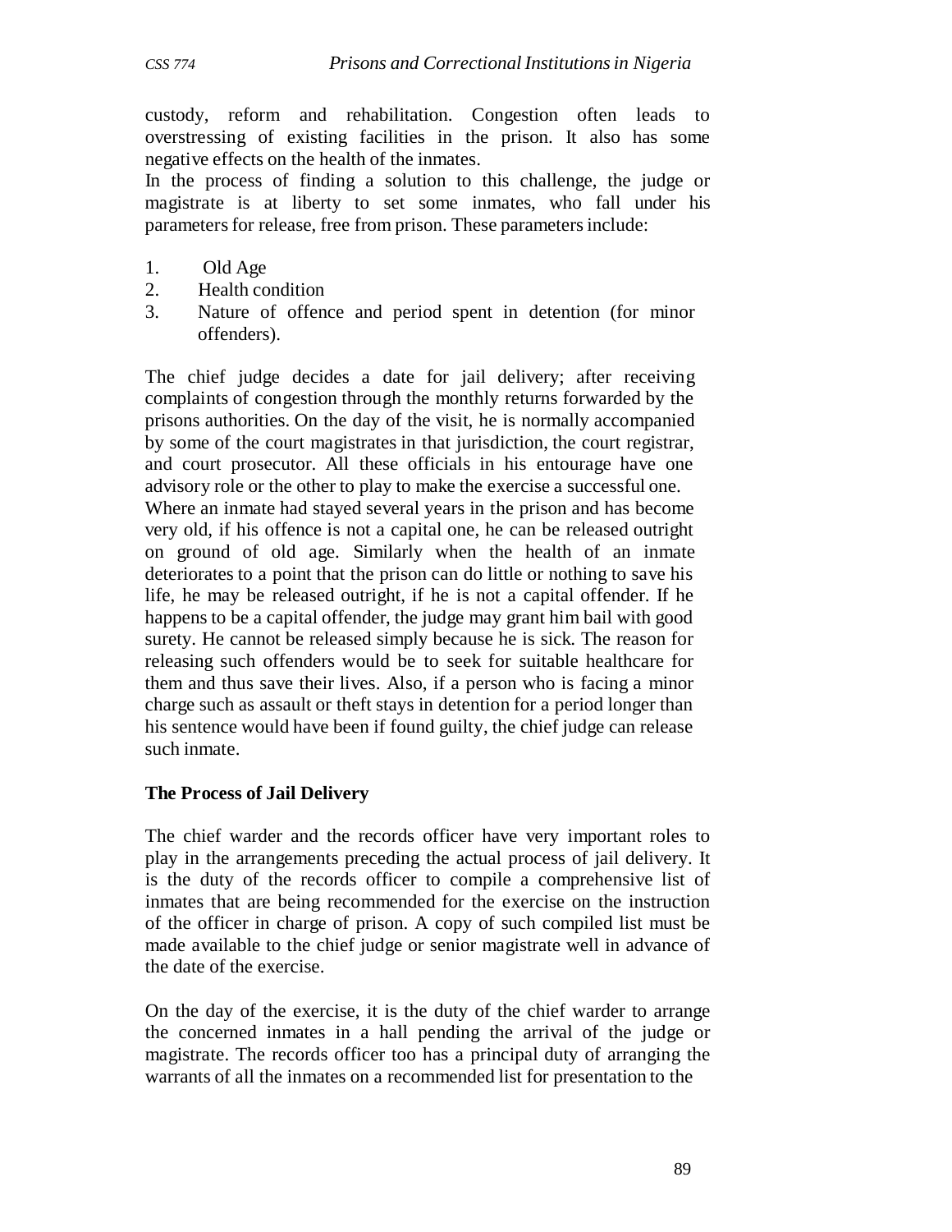custody, reform and rehabilitation. Congestion often leads to overstressing of existing facilities in the prison. It also has some negative effects on the health of the inmates.

In the process of finding a solution to this challenge, the judge or magistrate is at liberty to set some inmates, who fall under his parameters for release, free from prison. These parameters include:

1. Old Age
2. Health condition
3. Nature of offence and period spent in detention (for minor offenders).

The chief judge decides a date for jail delivery; after receiving complaints of congestion through the monthly returns forwarded by the prisons authorities. On the day of the visit, he is normally accompanied by some of the court magistrates in that jurisdiction, the court registrar, and court prosecutor. All these officials in his entourage have one advisory role or the other to play to make the exercise a successful one.

Where an inmate had stayed several years in the prison and has become very old, if his offence is not a capital one, he can be released outright on ground of old age. Similarly when the health of an inmate deteriorates to a point that the prison can do little or nothing to save his life, he may be released outright, if he is not a capital offender. If he happens to be a capital offender, the judge may grant him bail with good surety. He cannot be released simply because he is sick. The reason for releasing such offenders would be to seek for suitable healthcare for them and thus save their lives. Also, if a person who is facing a minor charge such as assault or theft stays in detention for a period longer than his sentence would have been if found guilty, the chief judge can release such inmate.

### The Process of Jail Delivery

The chief warder and the records officer have very important roles to play in the arrangements preceding the actual process of jail delivery. It is the duty of the records officer to compile a comprehensive list of inmates that are being recommended for the exercise on the instruction of the officer in charge of prison. A copy of such compiled list must be made available to the chief judge or senior magistrate well in advance of the date of the exercise.

On the day of the exercise, it is the duty of the chief warder to arrange the concerned inmates in a hall pending the arrival of the judge or magistrate. The records officer too has a principal duty of arranging the warrants of all the inmates on a recommended list for presentation to the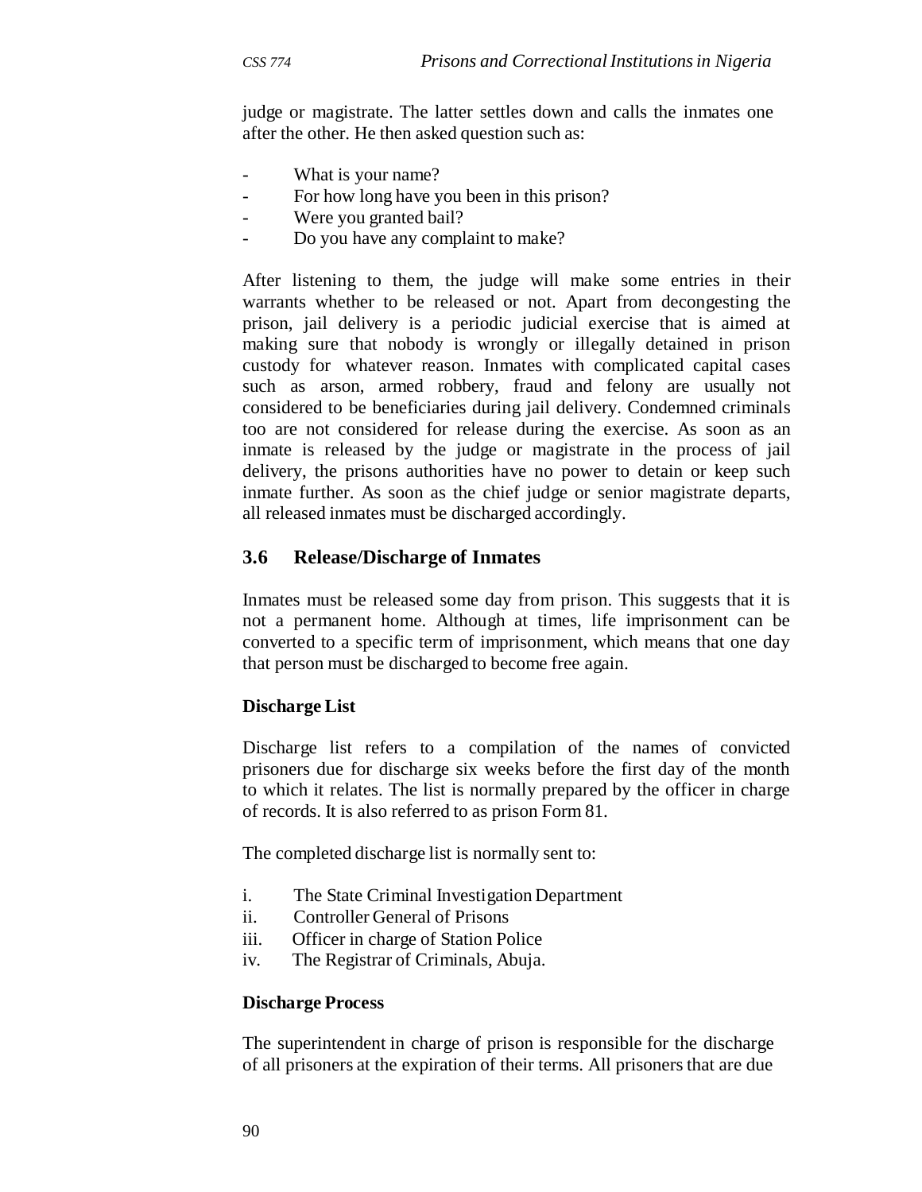judge or magistrate. The latter settles down and calls the inmates one after the other. He then asked question such as:

- What is your name?
- For how long have you been in this prison?
- Were you granted bail?
- Do you have any complaint to make?

After listening to them, the judge will make some entries in their warrants whether to be released or not. Apart from decongesting the prison, jail delivery is a periodic judicial exercise that is aimed at making sure that nobody is wrongly or illegally detained in prison custody for whatever reason. Inmates with complicated capital cases such as arson, armed robbery, fraud and felony are usually not considered to be beneficiaries during jail delivery. Condemned criminals too are not considered for release during the exercise. As soon as an inmate is released by the judge or magistrate in the process of jail delivery, the prisons authorities have no power to detain or keep such inmate further. As soon as the chief judge or senior magistrate departs, all released inmates must be discharged accordingly.

## 3.6 Release/Discharge of Inmates

Inmates must be released some day from prison. This suggests that it is not a permanent home. Although at times, life imprisonment can be converted to a specific term of imprisonment, which means that one day that person must be discharged to become free again.

**Discharge List**

Discharge list refers to a compilation of the names of convicted prisoners due for discharge six weeks before the first day of the month to which it relates. The list is normally prepared by the officer in charge of records. It is also referred to as prison Form 81.

The completed discharge list is normally sent to:

i. The State Criminal Investigation Department
ii. Controller General of Prisons
iii. Officer in charge of Station Police
iv. The Registrar of Criminals, Abuja.

**Discharge Process**

The superintendent in charge of prison is responsible for the discharge of all prisoners at the expiration of their terms. All prisoners that are due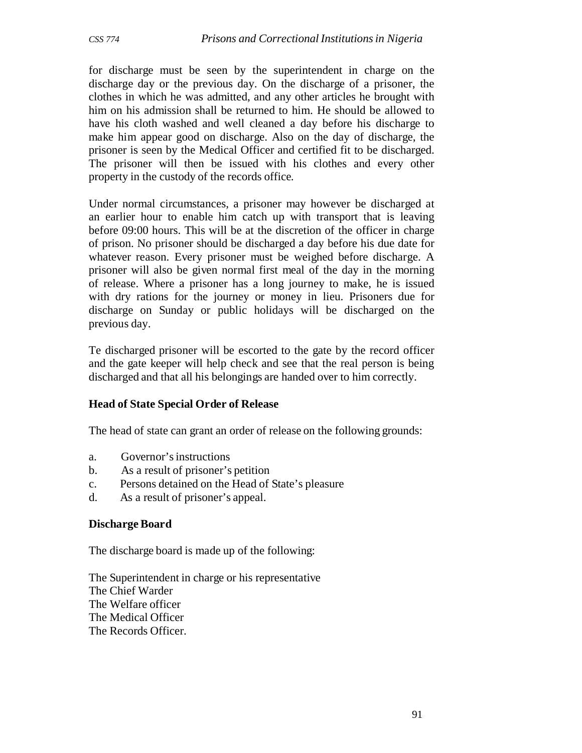for discharge must be seen by the superintendent in charge on the discharge day or the previous day. On the discharge of a prisoner, the clothes in which he was admitted, and any other articles he brought with him on his admission shall be returned to him. He should be allowed to have his cloth washed and well cleaned a day before his discharge to make him appear good on discharge. Also on the day of discharge, the prisoner is seen by the Medical Officer and certified fit to be discharged. The prisoner will then be issued with his clothes and every other property in the custody of the records office.

Under normal circumstances, a prisoner may however be discharged at an earlier hour to enable him catch up with transport that is leaving before 09:00 hours. This will be at the discretion of the officer in charge of prison. No prisoner should be discharged a day before his due date for whatever reason. Every prisoner must be weighed before discharge. A prisoner will also be given normal first meal of the day in the morning of release. Where a prisoner has a long journey to make, he is issued with dry rations for the journey or money in lieu. Prisoners due for discharge on Sunday or public holidays will be discharged on the previous day.

Te discharged prisoner will be escorted to the gate by the record officer and the gate keeper will help check and see that the real person is being discharged and that all his belongings are handed over to him correctly.

**Head of State Special Order of Release**

The head of state can grant an order of release on the following grounds:

a. Governor's instructions
b. As a result of prisoner's petition
c. Persons detained on the Head of State's pleasure
d. As a result of prisoner's appeal.

**Discharge Board**

The discharge board is made up of the following:

The Superintendent in charge or his representative  
The Chief Warder  
The Welfare officer  
The Medical Officer  
The Records Officer.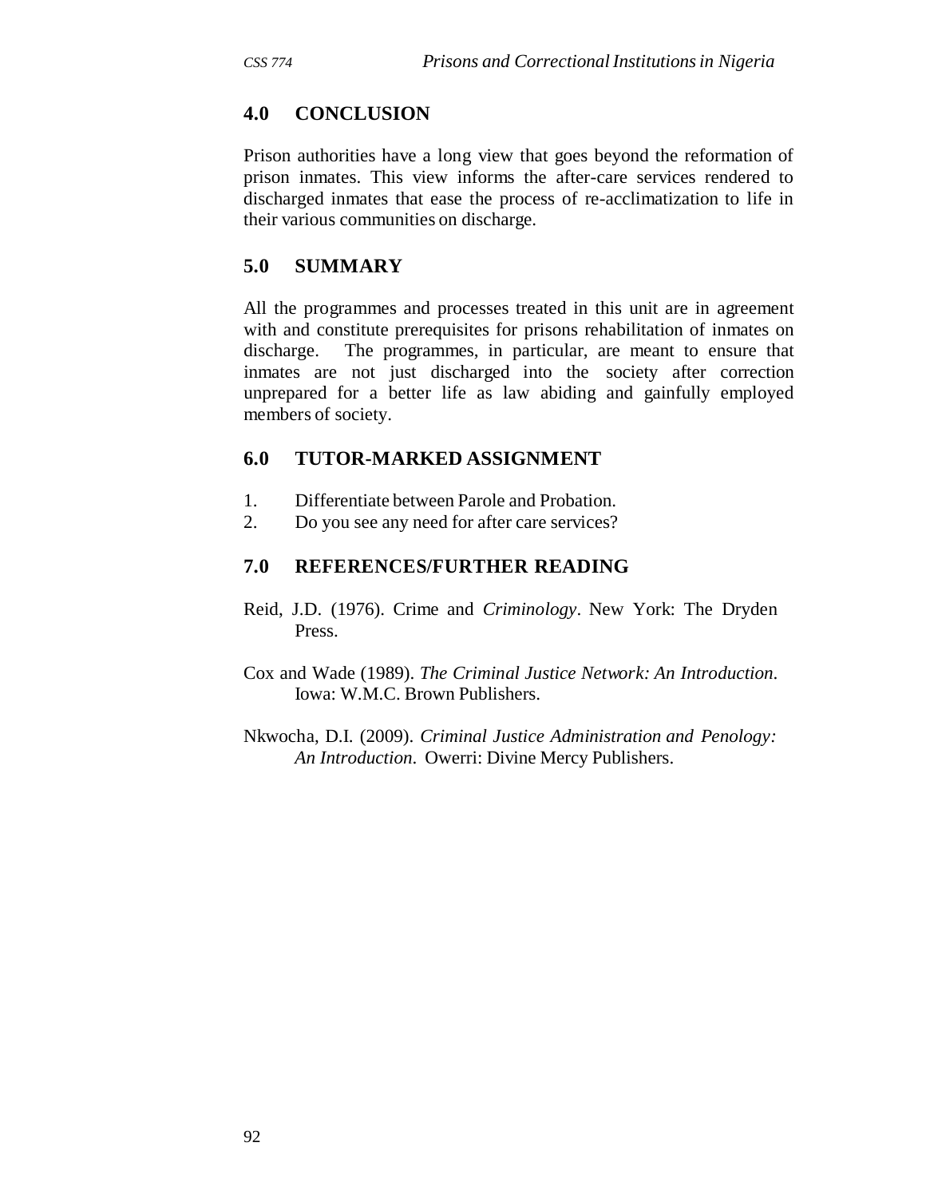## 4.0 CONCLUSION

Prison authorities have a long view that goes beyond the reformation of prison inmates. This view informs the after-care services rendered to discharged inmates that ease the process of re-acclimatization to life in their various communities on discharge.

## 5.0 SUMMARY

All the programmes and processes treated in this unit are in agreement with and constitute prerequisites for prisons rehabilitation of inmates on discharge. The programmes, in particular, are meant to ensure that inmates are not just discharged into the society after correction unprepared for a better life as law abiding and gainfully employed members of society.

## 6.0 TUTOR-MARKED ASSIGNMENT

1. Differentiate between Parole and Probation.
2. Do you see any need for after care services?

## 7.0 REFERENCES/FURTHER READING

Reid, J.D. (1976). Crime and *Criminology*. New York: The Dryden Press.

Cox and Wade (1989). *The Criminal Justice Network: An Introduction.* Iowa: W.M.C. Brown Publishers.

Nkwocha, D.I. (2009). *Criminal Justice Administration and Penology: An Introduction.* Owerri: Divine Mercy Publishers.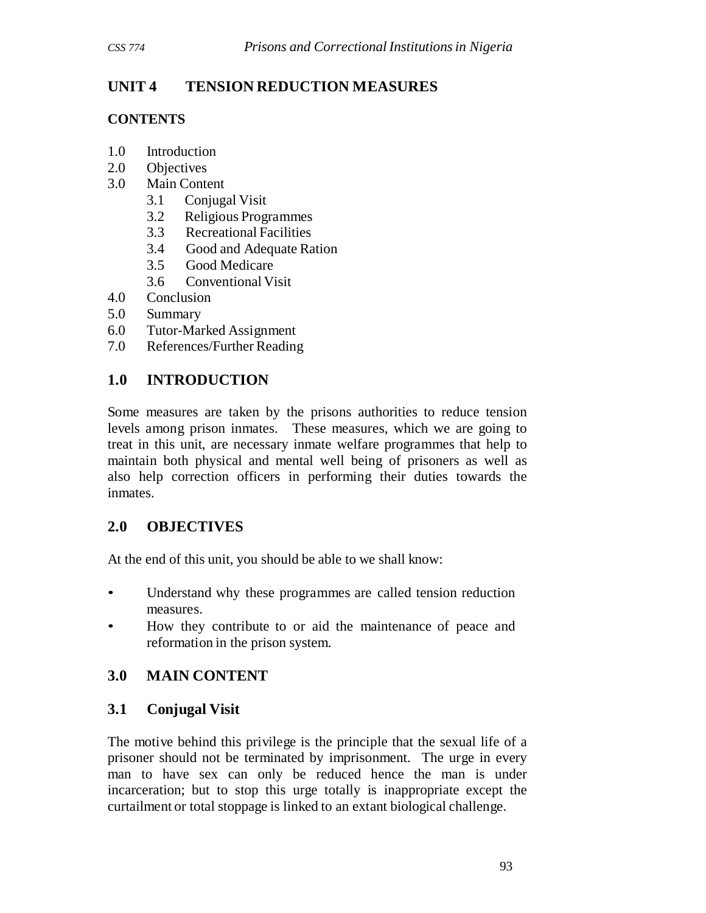## UNIT 4 TENSION REDUCTION MEASURES

**CONTENTS**

1.0 Introduction
2.0 Objectives
3.0 Main Content
    3.1 Conjugal Visit
    3.2 Religious Programmes
    3.3 Recreational Facilities
    3.4 Good and Adequate Ration
    3.5 Good Medicare
    3.6 Conventional Visit
4.0 Conclusion
5.0 Summary
6.0 Tutor-Marked Assignment
7.0 References/Further Reading

### 1.0 INTRODUCTION

Some measures are taken by the prisons authorities to reduce tension levels among prison inmates. These measures, which we are going to treat in this unit, are necessary inmate welfare programmes that help to maintain both physical and mental well being of prisoners as well as also help correction officers in performing their duties towards the inmates.

### 2.0 OBJECTIVES

At the end of this unit, you should be able to we shall know:

- Understand why these programmes are called tension reduction measures.
- How they contribute to or aid the maintenance of peace and reformation in the prison system.

### 3.0 MAIN CONTENT

### 3.1 Conjugal Visit

The motive behind this privilege is the principle that the sexual life of a prisoner should not be terminated by imprisonment. The urge in every man to have sex can only be reduced hence the man is under incarceration; but to stop this urge totally is inappropriate except the curtailment or total stoppage is linked to an extant biological challenge.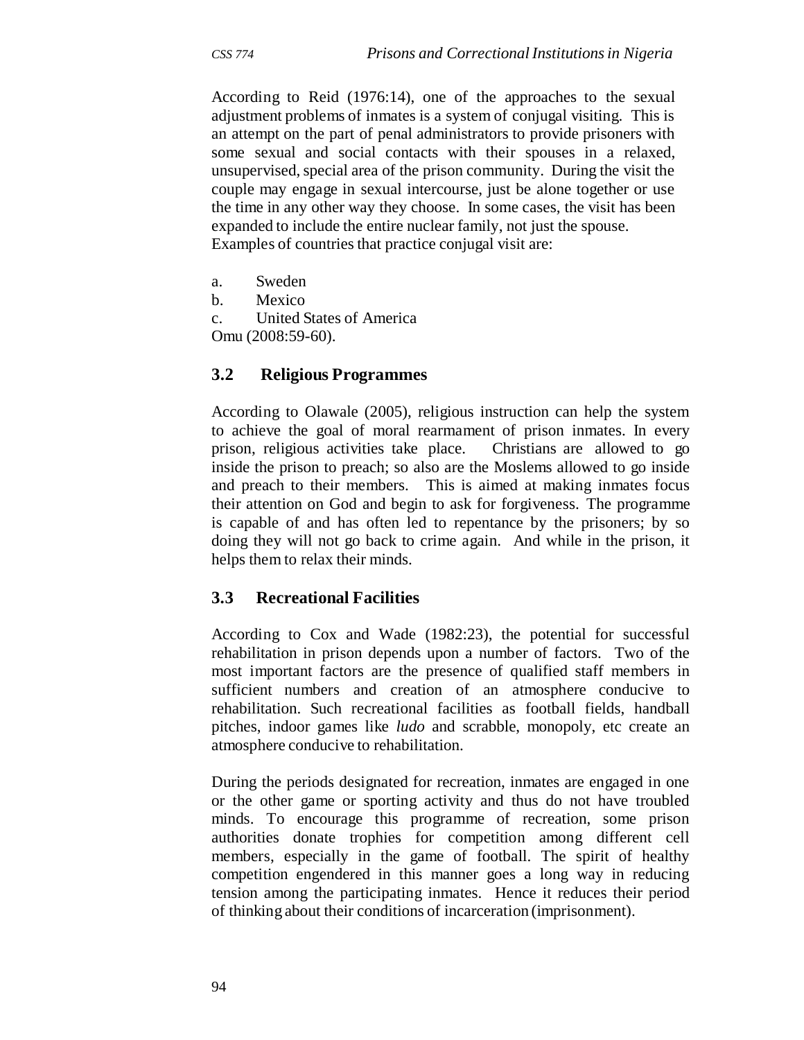According to Reid (1976:14), one of the approaches to the sexual adjustment problems of inmates is a system of conjugal visiting. This is an attempt on the part of penal administrators to provide prisoners with some sexual and social contacts with their spouses in a relaxed, unsupervised, special area of the prison community. During the visit the couple may engage in sexual intercourse, just be alone together or use the time in any other way they choose. In some cases, the visit has been expanded to include the entire nuclear family, not just the spouse.
Examples of countries that practice conjugal visit are:

a. Sweden
b. Mexico
c. United States of America

Omu (2008:59-60).

### 3.2 Religious Programmes

According to Olawale (2005), religious instruction can help the system to achieve the goal of moral rearmament of prison inmates. In every prison, religious activities take place. Christians are allowed to go inside the prison to preach; so also are the Moslems allowed to go inside and preach to their members. This is aimed at making inmates focus their attention on God and begin to ask for forgiveness. The programme is capable of and has often led to repentance by the prisoners; by so doing they will not go back to crime again. And while in the prison, it helps them to relax their minds.

### 3.3 Recreational Facilities

According to Cox and Wade (1982:23), the potential for successful rehabilitation in prison depends upon a number of factors. Two of the most important factors are the presence of qualified staff members in sufficient numbers and creation of an atmosphere conducive to rehabilitation. Such recreational facilities as football fields, handball pitches, indoor games like *ludo* and scrabble, monopoly, etc create an atmosphere conducive to rehabilitation.

During the periods designated for recreation, inmates are engaged in one or the other game or sporting activity and thus do not have troubled minds. To encourage this programme of recreation, some prison authorities donate trophies for competition among different cell members, especially in the game of football. The spirit of healthy competition engendered in this manner goes a long way in reducing tension among the participating inmates. Hence it reduces their period of thinking about their conditions of incarceration (imprisonment).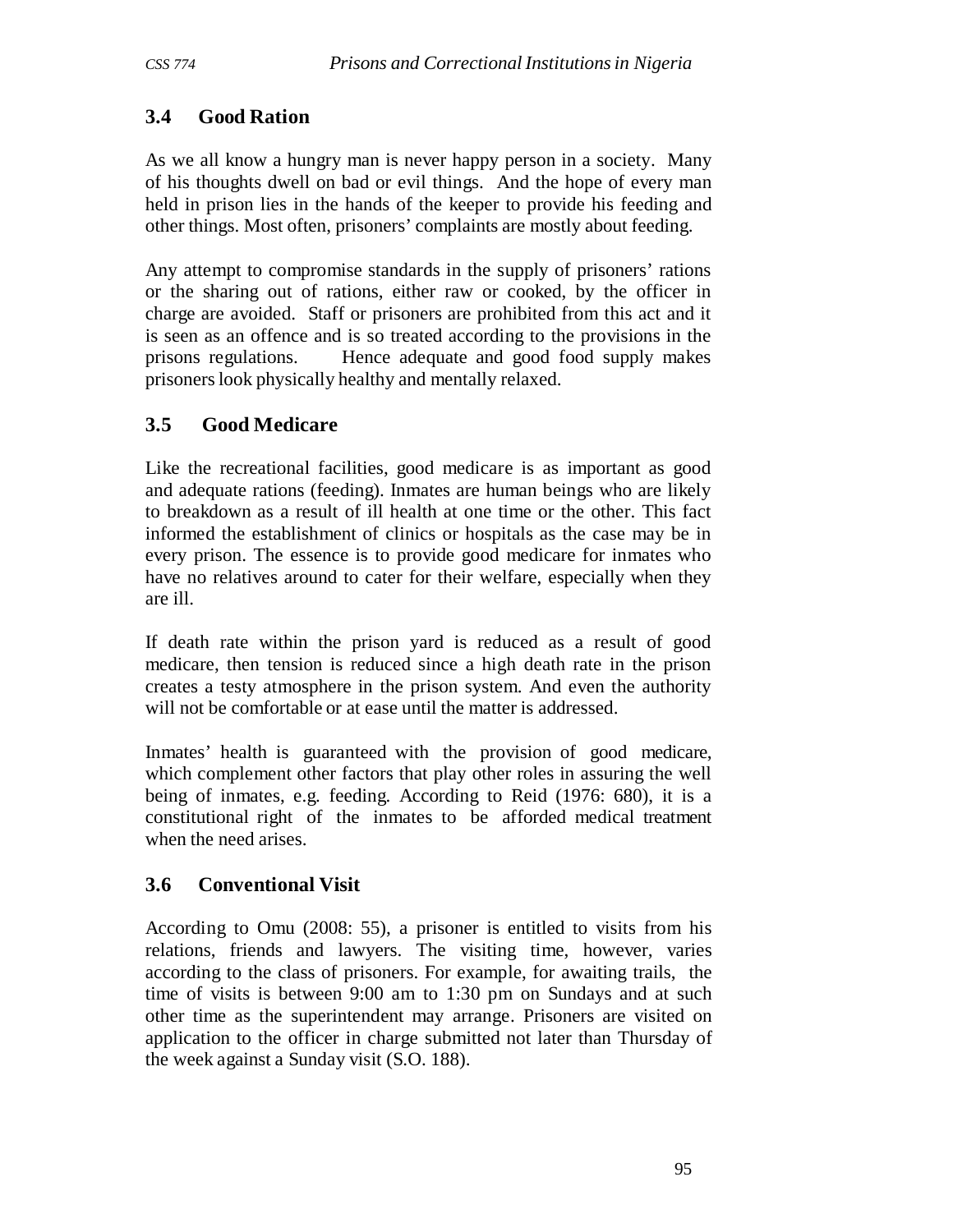## 3.4 Good Ration

As we all know a hungry man is never happy person in a society. Many of his thoughts dwell on bad or evil things. And the hope of every man held in prison lies in the hands of the keeper to provide his feeding and other things. Most often, prisoners' complaints are mostly about feeding.

Any attempt to compromise standards in the supply of prisoners' rations or the sharing out of rations, either raw or cooked, by the officer in charge are avoided. Staff or prisoners are prohibited from this act and it is seen as an offence and is so treated according to the provisions in the prisons regulations. Hence adequate and good food supply makes prisoners look physically healthy and mentally relaxed.

## 3.5 Good Medicare

Like the recreational facilities, good medicare is as important as good and adequate rations (feeding). Inmates are human beings who are likely to breakdown as a result of ill health at one time or the other. This fact informed the establishment of clinics or hospitals as the case may be in every prison. The essence is to provide good medicare for inmates who have no relatives around to cater for their welfare, especially when they are ill.

If death rate within the prison yard is reduced as a result of good medicare, then tension is reduced since a high death rate in the prison creates a testy atmosphere in the prison system. And even the authority will not be comfortable or at ease until the matter is addressed.

Inmates' health is guaranteed with the provision of good medicare, which complement other factors that play other roles in assuring the well being of inmates, e.g. feeding. According to Reid (1976: 680), it is a constitutional right of the inmates to be afforded medical treatment when the need arises.

## 3.6 Conventional Visit

According to Omu (2008: 55), a prisoner is entitled to visits from his relations, friends and lawyers. The visiting time, however, varies according to the class of prisoners. For example, for awaiting trails, the time of visits is between 9:00 am to 1:30 pm on Sundays and at such other time as the superintendent may arrange. Prisoners are visited on application to the officer in charge submitted not later than Thursday of the week against a Sunday visit (S.O. 188).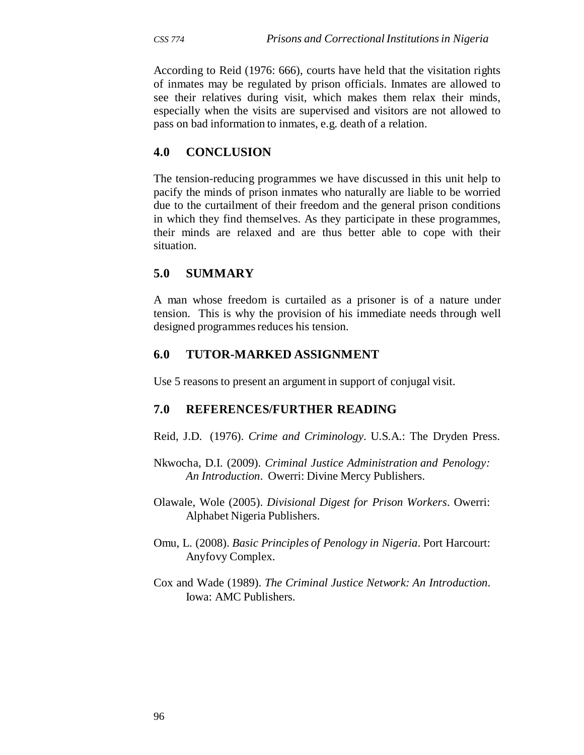According to Reid (1976: 666), courts have held that the visitation rights of inmates may be regulated by prison officials. Inmates are allowed to see their relatives during visit, which makes them relax their minds, especially when the visits are supervised and visitors are not allowed to pass on bad information to inmates, e.g. death of a relation.

## 4.0 CONCLUSION

The tension-reducing programmes we have discussed in this unit help to pacify the minds of prison inmates who naturally are liable to be worried due to the curtailment of their freedom and the general prison conditions in which they find themselves. As they participate in these programmes, their minds are relaxed and are thus better able to cope with their situation.

## 5.0 SUMMARY

A man whose freedom is curtailed as a prisoner is of a nature under tension. This is why the provision of his immediate needs through well designed programmes reduces his tension.

## 6.0 TUTOR-MARKED ASSIGNMENT

Use 5 reasons to present an argument in support of conjugal visit.

## 7.0 REFERENCES/FURTHER READING

Reid, J.D. (1976). *Crime and Criminology*. U.S.A.: The Dryden Press.

Nkwocha, D.I. (2009). *Criminal Justice Administration and Penology: An Introduction*. Owerri: Divine Mercy Publishers.

Olawale, Wole (2005). *Divisional Digest for Prison Workers*. Owerri: Alphabet Nigeria Publishers.

Omu, L. (2008). *Basic Principles of Penology in Nigeria*. Port Harcourt: Anyfovy Complex.

Cox and Wade (1989). *The Criminal Justice Network: An Introduction*. Iowa: AMC Publishers.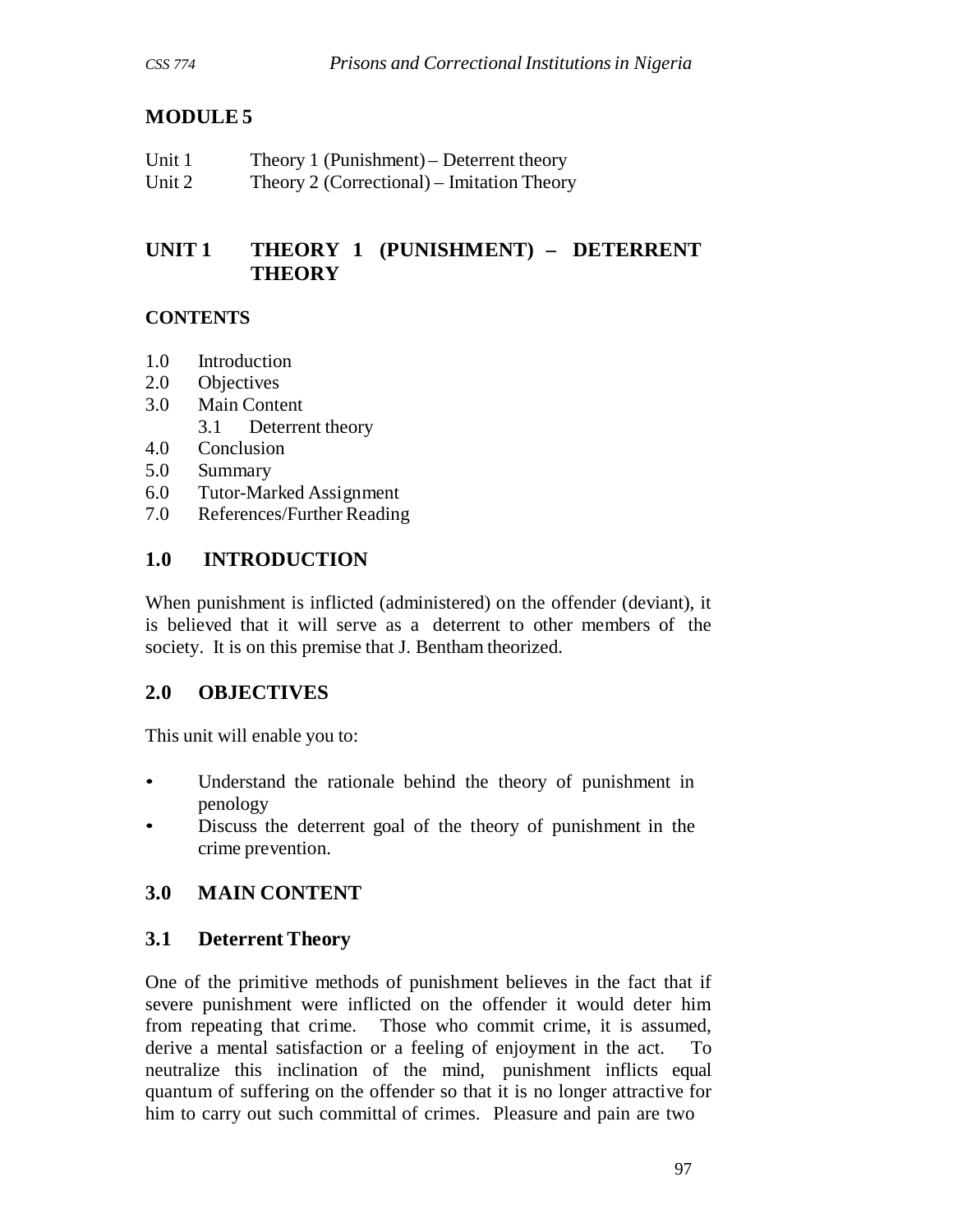# MODULE 5

Unit 1 Theory 1 (Punishment) – Deterrent theory
Unit 2 Theory 2 (Correctional) – Imitation Theory

## UNIT 1 THEORY 1 (PUNISHMENT) – DETERRENT THEORY

### CONTENTS

1.0 Introduction
2.0 Objectives
3.0 Main Content
 3.1 Deterrent theory
4.0 Conclusion
5.0 Summary
6.0 Tutor-Marked Assignment
7.0 References/Further Reading

## 1.0 INTRODUCTION

When punishment is inflicted (administered) on the offender (deviant), it is believed that it will serve as a deterrent to other members of the society. It is on this premise that J. Bentham theorized.

## 2.0 OBJECTIVES

This unit will enable you to:

- Understand the rationale behind the theory of punishment in penology
- Discuss the deterrent goal of the theory of punishment in the crime prevention.

## 3.0 MAIN CONTENT

### 3.1 Deterrent Theory

One of the primitive methods of punishment believes in the fact that if severe punishment were inflicted on the offender it would deter him from repeating that crime. Those who commit crime, it is assumed, derive a mental satisfaction or a feeling of enjoyment in the act. To neutralize this inclination of the mind, punishment inflicts equal quantum of suffering on the offender so that it is no longer attractive for him to carry out such committal of crimes. Pleasure and pain are two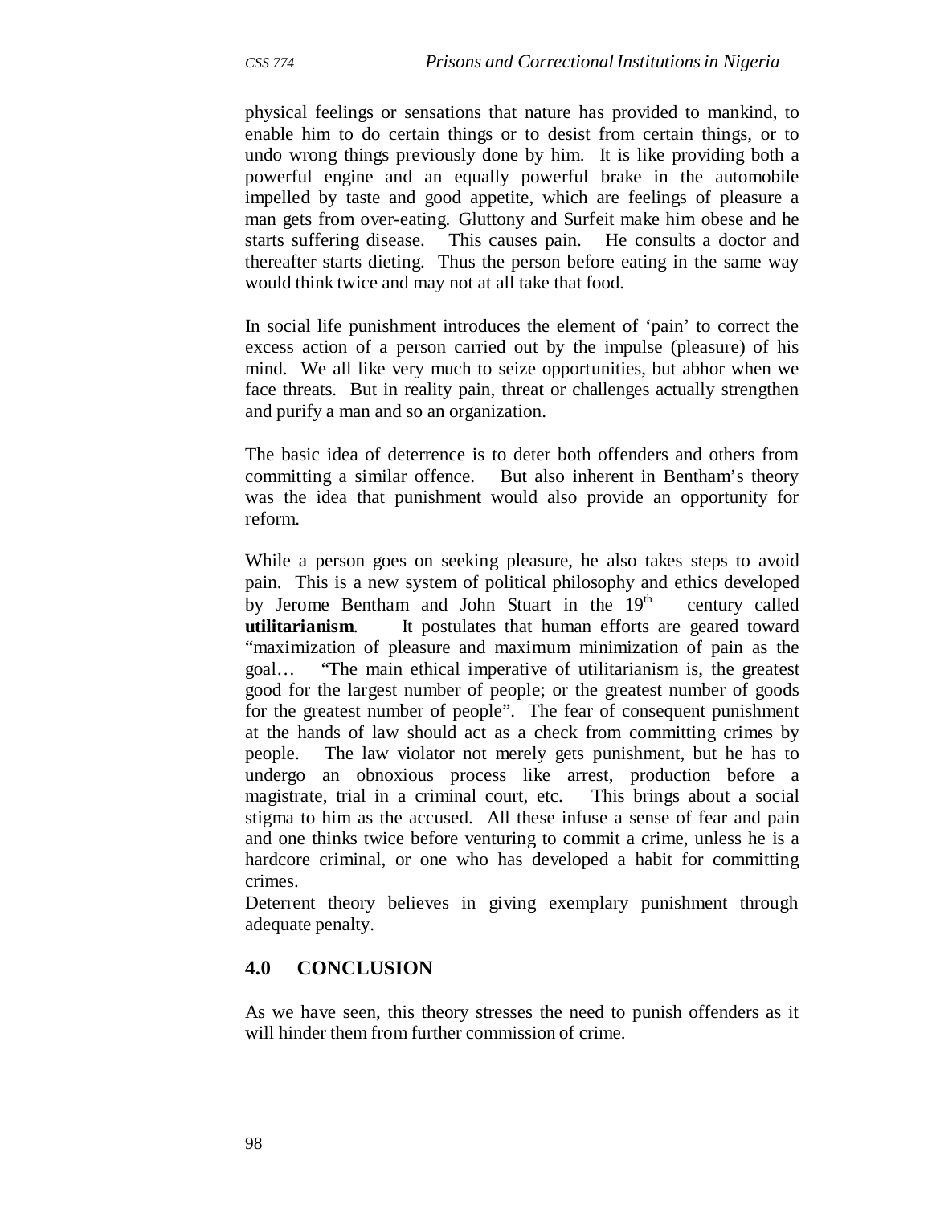physical feelings or sensations that nature has provided to mankind, to enable him to do certain things or to desist from certain things, or to undo wrong things previously done by him. It is like providing both a powerful engine and an equally powerful brake in the automobile impelled by taste and good appetite, which are feelings of pleasure a man gets from over-eating. Gluttony and Surfeit make him obese and he starts suffering disease. This causes pain. He consults a doctor and thereafter starts dieting. Thus the person before eating in the same way would think twice and may not at all take that food.

In social life punishment introduces the element of 'pain' to correct the excess action of a person carried out by the impulse (pleasure) of his mind. We all like very much to seize opportunities, but abhor when we face threats. But in reality pain, threat or challenges actually strengthen and purify a man and so an organization.

The basic idea of deterrence is to deter both offenders and others from committing a similar offence. But also inherent in Bentham's theory was the idea that punishment would also provide an opportunity for reform.

While a person goes on seeking pleasure, he also takes steps to avoid pain. This is a new system of political philosophy and ethics developed by Jerome Bentham and John Stuart in the 19th century called **utilitarianism**. It postulates that human efforts are geared toward "maximization of pleasure and maximum minimization of pain as the goal… "The main ethical imperative of utilitarianism is, the greatest good for the largest number of people; or the greatest number of goods for the greatest number of people". The fear of consequent punishment at the hands of law should act as a check from committing crimes by people. The law violator not merely gets punishment, but he has to undergo an obnoxious process like arrest, production before a magistrate, trial in a criminal court, etc. This brings about a social stigma to him as the accused. All these infuse a sense of fear and pain and one thinks twice before venturing to commit a crime, unless he is a hardcore criminal, or one who has developed a habit for committing crimes.

Deterrent theory believes in giving exemplary punishment through adequate penalty.

## 4.0 CONCLUSION

As we have seen, this theory stresses the need to punish offenders as it will hinder them from further commission of crime.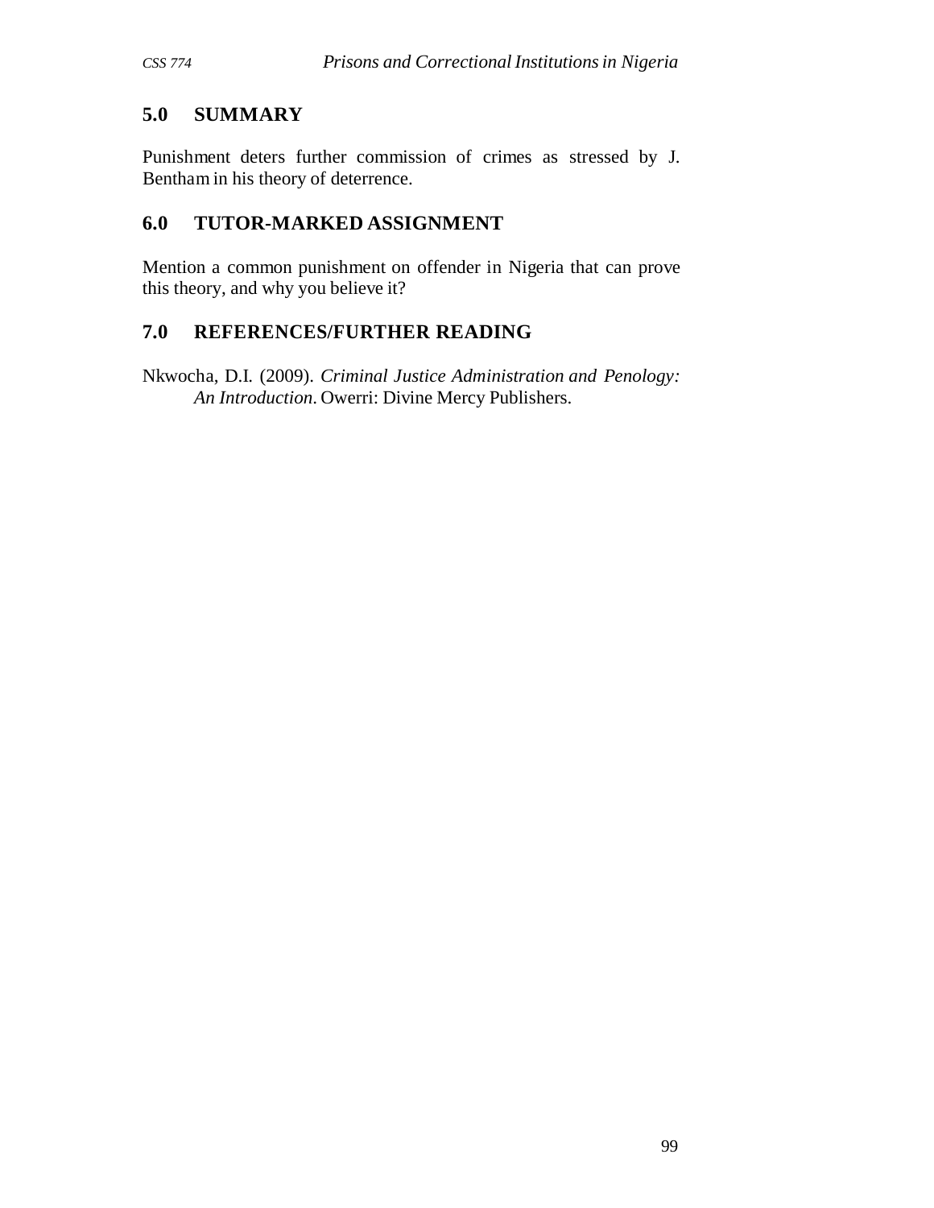## 5.0 SUMMARY

Punishment deters further commission of crimes as stressed by J. Bentham in his theory of deterrence.

## 6.0 TUTOR-MARKED ASSIGNMENT

Mention a common punishment on offender in Nigeria that can prove this theory, and why you believe it?

## 7.0 REFERENCES/FURTHER READING

Nkwocha, D.I. (2009). *Criminal Justice Administration and Penology: An Introduction*. Owerri: Divine Mercy Publishers.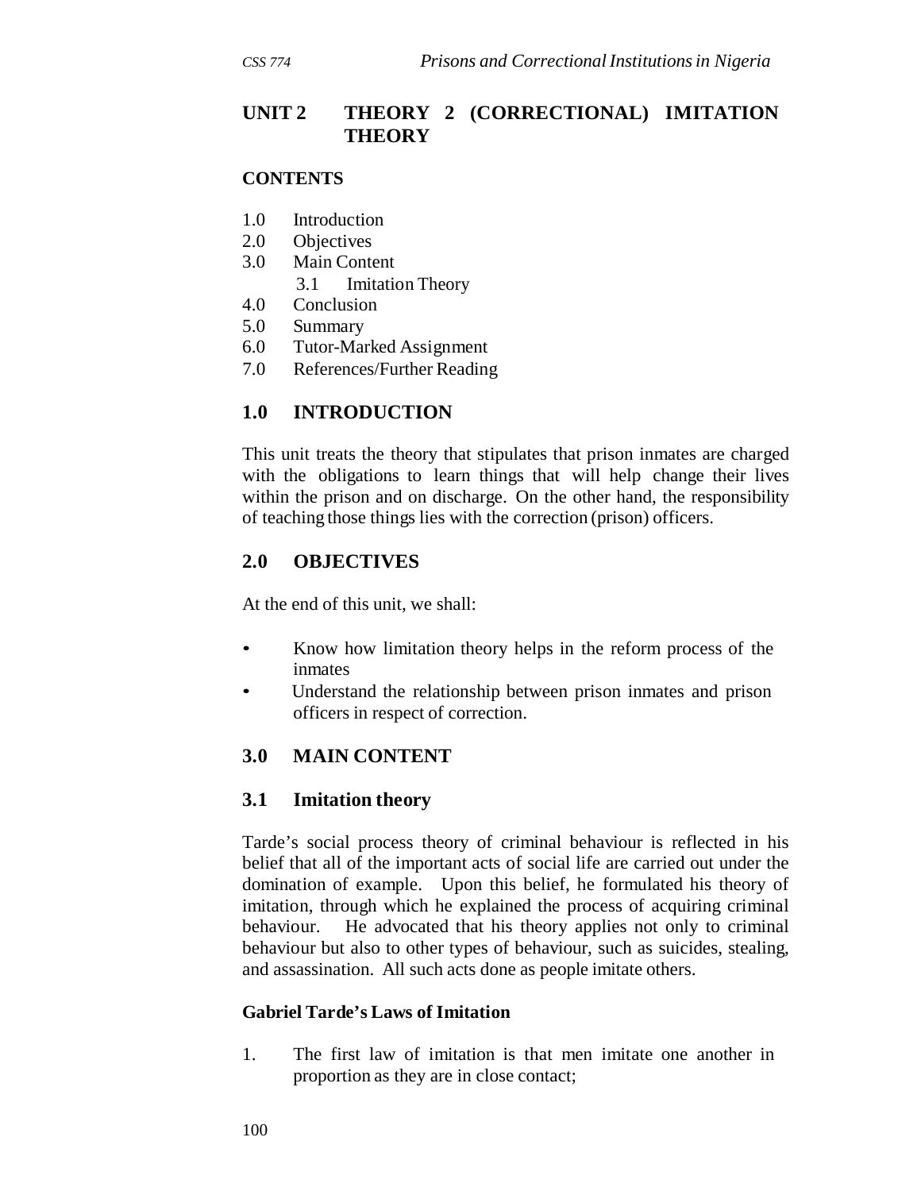## UNIT 2 THEORY 2 (CORRECTIONAL) IMITATION THEORY

**CONTENTS**

1.0 Introduction
2.0 Objectives
3.0 Main Content
 3.1 Imitation Theory
4.0 Conclusion
5.0 Summary
6.0 Tutor-Marked Assignment
7.0 References/Further Reading

## 1.0 INTRODUCTION

This unit treats the theory that stipulates that prison inmates are charged with the obligations to learn things that will help change their lives within the prison and on discharge. On the other hand, the responsibility of teaching those things lies with the correction (prison) officers.

## 2.0 OBJECTIVES

At the end of this unit, we shall:

- Know how limitation theory helps in the reform process of the inmates
- Understand the relationship between prison inmates and prison officers in respect of correction.

## 3.0 MAIN CONTENT

### 3.1 Imitation theory

Tarde's social process theory of criminal behaviour is reflected in his belief that all of the important acts of social life are carried out under the domination of example. Upon this belief, he formulated his theory of imitation, through which he explained the process of acquiring criminal behaviour. He advocated that his theory applies not only to criminal behaviour but also to other types of behaviour, such as suicides, stealing, and assassination. All such acts done as people imitate others.

**Gabriel Tarde's Laws of Imitation**

1. The first law of imitation is that men imitate one another in proportion as they are in close contact;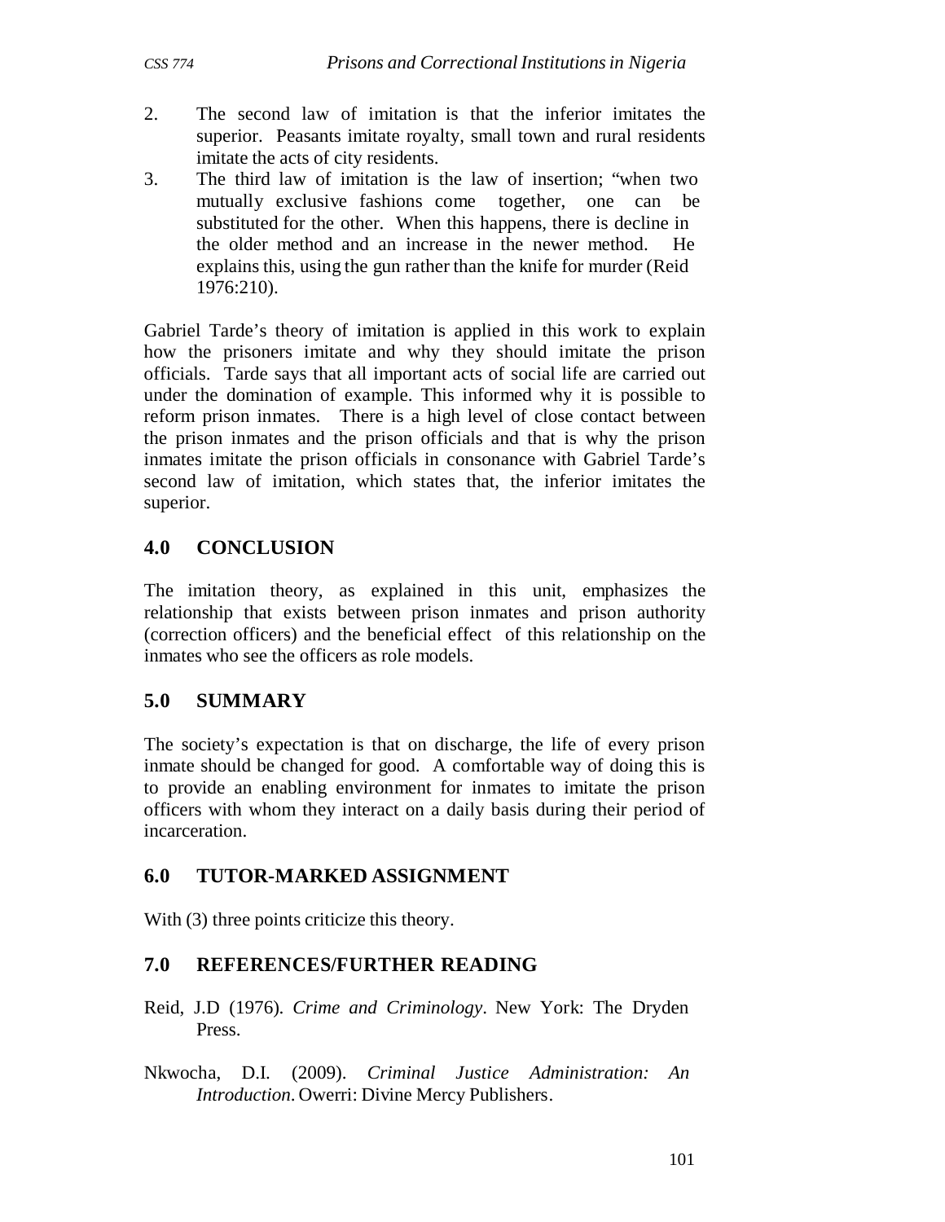2. The second law of imitation is that the inferior imitates the superior. Peasants imitate royalty, small town and rural residents imitate the acts of city residents.
3. The third law of imitation is the law of insertion; "when two mutually exclusive fashions come together, one can be substituted for the other. When this happens, there is decline in the older method and an increase in the newer method. He explains this, using the gun rather than the knife for murder (Reid 1976:210).

Gabriel Tarde's theory of imitation is applied in this work to explain how the prisoners imitate and why they should imitate the prison officials. Tarde says that all important acts of social life are carried out under the domination of example. This informed why it is possible to reform prison inmates. There is a high level of close contact between the prison inmates and the prison officials and that is why the prison inmates imitate the prison officials in consonance with Gabriel Tarde's second law of imitation, which states that, the inferior imitates the superior.

## 4.0 CONCLUSION

The imitation theory, as explained in this unit, emphasizes the relationship that exists between prison inmates and prison authority (correction officers) and the beneficial effect of this relationship on the inmates who see the officers as role models.

## 5.0 SUMMARY

The society's expectation is that on discharge, the life of every prison inmate should be changed for good. A comfortable way of doing this is to provide an enabling environment for inmates to imitate the prison officers with whom they interact on a daily basis during their period of incarceration.

## 6.0 TUTOR-MARKED ASSIGNMENT

With (3) three points criticize this theory.

## 7.0 REFERENCES/FURTHER READING

Reid, J.D (1976). *Crime and Criminology*. New York: The Dryden Press.

Nkwocha, D.I. (2009). *Criminal Justice Administration: An Introduction*. Owerri: Divine Mercy Publishers.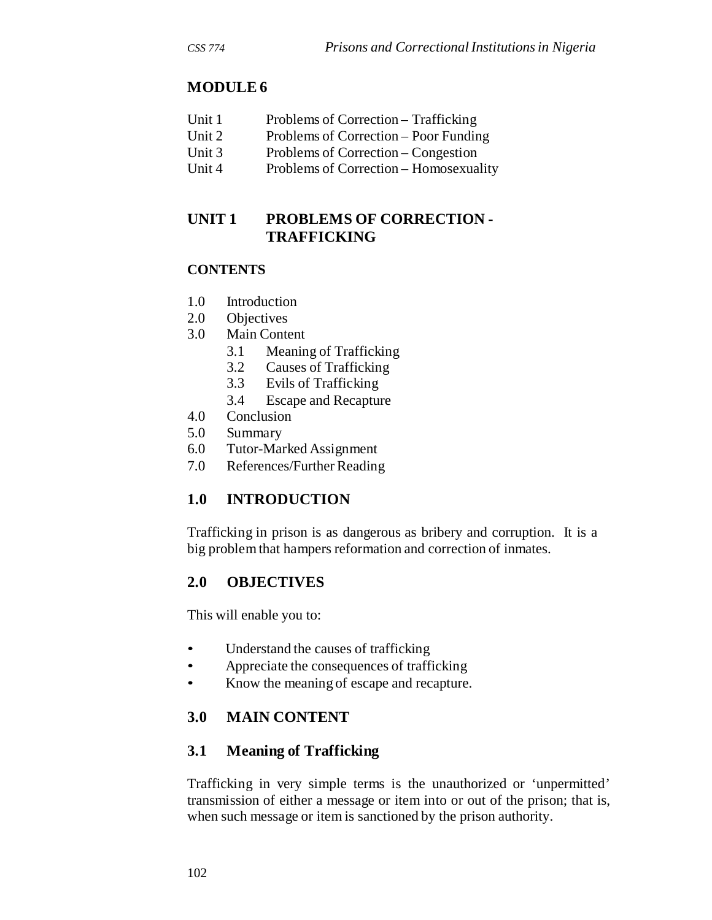# MODULE 6

Unit 1 Problems of Correction – Trafficking
Unit 2 Problems of Correction – Poor Funding
Unit 3 Problems of Correction – Congestion
Unit 4 Problems of Correction – Homosexuality

## UNIT 1 PROBLEMS OF CORRECTION - TRAFFICKING

### CONTENTS

1.0 Introduction
2.0 Objectives
3.0 Main Content
   3.1 Meaning of Trafficking
   3.2 Causes of Trafficking
   3.3 Evils of Trafficking
   3.4 Escape and Recapture
4.0 Conclusion
5.0 Summary
6.0 Tutor-Marked Assignment
7.0 References/Further Reading

## 1.0 INTRODUCTION

Trafficking in prison is as dangerous as bribery and corruption. It is a big problem that hampers reformation and correction of inmates.

## 2.0 OBJECTIVES

This will enable you to:

- Understand the causes of trafficking
- Appreciate the consequences of trafficking
- Know the meaning of escape and recapture.

## 3.0 MAIN CONTENT

### 3.1 Meaning of Trafficking

Trafficking in very simple terms is the unauthorized or 'unpermitted' transmission of either a message or item into or out of the prison; that is, when such message or item is sanctioned by the prison authority.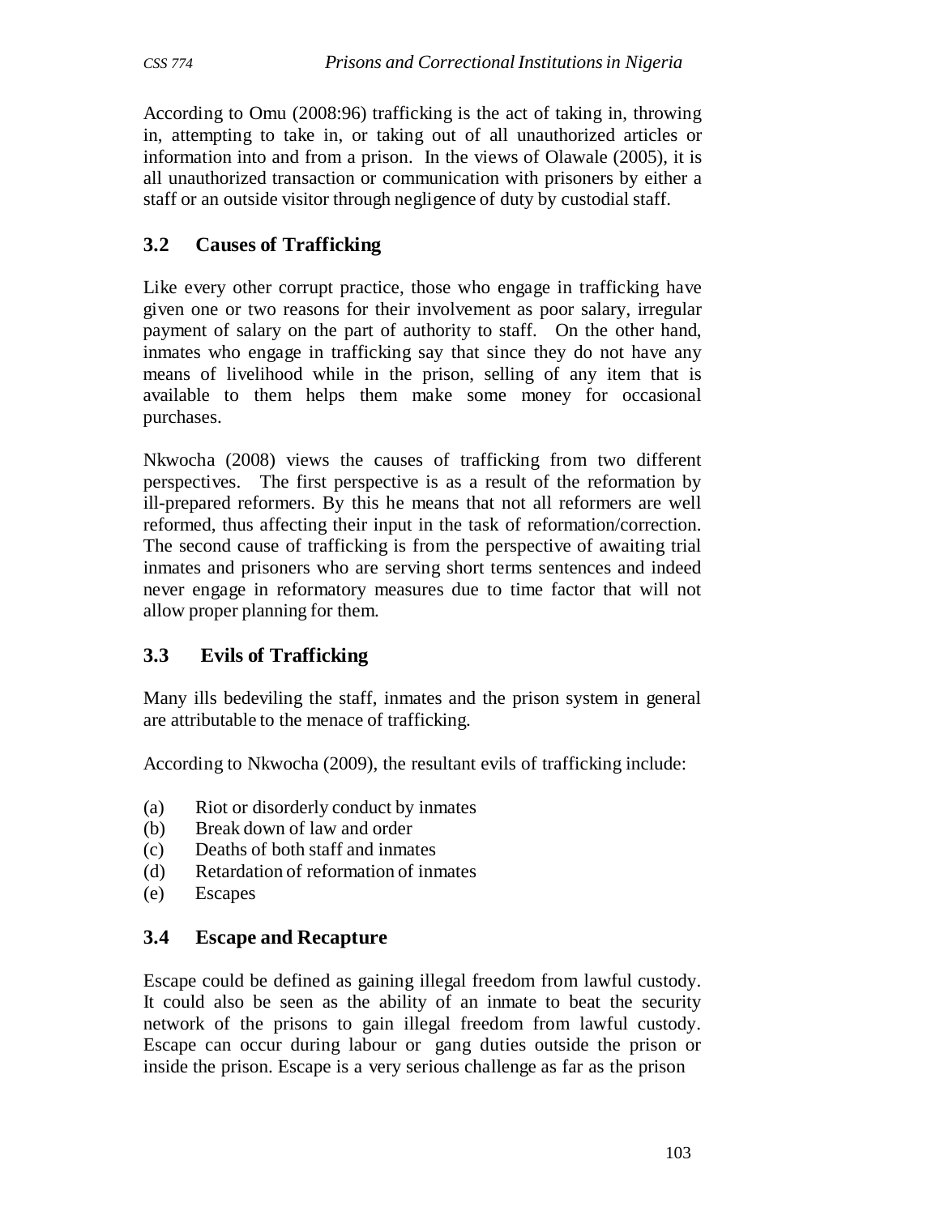According to Omu (2008:96) trafficking is the act of taking in, throwing in, attempting to take in, or taking out of all unauthorized articles or information into and from a prison. In the views of Olawale (2005), it is all unauthorized transaction or communication with prisoners by either a staff or an outside visitor through negligence of duty by custodial staff.

## 3.2 Causes of Trafficking

Like every other corrupt practice, those who engage in trafficking have given one or two reasons for their involvement as poor salary, irregular payment of salary on the part of authority to staff. On the other hand, inmates who engage in trafficking say that since they do not have any means of livelihood while in the prison, selling of any item that is available to them helps them make some money for occasional purchases.

Nkwocha (2008) views the causes of trafficking from two different perspectives. The first perspective is as a result of the reformation by ill-prepared reformers. By this he means that not all reformers are well reformed, thus affecting their input in the task of reformation/correction. The second cause of trafficking is from the perspective of awaiting trial inmates and prisoners who are serving short terms sentences and indeed never engage in reformatory measures due to time factor that will not allow proper planning for them.

## 3.3 Evils of Trafficking

Many ills bedeviling the staff, inmates and the prison system in general are attributable to the menace of trafficking.

According to Nkwocha (2009), the resultant evils of trafficking include:

(a) Riot or disorderly conduct by inmates
(b) Break down of law and order
(c) Deaths of both staff and inmates
(d) Retardation of reformation of inmates
(e) Escapes

## 3.4 Escape and Recapture

Escape could be defined as gaining illegal freedom from lawful custody. It could also be seen as the ability of an inmate to beat the security network of the prisons to gain illegal freedom from lawful custody. Escape can occur during labour or gang duties outside the prison or inside the prison. Escape is a very serious challenge as far as the prison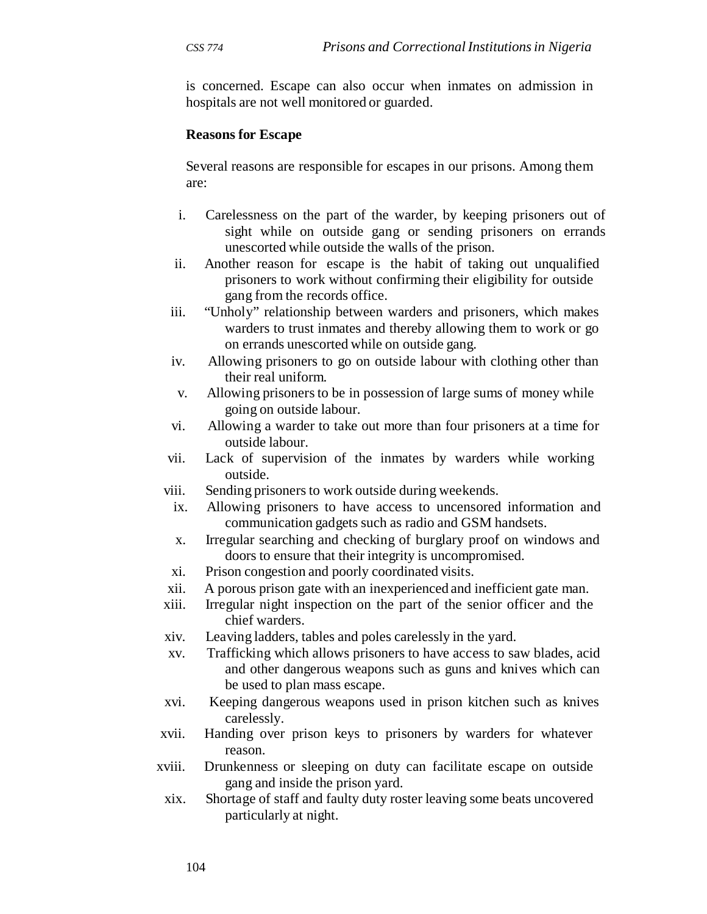is concerned. Escape can also occur when inmates on admission in hospitals are not well monitored or guarded.

**Reasons for Escape**

Several reasons are responsible for escapes in our prisons. Among them are:

i. Carelessness on the part of the warder, by keeping prisoners out of sight while on outside gang or sending prisoners on errands unescorted while outside the walls of the prison.

ii. Another reason for escape is the habit of taking out unqualified prisoners to work without confirming their eligibility for outside gang from the records office.

iii. "Unholy" relationship between warders and prisoners, which makes warders to trust inmates and thereby allowing them to work or go on errands unescorted while on outside gang.

iv. Allowing prisoners to go on outside labour with clothing other than their real uniform.

v. Allowing prisoners to be in possession of large sums of money while going on outside labour.

vi. Allowing a warder to take out more than four prisoners at a time for outside labour.

vii. Lack of supervision of the inmates by warders while working outside.

viii. Sending prisoners to work outside during weekends.

ix. Allowing prisoners to have access to uncensored information and communication gadgets such as radio and GSM handsets.

x. Irregular searching and checking of burglary proof on windows and doors to ensure that their integrity is uncompromised.

xi. Prison congestion and poorly coordinated visits.

xii. A porous prison gate with an inexperienced and inefficient gate man.

xiii. Irregular night inspection on the part of the senior officer and the chief warders.

xiv. Leaving ladders, tables and poles carelessly in the yard.

xv. Trafficking which allows prisoners to have access to saw blades, acid and other dangerous weapons such as guns and knives which can be used to plan mass escape.

xvi. Keeping dangerous weapons used in prison kitchen such as knives carelessly.

xvii. Handing over prison keys to prisoners by warders for whatever reason.

xviii. Drunkenness or sleeping on duty can facilitate escape on outside gang and inside the prison yard.

xix. Shortage of staff and faulty duty roster leaving some beats uncovered particularly at night.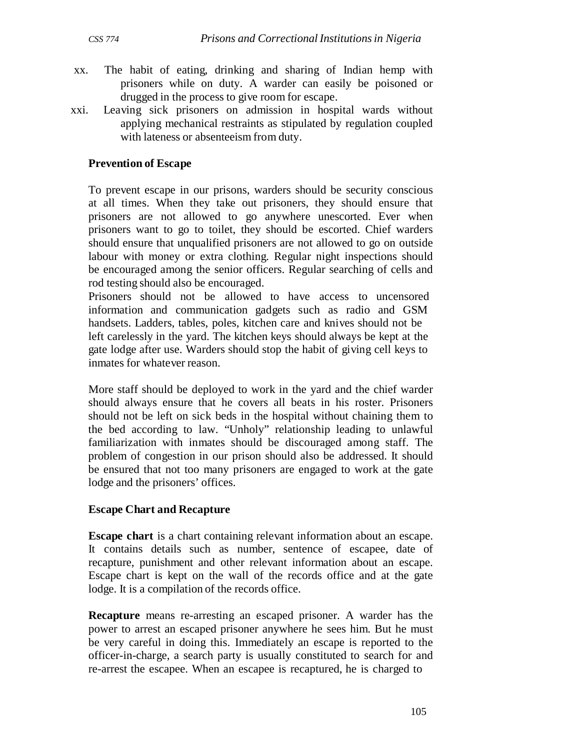xx. The habit of eating, drinking and sharing of Indian hemp with prisoners while on duty. A warder can easily be poisoned or drugged in the process to give room for escape.

xxi. Leaving sick prisoners on admission in hospital wards without applying mechanical restraints as stipulated by regulation coupled with lateness or absenteeism from duty.

**Prevention of Escape**

To prevent escape in our prisons, warders should be security conscious at all times. When they take out prisoners, they should ensure that prisoners are not allowed to go anywhere unescorted. Ever when prisoners want to go to toilet, they should be escorted. Chief warders should ensure that unqualified prisoners are not allowed to go on outside labour with money or extra clothing. Regular night inspections should be encouraged among the senior officers. Regular searching of cells and rod testing should also be encouraged.
Prisoners should not be allowed to have access to uncensored information and communication gadgets such as radio and GSM handsets. Ladders, tables, poles, kitchen care and knives should not be left carelessly in the yard. The kitchen keys should always be kept at the gate lodge after use. Warders should stop the habit of giving cell keys to inmates for whatever reason.

More staff should be deployed to work in the yard and the chief warder should always ensure that he covers all beats in his roster. Prisoners should not be left on sick beds in the hospital without chaining them to the bed according to law. "Unholy" relationship leading to unlawful familiarization with inmates should be discouraged among staff. The problem of congestion in our prison should also be addressed. It should be ensured that not too many prisoners are engaged to work at the gate lodge and the prisoners' offices.

**Escape Chart and Recapture**

**Escape chart** is a chart containing relevant information about an escape. It contains details such as number, sentence of escapee, date of recapture, punishment and other relevant information about an escape. Escape chart is kept on the wall of the records office and at the gate lodge. It is a compilation of the records office.

**Recapture** means re-arresting an escaped prisoner. A warder has the power to arrest an escaped prisoner anywhere he sees him. But he must be very careful in doing this. Immediately an escape is reported to the officer-in-charge, a search party is usually constituted to search for and re-arrest the escapee. When an escapee is recaptured, he is charged to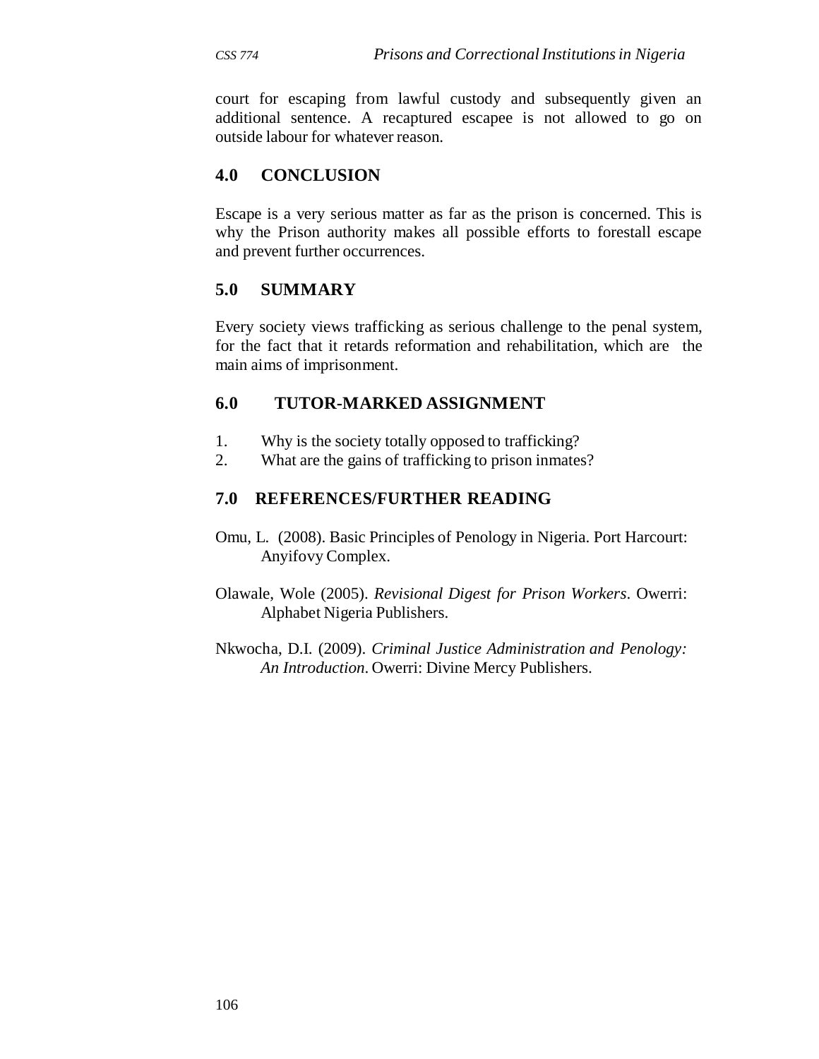court for escaping from lawful custody and subsequently given an additional sentence. A recaptured escapee is not allowed to go on outside labour for whatever reason.

## 4.0 CONCLUSION

Escape is a very serious matter as far as the prison is concerned. This is why the Prison authority makes all possible efforts to forestall escape and prevent further occurrences.

## 5.0 SUMMARY

Every society views trafficking as serious challenge to the penal system, for the fact that it retards reformation and rehabilitation, which are the main aims of imprisonment.

## 6.0 TUTOR-MARKED ASSIGNMENT

1. Why is the society totally opposed to trafficking?
2. What are the gains of trafficking to prison inmates?

## 7.0 REFERENCES/FURTHER READING

Omu, L. (2008). Basic Principles of Penology in Nigeria. Port Harcourt: Anyifovy Complex.

Olawale, Wole (2005). *Revisional Digest for Prison Workers*. Owerri: Alphabet Nigeria Publishers.

Nkwocha, D.I. (2009). *Criminal Justice Administration and Penology: An Introduction*. Owerri: Divine Mercy Publishers.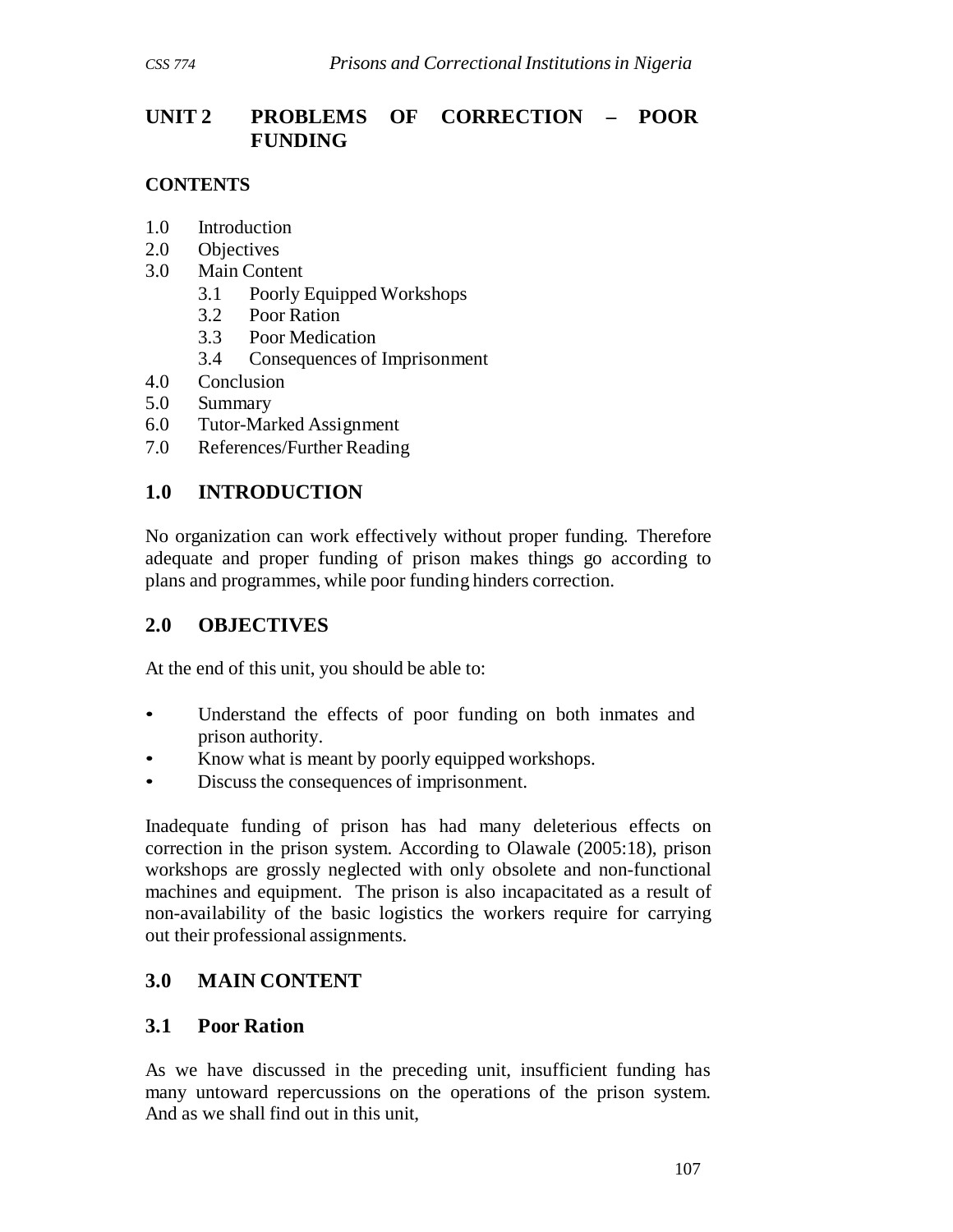# UNIT 2 PROBLEMS OF CORRECTION – POOR FUNDING

**CONTENTS**

1.0 Introduction
2.0 Objectives
3.0 Main Content
   3.1 Poorly Equipped Workshops
   3.2 Poor Ration
   3.3 Poor Medication
   3.4 Consequences of Imprisonment
4.0 Conclusion
5.0 Summary
6.0 Tutor-Marked Assignment
7.0 References/Further Reading

## 1.0 INTRODUCTION

No organization can work effectively without proper funding. Therefore adequate and proper funding of prison makes things go according to plans and programmes, while poor funding hinders correction.

## 2.0 OBJECTIVES

At the end of this unit, you should be able to:

- Understand the effects of poor funding on both inmates and prison authority.
- Know what is meant by poorly equipped workshops.
- Discuss the consequences of imprisonment.

Inadequate funding of prison has had many deleterious effects on correction in the prison system. According to Olawale (2005:18), prison workshops are grossly neglected with only obsolete and non-functional machines and equipment. The prison is also incapacitated as a result of non-availability of the basic logistics the workers require for carrying out their professional assignments.

## 3.0 MAIN CONTENT

### 3.1 Poor Ration

As we have discussed in the preceding unit, insufficient funding has many untoward repercussions on the operations of the prison system. And as we shall find out in this unit,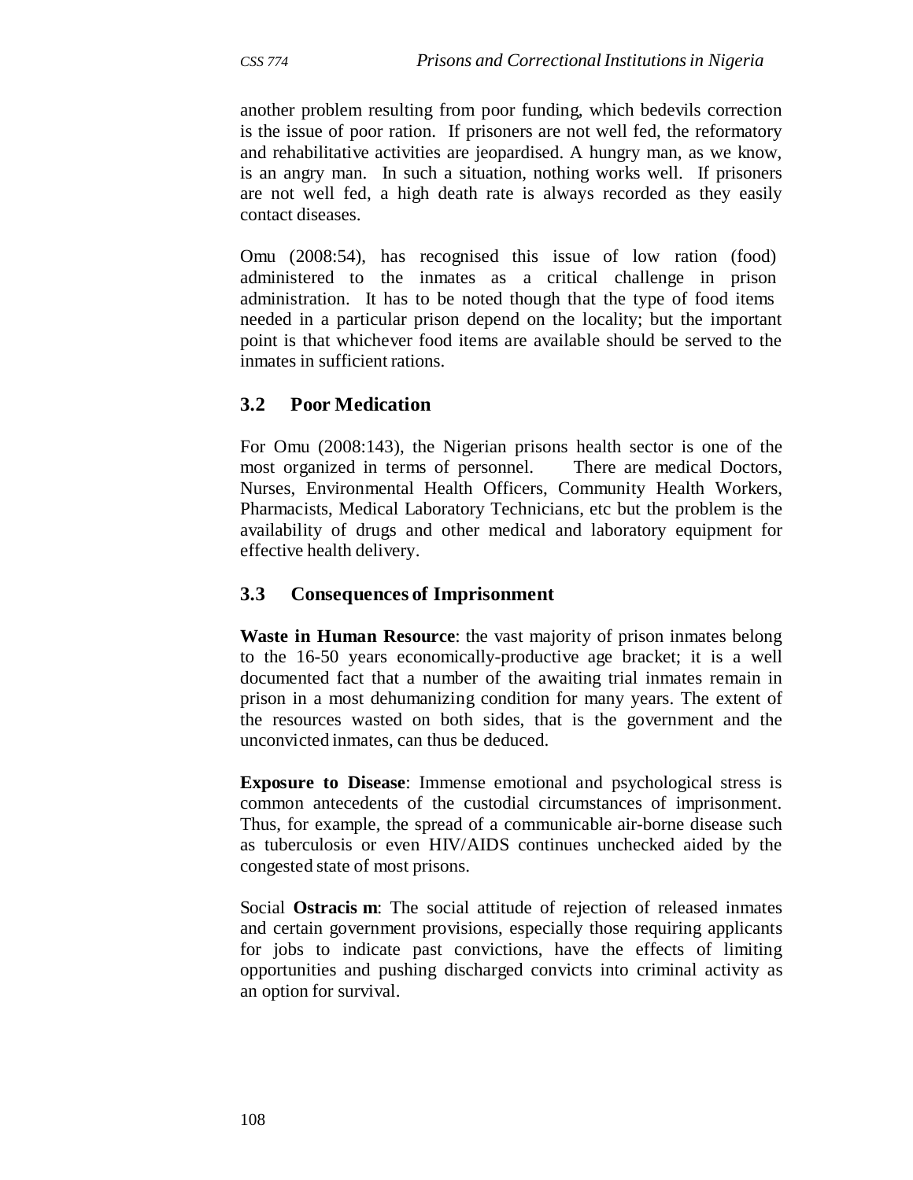another problem resulting from poor funding, which bedevils correction is the issue of poor ration. If prisoners are not well fed, the reformatory and rehabilitative activities are jeopardised. A hungry man, as we know, is an angry man. In such a situation, nothing works well. If prisoners are not well fed, a high death rate is always recorded as they easily contact diseases.

Omu (2008:54), has recognised this issue of low ration (food) administered to the inmates as a critical challenge in prison administration. It has to be noted though that the type of food items needed in a particular prison depend on the locality; but the important point is that whichever food items are available should be served to the inmates in sufficient rations.

## 3.2 Poor Medication

For Omu (2008:143), the Nigerian prisons health sector is one of the most organized in terms of personnel. There are medical Doctors, Nurses, Environmental Health Officers, Community Health Workers, Pharmacists, Medical Laboratory Technicians, etc but the problem is the availability of drugs and other medical and laboratory equipment for effective health delivery.

## 3.3 Consequences of Imprisonment

**Waste in Human Resource**: the vast majority of prison inmates belong to the 16-50 years economically-productive age bracket; it is a well documented fact that a number of the awaiting trial inmates remain in prison in a most dehumanizing condition for many years. The extent of the resources wasted on both sides, that is the government and the unconvicted inmates, can thus be deduced.

**Exposure to Disease**: Immense emotional and psychological stress is common antecedents of the custodial circumstances of imprisonment. Thus, for example, the spread of a communicable air-borne disease such as tuberculosis or even HIV/AIDS continues unchecked aided by the congested state of most prisons.

Social **Ostracis m**: The social attitude of rejection of released inmates and certain government provisions, especially those requiring applicants for jobs to indicate past convictions, have the effects of limiting opportunities and pushing discharged convicts into criminal activity as an option for survival.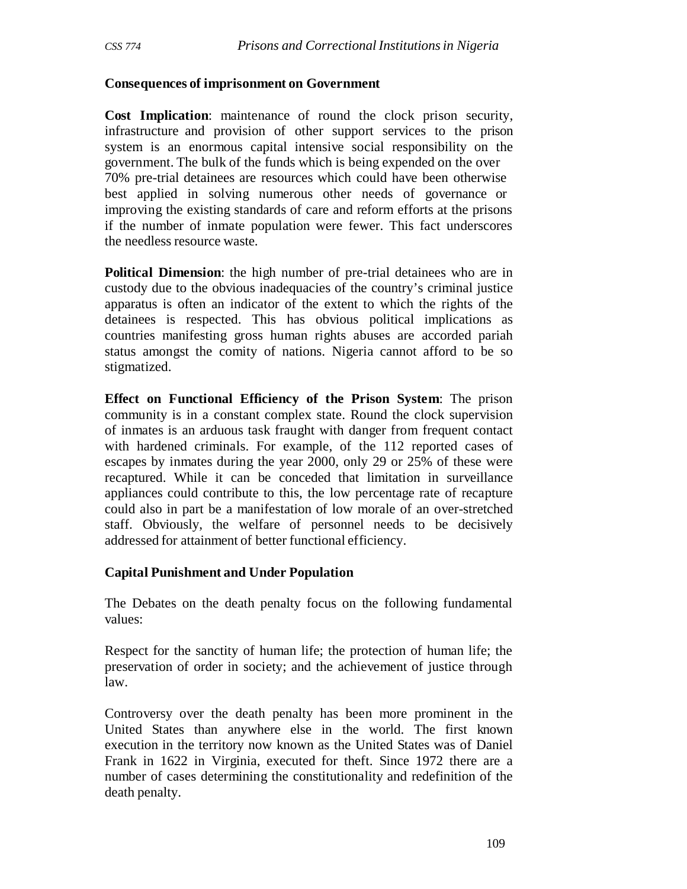### Consequences of imprisonment on Government

**Cost Implication**: maintenance of round the clock prison security, infrastructure and provision of other support services to the prison system is an enormous capital intensive social responsibility on the government. The bulk of the funds which is being expended on the over 70% pre-trial detainees are resources which could have been otherwise best applied in solving numerous other needs of governance or improving the existing standards of care and reform efforts at the prisons if the number of inmate population were fewer. This fact underscores the needless resource waste.

**Political Dimension**: the high number of pre-trial detainees who are in custody due to the obvious inadequacies of the country's criminal justice apparatus is often an indicator of the extent to which the rights of the detainees is respected. This has obvious political implications as countries manifesting gross human rights abuses are accorded pariah status amongst the comity of nations. Nigeria cannot afford to be so stigmatized.

**Effect on Functional Efficiency of the Prison System**: The prison community is in a constant complex state. Round the clock supervision of inmates is an arduous task fraught with danger from frequent contact with hardened criminals. For example, of the 112 reported cases of escapes by inmates during the year 2000, only 29 or 25% of these were recaptured. While it can be conceded that limitation in surveillance appliances could contribute to this, the low percentage rate of recapture could also in part be a manifestation of low morale of an over-stretched staff. Obviously, the welfare of personnel needs to be decisively addressed for attainment of better functional efficiency.

### Capital Punishment and Under Population

The Debates on the death penalty focus on the following fundamental values:

Respect for the sanctity of human life; the protection of human life; the preservation of order in society; and the achievement of justice through law.

Controversy over the death penalty has been more prominent in the United States than anywhere else in the world. The first known execution in the territory now known as the United States was of Daniel Frank in 1622 in Virginia, executed for theft. Since 1972 there are a number of cases determining the constitutionality and redefinition of the death penalty.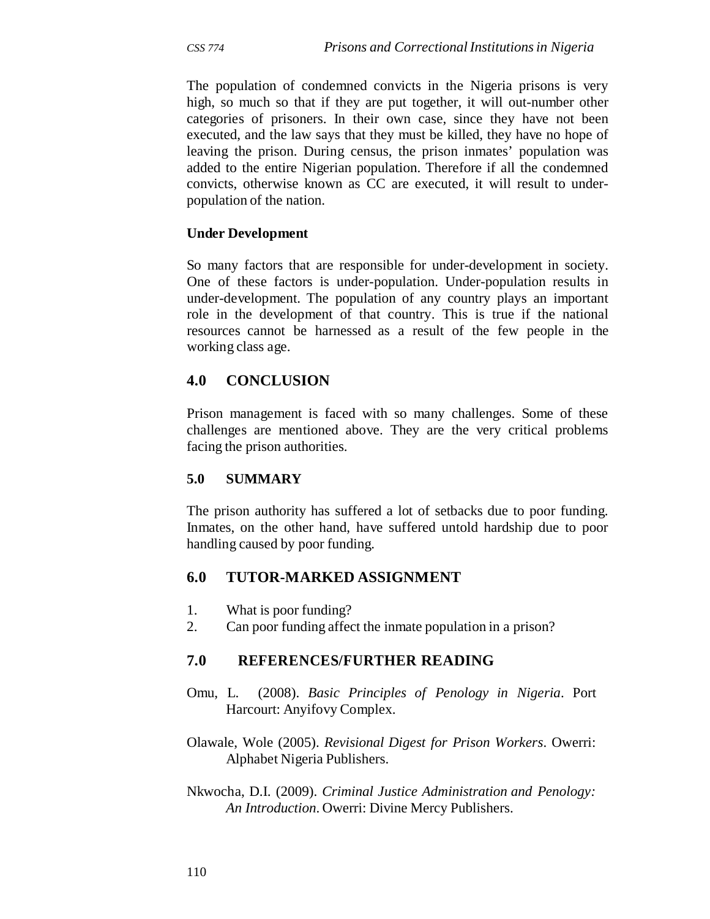The population of condemned convicts in the Nigeria prisons is very high, so much so that if they are put together, it will out-number other categories of prisoners. In their own case, since they have not been executed, and the law says that they must be killed, they have no hope of leaving the prison. During census, the prison inmates' population was added to the entire Nigerian population. Therefore if all the condemned convicts, otherwise known as CC are executed, it will result to under-population of the nation.

**Under Development**

So many factors that are responsible for under-development in society. One of these factors is under-population. Under-population results in under-development. The population of any country plays an important role in the development of that country. This is true if the national resources cannot be harnessed as a result of the few people in the working class age.

## 4.0 CONCLUSION

Prison management is faced with so many challenges. Some of these challenges are mentioned above. They are the very critical problems facing the prison authorities.

## 5.0 SUMMARY

The prison authority has suffered a lot of setbacks due to poor funding. Inmates, on the other hand, have suffered untold hardship due to poor handling caused by poor funding.

## 6.0 TUTOR-MARKED ASSIGNMENT

1. What is poor funding?
2. Can poor funding affect the inmate population in a prison?

## 7.0 REFERENCES/FURTHER READING

Omu, L. (2008). *Basic Principles of Penology in Nigeria*. Port Harcourt: Anyifovy Complex.

Olawale, Wole (2005). *Revisional Digest for Prison Workers*. Owerri: Alphabet Nigeria Publishers.

Nkwocha, D.I. (2009). *Criminal Justice Administration and Penology: An Introduction*. Owerri: Divine Mercy Publishers.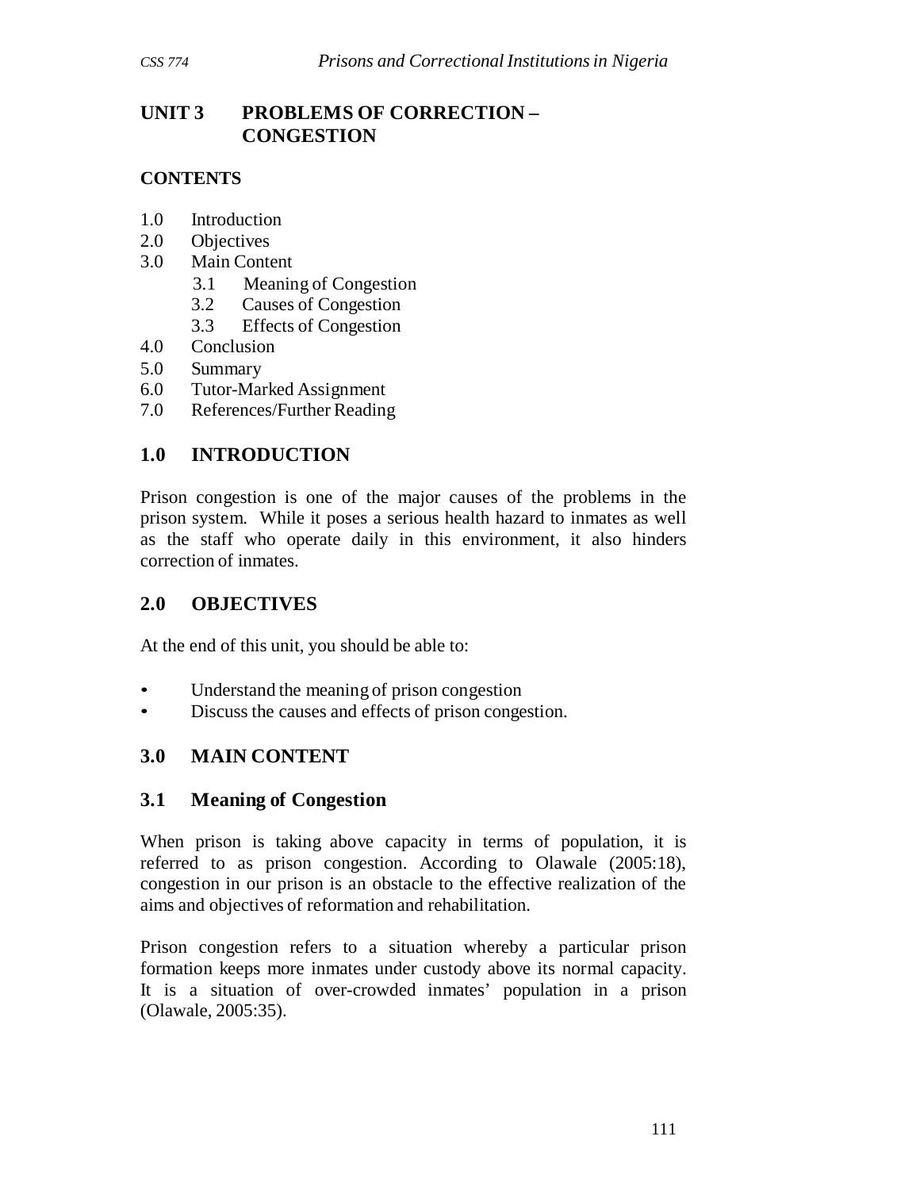# UNIT 3 PROBLEMS OF CORRECTION – CONGESTION

## CONTENTS

1.0 Introduction
2.0 Objectives
3.0 Main Content
  3.1 Meaning of Congestion
  3.2 Causes of Congestion
  3.3 Effects of Congestion
4.0 Conclusion
5.0 Summary
6.0 Tutor-Marked Assignment
7.0 References/Further Reading

## 1.0 INTRODUCTION

Prison congestion is one of the major causes of the problems in the prison system. While it poses a serious health hazard to inmates as well as the staff who operate daily in this environment, it also hinders correction of inmates.

## 2.0 OBJECTIVES

At the end of this unit, you should be able to:

- Understand the meaning of prison congestion
- Discuss the causes and effects of prison congestion.

## 3.0 MAIN CONTENT

### 3.1 Meaning of Congestion

When prison is taking above capacity in terms of population, it is referred to as prison congestion. According to Olawale (2005:18), congestion in our prison is an obstacle to the effective realization of the aims and objectives of reformation and rehabilitation.

Prison congestion refers to a situation whereby a particular prison formation keeps more inmates under custody above its normal capacity. It is a situation of over-crowded inmates' population in a prison (Olawale, 2005:35).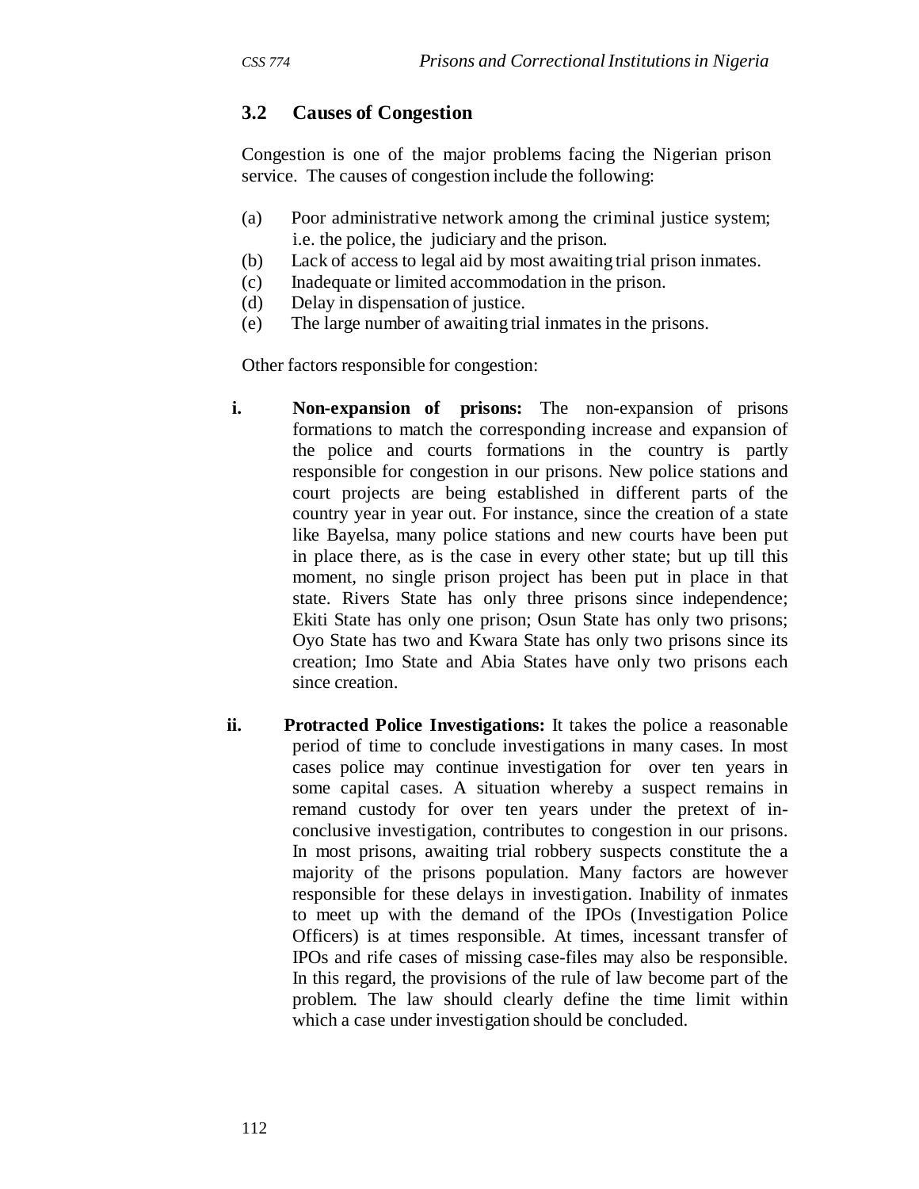### 3.2 Causes of Congestion

Congestion is one of the major problems facing the Nigerian prison service. The causes of congestion include the following:

(a) Poor administrative network among the criminal justice system; i.e. the police, the judiciary and the prison.
(b) Lack of access to legal aid by most awaiting trial prison inmates.
(c) Inadequate or limited accommodation in the prison.
(d) Delay in dispensation of justice.
(e) The large number of awaiting trial inmates in the prisons.

Other factors responsible for congestion:

i. **Non-expansion of prisons:** The non-expansion of prisons formations to match the corresponding increase and expansion of the police and courts formations in the country is partly responsible for congestion in our prisons. New police stations and court projects are being established in different parts of the country year in year out. For instance, since the creation of a state like Bayelsa, many police stations and new courts have been put in place there, as is the case in every other state; but up till this moment, no single prison project has been put in place in that state. Rivers State has only three prisons since independence; Ekiti State has only one prison; Osun State has only two prisons; Oyo State has two and Kwara State has only two prisons since its creation; Imo State and Abia States have only two prisons each since creation.

ii. **Protracted Police Investigations:** It takes the police a reasonable period of time to conclude investigations in many cases. In most cases police may continue investigation for over ten years in some capital cases. A situation whereby a suspect remains in remand custody for over ten years under the pretext of in-conclusive investigation, contributes to congestion in our prisons. In most prisons, awaiting trial robbery suspects constitute the a majority of the prisons population. Many factors are however responsible for these delays in investigation. Inability of inmates to meet up with the demand of the IPOs (Investigation Police Officers) is at times responsible. At times, incessant transfer of IPOs and rife cases of missing case-files may also be responsible. In this regard, the provisions of the rule of law become part of the problem. The law should clearly define the time limit within which a case under investigation should be concluded.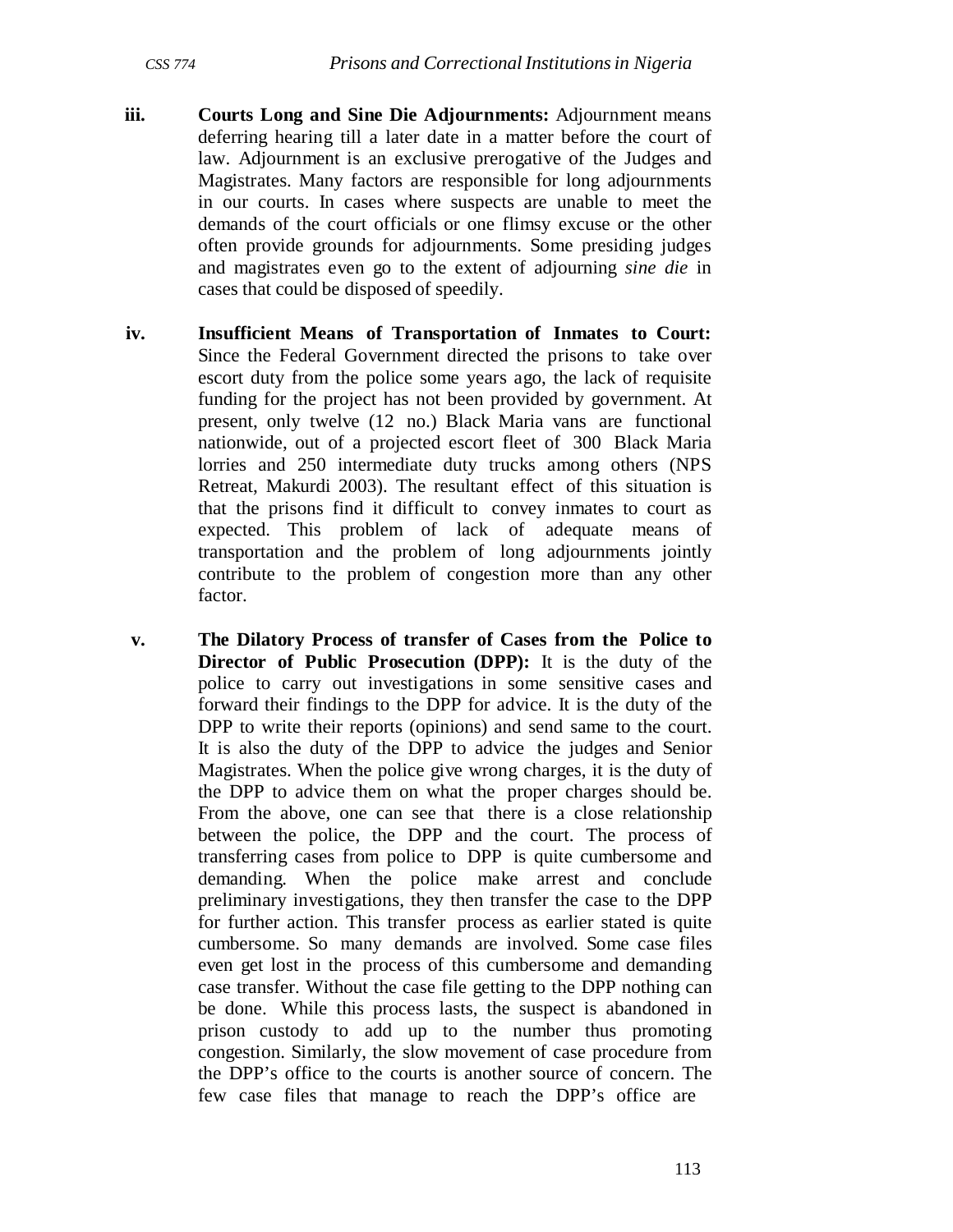iii. **Courts Long and Sine Die Adjournments:** Adjournment means deferring hearing till a later date in a matter before the court of law. Adjournment is an exclusive prerogative of the Judges and Magistrates. Many factors are responsible for long adjournments in our courts. In cases where suspects are unable to meet the demands of the court officials or one flimsy excuse or the other often provide grounds for adjournments. Some presiding judges and magistrates even go to the extent of adjourning *sine die* in cases that could be disposed of speedily.

iv. **Insufficient Means of Transportation of Inmates to Court:** Since the Federal Government directed the prisons to take over escort duty from the police some years ago, the lack of requisite funding for the project has not been provided by government. At present, only twelve (12 no.) Black Maria vans are functional nationwide, out of a projected escort fleet of 300 Black Maria lorries and 250 intermediate duty trucks among others (NPS Retreat, Makurdi 2003). The resultant effect of this situation is that the prisons find it difficult to convey inmates to court as expected. This problem of lack of adequate means of transportation and the problem of long adjournments jointly contribute to the problem of congestion more than any other factor.

v. **The Dilatory Process of transfer of Cases from the Police to Director of Public Prosecution (DPP):** It is the duty of the police to carry out investigations in some sensitive cases and forward their findings to the DPP for advice. It is the duty of the DPP to write their reports (opinions) and send same to the court. It is also the duty of the DPP to advice the judges and Senior Magistrates. When the police give wrong charges, it is the duty of the DPP to advice them on what the proper charges should be. From the above, one can see that there is a close relationship between the police, the DPP and the court. The process of transferring cases from police to DPP is quite cumbersome and demanding. When the police make arrest and conclude preliminary investigations, they then transfer the case to the DPP for further action. This transfer process as earlier stated is quite cumbersome. So many demands are involved. Some case files even get lost in the process of this cumbersome and demanding case transfer. Without the case file getting to the DPP nothing can be done. While this process lasts, the suspect is abandoned in prison custody to add up to the number thus promoting congestion. Similarly, the slow movement of case procedure from the DPP's office to the courts is another source of concern. The few case files that manage to reach the DPP's office are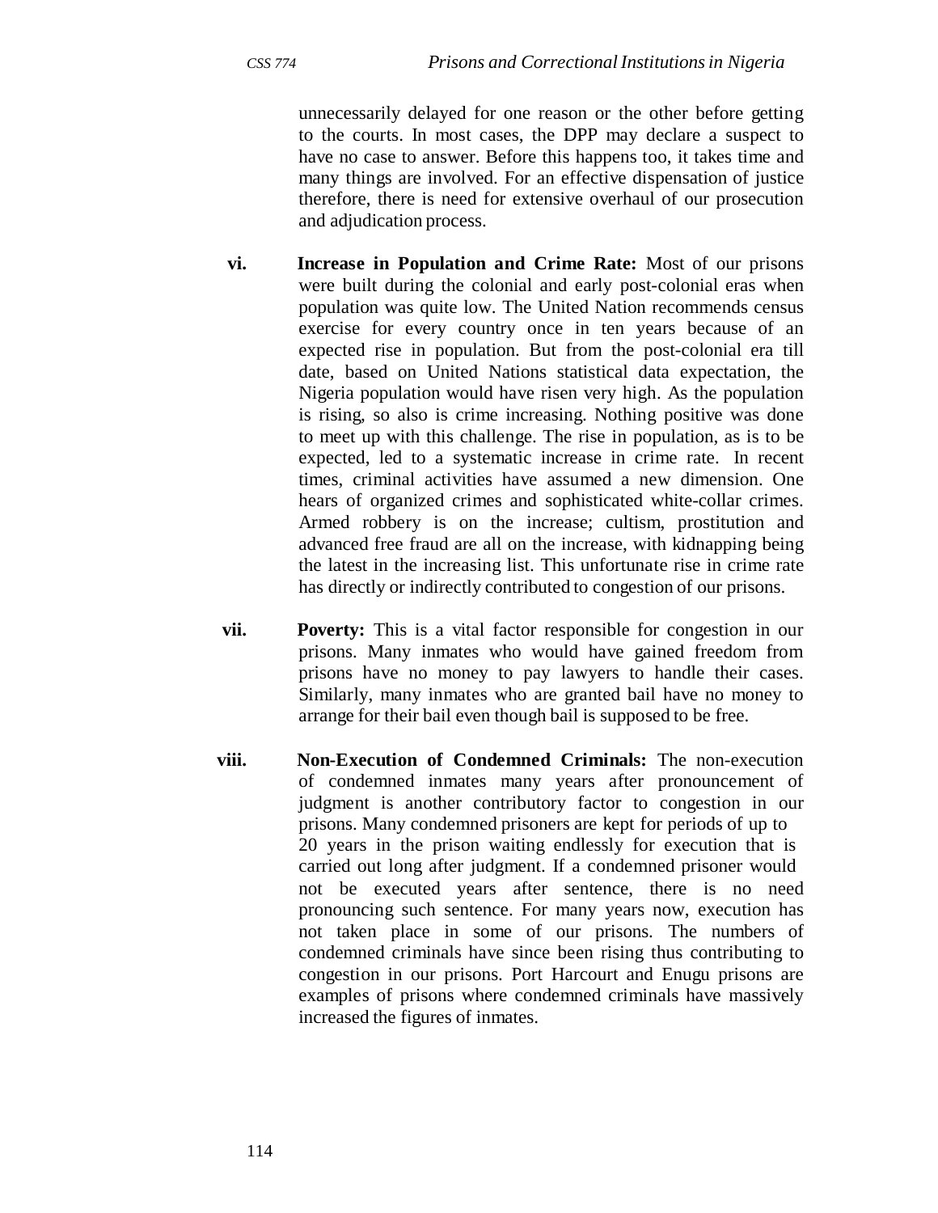unnecessarily delayed for one reason or the other before getting to the courts. In most cases, the DPP may declare a suspect to have no case to answer. Before this happens too, it takes time and many things are involved. For an effective dispensation of justice therefore, there is need for extensive overhaul of our prosecution and adjudication process.

vi. **Increase in Population and Crime Rate:** Most of our prisons were built during the colonial and early post-colonial eras when population was quite low. The United Nation recommends census exercise for every country once in ten years because of an expected rise in population. But from the post-colonial era till date, based on United Nations statistical data expectation, the Nigeria population would have risen very high. As the population is rising, so also is crime increasing. Nothing positive was done to meet up with this challenge. The rise in population, as is to be expected, led to a systematic increase in crime rate. In recent times, criminal activities have assumed a new dimension. One hears of organized crimes and sophisticated white-collar crimes. Armed robbery is on the increase; cultism, prostitution and advanced free fraud are all on the increase, with kidnapping being the latest in the increasing list. This unfortunate rise in crime rate has directly or indirectly contributed to congestion of our prisons.

vii. **Poverty:** This is a vital factor responsible for congestion in our prisons. Many inmates who would have gained freedom from prisons have no money to pay lawyers to handle their cases. Similarly, many inmates who are granted bail have no money to arrange for their bail even though bail is supposed to be free.

viii. **Non-Execution of Condemned Criminals:** The non-execution of condemned inmates many years after pronouncement of judgment is another contributory factor to congestion in our prisons. Many condemned prisoners are kept for periods of up to 20 years in the prison waiting endlessly for execution that is carried out long after judgment. If a condemned prisoner would not be executed years after sentence, there is no need pronouncing such sentence. For many years now, execution has not taken place in some of our prisons. The numbers of condemned criminals have since been rising thus contributing to congestion in our prisons. Port Harcourt and Enugu prisons are examples of prisons where condemned criminals have massively increased the figures of inmates.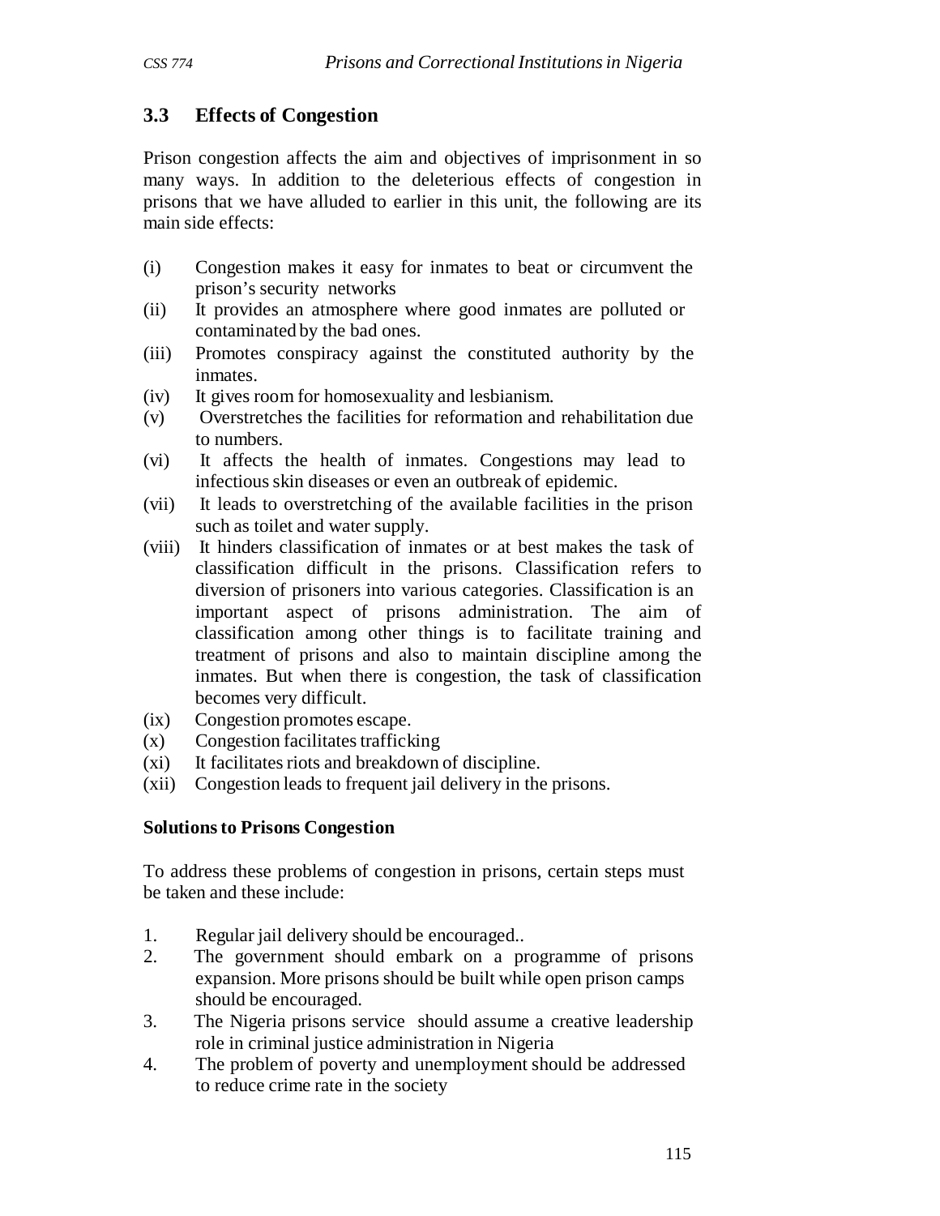### 3.3 Effects of Congestion

Prison congestion affects the aim and objectives of imprisonment in so many ways. In addition to the deleterious effects of congestion in prisons that we have alluded to earlier in this unit, the following are its main side effects:

(i) Congestion makes it easy for inmates to beat or circumvent the prison's security networks
(ii) It provides an atmosphere where good inmates are polluted or contaminated by the bad ones.
(iii) Promotes conspiracy against the constituted authority by the inmates.
(iv) It gives room for homosexuality and lesbianism.
(v) Overstretches the facilities for reformation and rehabilitation due to numbers.
(vi) It affects the health of inmates. Congestions may lead to infectious skin diseases or even an outbreak of epidemic.
(vii) It leads to overstretching of the available facilities in the prison such as toilet and water supply.
(viii) It hinders classification of inmates or at best makes the task of classification difficult in the prisons. Classification refers to diversion of prisoners into various categories. Classification is an important aspect of prisons administration. The aim of classification among other things is to facilitate training and treatment of prisons and also to maintain discipline among the inmates. But when there is congestion, the task of classification becomes very difficult.
(ix) Congestion promotes escape.
(x) Congestion facilitates trafficking
(xi) It facilitates riots and breakdown of discipline.
(xii) Congestion leads to frequent jail delivery in the prisons.

**Solutions to Prisons Congestion**

To address these problems of congestion in prisons, certain steps must be taken and these include:

1. Regular jail delivery should be encouraged..
2. The government should embark on a programme of prisons expansion. More prisons should be built while open prison camps should be encouraged.
3. The Nigeria prisons service should assume a creative leadership role in criminal justice administration in Nigeria
4. The problem of poverty and unemployment should be addressed to reduce crime rate in the society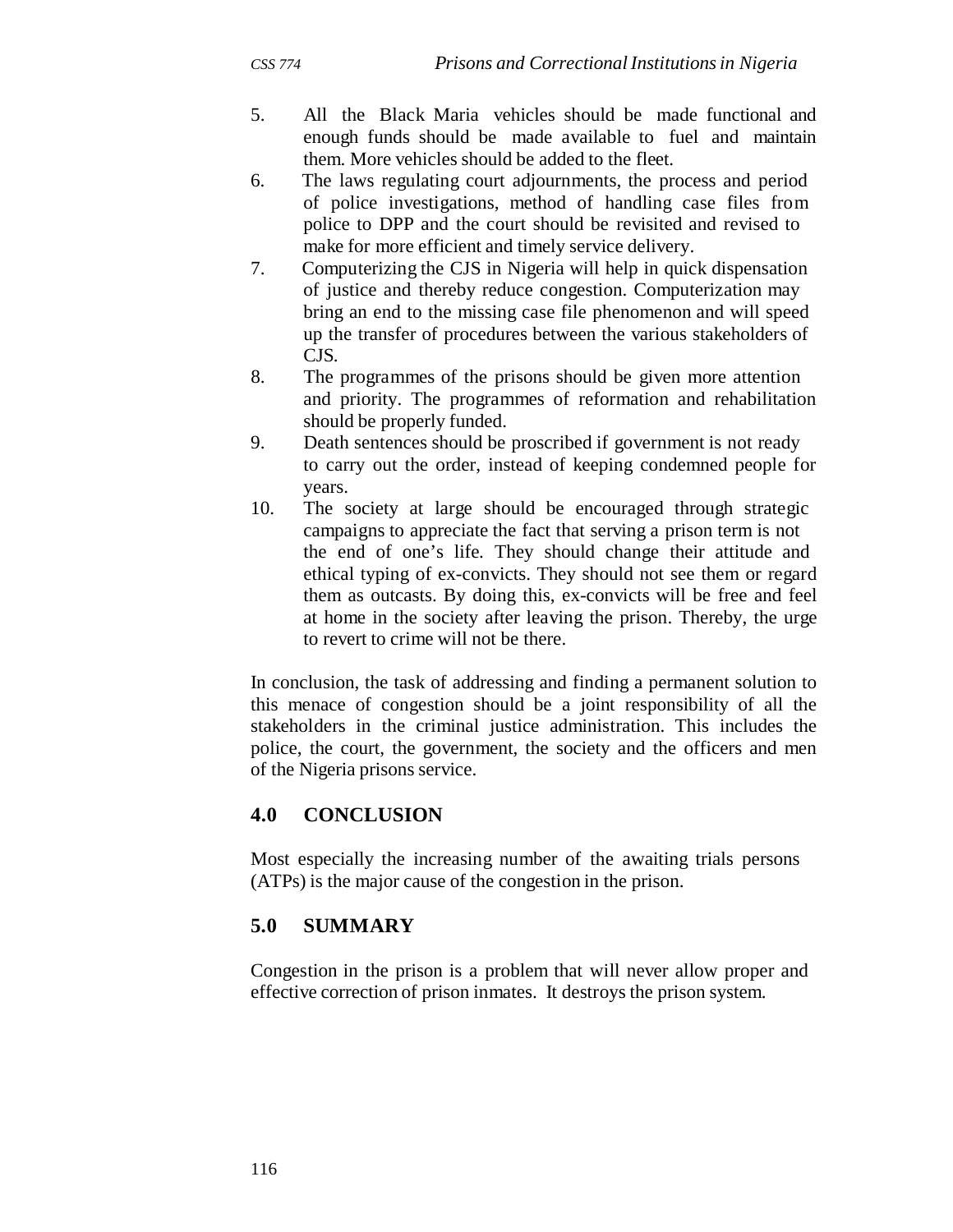5. All the Black Maria vehicles should be made functional and enough funds should be made available to fuel and maintain them. More vehicles should be added to the fleet.
6. The laws regulating court adjournments, the process and period of police investigations, method of handling case files from police to DPP and the court should be revisited and revised to make for more efficient and timely service delivery.
7. Computerizing the CJS in Nigeria will help in quick dispensation of justice and thereby reduce congestion. Computerization may bring an end to the missing case file phenomenon and will speed up the transfer of procedures between the various stakeholders of CJS.
8. The programmes of the prisons should be given more attention and priority. The programmes of reformation and rehabilitation should be properly funded.
9. Death sentences should be proscribed if government is not ready to carry out the order, instead of keeping condemned people for years.
10. The society at large should be encouraged through strategic campaigns to appreciate the fact that serving a prison term is not the end of one's life. They should change their attitude and ethical typing of ex-convicts. They should not see them or regard them as outcasts. By doing this, ex-convicts will be free and feel at home in the society after leaving the prison. Thereby, the urge to revert to crime will not be there.

In conclusion, the task of addressing and finding a permanent solution to this menace of congestion should be a joint responsibility of all the stakeholders in the criminal justice administration. This includes the police, the court, the government, the society and the officers and men of the Nigeria prisons service.

## 4.0 CONCLUSION

Most especially the increasing number of the awaiting trials persons (ATPs) is the major cause of the congestion in the prison.

## 5.0 SUMMARY

Congestion in the prison is a problem that will never allow proper and effective correction of prison inmates. It destroys the prison system.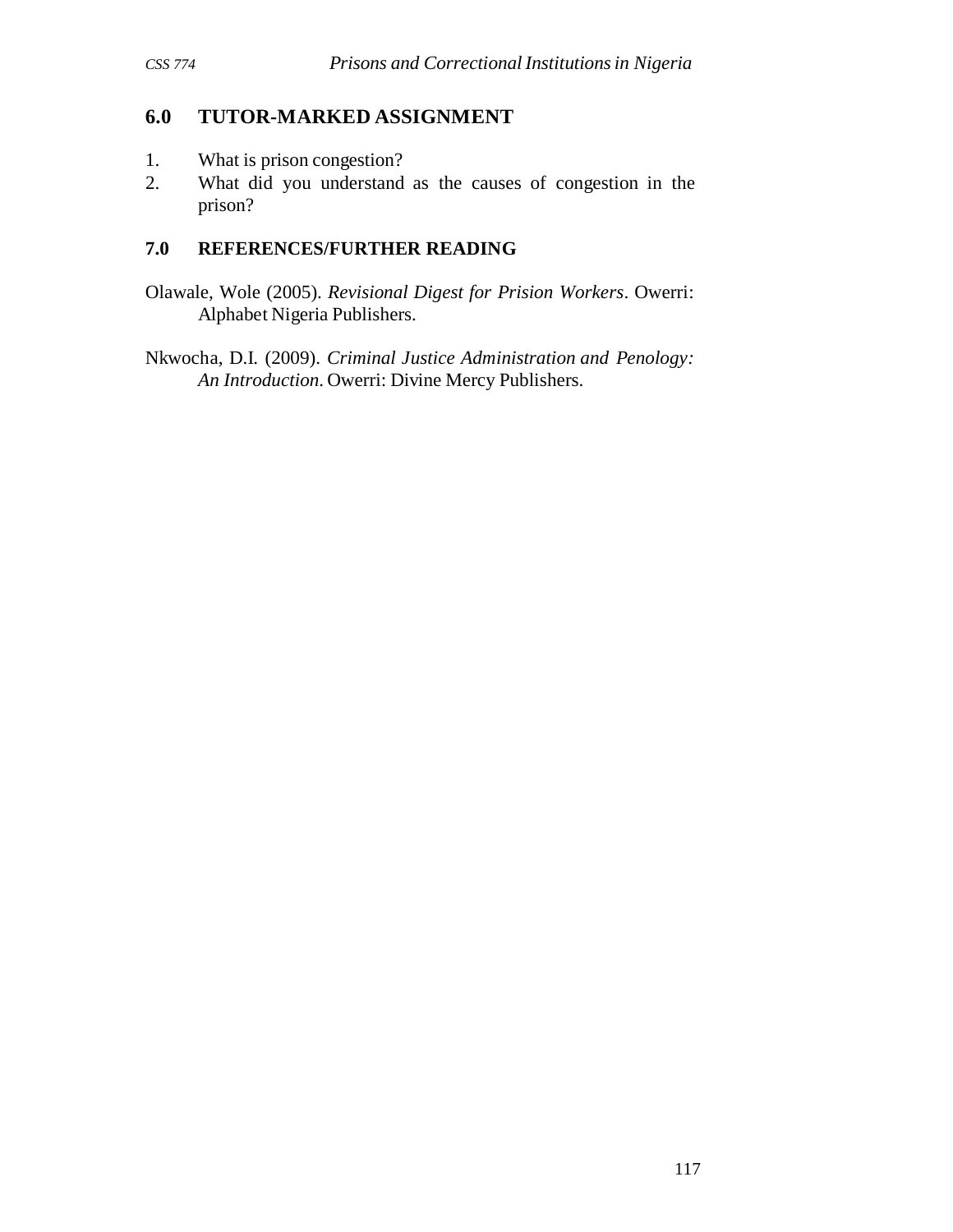## 6.0 TUTOR-MARKED ASSIGNMENT

1. What is prison congestion?
2. What did you understand as the causes of congestion in the prison?

## 7.0 REFERENCES/FURTHER READING

Olawale, Wole (2005). *Revisional Digest for Prision Workers*. Owerri: Alphabet Nigeria Publishers.

Nkwocha, D.I. (2009). *Criminal Justice Administration and Penology: An Introduction*. Owerri: Divine Mercy Publishers.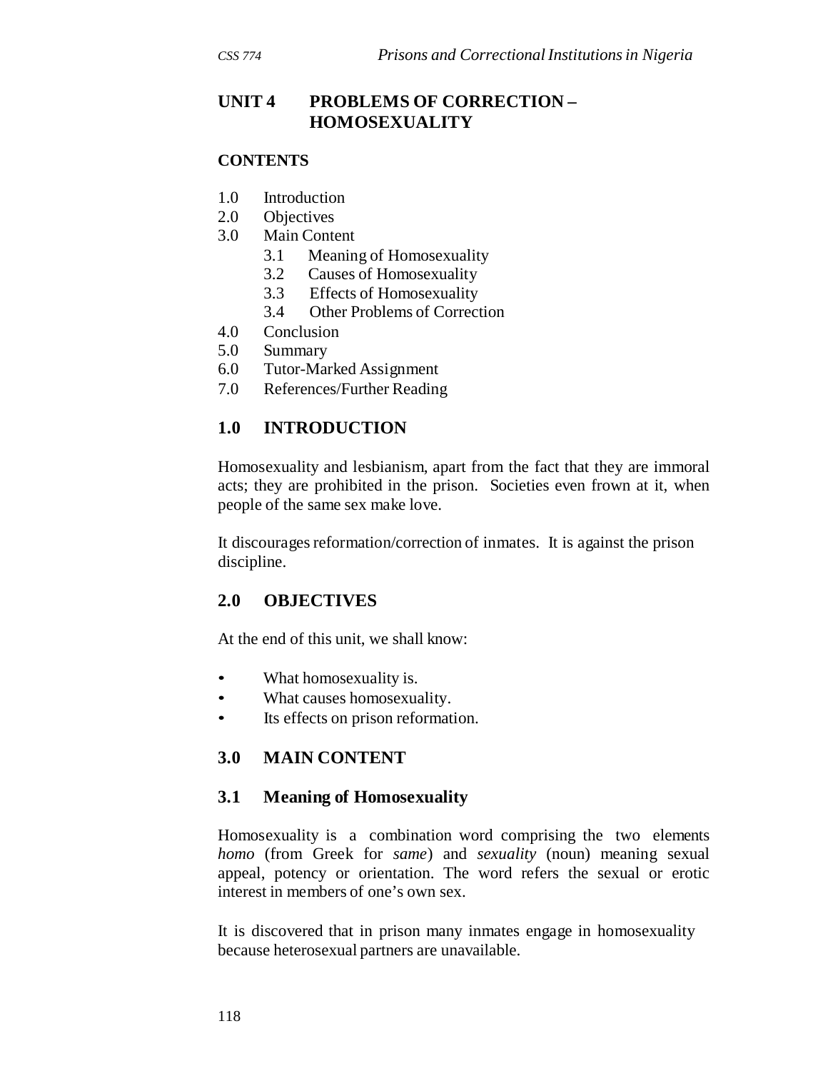## UNIT 4 PROBLEMS OF CORRECTION – HOMOSEXUALITY

### CONTENTS

1.0 Introduction
2.0 Objectives
3.0 Main Content
    3.1 Meaning of Homosexuality
    3.2 Causes of Homosexuality
    3.3 Effects of Homosexuality
    3.4 Other Problems of Correction
4.0 Conclusion
5.0 Summary
6.0 Tutor-Marked Assignment
7.0 References/Further Reading

### 1.0 INTRODUCTION

Homosexuality and lesbianism, apart from the fact that they are immoral acts; they are prohibited in the prison. Societies even frown at it, when people of the same sex make love.

It discourages reformation/correction of inmates. It is against the prison discipline.

### 2.0 OBJECTIVES

At the end of this unit, we shall know:

- What homosexuality is.
- What causes homosexuality.
- Its effects on prison reformation.

### 3.0 MAIN CONTENT

#### 3.1 Meaning of Homosexuality

Homosexuality is a combination word comprising the two elements *homo* (from Greek for *same*) and *sexuality* (noun) meaning sexual appeal, potency or orientation. The word refers the sexual or erotic interest in members of one's own sex.

It is discovered that in prison many inmates engage in homosexuality because heterosexual partners are unavailable.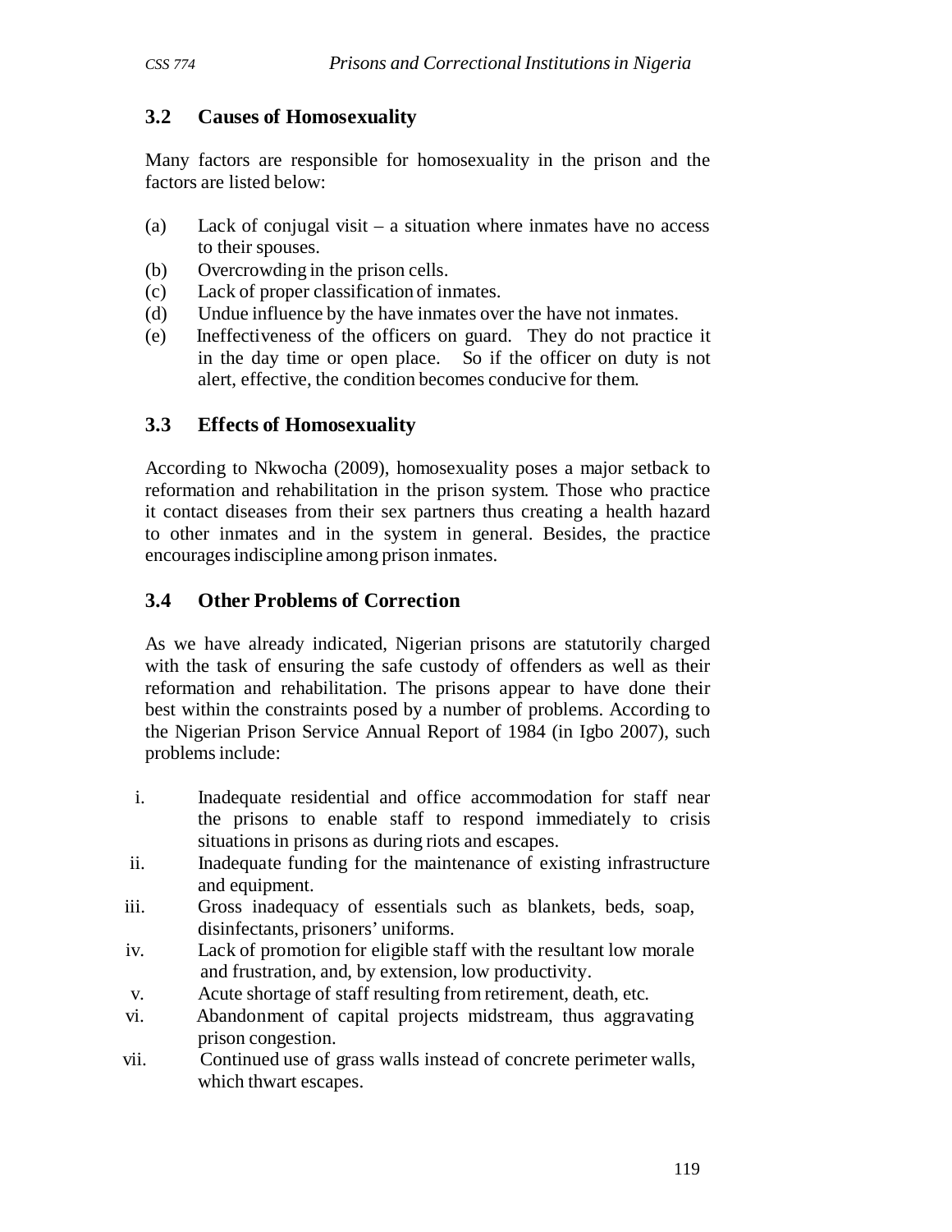### 3.2 Causes of Homosexuality

Many factors are responsible for homosexuality in the prison and the factors are listed below:

(a) Lack of conjugal visit – a situation where inmates have no access to their spouses.
(b) Overcrowding in the prison cells.
(c) Lack of proper classification of inmates.
(d) Undue influence by the have inmates over the have not inmates.
(e) Ineffectiveness of the officers on guard. They do not practice it in the day time or open place. So if the officer on duty is not alert, effective, the condition becomes conducive for them.

### 3.3 Effects of Homosexuality

According to Nkwocha (2009), homosexuality poses a major setback to reformation and rehabilitation in the prison system. Those who practice it contact diseases from their sex partners thus creating a health hazard to other inmates and in the system in general. Besides, the practice encourages indiscipline among prison inmates.

### 3.4 Other Problems of Correction

As we have already indicated, Nigerian prisons are statutorily charged with the task of ensuring the safe custody of offenders as well as their reformation and rehabilitation. The prisons appear to have done their best within the constraints posed by a number of problems. According to the Nigerian Prison Service Annual Report of 1984 (in Igbo 2007), such problems include:

i. Inadequate residential and office accommodation for staff near the prisons to enable staff to respond immediately to crisis situations in prisons as during riots and escapes.
ii. Inadequate funding for the maintenance of existing infrastructure and equipment.
iii. Gross inadequacy of essentials such as blankets, beds, soap, disinfectants, prisoners' uniforms.
iv. Lack of promotion for eligible staff with the resultant low morale and frustration, and, by extension, low productivity.
v. Acute shortage of staff resulting from retirement, death, etc.
vi. Abandonment of capital projects midstream, thus aggravating prison congestion.
vii. Continued use of grass walls instead of concrete perimeter walls, which thwart escapes.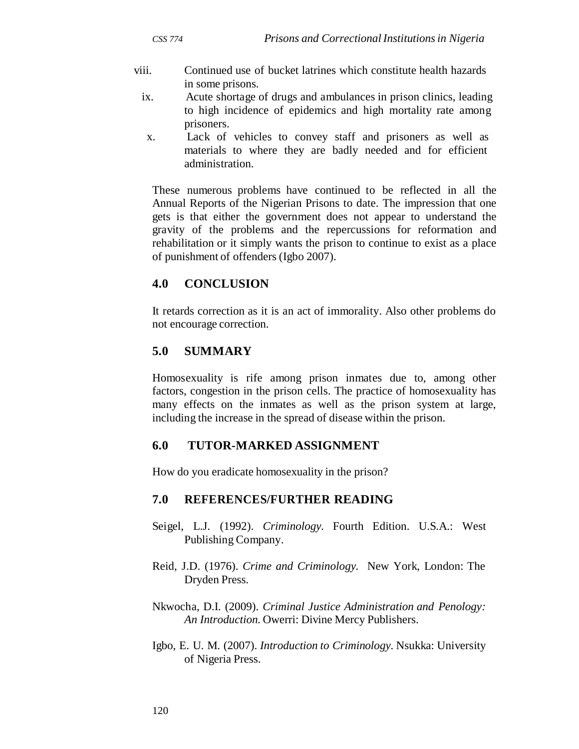viii. Continued use of bucket latrines which constitute health hazards in some prisons.

ix. Acute shortage of drugs and ambulances in prison clinics, leading to high incidence of epidemics and high mortality rate among prisoners.

x. Lack of vehicles to convey staff and prisoners as well as materials to where they are badly needed and for efficient administration.

These numerous problems have continued to be reflected in all the Annual Reports of the Nigerian Prisons to date. The impression that one gets is that either the government does not appear to understand the gravity of the problems and the repercussions for reformation and rehabilitation or it simply wants the prison to continue to exist as a place of punishment of offenders (Igbo 2007).

## 4.0 CONCLUSION

It retards correction as it is an act of immorality. Also other problems do not encourage correction.

## 5.0 SUMMARY

Homosexuality is rife among prison inmates due to, among other factors, congestion in the prison cells. The practice of homosexuality has many effects on the inmates as well as the prison system at large, including the increase in the spread of disease within the prison.

## 6.0 TUTOR-MARKED ASSIGNMENT

How do you eradicate homosexuality in the prison?

## 7.0 REFERENCES/FURTHER READING

Seigel, L.J. (1992). *Criminology*. Fourth Edition. U.S.A.: West Publishing Company.

Reid, J.D. (1976). *Crime and Criminology.* New York, London: The Dryden Press.

Nkwocha, D.I. (2009). *Criminal Justice Administration and Penology: An Introduction.* Owerri: Divine Mercy Publishers.

Igbo, E. U. M. (2007). *Introduction to Criminology*. Nsukka: University of Nigeria Press.